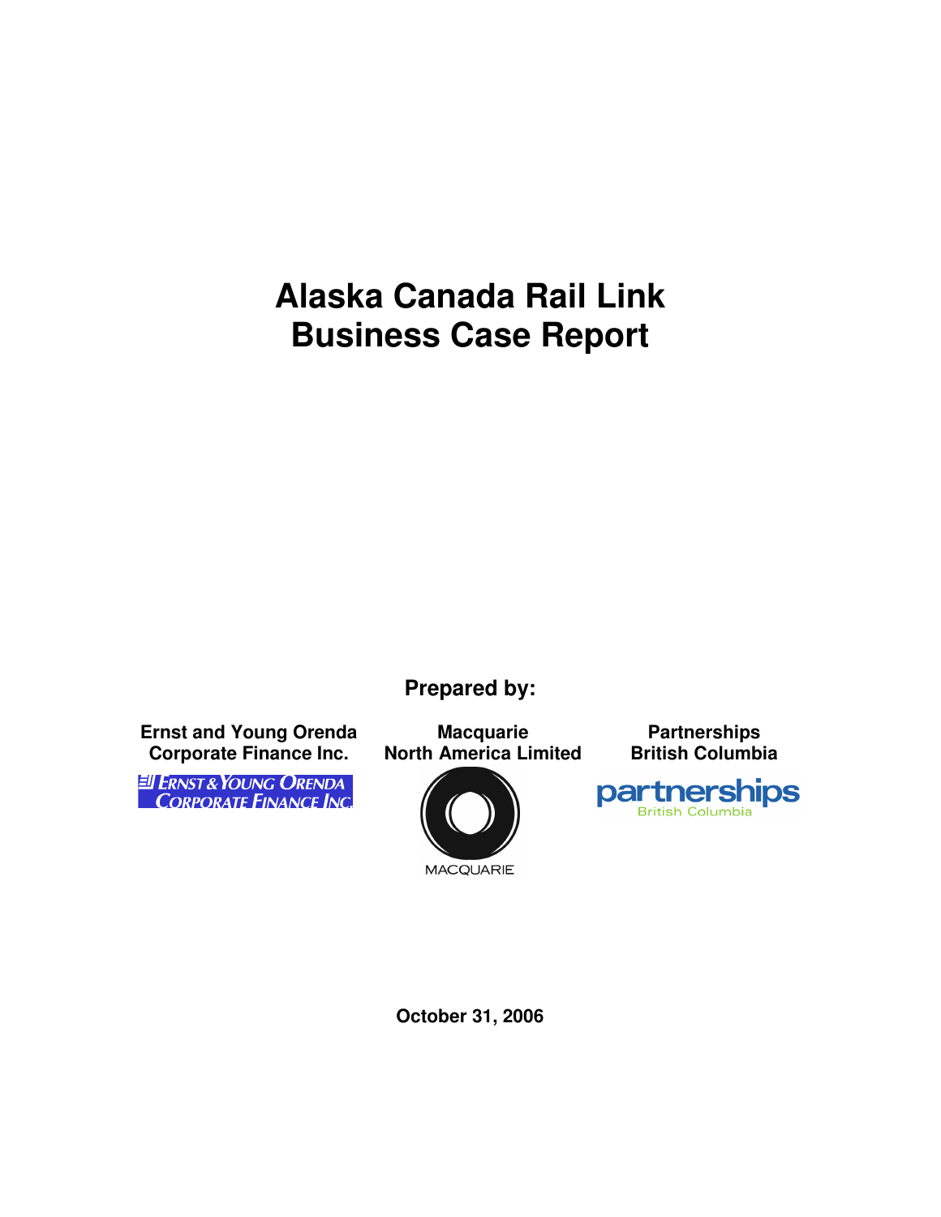# Alaska Canada Rail Link Business Case Report

**Prepared by:**

**Ernst and Young Orenda Corporate Finance Inc.**

**Macquarie North America Limited**

**Partnerships British Columbia**

**October 31, 2006**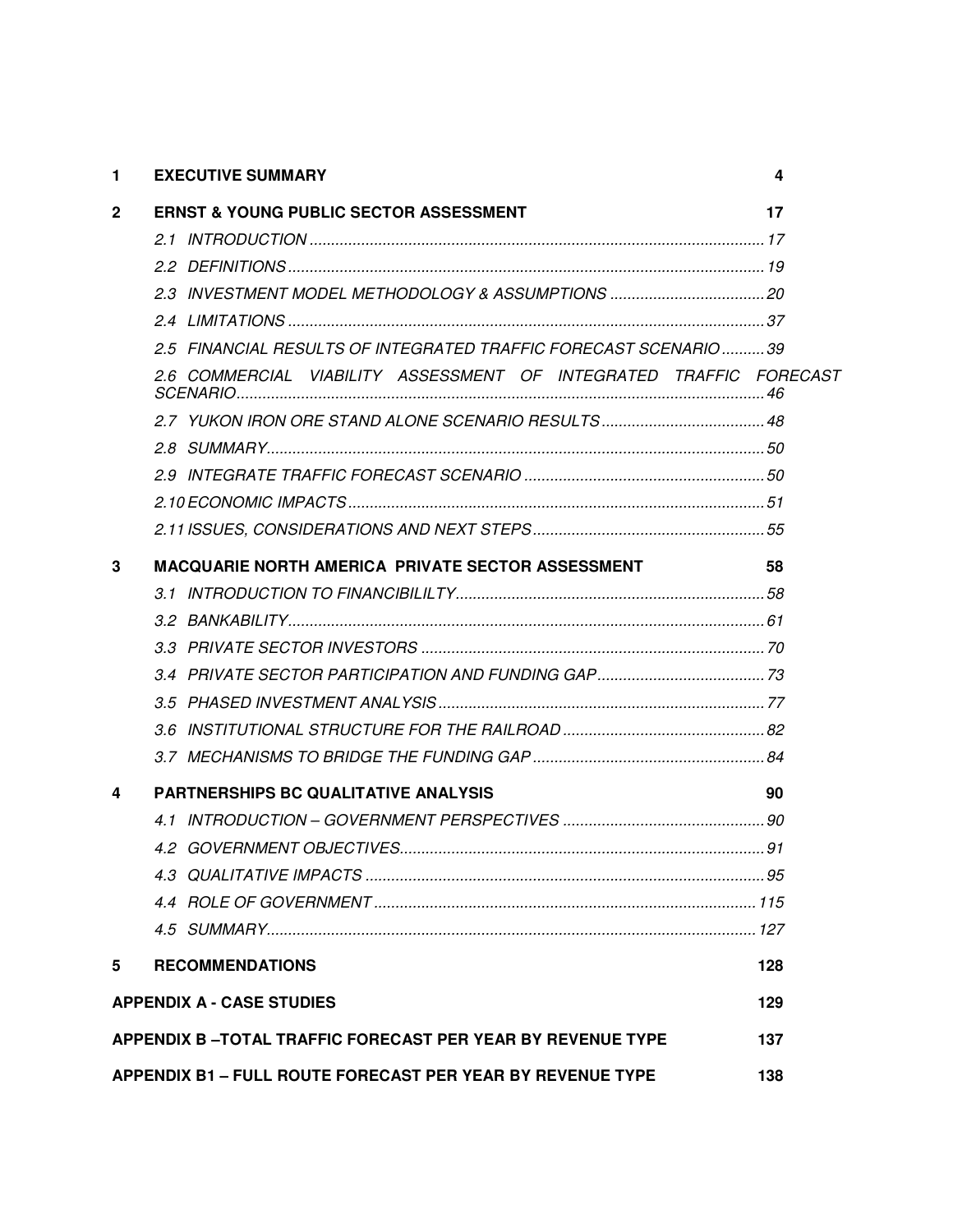| | | |
|---|---|---|
| **1** | **EXECUTIVE SUMMARY** | **4** |
| **2** | **ERNST & YOUNG PUBLIC SECTOR ASSESSMENT** | **17** |
| | *2.1 INTRODUCTION* | *17* |
| | *2.2 DEFINITIONS* | *19* |
| | *2.3 INVESTMENT MODEL METHODOLOGY & ASSUMPTIONS* | *20* |
| | *2.4 LIMITATIONS* | *37* |
| | *2.5 FINANCIAL RESULTS OF INTEGRATED TRAFFIC FORECAST SCENARIO* | *39* |
| | *2.6 COMMERCIAL VIABILITY ASSESSMENT OF INTEGRATED TRAFFIC FORECAST SCENARIO* | *46* |
| | *2.7 YUKON IRON ORE STAND ALONE SCENARIO RESULTS* | *48* |
| | *2.8 SUMMARY* | *50* |
| | *2.9 INTEGRATE TRAFFIC FORECAST SCENARIO* | *50* |
| | *2.10 ECONOMIC IMPACTS* | *51* |
| | *2.11 ISSUES, CONSIDERATIONS AND NEXT STEPS* | *55* |
| **3** | **MACQUARIE NORTH AMERICA PRIVATE SECTOR ASSESSMENT** | **58** |
| | *3.1 INTRODUCTION TO FINANCIBILILTY* | *58* |
| | *3.2 BANKABILITY* | *61* |
| | *3.3 PRIVATE SECTOR INVESTORS* | *70* |
| | *3.4 PRIVATE SECTOR PARTICIPATION AND FUNDING GAP* | *73* |
| | *3.5 PHASED INVESTMENT ANALYSIS* | *77* |
| | *3.6 INSTITUTIONAL STRUCTURE FOR THE RAILROAD* | *82* |
| | *3.7 MECHANISMS TO BRIDGE THE FUNDING GAP* | *84* |
| **4** | **PARTNERSHIPS BC QUALITATIVE ANALYSIS** | **90** |
| | *4.1 INTRODUCTION – GOVERNMENT PERSPECTIVES* | *90* |
| | *4.2 GOVERNMENT OBJECTIVES* | *91* |
| | *4.3 QUALITATIVE IMPACTS* | *95* |
| | *4.4 ROLE OF GOVERNMENT* | *115* |
| | *4.5 SUMMARY* | *127* |
| **5** | **RECOMMENDATIONS** | **128** |
| | **APPENDIX A - CASE STUDIES** | **129** |
| | **APPENDIX B –TOTAL TRAFFIC FORECAST PER YEAR BY REVENUE TYPE** | **137** |
| | **APPENDIX B1 – FULL ROUTE FORECAST PER YEAR BY REVENUE TYPE** | **138** |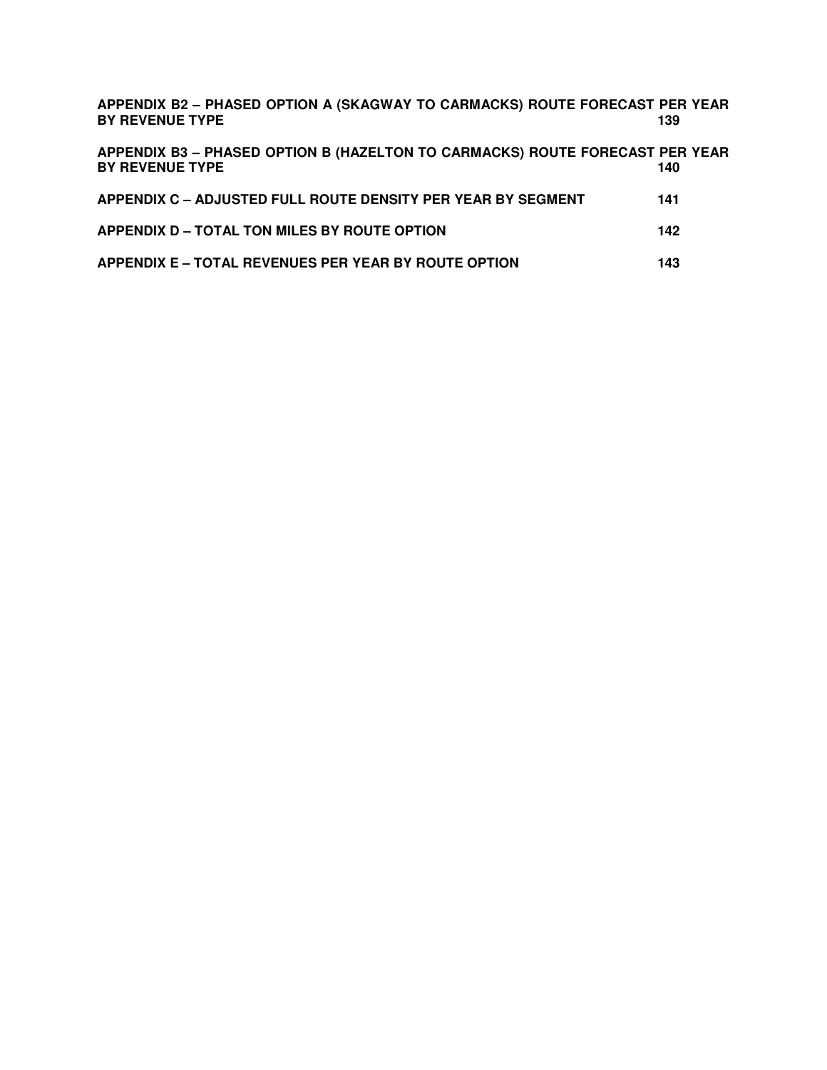**APPENDIX B2 – PHASED OPTION A (SKAGWAY TO CARMACKS) ROUTE FORECAST PER YEAR BY REVENUE TYPE** **139**

**APPENDIX B3 – PHASED OPTION B (HAZELTON TO CARMACKS) ROUTE FORECAST PER YEAR BY REVENUE TYPE** **140**

**APPENDIX C – ADJUSTED FULL ROUTE DENSITY PER YEAR BY SEGMENT** **141**

**APPENDIX D – TOTAL TON MILES BY ROUTE OPTION** **142**

**APPENDIX E – TOTAL REVENUES PER YEAR BY ROUTE OPTION** **143**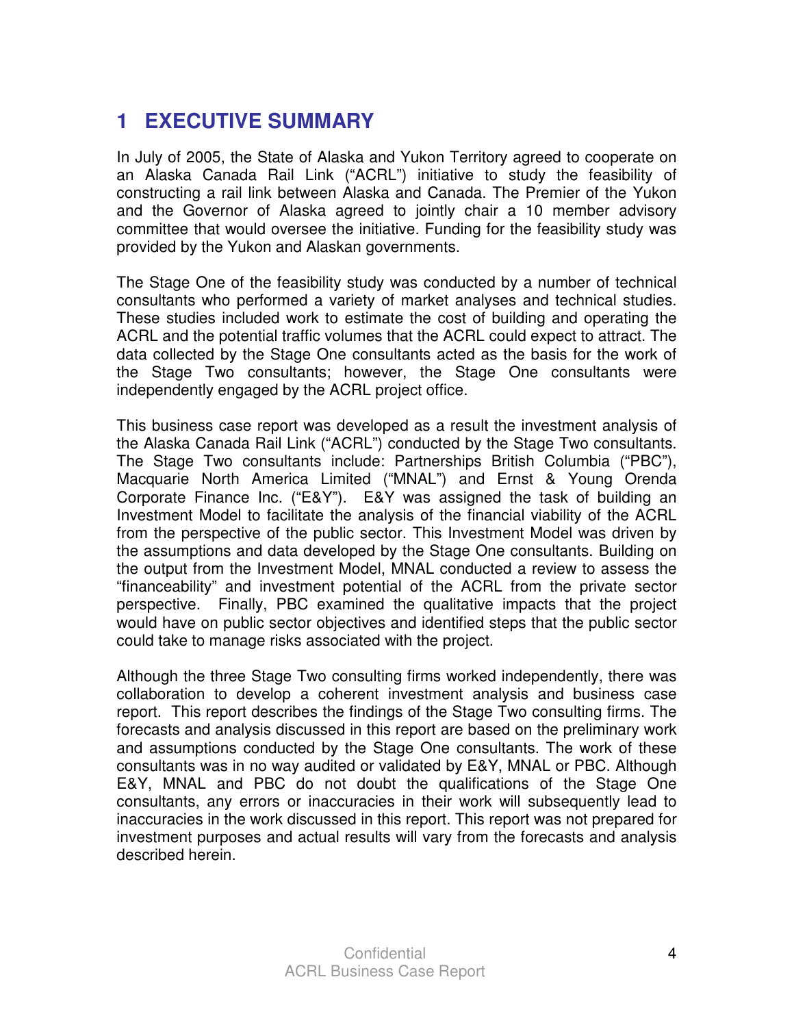# 1 EXECUTIVE SUMMARY

In July of 2005, the State of Alaska and Yukon Territory agreed to cooperate on an Alaska Canada Rail Link ("ACRL") initiative to study the feasibility of constructing a rail link between Alaska and Canada. The Premier of the Yukon and the Governor of Alaska agreed to jointly chair a 10 member advisory committee that would oversee the initiative. Funding for the feasibility study was provided by the Yukon and Alaskan governments.

The Stage One of the feasibility study was conducted by a number of technical consultants who performed a variety of market analyses and technical studies. These studies included work to estimate the cost of building and operating the ACRL and the potential traffic volumes that the ACRL could expect to attract. The data collected by the Stage One consultants acted as the basis for the work of the Stage Two consultants; however, the Stage One consultants were independently engaged by the ACRL project office.

This business case report was developed as a result the investment analysis of the Alaska Canada Rail Link ("ACRL") conducted by the Stage Two consultants. The Stage Two consultants include: Partnerships British Columbia ("PBC"), Macquarie North America Limited ("MNAL") and Ernst & Young Orenda Corporate Finance Inc. ("E&Y"). E&Y was assigned the task of building an Investment Model to facilitate the analysis of the financial viability of the ACRL from the perspective of the public sector. This Investment Model was driven by the assumptions and data developed by the Stage One consultants. Building on the output from the Investment Model, MNAL conducted a review to assess the "financeability" and investment potential of the ACRL from the private sector perspective. Finally, PBC examined the qualitative impacts that the project would have on public sector objectives and identified steps that the public sector could take to manage risks associated with the project.

Although the three Stage Two consulting firms worked independently, there was collaboration to develop a coherent investment analysis and business case report. This report describes the findings of the Stage Two consulting firms. The forecasts and analysis discussed in this report are based on the preliminary work and assumptions conducted by the Stage One consultants. The work of these consultants was in no way audited or validated by E&Y, MNAL or PBC. Although E&Y, MNAL and PBC do not doubt the qualifications of the Stage One consultants, any errors or inaccuracies in their work will subsequently lead to inaccuracies in the work discussed in this report. This report was not prepared for investment purposes and actual results will vary from the forecasts and analysis described herein.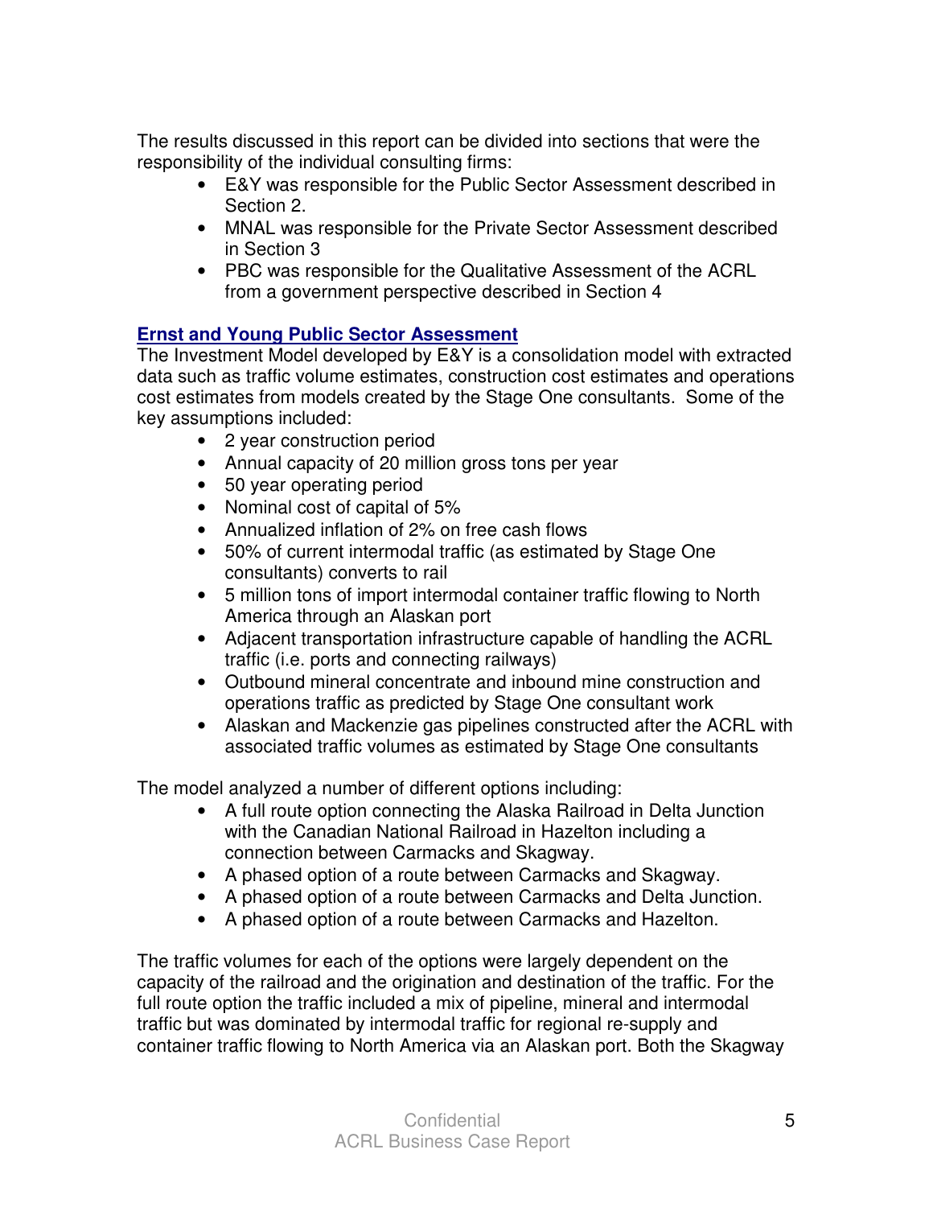The results discussed in this report can be divided into sections that were the responsibility of the individual consulting firms:

- E&Y was responsible for the Public Sector Assessment described in Section 2.
- MNAL was responsible for the Private Sector Assessment described in Section 3
- PBC was responsible for the Qualitative Assessment of the ACRL from a government perspective described in Section 4

**Ernst and Young Public Sector Assessment**

The Investment Model developed by E&Y is a consolidation model with extracted data such as traffic volume estimates, construction cost estimates and operations cost estimates from models created by the Stage One consultants. Some of the key assumptions included:

- 2 year construction period
- Annual capacity of 20 million gross tons per year
- 50 year operating period
- Nominal cost of capital of 5%
- Annualized inflation of 2% on free cash flows
- 50% of current intermodal traffic (as estimated by Stage One consultants) converts to rail
- 5 million tons of import intermodal container traffic flowing to North America through an Alaskan port
- Adjacent transportation infrastructure capable of handling the ACRL traffic (i.e. ports and connecting railways)
- Outbound mineral concentrate and inbound mine construction and operations traffic as predicted by Stage One consultant work
- Alaskan and Mackenzie gas pipelines constructed after the ACRL with associated traffic volumes as estimated by Stage One consultants

The model analyzed a number of different options including:

- A full route option connecting the Alaska Railroad in Delta Junction with the Canadian National Railroad in Hazelton including a connection between Carmacks and Skagway.
- A phased option of a route between Carmacks and Skagway.
- A phased option of a route between Carmacks and Delta Junction.
- A phased option of a route between Carmacks and Hazelton.

The traffic volumes for each of the options were largely dependent on the capacity of the railroad and the origination and destination of the traffic. For the full route option the traffic included a mix of pipeline, mineral and intermodal traffic but was dominated by intermodal traffic for regional re-supply and container traffic flowing to North America via an Alaskan port. Both the Skagway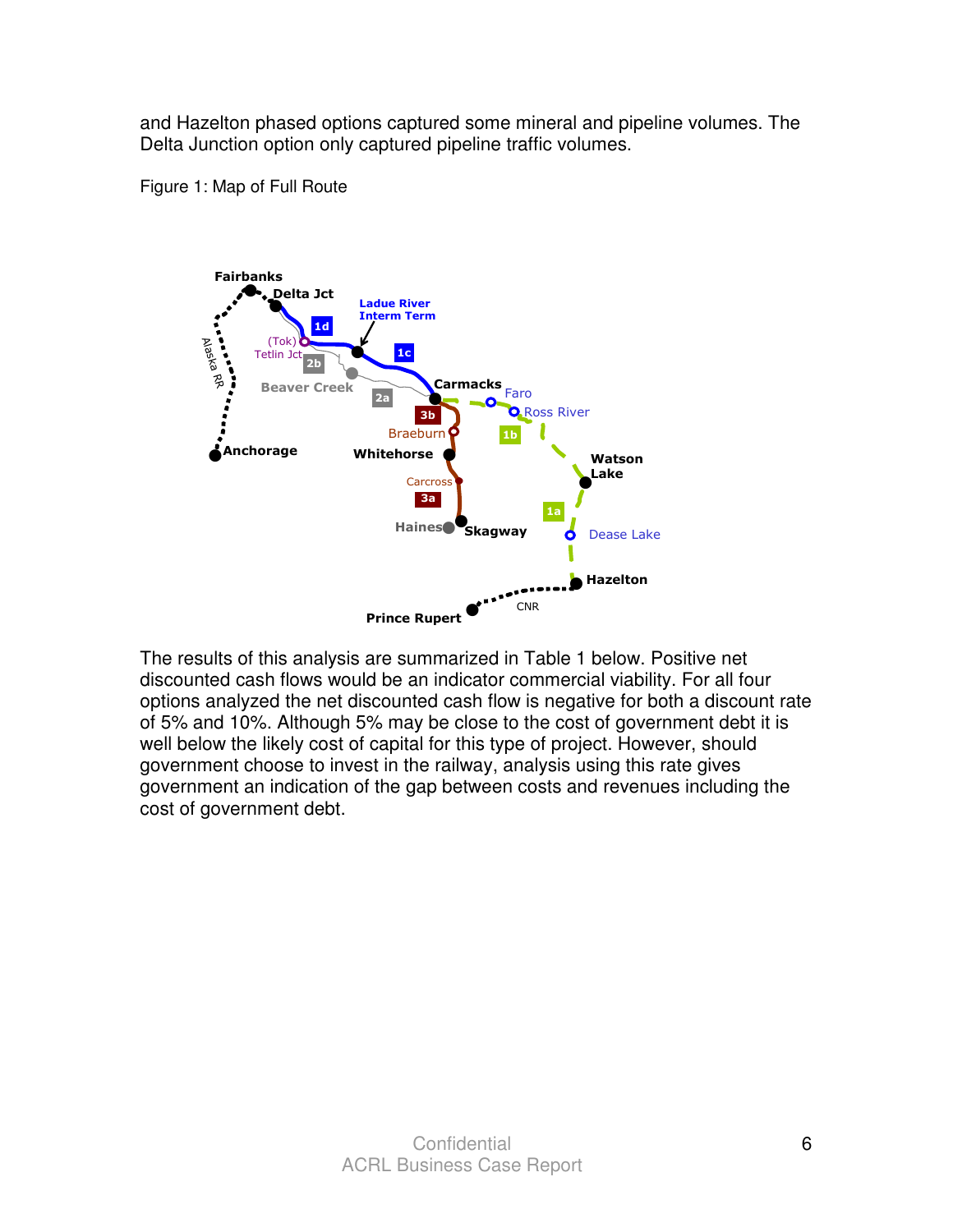and Hazelton phased options captured some mineral and pipeline volumes. The Delta Junction option only captured pipeline traffic volumes.

Figure 1: Map of Full Route

The results of this analysis are summarized in Table 1 below. Positive net discounted cash flows would be an indicator commercial viability. For all four options analyzed the net discounted cash flow is negative for both a discount rate of 5% and 10%. Although 5% may be close to the cost of government debt it is well below the likely cost of capital for this type of project. However, should government choose to invest in the railway, analysis using this rate gives government an indication of the gap between costs and revenues including the cost of government debt.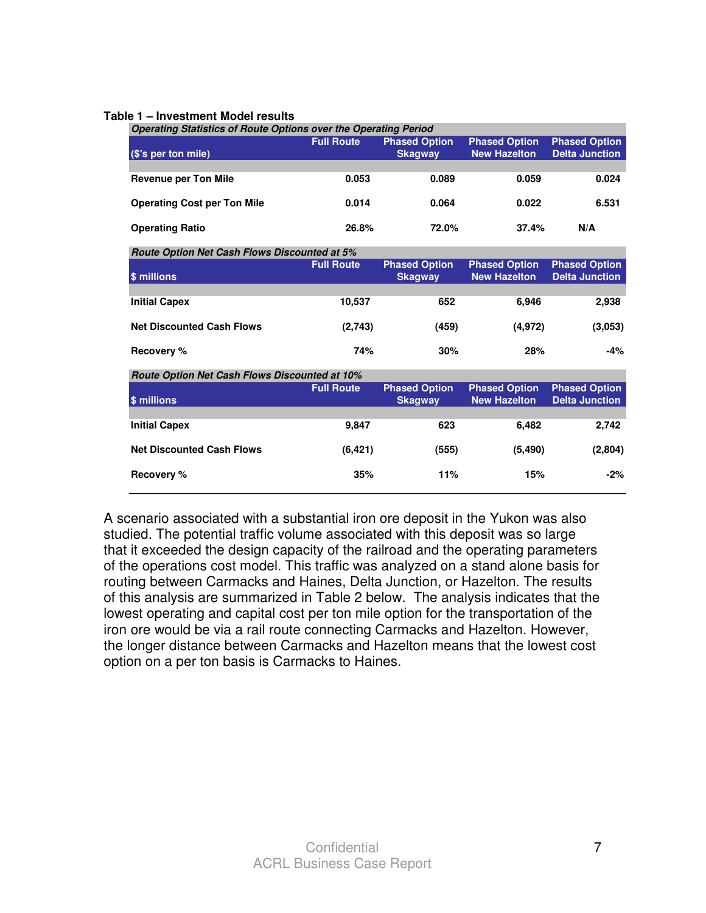**Table 1 – Investment Model results**

| *Operating Statistics of Route Options over the Operating Period* | | | | |
|---|---|---|---|---|
| ($'s per ton mile) | Full Route | Phased Option Skagway | Phased Option New Hazelton | Phased Option Delta Junction |
| **Revenue per Ton Mile** | 0.053 | 0.089 | 0.059 | 0.024 |
| **Operating Cost per Ton Mile** | 0.014 | 0.064 | 0.022 | 6.531 |
| **Operating Ratio** | 26.8% | 72.0% | 37.4% | N/A |
| ***Route Option Net Cash Flows Discounted at 5%*** | | | | |
| $ millions | Full Route | Phased Option Skagway | Phased Option New Hazelton | Phased Option Delta Junction |
| **Initial Capex** | 10,537 | 652 | 6,946 | 2,938 |
| **Net Discounted Cash Flows** | (2,743) | (459) | (4,972) | (3,053) |
| **Recovery %** | 74% | 30% | 28% | -4% |
| ***Route Option Net Cash Flows Discounted at 10%*** | | | | |
| $ millions | Full Route | Phased Option Skagway | Phased Option New Hazelton | Phased Option Delta Junction |
| **Initial Capex** | 9,847 | 623 | 6,482 | 2,742 |
| **Net Discounted Cash Flows** | (6,421) | (555) | (5,490) | (2,804) |
| **Recovery %** | 35% | 11% | 15% | -2% |

A scenario associated with a substantial iron ore deposit in the Yukon was also studied. The potential traffic volume associated with this deposit was so large that it exceeded the design capacity of the railroad and the operating parameters of the operations cost model. This traffic was analyzed on a stand alone basis for routing between Carmacks and Haines, Delta Junction, or Hazelton. The results of this analysis are summarized in Table 2 below. The analysis indicates that the lowest operating and capital cost per ton mile option for the transportation of the iron ore would be via a rail route connecting Carmacks and Hazelton. However, the longer distance between Carmacks and Hazelton means that the lowest cost option on a per ton basis is Carmacks to Haines.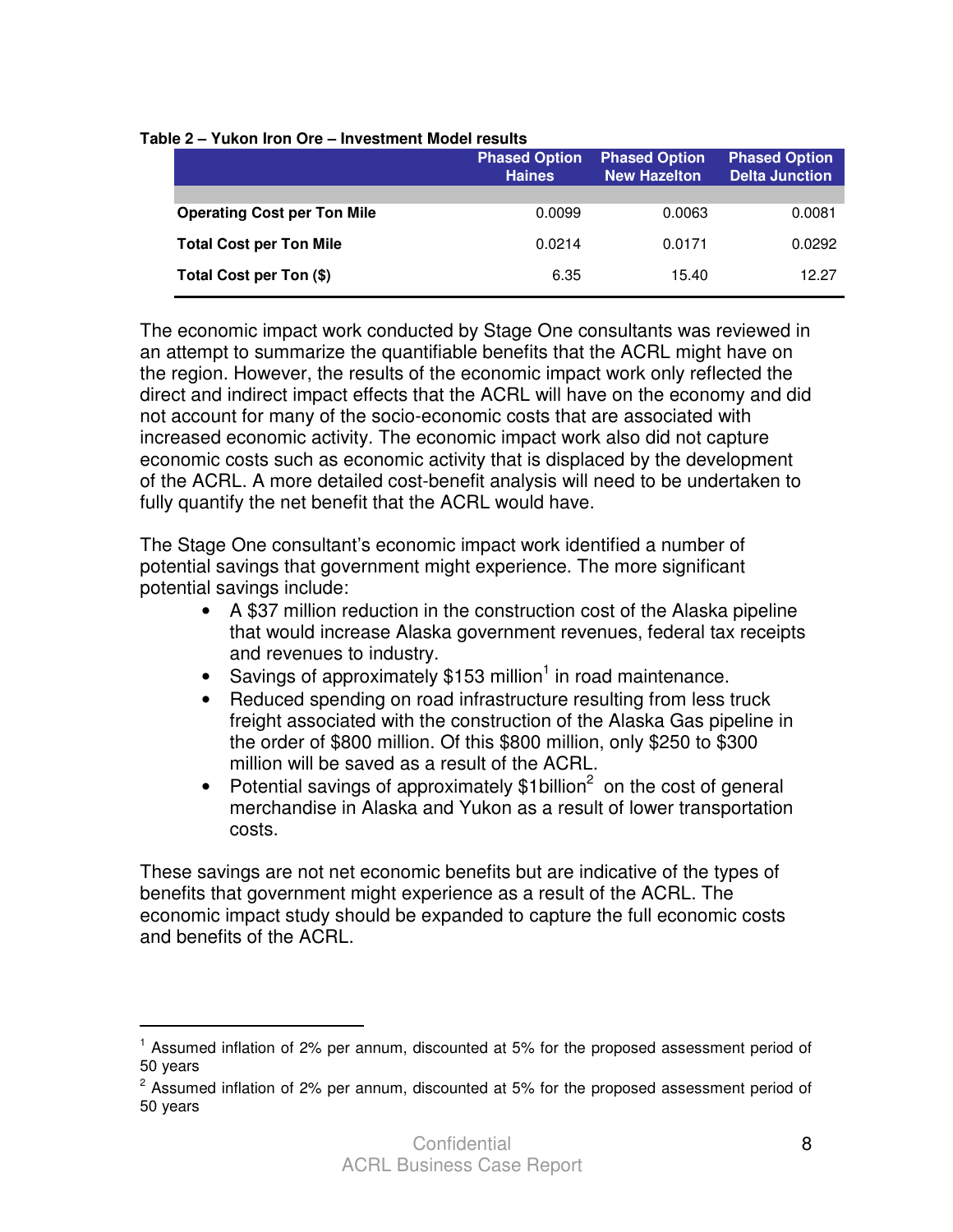**Table 2 – Yukon Iron Ore – Investment Model results**

| | Phased Option Haines | Phased Option New Hazelton | Phased Option Delta Junction |
|---|---|---|---|
| **Operating Cost per Ton Mile** | 0.0099 | 0.0063 | 0.0081 |
| **Total Cost per Ton Mile** | 0.0214 | 0.0171 | 0.0292 |
| **Total Cost per Ton ($)** | 6.35 | 15.40 | 12.27 |

The economic impact work conducted by Stage One consultants was reviewed in an attempt to summarize the quantifiable benefits that the ACRL might have on the region. However, the results of the economic impact work only reflected the direct and indirect impact effects that the ACRL will have on the economy and did not account for many of the socio-economic costs that are associated with increased economic activity. The economic impact work also did not capture economic costs such as economic activity that is displaced by the development of the ACRL. A more detailed cost-benefit analysis will need to be undertaken to fully quantify the net benefit that the ACRL would have.

The Stage One consultant's economic impact work identified a number of potential savings that government might experience. The more significant potential savings include:

- A $37 million reduction in the construction cost of the Alaska pipeline that would increase Alaska government revenues, federal tax receipts and revenues to industry.
- Savings of approximately $153 million[1] in road maintenance.
- Reduced spending on road infrastructure resulting from less truck freight associated with the construction of the Alaska Gas pipeline in the order of $800 million. Of this $800 million, only $250 to $300 million will be saved as a result of the ACRL.
- Potential savings of approximately $1billion[2] on the cost of general merchandise in Alaska and Yukon as a result of lower transportation costs.

These savings are not net economic benefits but are indicative of the types of benefits that government might experience as a result of the ACRL. The economic impact study should be expanded to capture the full economic costs and benefits of the ACRL.

---

[1] Assumed inflation of 2% per annum, discounted at 5% for the proposed assessment period of 50 years

[2] Assumed inflation of 2% per annum, discounted at 5% for the proposed assessment period of 50 years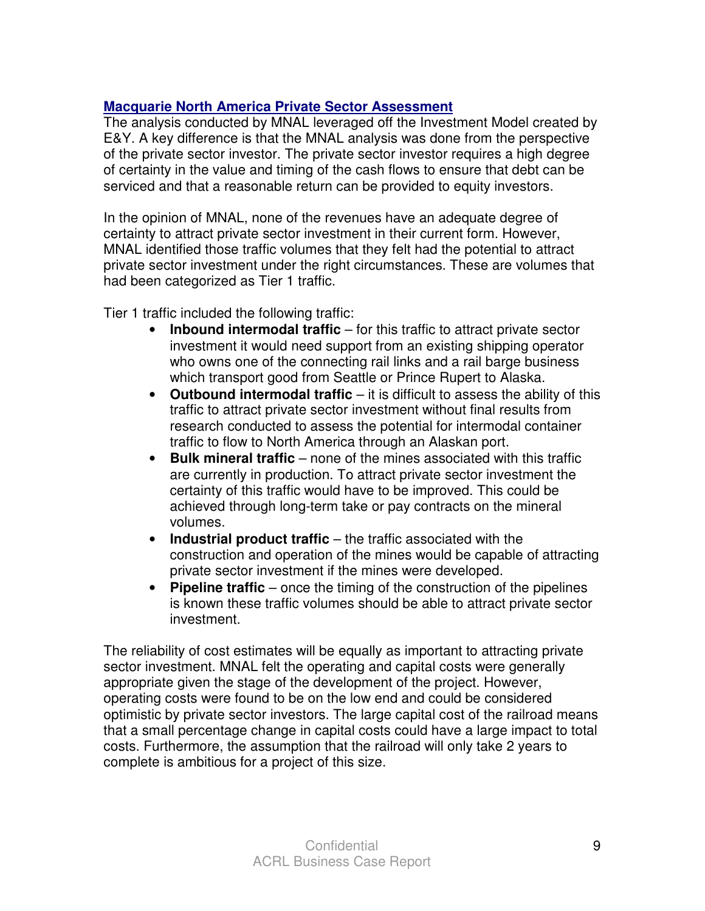## Macquarie North America Private Sector Assessment

The analysis conducted by MNAL leveraged off the Investment Model created by E&Y. A key difference is that the MNAL analysis was done from the perspective of the private sector investor. The private sector investor requires a high degree of certainty in the value and timing of the cash flows to ensure that debt can be serviced and that a reasonable return can be provided to equity investors.

In the opinion of MNAL, none of the revenues have an adequate degree of certainty to attract private sector investment in their current form. However, MNAL identified those traffic volumes that they felt had the potential to attract private sector investment under the right circumstances. These are volumes that had been categorized as Tier 1 traffic.

Tier 1 traffic included the following traffic:

- **Inbound intermodal traffic** – for this traffic to attract private sector investment it would need support from an existing shipping operator who owns one of the connecting rail links and a rail barge business which transport good from Seattle or Prince Rupert to Alaska.
- **Outbound intermodal traffic** – it is difficult to assess the ability of this traffic to attract private sector investment without final results from research conducted to assess the potential for intermodal container traffic to flow to North America through an Alaskan port.
- **Bulk mineral traffic** – none of the mines associated with this traffic are currently in production. To attract private sector investment the certainty of this traffic would have to be improved. This could be achieved through long-term take or pay contracts on the mineral volumes.
- **Industrial product traffic** – the traffic associated with the construction and operation of the mines would be capable of attracting private sector investment if the mines were developed.
- **Pipeline traffic** – once the timing of the construction of the pipelines is known these traffic volumes should be able to attract private sector investment.

The reliability of cost estimates will be equally as important to attracting private sector investment. MNAL felt the operating and capital costs were generally appropriate given the stage of the development of the project. However, operating costs were found to be on the low end and could be considered optimistic by private sector investors. The large capital cost of the railroad means that a small percentage change in capital costs could have a large impact to total costs. Furthermore, the assumption that the railroad will only take 2 years to complete is ambitious for a project of this size.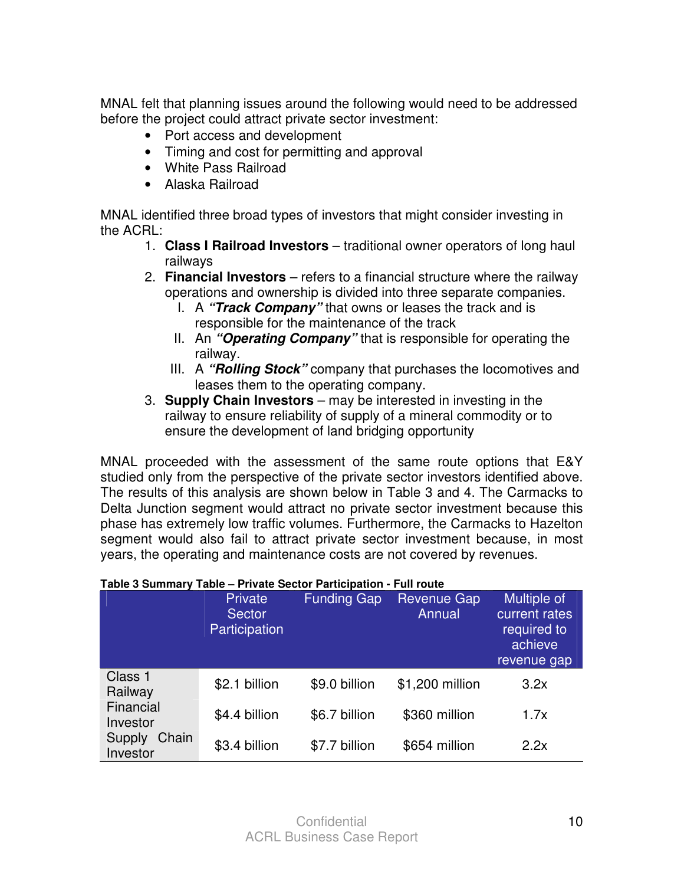MNAL felt that planning issues around the following would need to be addressed before the project could attract private sector investment:

- Port access and development
- Timing and cost for permitting and approval
- White Pass Railroad
- Alaska Railroad

MNAL identified three broad types of investors that might consider investing in the ACRL:

1. **Class I Railroad Investors** – traditional owner operators of long haul railways
2. **Financial Investors** – refers to a financial structure where the railway operations and ownership is divided into three separate companies.
   I. A ***"Track Company"*** that owns or leases the track and is responsible for the maintenance of the track
   II. An ***"Operating Company"*** that is responsible for operating the railway.
   III. A ***"Rolling Stock"*** company that purchases the locomotives and leases them to the operating company.
3. **Supply Chain Investors** – may be interested in investing in the railway to ensure reliability of supply of a mineral commodity or to ensure the development of land bridging opportunity

MNAL proceeded with the assessment of the same route options that E&Y studied only from the perspective of the private sector investors identified above. The results of this analysis are shown below in Table 3 and 4. The Carmacks to Delta Junction segment would attract no private sector investment because this phase has extremely low traffic volumes. Furthermore, the Carmacks to Hazelton segment would also fail to attract private sector investment because, in most years, the operating and maintenance costs are not covered by revenues.

**Table 3 Summary Table – Private Sector Participation - Full route**

| | Private Sector Participation | Funding Gap | Revenue Gap Annual | Multiple of current rates required to achieve revenue gap |
|---|---|---|---|---|
| Class 1 Railway | $2.1 billion | $9.0 billion | $1,200 million | 3.2x |
| Financial Investor | $4.4 billion | $6.7 billion | $360 million | 1.7x |
| Supply Chain Investor | $3.4 billion | $7.7 billion | $654 million | 2.2x |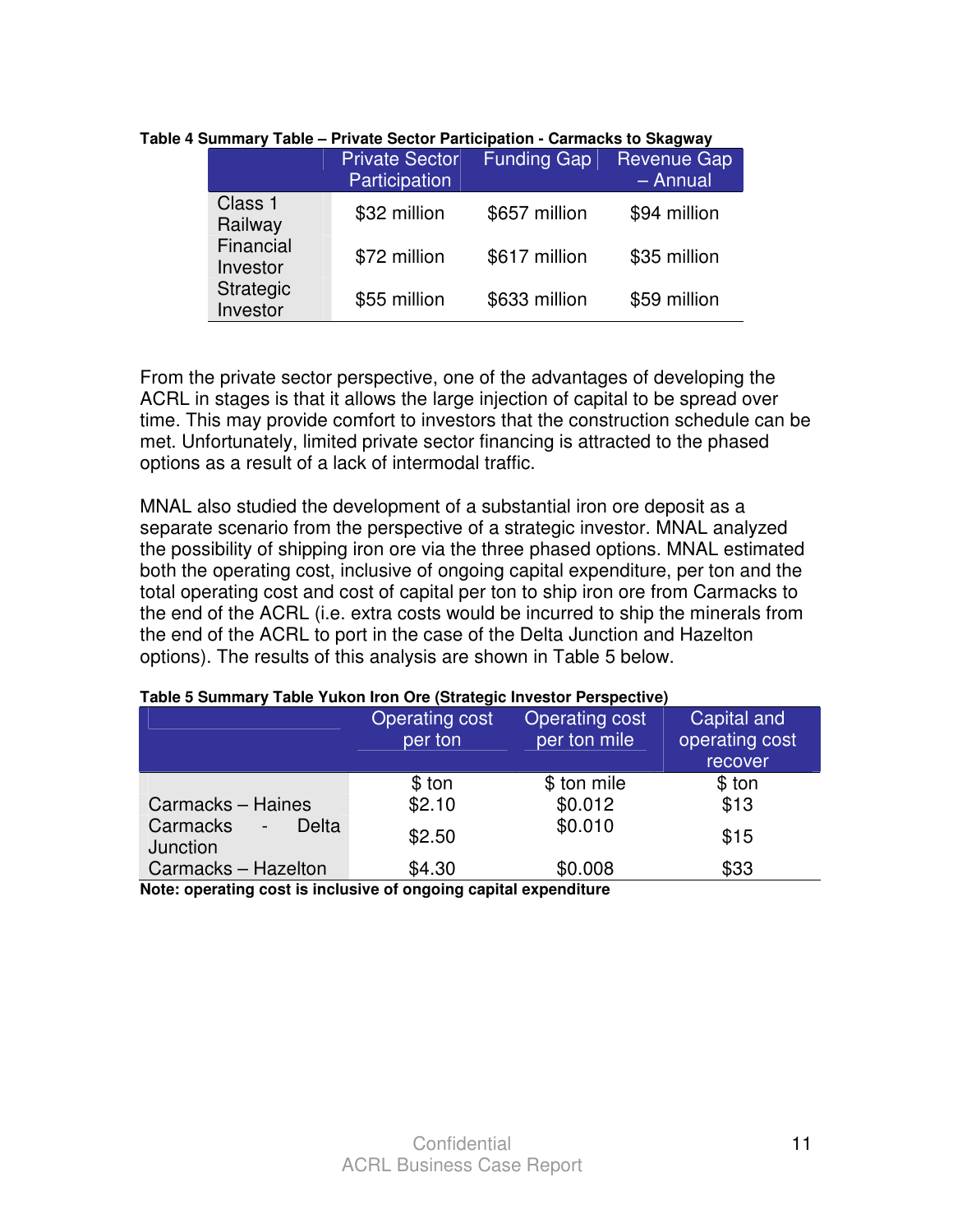**Table 4 Summary Table – Private Sector Participation - Carmacks to Skagway**

| | Private Sector Participation | Funding Gap | Revenue Gap – Annual |
|---|---|---|---|
| Class 1 Railway | $32 million | $657 million | $94 million |
| Financial Investor | $72 million | $617 million | $35 million |
| Strategic Investor | $55 million | $633 million | $59 million |

From the private sector perspective, one of the advantages of developing the ACRL in stages is that it allows the large injection of capital to be spread over time. This may provide comfort to investors that the construction schedule can be met. Unfortunately, limited private sector financing is attracted to the phased options as a result of a lack of intermodal traffic.

MNAL also studied the development of a substantial iron ore deposit as a separate scenario from the perspective of a strategic investor. MNAL analyzed the possibility of shipping iron ore via the three phased options. MNAL estimated both the operating cost, inclusive of ongoing capital expenditure, per ton and the total operating cost and cost of capital per ton to ship iron ore from Carmacks to the end of the ACRL (i.e. extra costs would be incurred to ship the minerals from the end of the ACRL to port in the case of the Delta Junction and Hazelton options). The results of this analysis are shown in Table 5 below.

**Table 5 Summary Table Yukon Iron Ore (Strategic Investor Perspective)**

| | Operating cost per ton | Operating cost per ton mile | Capital and operating cost recover |
|---|---|---|---|
| | $ ton | $ ton mile | $ ton |
| Carmacks – Haines | $2.10 | $0.012 | $13 |
| Carmacks - Delta Junction | $2.50 | $0.010 | $15 |
| Carmacks – Hazelton | $4.30 | $0.008 | $33 |

**Note: operating cost is inclusive of ongoing capital expenditure**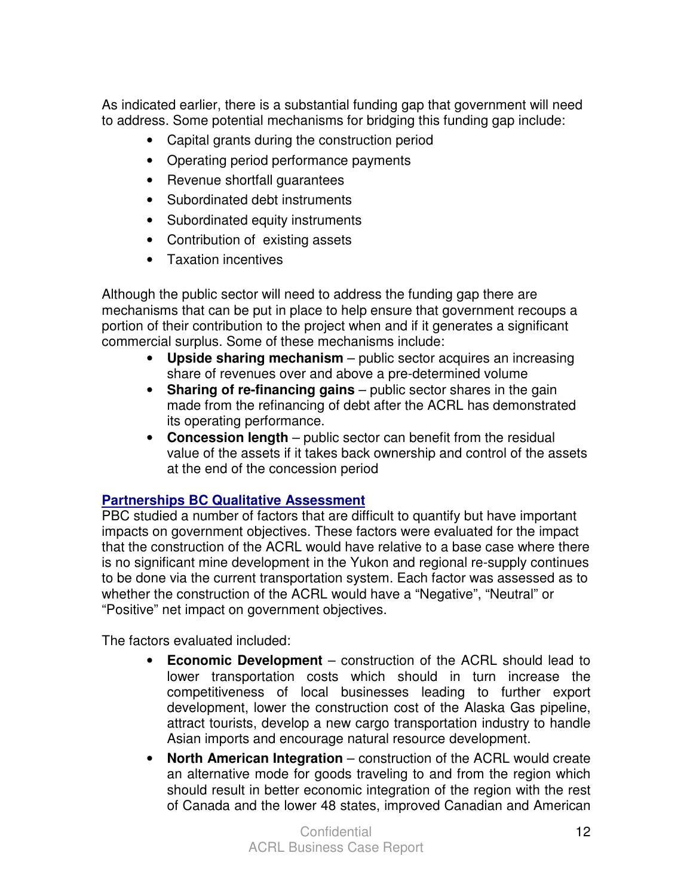As indicated earlier, there is a substantial funding gap that government will need to address. Some potential mechanisms for bridging this funding gap include:

- Capital grants during the construction period
- Operating period performance payments
- Revenue shortfall guarantees
- Subordinated debt instruments
- Subordinated equity instruments
- Contribution of existing assets
- Taxation incentives

Although the public sector will need to address the funding gap there are mechanisms that can be put in place to help ensure that government recoups a portion of their contribution to the project when and if it generates a significant commercial surplus. Some of these mechanisms include:

- **Upside sharing mechanism** – public sector acquires an increasing share of revenues over and above a pre-determined volume
- **Sharing of re-financing gains** – public sector shares in the gain made from the refinancing of debt after the ACRL has demonstrated its operating performance.
- **Concession length** – public sector can benefit from the residual value of the assets if it takes back ownership and control of the assets at the end of the concession period

**Partnerships BC Qualitative Assessment**

PBC studied a number of factors that are difficult to quantify but have important impacts on government objectives. These factors were evaluated for the impact that the construction of the ACRL would have relative to a base case where there is no significant mine development in the Yukon and regional re-supply continues to be done via the current transportation system. Each factor was assessed as to whether the construction of the ACRL would have a "Negative", "Neutral" or "Positive" net impact on government objectives.

The factors evaluated included:

- **Economic Development** – construction of the ACRL should lead to lower transportation costs which should in turn increase the competitiveness of local businesses leading to further export development, lower the construction cost of the Alaska Gas pipeline, attract tourists, develop a new cargo transportation industry to handle Asian imports and encourage natural resource development.
- **North American Integration** – construction of the ACRL would create an alternative mode for goods traveling to and from the region which should result in better economic integration of the region with the rest of Canada and the lower 48 states, improved Canadian and American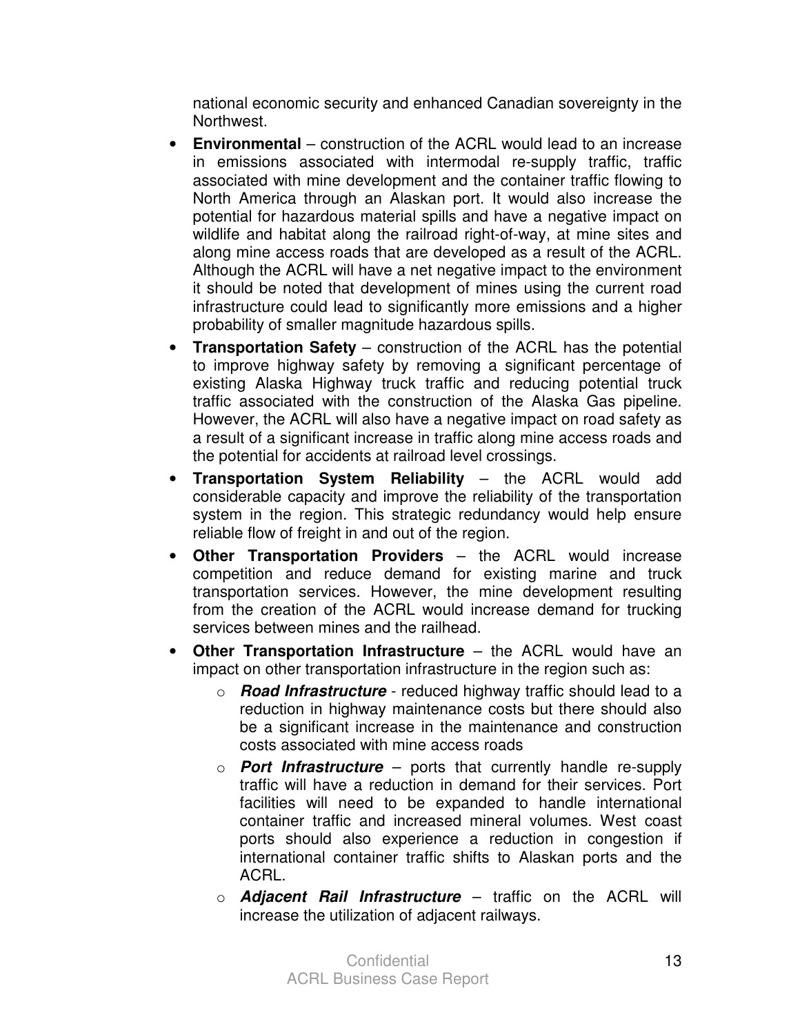national economic security and enhanced Canadian sovereignty in the Northwest.

- **Environmental** – construction of the ACRL would lead to an increase in emissions associated with intermodal re-supply traffic, traffic associated with mine development and the container traffic flowing to North America through an Alaskan port. It would also increase the potential for hazardous material spills and have a negative impact on wildlife and habitat along the railroad right-of-way, at mine sites and along mine access roads that are developed as a result of the ACRL. Although the ACRL will have a net negative impact to the environment it should be noted that development of mines using the current road infrastructure could lead to significantly more emissions and a higher probability of smaller magnitude hazardous spills.
- **Transportation Safety** – construction of the ACRL has the potential to improve highway safety by removing a significant percentage of existing Alaska Highway truck traffic and reducing potential truck traffic associated with the construction of the Alaska Gas pipeline. However, the ACRL will also have a negative impact on road safety as a result of a significant increase in traffic along mine access roads and the potential for accidents at railroad level crossings.
- **Transportation System Reliability** – the ACRL would add considerable capacity and improve the reliability of the transportation system in the region. This strategic redundancy would help ensure reliable flow of freight in and out of the region.
- **Other Transportation Providers** – the ACRL would increase competition and reduce demand for existing marine and truck transportation services. However, the mine development resulting from the creation of the ACRL would increase demand for trucking services between mines and the railhead.
- **Other Transportation Infrastructure** – the ACRL would have an impact on other transportation infrastructure in the region such as:
  - ***Road Infrastructure*** - reduced highway traffic should lead to a reduction in highway maintenance costs but there should also be a significant increase in the maintenance and construction costs associated with mine access roads
  - ***Port Infrastructure*** – ports that currently handle re-supply traffic will have a reduction in demand for their services. Port facilities will need to be expanded to handle international container traffic and increased mineral volumes. West coast ports should also experience a reduction in congestion if international container traffic shifts to Alaskan ports and the ACRL.
  - ***Adjacent Rail Infrastructure*** – traffic on the ACRL will increase the utilization of adjacent railways.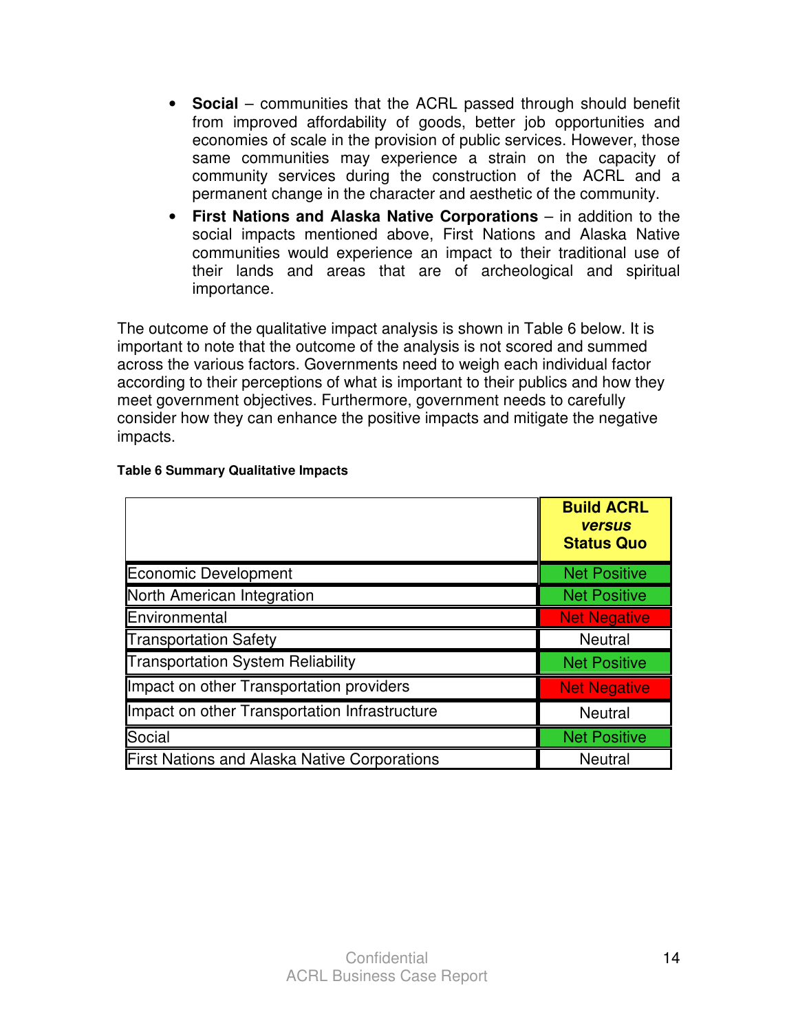- **Social** – communities that the ACRL passed through should benefit from improved affordability of goods, better job opportunities and economies of scale in the provision of public services. However, those same communities may experience a strain on the capacity of community services during the construction of the ACRL and a permanent change in the character and aesthetic of the community.
- **First Nations and Alaska Native Corporations** – in addition to the social impacts mentioned above, First Nations and Alaska Native communities would experience an impact to their traditional use of their lands and areas that are of archeological and spiritual importance.

The outcome of the qualitative impact analysis is shown in Table 6 below. It is important to note that the outcome of the analysis is not scored and summed across the various factors. Governments need to weigh each individual factor according to their perceptions of what is important to their publics and how they meet government objectives. Furthermore, government needs to carefully consider how they can enhance the positive impacts and mitigate the negative impacts.

**Table 6 Summary Qualitative Impacts**

| | **Build ACRL *versus* Status Quo** |
|---|---|
| Economic Development | Net Positive |
| North American Integration | Net Positive |
| Environmental | Net Negative |
| Transportation Safety | Neutral |
| Transportation System Reliability | Net Positive |
| Impact on other Transportation providers | Net Negative |
| Impact on other Transportation Infrastructure | Neutral |
| Social | Net Positive |
| First Nations and Alaska Native Corporations | Neutral |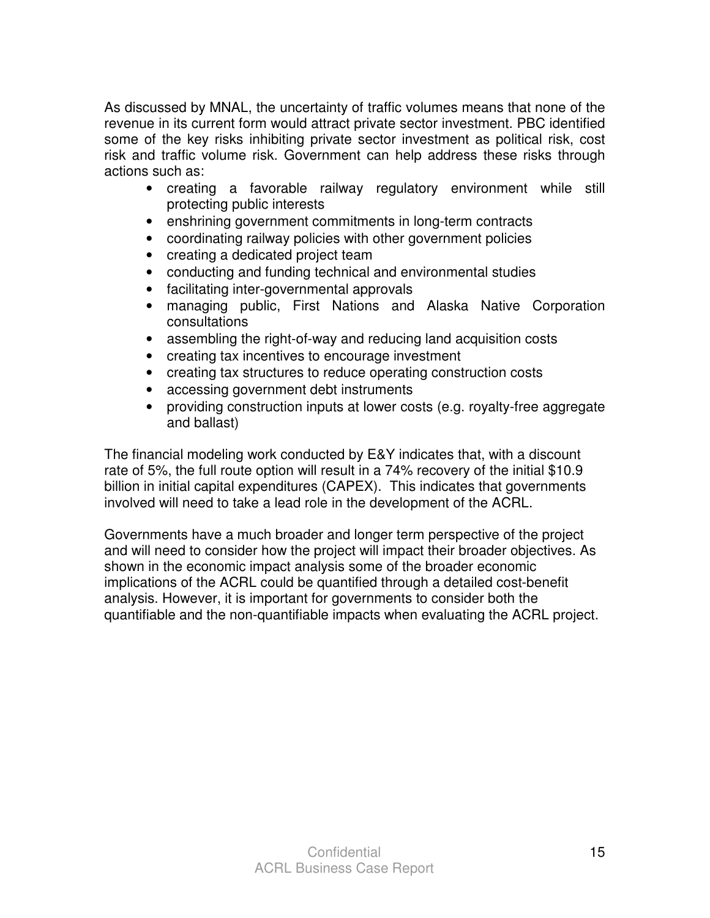As discussed by MNAL, the uncertainty of traffic volumes means that none of the revenue in its current form would attract private sector investment. PBC identified some of the key risks inhibiting private sector investment as political risk, cost risk and traffic volume risk. Government can help address these risks through actions such as:

- creating a favorable railway regulatory environment while still protecting public interests
- enshrining government commitments in long-term contracts
- coordinating railway policies with other government policies
- creating a dedicated project team
- conducting and funding technical and environmental studies
- facilitating inter-governmental approvals
- managing public, First Nations and Alaska Native Corporation consultations
- assembling the right-of-way and reducing land acquisition costs
- creating tax incentives to encourage investment
- creating tax structures to reduce operating construction costs
- accessing government debt instruments
- providing construction inputs at lower costs (e.g. royalty-free aggregate and ballast)

The financial modeling work conducted by E&Y indicates that, with a discount rate of 5%, the full route option will result in a 74% recovery of the initial $10.9 billion in initial capital expenditures (CAPEX). This indicates that governments involved will need to take a lead role in the development of the ACRL.

Governments have a much broader and longer term perspective of the project and will need to consider how the project will impact their broader objectives. As shown in the economic impact analysis some of the broader economic implications of the ACRL could be quantified through a detailed cost-benefit analysis. However, it is important for governments to consider both the quantifiable and the non-quantifiable impacts when evaluating the ACRL project.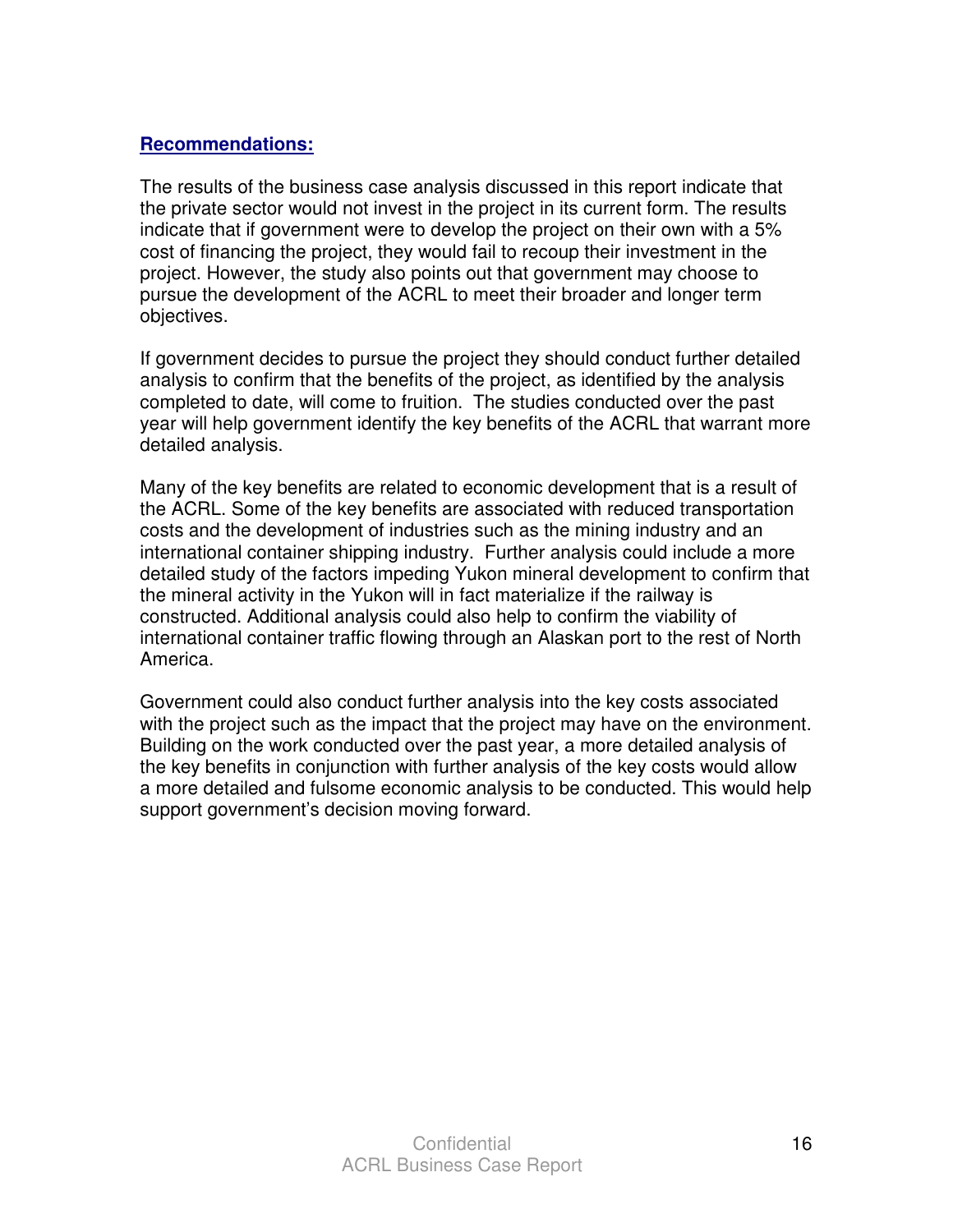## Recommendations:

The results of the business case analysis discussed in this report indicate that the private sector would not invest in the project in its current form. The results indicate that if government were to develop the project on their own with a 5% cost of financing the project, they would fail to recoup their investment in the project. However, the study also points out that government may choose to pursue the development of the ACRL to meet their broader and longer term objectives.

If government decides to pursue the project they should conduct further detailed analysis to confirm that the benefits of the project, as identified by the analysis completed to date, will come to fruition. The studies conducted over the past year will help government identify the key benefits of the ACRL that warrant more detailed analysis.

Many of the key benefits are related to economic development that is a result of the ACRL. Some of the key benefits are associated with reduced transportation costs and the development of industries such as the mining industry and an international container shipping industry. Further analysis could include a more detailed study of the factors impeding Yukon mineral development to confirm that the mineral activity in the Yukon will in fact materialize if the railway is constructed. Additional analysis could also help to confirm the viability of international container traffic flowing through an Alaskan port to the rest of North America.

Government could also conduct further analysis into the key costs associated with the project such as the impact that the project may have on the environment. Building on the work conducted over the past year, a more detailed analysis of the key benefits in conjunction with further analysis of the key costs would allow a more detailed and fulsome economic analysis to be conducted. This would help support government's decision moving forward.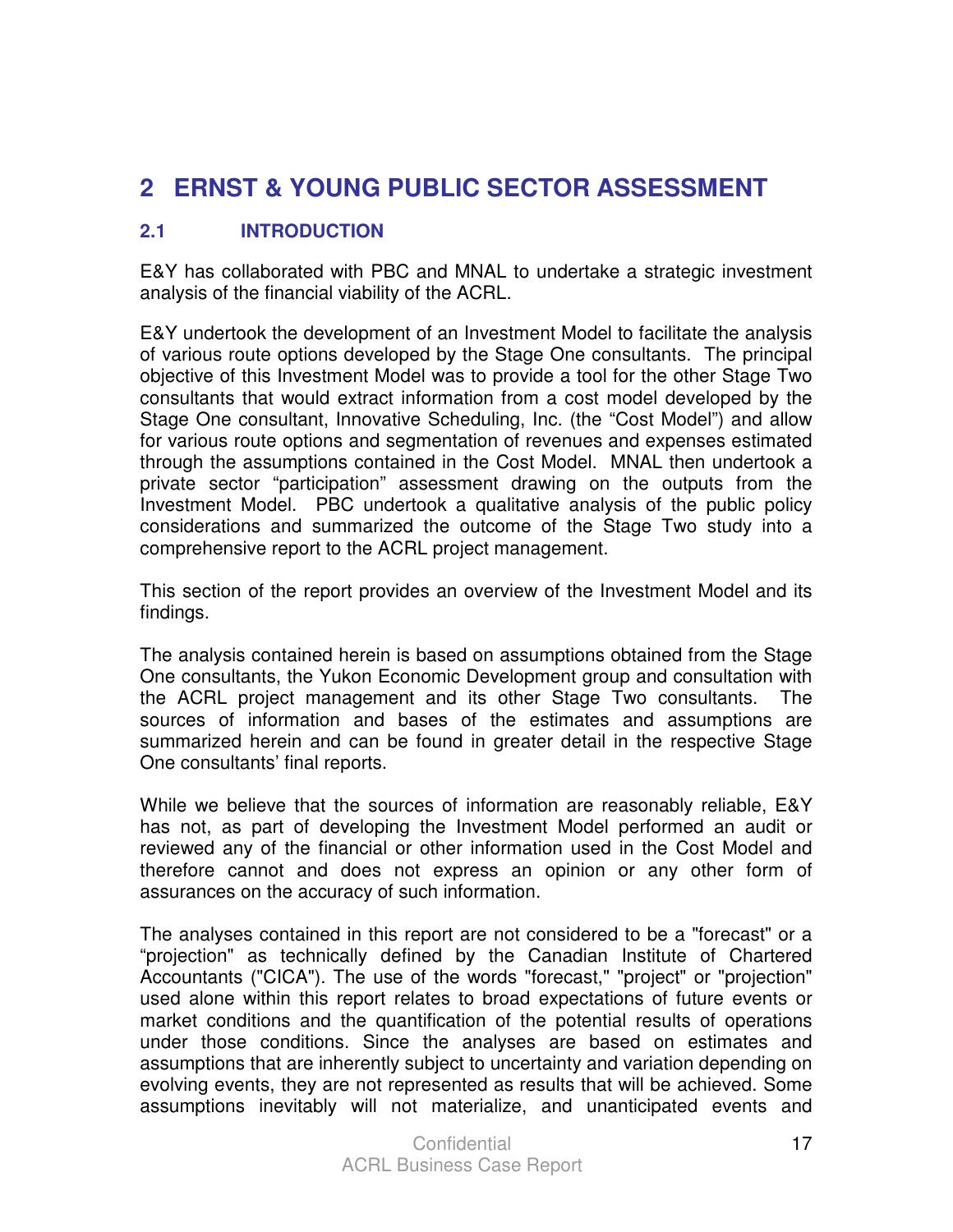# 2 ERNST & YOUNG PUBLIC SECTOR ASSESSMENT

## 2.1 INTRODUCTION

E&Y has collaborated with PBC and MNAL to undertake a strategic investment analysis of the financial viability of the ACRL.

E&Y undertook the development of an Investment Model to facilitate the analysis of various route options developed by the Stage One consultants. The principal objective of this Investment Model was to provide a tool for the other Stage Two consultants that would extract information from a cost model developed by the Stage One consultant, Innovative Scheduling, Inc. (the "Cost Model") and allow for various route options and segmentation of revenues and expenses estimated through the assumptions contained in the Cost Model. MNAL then undertook a private sector "participation" assessment drawing on the outputs from the Investment Model. PBC undertook a qualitative analysis of the public policy considerations and summarized the outcome of the Stage Two study into a comprehensive report to the ACRL project management.

This section of the report provides an overview of the Investment Model and its findings.

The analysis contained herein is based on assumptions obtained from the Stage One consultants, the Yukon Economic Development group and consultation with the ACRL project management and its other Stage Two consultants. The sources of information and bases of the estimates and assumptions are summarized herein and can be found in greater detail in the respective Stage One consultants' final reports.

While we believe that the sources of information are reasonably reliable, E&Y has not, as part of developing the Investment Model performed an audit or reviewed any of the financial or other information used in the Cost Model and therefore cannot and does not express an opinion or any other form of assurances on the accuracy of such information.

The analyses contained in this report are not considered to be a "forecast" or a "projection" as technically defined by the Canadian Institute of Chartered Accountants ("CICA"). The use of the words "forecast," "project" or "projection" used alone within this report relates to broad expectations of future events or market conditions and the quantification of the potential results of operations under those conditions. Since the analyses are based on estimates and assumptions that are inherently subject to uncertainty and variation depending on evolving events, they are not represented as results that will be achieved. Some assumptions inevitably will not materialize, and unanticipated events and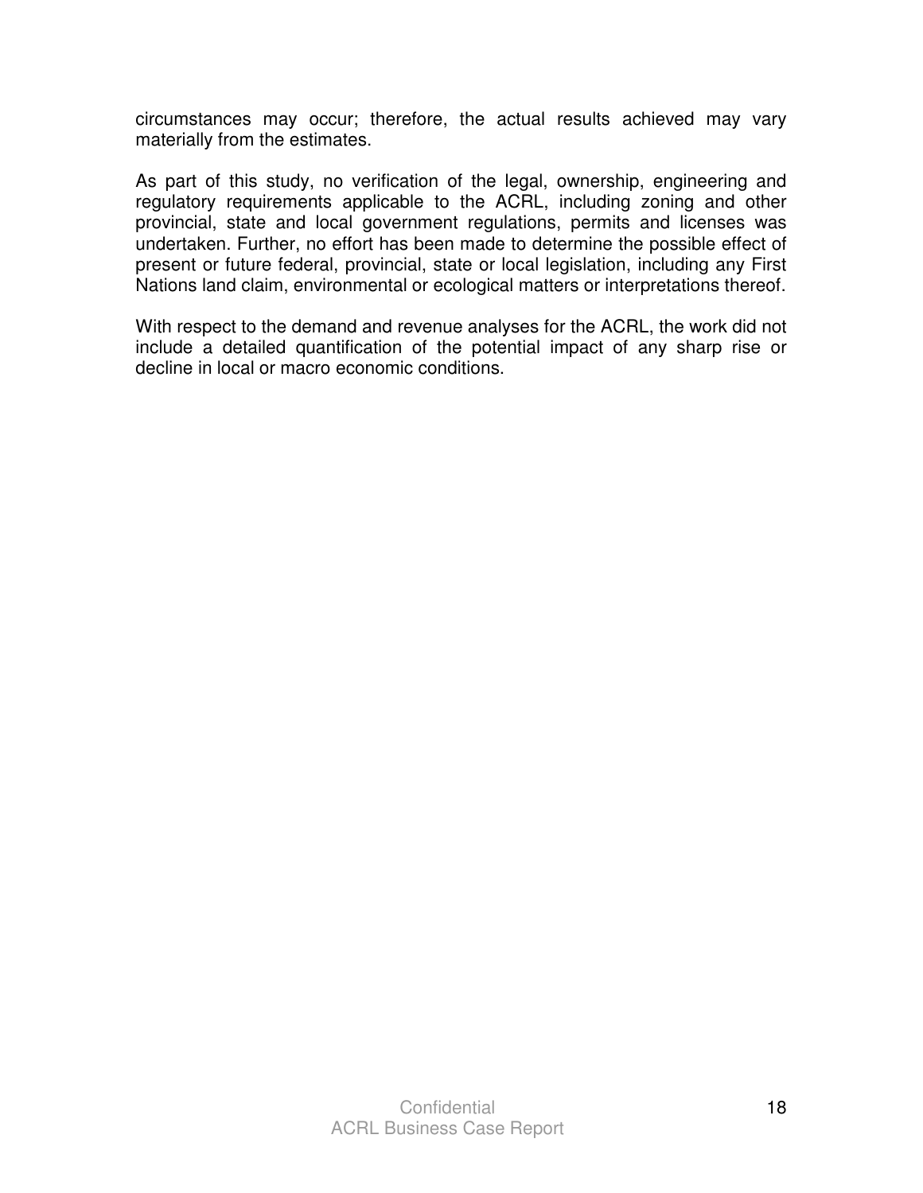circumstances may occur; therefore, the actual results achieved may vary materially from the estimates.

As part of this study, no verification of the legal, ownership, engineering and regulatory requirements applicable to the ACRL, including zoning and other provincial, state and local government regulations, permits and licenses was undertaken. Further, no effort has been made to determine the possible effect of present or future federal, provincial, state or local legislation, including any First Nations land claim, environmental or ecological matters or interpretations thereof.

With respect to the demand and revenue analyses for the ACRL, the work did not include a detailed quantification of the potential impact of any sharp rise or decline in local or macro economic conditions.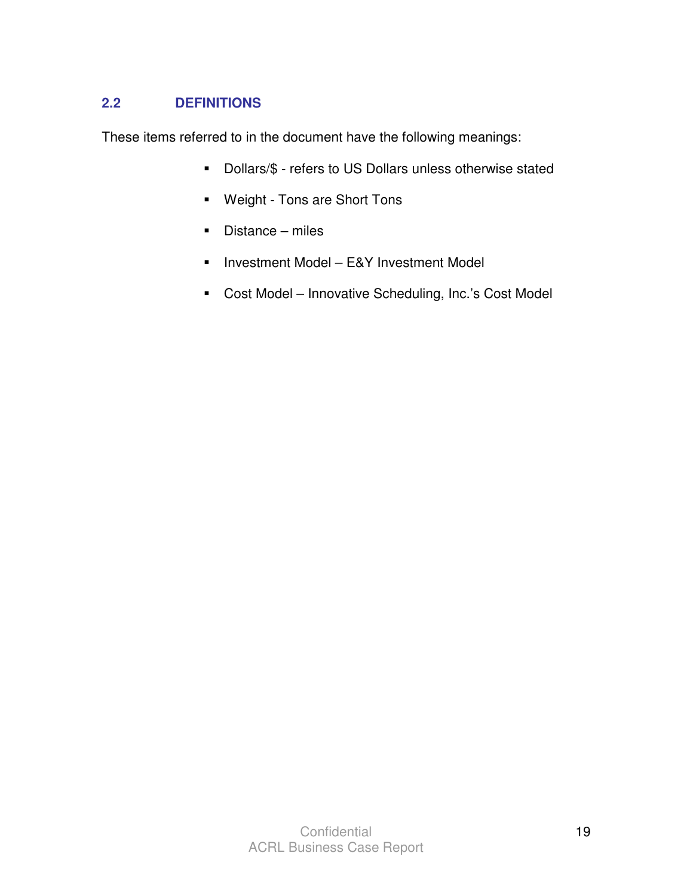## 2.2 DEFINITIONS

These items referred to in the document have the following meanings:

- Dollars/$ - refers to US Dollars unless otherwise stated
- Weight - Tons are Short Tons
- Distance – miles
- Investment Model – E&Y Investment Model
- Cost Model – Innovative Scheduling, Inc.'s Cost Model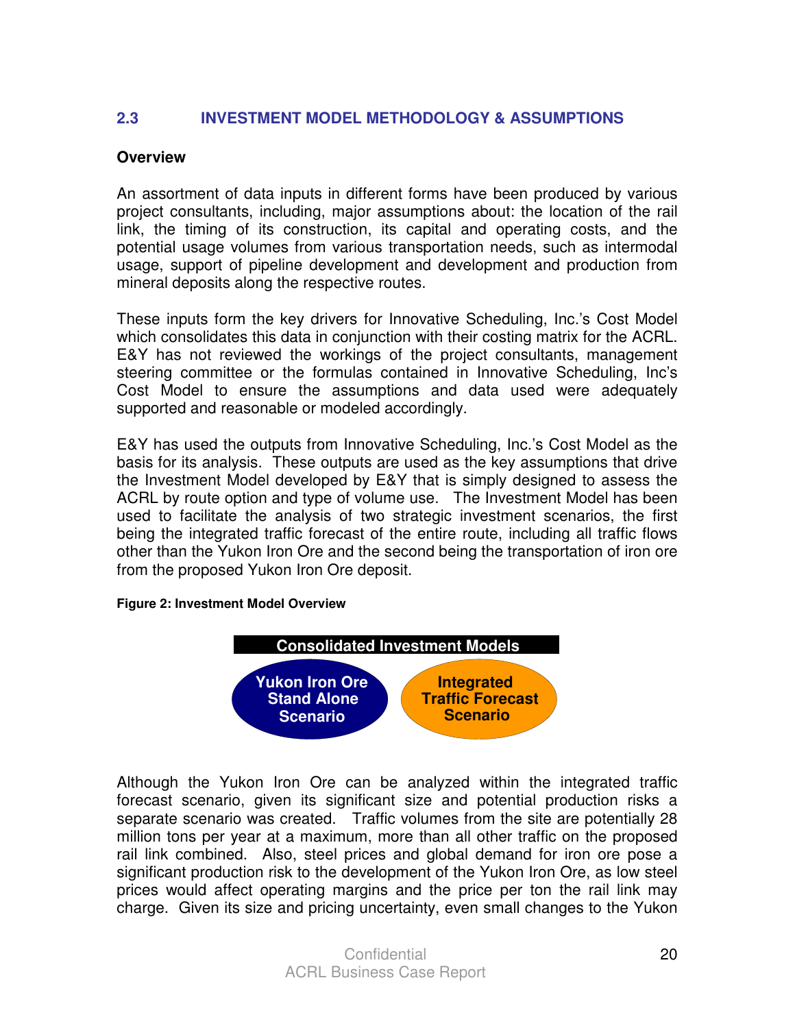## 2.3 INVESTMENT MODEL METHODOLOGY & ASSUMPTIONS

**Overview**

An assortment of data inputs in different forms have been produced by various project consultants, including, major assumptions about: the location of the rail link, the timing of its construction, its capital and operating costs, and the potential usage volumes from various transportation needs, such as intermodal usage, support of pipeline development and development and production from mineral deposits along the respective routes.

These inputs form the key drivers for Innovative Scheduling, Inc.'s Cost Model which consolidates this data in conjunction with their costing matrix for the ACRL. E&Y has not reviewed the workings of the project consultants, management steering committee or the formulas contained in Innovative Scheduling, Inc's Cost Model to ensure the assumptions and data used were adequately supported and reasonable or modeled accordingly.

E&Y has used the outputs from Innovative Scheduling, Inc.'s Cost Model as the basis for its analysis. These outputs are used as the key assumptions that drive the Investment Model developed by E&Y that is simply designed to assess the ACRL by route option and type of volume use. The Investment Model has been used to facilitate the analysis of two strategic investment scenarios, the first being the integrated traffic forecast of the entire route, including all traffic flows other than the Yukon Iron Ore and the second being the transportation of iron ore from the proposed Yukon Iron Ore deposit.

**Figure 2: Investment Model Overview**

**Consolidated Investment Models**

- **Yukon Iron Ore Stand Alone Scenario**
- **Integrated Traffic Forecast Scenario**

Although the Yukon Iron Ore can be analyzed within the integrated traffic forecast scenario, given its significant size and potential production risks a separate scenario was created. Traffic volumes from the site are potentially 28 million tons per year at a maximum, more than all other traffic on the proposed rail link combined. Also, steel prices and global demand for iron ore pose a significant production risk to the development of the Yukon Iron Ore, as low steel prices would affect operating margins and the price per ton the rail link may charge. Given its size and pricing uncertainty, even small changes to the Yukon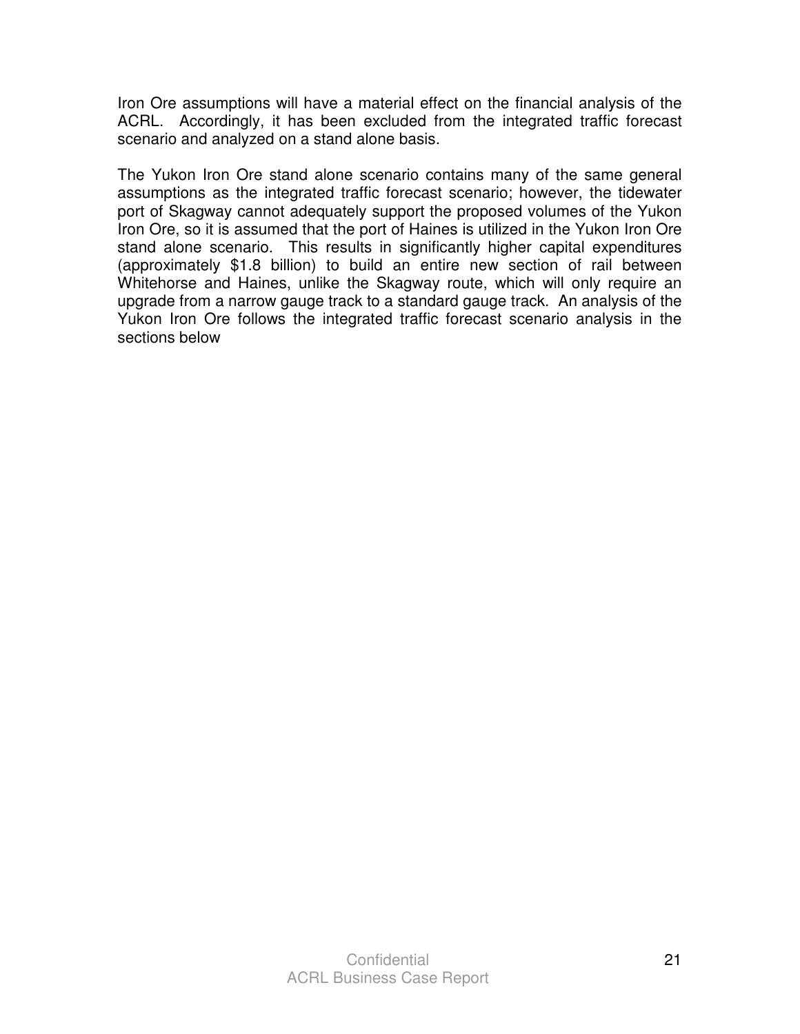Iron Ore assumptions will have a material effect on the financial analysis of the ACRL. Accordingly, it has been excluded from the integrated traffic forecast scenario and analyzed on a stand alone basis.

The Yukon Iron Ore stand alone scenario contains many of the same general assumptions as the integrated traffic forecast scenario; however, the tidewater port of Skagway cannot adequately support the proposed volumes of the Yukon Iron Ore, so it is assumed that the port of Haines is utilized in the Yukon Iron Ore stand alone scenario. This results in significantly higher capital expenditures (approximately $1.8 billion) to build an entire new section of rail between Whitehorse and Haines, unlike the Skagway route, which will only require an upgrade from a narrow gauge track to a standard gauge track. An analysis of the Yukon Iron Ore follows the integrated traffic forecast scenario analysis in the sections below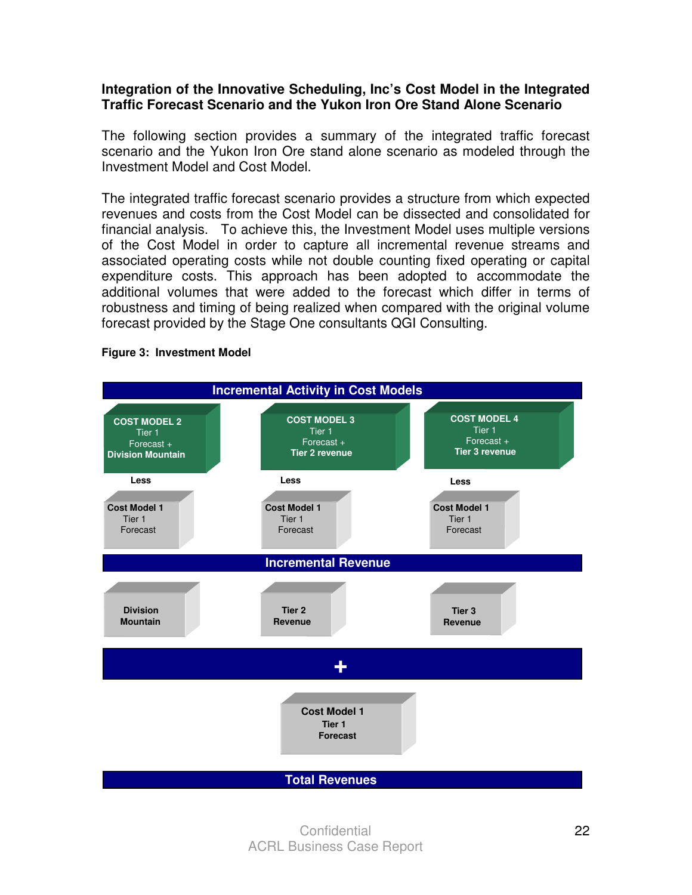**Integration of the Innovative Scheduling, Inc's Cost Model in the Integrated Traffic Forecast Scenario and the Yukon Iron Ore Stand Alone Scenario**

The following section provides a summary of the integrated traffic forecast scenario and the Yukon Iron Ore stand alone scenario as modeled through the Investment Model and Cost Model.

The integrated traffic forecast scenario provides a structure from which expected revenues and costs from the Cost Model can be dissected and consolidated for financial analysis. To achieve this, the Investment Model uses multiple versions of the Cost Model in order to capture all incremental revenue streams and associated operating costs while not double counting fixed operating or capital expenditure costs. This approach has been adopted to accommodate the additional volumes that were added to the forecast which differ in terms of robustness and timing of being realized when compared with the original volume forecast provided by the Stage One consultants QGI Consulting.

**Figure 3: Investment Model**

**Incremental Activity in Cost Models**

| COST MODEL 2 | COST MODEL 3 | COST MODEL 4 |
|---|---|---|
| Tier 1 Forecast + **Division Mountain** | Tier 1 Forecast + **Tier 2 revenue** | Tier 1 Forecast + **Tier 3 revenue** |
| **Less** | **Less** | **Less** |
| **Cost Model 1** Tier 1 Forecast | **Cost Model 1** Tier 1 Forecast | **Cost Model 1** Tier 1 Forecast |

**Incremental Revenue**

| Division Mountain | Tier 2 Revenue | Tier 3 Revenue |
|---|---|---|

**+**

**Cost Model 1**
**Tier 1**
**Forecast**

**Total Revenues**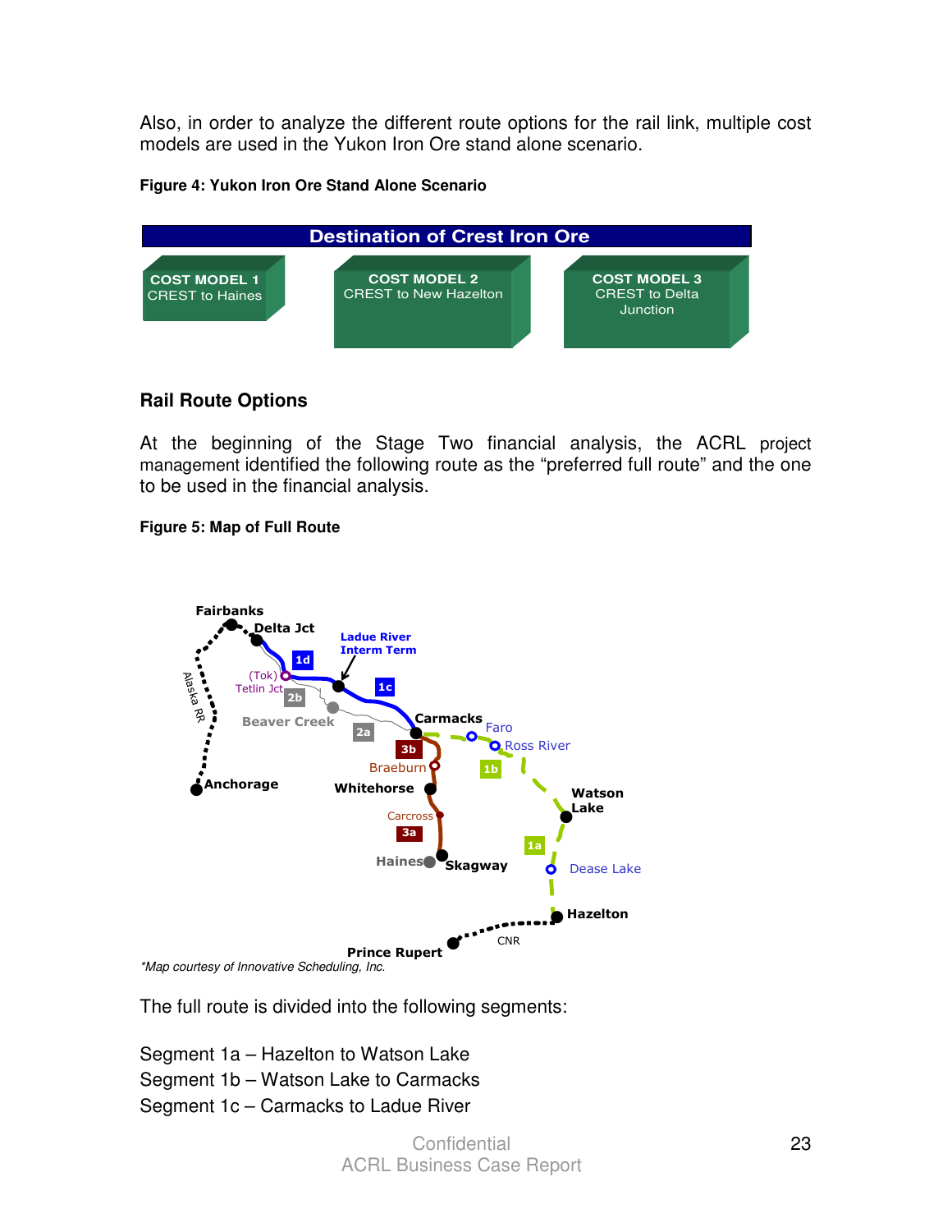Also, in order to analyze the different route options for the rail link, multiple cost models are used in the Yukon Iron Ore stand alone scenario.

**Figure 4: Yukon Iron Ore Stand Alone Scenario**

**Destination of Crest Iron Ore**

| **COST MODEL 1** CREST to Haines | **COST MODEL 2** CREST to New Hazelton | **COST MODEL 3** CREST to Delta Junction |
|---|---|---|

### Rail Route Options

At the beginning of the Stage Two financial analysis, the ACRL project management identified the following route as the "preferred full route" and the one to be used in the financial analysis.

**Figure 5: Map of Full Route**

*\*Map courtesy of Innovative Scheduling, Inc.*

The full route is divided into the following segments:

Segment 1a – Hazelton to Watson Lake
Segment 1b – Watson Lake to Carmacks
Segment 1c – Carmacks to Ladue River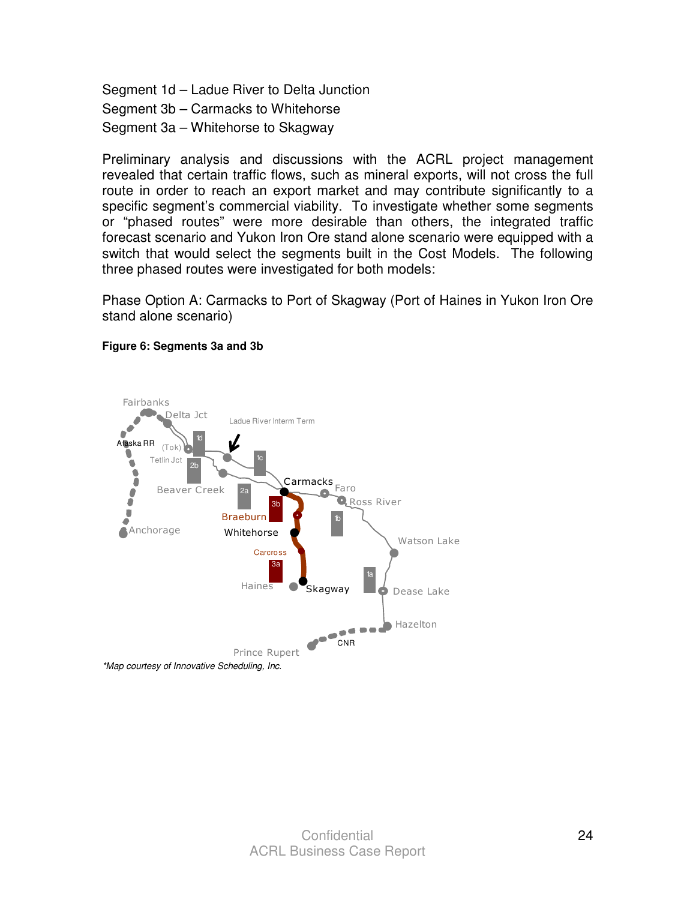Segment 1d – Ladue River to Delta Junction
Segment 3b – Carmacks to Whitehorse
Segment 3a – Whitehorse to Skagway

Preliminary analysis and discussions with the ACRL project management revealed that certain traffic flows, such as mineral exports, will not cross the full route in order to reach an export market and may contribute significantly to a specific segment's commercial viability. To investigate whether some segments or "phased routes" were more desirable than others, the integrated traffic forecast scenario and Yukon Iron Ore stand alone scenario were equipped with a switch that would select the segments built in the Cost Models. The following three phased routes were investigated for both models:

Phase Option A: Carmacks to Port of Skagway (Port of Haines in Yukon Iron Ore stand alone scenario)

**Figure 6: Segments 3a and 3b**

*\*Map courtesy of Innovative Scheduling, Inc.*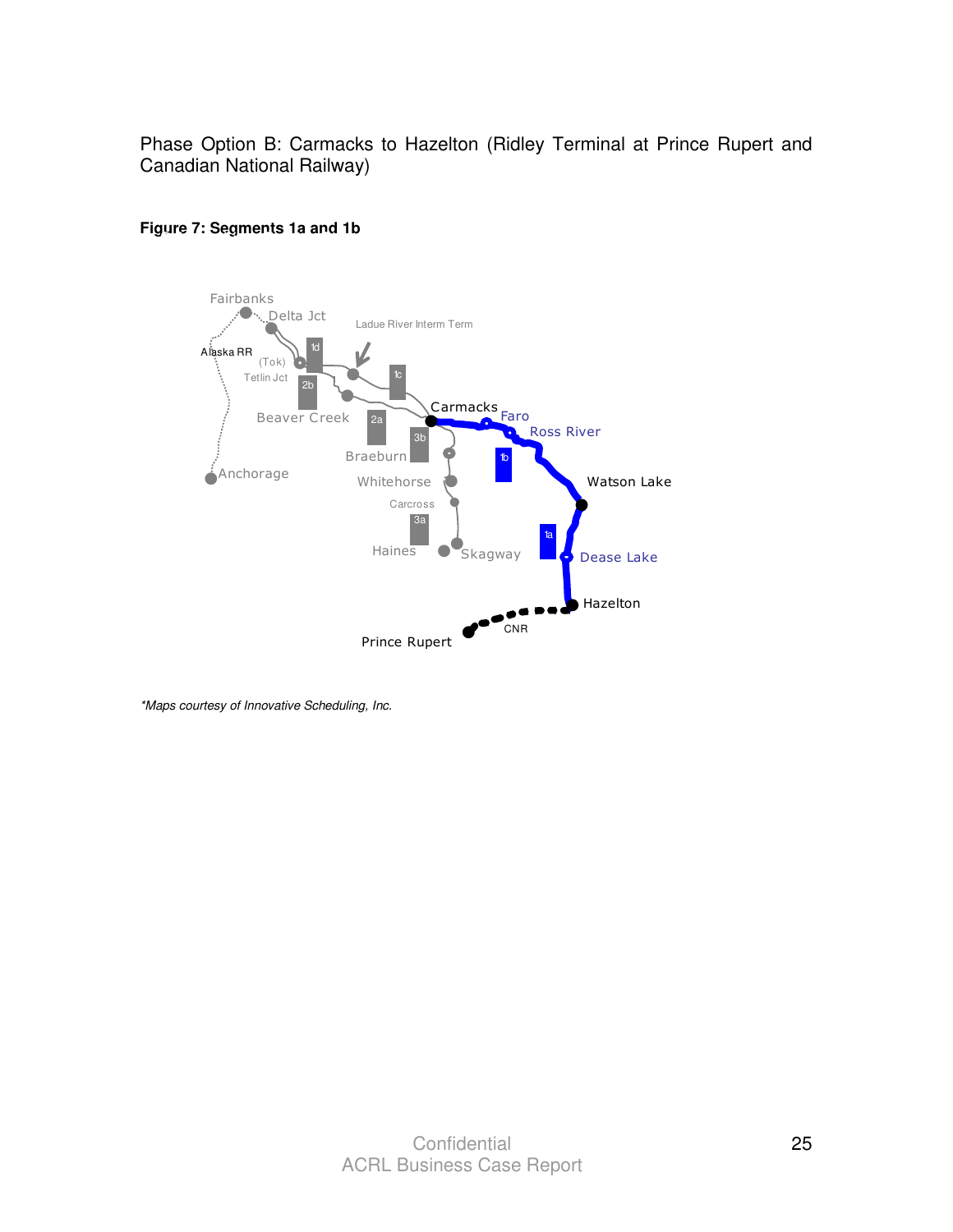Phase Option B: Carmacks to Hazelton (Ridley Terminal at Prince Rupert and Canadian National Railway)

**Figure 7: Segments 1a and 1b**

*Maps courtesy of Innovative Scheduling, Inc.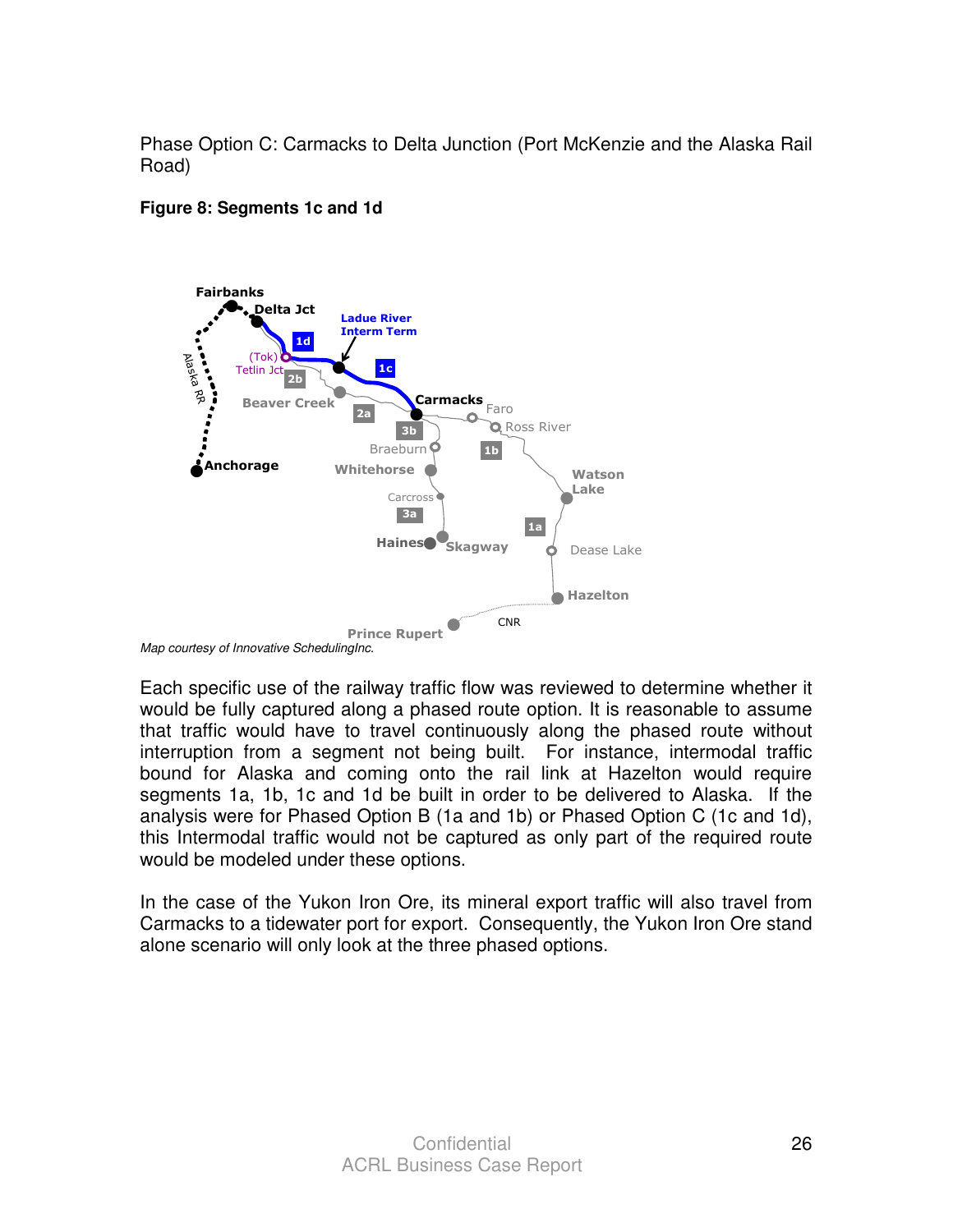Phase Option C: Carmacks to Delta Junction (Port McKenzie and the Alaska Rail Road)

**Figure 8: Segments 1c and 1d**

*Map courtesy of Innovative SchedulingInc.*

Each specific use of the railway traffic flow was reviewed to determine whether it would be fully captured along a phased route option. It is reasonable to assume that traffic would have to travel continuously along the phased route without interruption from a segment not being built. For instance, intermodal traffic bound for Alaska and coming onto the rail link at Hazelton would require segments 1a, 1b, 1c and 1d be built in order to be delivered to Alaska. If the analysis were for Phased Option B (1a and 1b) or Phased Option C (1c and 1d), this Intermodal traffic would not be captured as only part of the required route would be modeled under these options.

In the case of the Yukon Iron Ore, its mineral export traffic will also travel from Carmacks to a tidewater port for export. Consequently, the Yukon Iron Ore stand alone scenario will only look at the three phased options.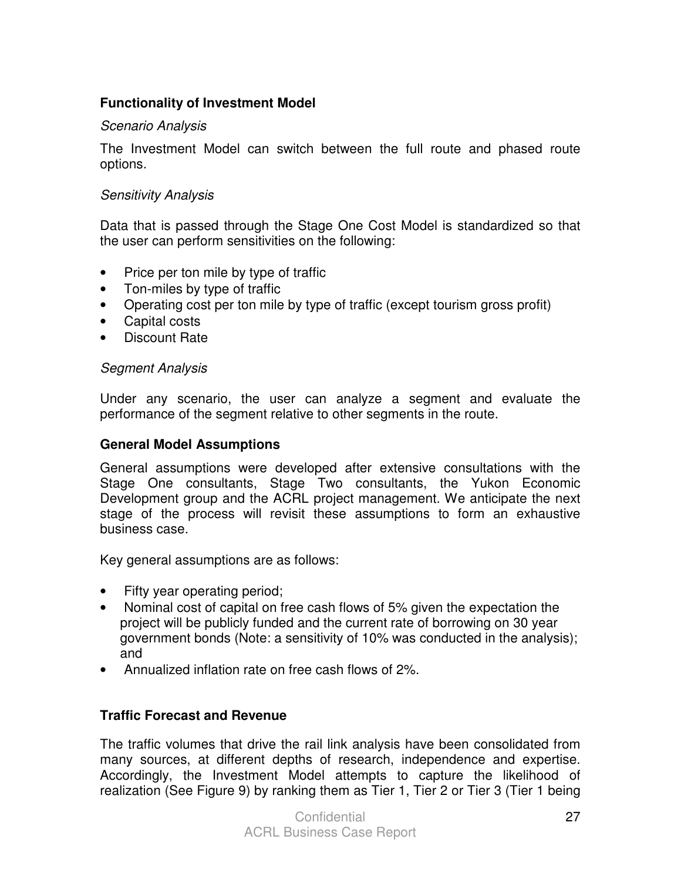## Functionality of Investment Model

*Scenario Analysis*

The Investment Model can switch between the full route and phased route options.

*Sensitivity Analysis*

Data that is passed through the Stage One Cost Model is standardized so that the user can perform sensitivities on the following:

- Price per ton mile by type of traffic
- Ton-miles by type of traffic
- Operating cost per ton mile by type of traffic (except tourism gross profit)
- Capital costs
- Discount Rate

*Segment Analysis*

Under any scenario, the user can analyze a segment and evaluate the performance of the segment relative to other segments in the route.

## General Model Assumptions

General assumptions were developed after extensive consultations with the Stage One consultants, Stage Two consultants, the Yukon Economic Development group and the ACRL project management. We anticipate the next stage of the process will revisit these assumptions to form an exhaustive business case.

Key general assumptions are as follows:

- Fifty year operating period;
- Nominal cost of capital on free cash flows of 5% given the expectation the project will be publicly funded and the current rate of borrowing on 30 year government bonds (Note: a sensitivity of 10% was conducted in the analysis); and
- Annualized inflation rate on free cash flows of 2%.

## Traffic Forecast and Revenue

The traffic volumes that drive the rail link analysis have been consolidated from many sources, at different depths of research, independence and expertise. Accordingly, the Investment Model attempts to capture the likelihood of realization (See Figure 9) by ranking them as Tier 1, Tier 2 or Tier 3 (Tier 1 being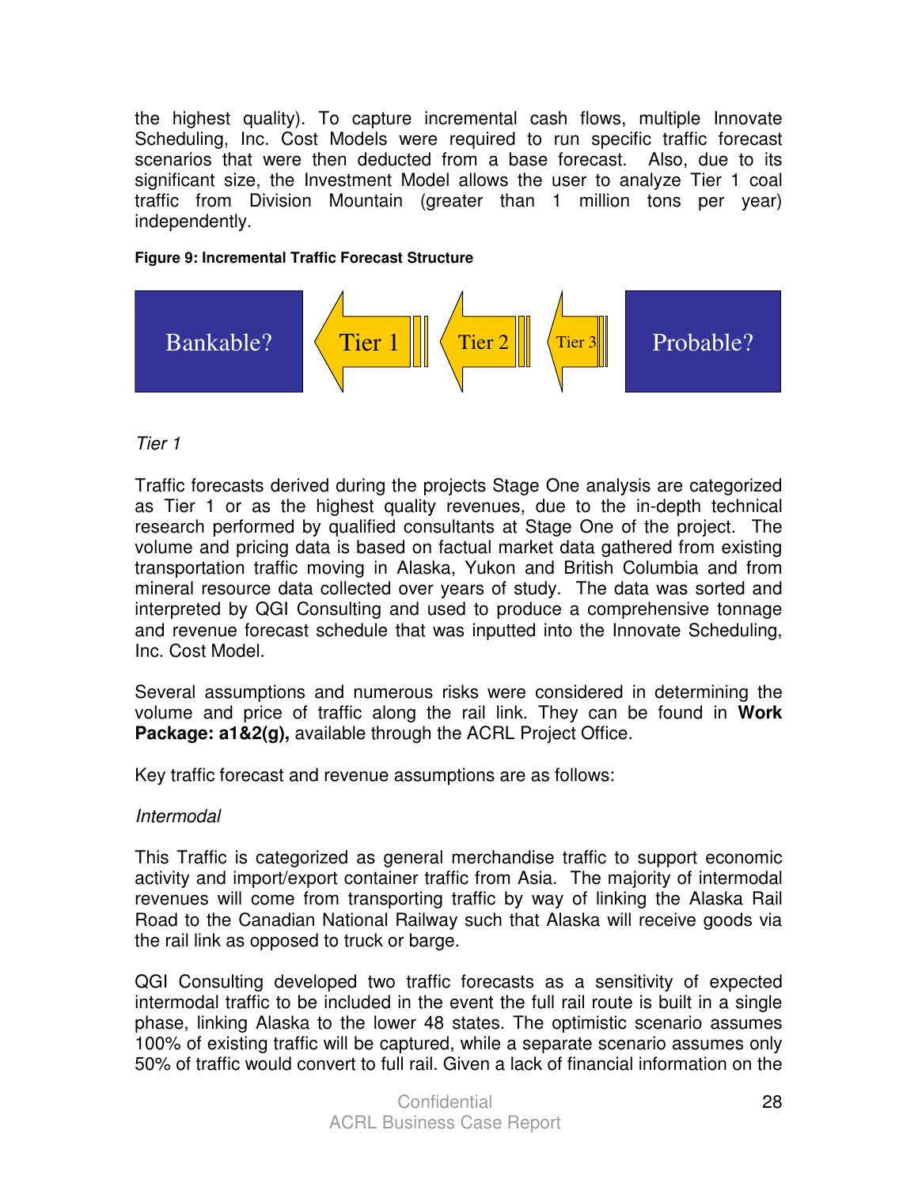the highest quality). To capture incremental cash flows, multiple Innovate Scheduling, Inc. Cost Models were required to run specific traffic forecast scenarios that were then deducted from a base forecast. Also, due to its significant size, the Investment Model allows the user to analyze Tier 1 coal traffic from Division Mountain (greater than 1 million tons per year) independently.

**Figure 9: Incremental Traffic Forecast Structure**

Bankable? ← Tier 1 ← Tier 2 ← Tier 3 ← Probable?

*Tier 1*

Traffic forecasts derived during the projects Stage One analysis are categorized as Tier 1 or as the highest quality revenues, due to the in-depth technical research performed by qualified consultants at Stage One of the project. The volume and pricing data is based on factual market data gathered from existing transportation traffic moving in Alaska, Yukon and British Columbia and from mineral resource data collected over years of study. The data was sorted and interpreted by QGI Consulting and used to produce a comprehensive tonnage and revenue forecast schedule that was inputted into the Innovate Scheduling, Inc. Cost Model.

Several assumptions and numerous risks were considered in determining the volume and price of traffic along the rail link. They can be found in **Work Package: a1&2(g),** available through the ACRL Project Office.

Key traffic forecast and revenue assumptions are as follows:

*Intermodal*

This Traffic is categorized as general merchandise traffic to support economic activity and import/export container traffic from Asia. The majority of intermodal revenues will come from transporting traffic by way of linking the Alaska Rail Road to the Canadian National Railway such that Alaska will receive goods via the rail link as opposed to truck or barge.

QGI Consulting developed two traffic forecasts as a sensitivity of expected intermodal traffic to be included in the event the full rail route is built in a single phase, linking Alaska to the lower 48 states. The optimistic scenario assumes 100% of existing traffic will be captured, while a separate scenario assumes only 50% of traffic would convert to full rail. Given a lack of financial information on the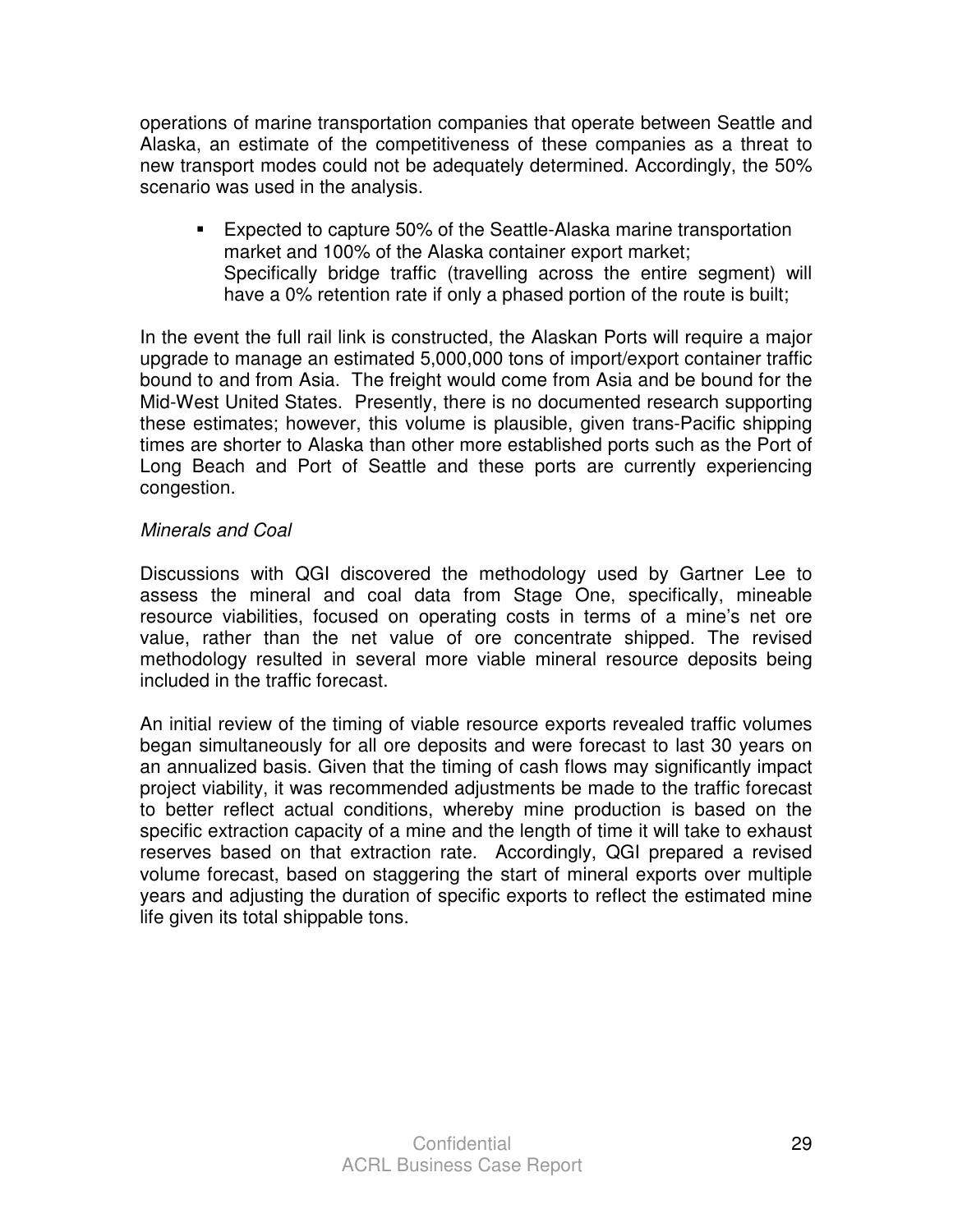operations of marine transportation companies that operate between Seattle and Alaska, an estimate of the competitiveness of these companies as a threat to new transport modes could not be adequately determined. Accordingly, the 50% scenario was used in the analysis.

- Expected to capture 50% of the Seattle-Alaska marine transportation market and 100% of the Alaska container export market; Specifically bridge traffic (travelling across the entire segment) will have a 0% retention rate if only a phased portion of the route is built;

In the event the full rail link is constructed, the Alaskan Ports will require a major upgrade to manage an estimated 5,000,000 tons of import/export container traffic bound to and from Asia. The freight would come from Asia and be bound for the Mid-West United States. Presently, there is no documented research supporting these estimates; however, this volume is plausible, given trans-Pacific shipping times are shorter to Alaska than other more established ports such as the Port of Long Beach and Port of Seattle and these ports are currently experiencing congestion.

*Minerals and Coal*

Discussions with QGI discovered the methodology used by Gartner Lee to assess the mineral and coal data from Stage One, specifically, mineable resource viabilities, focused on operating costs in terms of a mine's net ore value, rather than the net value of ore concentrate shipped. The revised methodology resulted in several more viable mineral resource deposits being included in the traffic forecast.

An initial review of the timing of viable resource exports revealed traffic volumes began simultaneously for all ore deposits and were forecast to last 30 years on an annualized basis. Given that the timing of cash flows may significantly impact project viability, it was recommended adjustments be made to the traffic forecast to better reflect actual conditions, whereby mine production is based on the specific extraction capacity of a mine and the length of time it will take to exhaust reserves based on that extraction rate. Accordingly, QGI prepared a revised volume forecast, based on staggering the start of mineral exports over multiple years and adjusting the duration of specific exports to reflect the estimated mine life given its total shippable tons.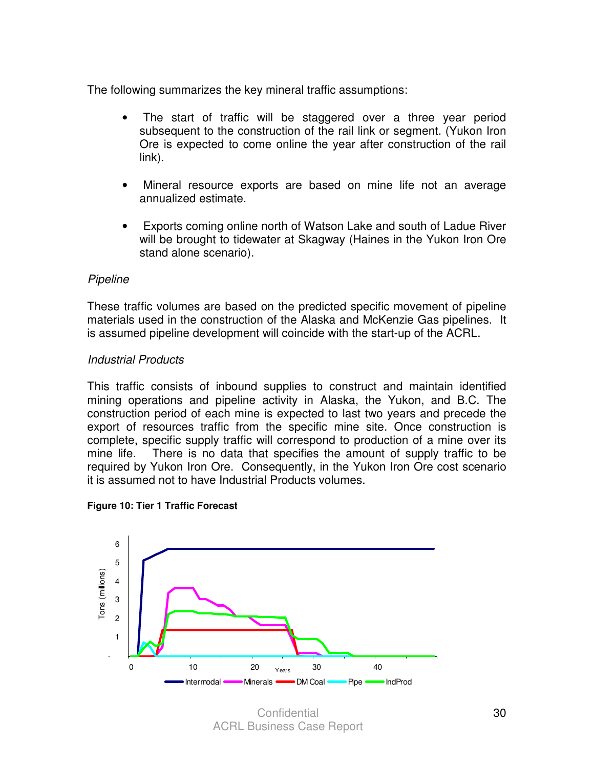The following summarizes the key mineral traffic assumptions:

- The start of traffic will be staggered over a three year period subsequent to the construction of the rail link or segment. (Yukon Iron Ore is expected to come online the year after construction of the rail link).
- Mineral resource exports are based on mine life not an average annualized estimate.
- Exports coming online north of Watson Lake and south of Ladue River will be brought to tidewater at Skagway (Haines in the Yukon Iron Ore stand alone scenario).

*Pipeline*

These traffic volumes are based on the predicted specific movement of pipeline materials used in the construction of the Alaska and McKenzie Gas pipelines. It is assumed pipeline development will coincide with the start-up of the ACRL.

*Industrial Products*

This traffic consists of inbound supplies to construct and maintain identified mining operations and pipeline activity in Alaska, the Yukon, and B.C. The construction period of each mine is expected to last two years and precede the export of resources traffic from the specific mine site. Once construction is complete, specific supply traffic will correspond to production of a mine over its mine life. There is no data that specifies the amount of supply traffic to be required by Yukon Iron Ore. Consequently, in the Yukon Iron Ore cost scenario it is assumed not to have Industrial Products volumes.

**Figure 10: Tier 1 Traffic Forecast**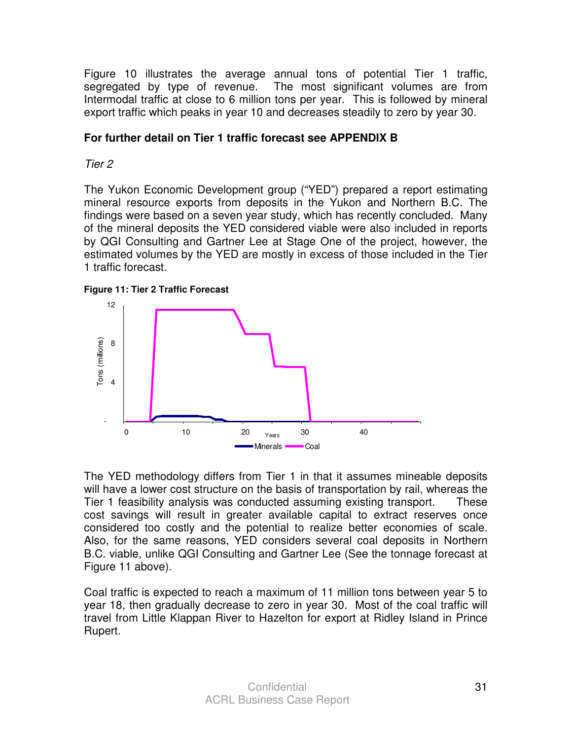Figure 10 illustrates the average annual tons of potential Tier 1 traffic, segregated by type of revenue. The most significant volumes are from Intermodal traffic at close to 6 million tons per year. This is followed by mineral export traffic which peaks in year 10 and decreases steadily to zero by year 30.

**For further detail on Tier 1 traffic forecast see APPENDIX B**

*Tier 2*

The Yukon Economic Development group ("YED") prepared a report estimating mineral resource exports from deposits in the Yukon and Northern B.C. The findings were based on a seven year study, which has recently concluded. Many of the mineral deposits the YED considered viable were also included in reports by QGI Consulting and Gartner Lee at Stage One of the project, however, the estimated volumes by the YED are mostly in excess of those included in the Tier 1 traffic forecast.

**Figure 11: Tier 2 Traffic Forecast**

The YED methodology differs from Tier 1 in that it assumes mineable deposits will have a lower cost structure on the basis of transportation by rail, whereas the Tier 1 feasibility analysis was conducted assuming existing transport. These cost savings will result in greater available capital to extract reserves once considered too costly and the potential to realize better economies of scale. Also, for the same reasons, YED considers several coal deposits in Northern B.C. viable, unlike QGI Consulting and Gartner Lee (See the tonnage forecast at Figure 11 above).

Coal traffic is expected to reach a maximum of 11 million tons between year 5 to year 18, then gradually decrease to zero in year 30. Most of the coal traffic will travel from Little Klappan River to Hazelton for export at Ridley Island in Prince Rupert.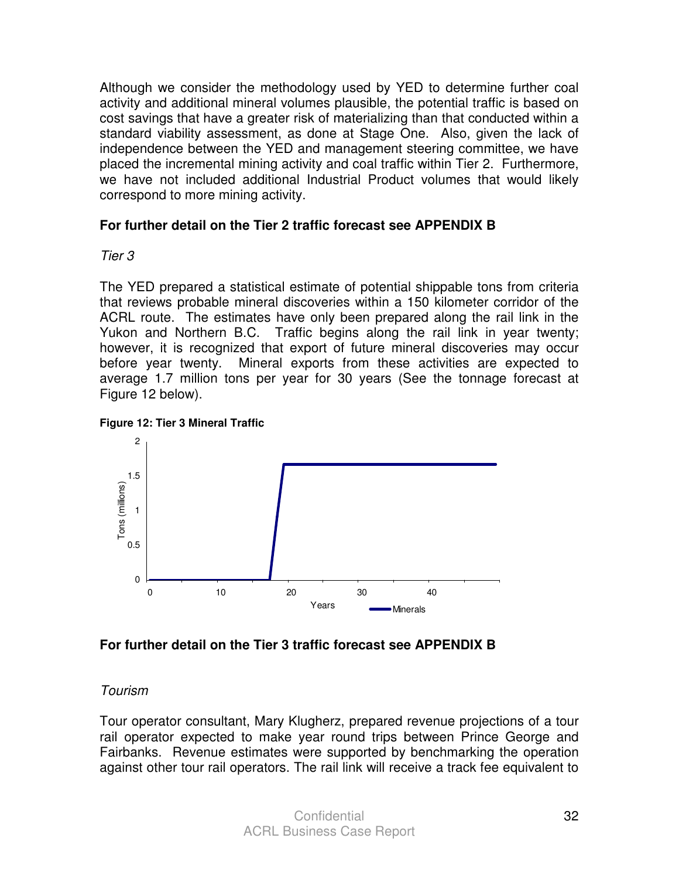Although we consider the methodology used by YED to determine further coal activity and additional mineral volumes plausible, the potential traffic is based on cost savings that have a greater risk of materializing than that conducted within a standard viability assessment, as done at Stage One. Also, given the lack of independence between the YED and management steering committee, we have placed the incremental mining activity and coal traffic within Tier 2. Furthermore, we have not included additional Industrial Product volumes that would likely correspond to more mining activity.

**For further detail on the Tier 2 traffic forecast see APPENDIX B**

*Tier 3*

The YED prepared a statistical estimate of potential shippable tons from criteria that reviews probable mineral discoveries within a 150 kilometer corridor of the ACRL route. The estimates have only been prepared along the rail link in the Yukon and Northern B.C. Traffic begins along the rail link in year twenty; however, it is recognized that export of future mineral discoveries may occur before year twenty. Mineral exports from these activities are expected to average 1.7 million tons per year for 30 years (See the tonnage forecast at Figure 12 below).

**Figure 12: Tier 3 Mineral Traffic**

**For further detail on the Tier 3 traffic forecast see APPENDIX B**

*Tourism*

Tour operator consultant, Mary Klugherz, prepared revenue projections of a tour rail operator expected to make year round trips between Prince George and Fairbanks. Revenue estimates were supported by benchmarking the operation against other tour rail operators. The rail link will receive a track fee equivalent to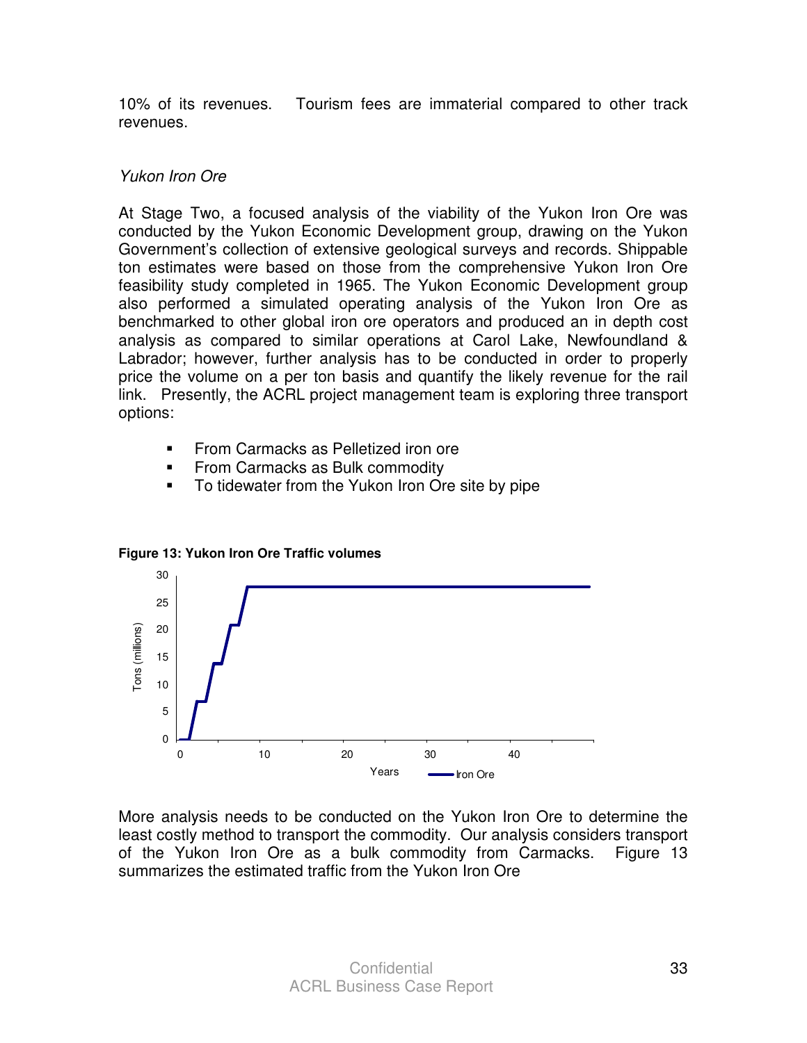10% of its revenues. Tourism fees are immaterial compared to other track revenues.

*Yukon Iron Ore*

At Stage Two, a focused analysis of the viability of the Yukon Iron Ore was conducted by the Yukon Economic Development group, drawing on the Yukon Government's collection of extensive geological surveys and records. Shippable ton estimates were based on those from the comprehensive Yukon Iron Ore feasibility study completed in 1965. The Yukon Economic Development group also performed a simulated operating analysis of the Yukon Iron Ore as benchmarked to other global iron ore operators and produced an in depth cost analysis as compared to similar operations at Carol Lake, Newfoundland & Labrador; however, further analysis has to be conducted in order to properly price the volume on a per ton basis and quantify the likely revenue for the rail link. Presently, the ACRL project management team is exploring three transport options:

- From Carmacks as Pelletized iron ore
- From Carmacks as Bulk commodity
- To tidewater from the Yukon Iron Ore site by pipe

**Figure 13: Yukon Iron Ore Traffic volumes**

More analysis needs to be conducted on the Yukon Iron Ore to determine the least costly method to transport the commodity. Our analysis considers transport of the Yukon Iron Ore as a bulk commodity from Carmacks. Figure 13 summarizes the estimated traffic from the Yukon Iron Ore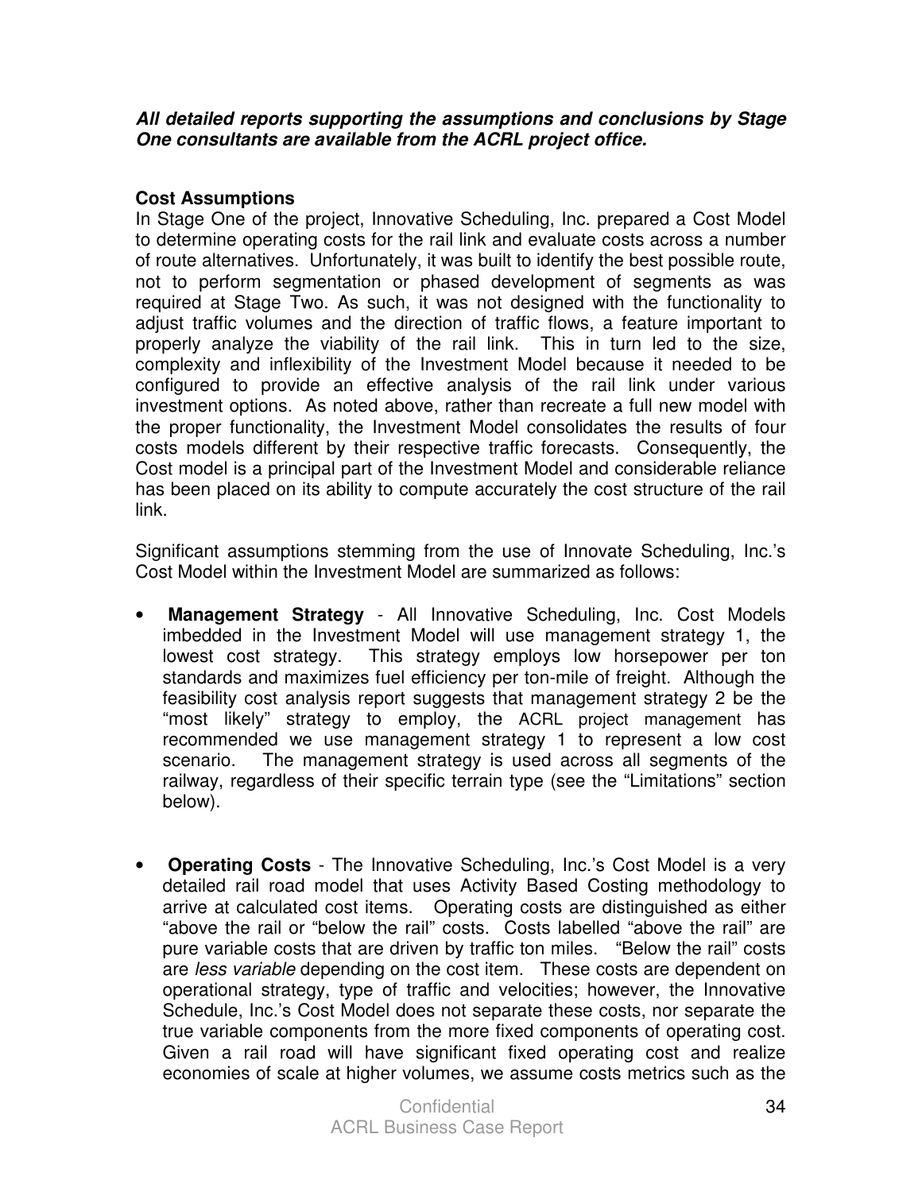***All detailed reports supporting the assumptions and conclusions by Stage One consultants are available from the ACRL project office.***

**Cost Assumptions**

In Stage One of the project, Innovative Scheduling, Inc. prepared a Cost Model to determine operating costs for the rail link and evaluate costs across a number of route alternatives. Unfortunately, it was built to identify the best possible route, not to perform segmentation or phased development of segments as was required at Stage Two. As such, it was not designed with the functionality to adjust traffic volumes and the direction of traffic flows, a feature important to properly analyze the viability of the rail link. This in turn led to the size, complexity and inflexibility of the Investment Model because it needed to be configured to provide an effective analysis of the rail link under various investment options. As noted above, rather than recreate a full new model with the proper functionality, the Investment Model consolidates the results of four costs models different by their respective traffic forecasts. Consequently, the Cost model is a principal part of the Investment Model and considerable reliance has been placed on its ability to compute accurately the cost structure of the rail link.

Significant assumptions stemming from the use of Innovate Scheduling, Inc.'s Cost Model within the Investment Model are summarized as follows:

- **Management Strategy** - All Innovative Scheduling, Inc. Cost Models imbedded in the Investment Model will use management strategy 1, the lowest cost strategy. This strategy employs low horsepower per ton standards and maximizes fuel efficiency per ton-mile of freight. Although the feasibility cost analysis report suggests that management strategy 2 be the "most likely" strategy to employ, the ACRL project management has recommended we use management strategy 1 to represent a low cost scenario. The management strategy is used across all segments of the railway, regardless of their specific terrain type (see the "Limitations" section below).

- **Operating Costs** - The Innovative Scheduling, Inc.'s Cost Model is a very detailed rail road model that uses Activity Based Costing methodology to arrive at calculated cost items. Operating costs are distinguished as either "above the rail or "below the rail" costs. Costs labelled "above the rail" are pure variable costs that are driven by traffic ton miles. "Below the rail" costs are *less variable* depending on the cost item. These costs are dependent on operational strategy, type of traffic and velocities; however, the Innovative Schedule, Inc.'s Cost Model does not separate these costs, nor separate the true variable components from the more fixed components of operating cost. Given a rail road will have significant fixed operating cost and realize economies of scale at higher volumes, we assume costs metrics such as the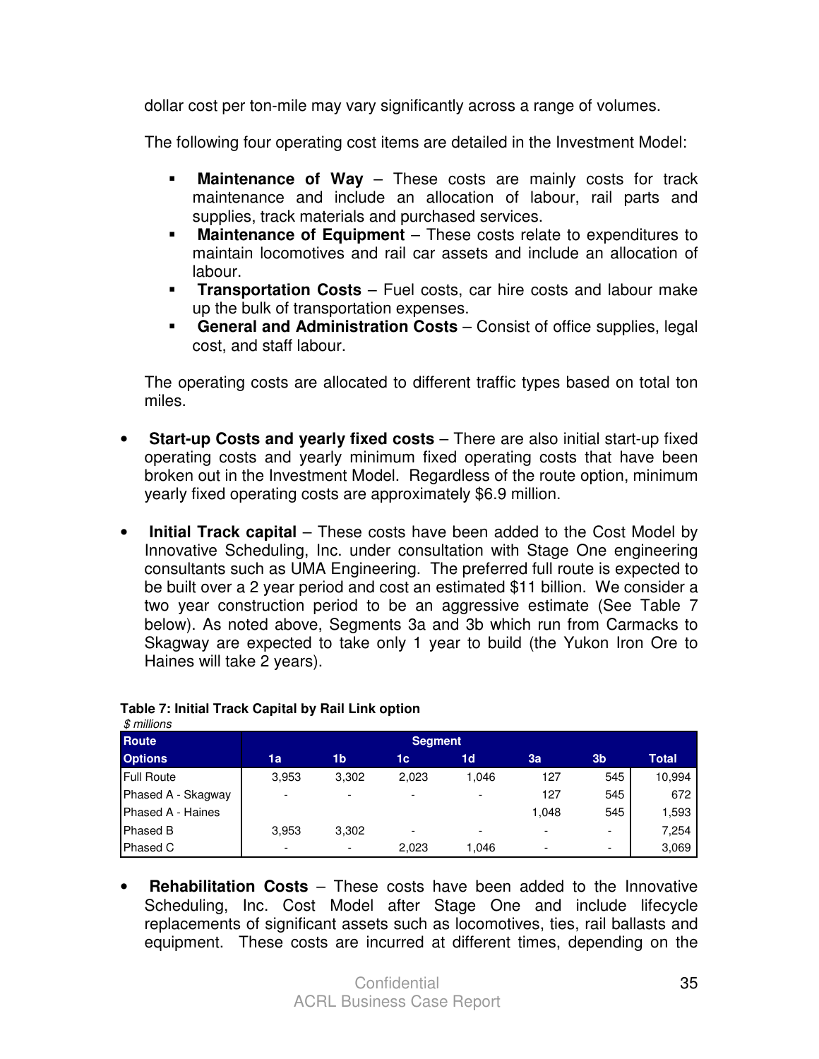dollar cost per ton-mile may vary significantly across a range of volumes.

The following four operating cost items are detailed in the Investment Model:

- **Maintenance of Way** – These costs are mainly costs for track maintenance and include an allocation of labour, rail parts and supplies, track materials and purchased services.
- **Maintenance of Equipment** – These costs relate to expenditures to maintain locomotives and rail car assets and include an allocation of labour.
- **Transportation Costs** – Fuel costs, car hire costs and labour make up the bulk of transportation expenses.
- **General and Administration Costs** – Consist of office supplies, legal cost, and staff labour.

The operating costs are allocated to different traffic types based on total ton miles.

- **Start-up Costs and yearly fixed costs** – There are also initial start-up fixed operating costs and yearly minimum fixed operating costs that have been broken out in the Investment Model. Regardless of the route option, minimum yearly fixed operating costs are approximately $6.9 million.

- **Initial Track capital** – These costs have been added to the Cost Model by Innovative Scheduling, Inc. under consultation with Stage One engineering consultants such as UMA Engineering. The preferred full route is expected to be built over a 2 year period and cost an estimated $11 billion. We consider a two year construction period to be an aggressive estimate (See Table 7 below). As noted above, Segments 3a and 3b which run from Carmacks to Skagway are expected to take only 1 year to build (the Yukon Iron Ore to Haines will take 2 years).

**Table 7: Initial Track Capital by Rail Link option**
*$ millions*

| Route | Segment | | | | | | |
|---|---|---|---|---|---|---|---|
| Options | 1a | 1b | 1c | 1d | 3a | 3b | Total |
| Full Route | 3,953 | 3,302 | 2,023 | 1,046 | 127 | 545 | 10,994 |
| Phased A - Skagway | - | - | - | - | 127 | 545 | 672 |
| Phased A - Haines | | | | | 1,048 | 545 | 1,593 |
| Phased B | 3,953 | 3,302 | - | - | - | - | 7,254 |
| Phased C | - | - | 2,023 | 1,046 | - | - | 3,069 |

- **Rehabilitation Costs** – These costs have been added to the Innovative Scheduling, Inc. Cost Model after Stage One and include lifecycle replacements of significant assets such as locomotives, ties, rail ballasts and equipment. These costs are incurred at different times, depending on the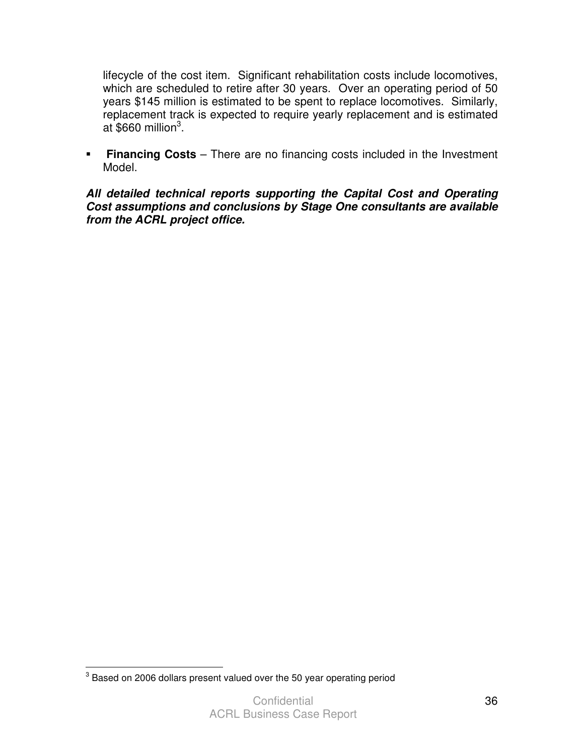lifecycle of the cost item. Significant rehabilitation costs include locomotives, which are scheduled to retire after 30 years. Over an operating period of 50 years $145 million is estimated to be spent to replace locomotives. Similarly, replacement track is expected to require yearly replacement and is estimated at $660 million[3].

- **Financing Costs** – There are no financing costs included in the Investment Model.

***All detailed technical reports supporting the Capital Cost and Operating Cost assumptions and conclusions by Stage One consultants are available from the ACRL project office.***

---

[3] Based on 2006 dollars present valued over the 50 year operating period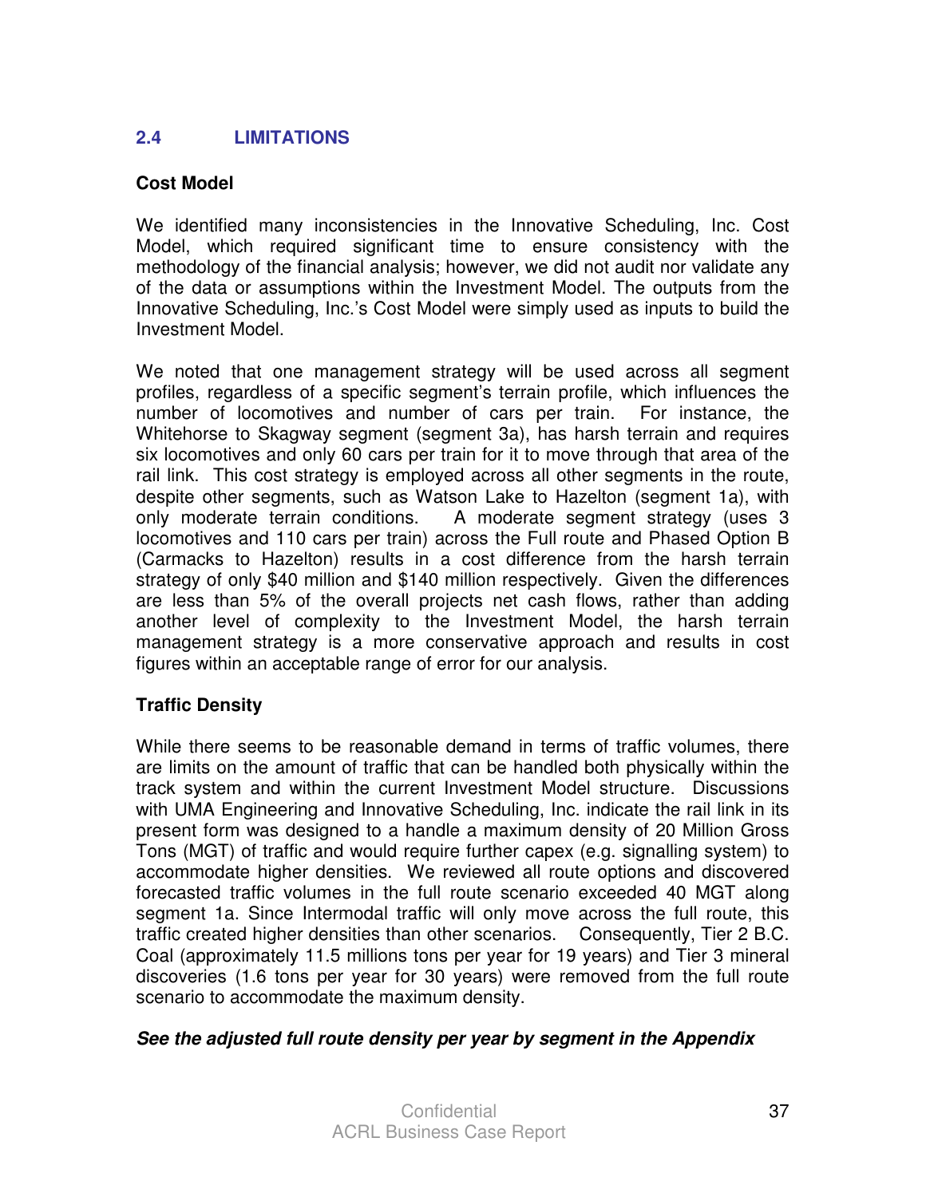## 2.4 LIMITATIONS

**Cost Model**

We identified many inconsistencies in the Innovative Scheduling, Inc. Cost Model, which required significant time to ensure consistency with the methodology of the financial analysis; however, we did not audit nor validate any of the data or assumptions within the Investment Model. The outputs from the Innovative Scheduling, Inc.'s Cost Model were simply used as inputs to build the Investment Model.

We noted that one management strategy will be used across all segment profiles, regardless of a specific segment's terrain profile, which influences the number of locomotives and number of cars per train. For instance, the Whitehorse to Skagway segment (segment 3a), has harsh terrain and requires six locomotives and only 60 cars per train for it to move through that area of the rail link. This cost strategy is employed across all other segments in the route, despite other segments, such as Watson Lake to Hazelton (segment 1a), with only moderate terrain conditions. A moderate segment strategy (uses 3 locomotives and 110 cars per train) across the Full route and Phased Option B (Carmacks to Hazelton) results in a cost difference from the harsh terrain strategy of only $40 million and $140 million respectively. Given the differences are less than 5% of the overall projects net cash flows, rather than adding another level of complexity to the Investment Model, the harsh terrain management strategy is a more conservative approach and results in cost figures within an acceptable range of error for our analysis.

**Traffic Density**

While there seems to be reasonable demand in terms of traffic volumes, there are limits on the amount of traffic that can be handled both physically within the track system and within the current Investment Model structure. Discussions with UMA Engineering and Innovative Scheduling, Inc. indicate the rail link in its present form was designed to a handle a maximum density of 20 Million Gross Tons (MGT) of traffic and would require further capex (e.g. signalling system) to accommodate higher densities. We reviewed all route options and discovered forecasted traffic volumes in the full route scenario exceeded 40 MGT along segment 1a. Since Intermodal traffic will only move across the full route, this traffic created higher densities than other scenarios. Consequently, Tier 2 B.C. Coal (approximately 11.5 millions tons per year for 19 years) and Tier 3 mineral discoveries (1.6 tons per year for 30 years) were removed from the full route scenario to accommodate the maximum density.

***See the adjusted full route density per year by segment in the Appendix***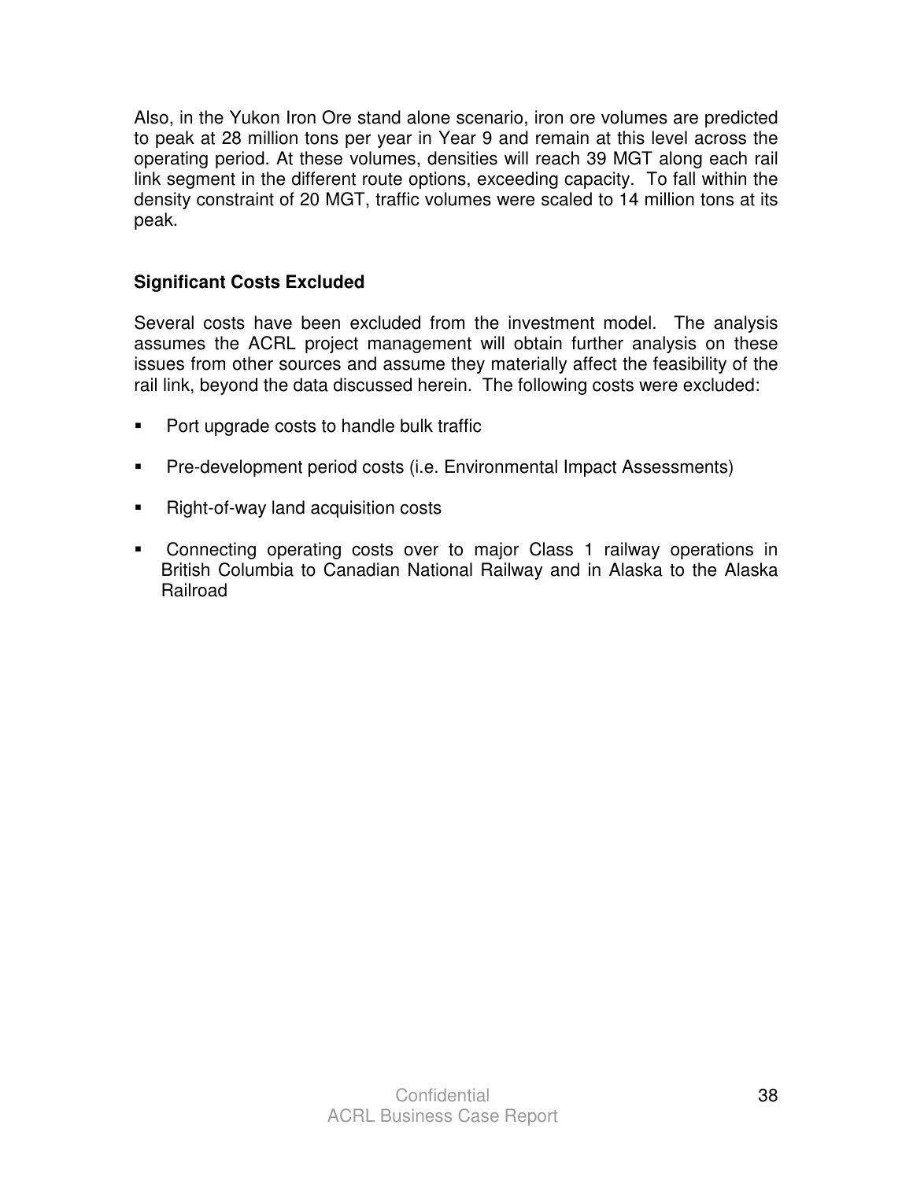Also, in the Yukon Iron Ore stand alone scenario, iron ore volumes are predicted to peak at 28 million tons per year in Year 9 and remain at this level across the operating period. At these volumes, densities will reach 39 MGT along each rail link segment in the different route options, exceeding capacity. To fall within the density constraint of 20 MGT, traffic volumes were scaled to 14 million tons at its peak.

### Significant Costs Excluded

Several costs have been excluded from the investment model. The analysis assumes the ACRL project management will obtain further analysis on these issues from other sources and assume they materially affect the feasibility of the rail link, beyond the data discussed herein. The following costs were excluded:

- Port upgrade costs to handle bulk traffic
- Pre-development period costs (i.e. Environmental Impact Assessments)
- Right-of-way land acquisition costs
- Connecting operating costs over to major Class 1 railway operations in British Columbia to Canadian National Railway and in Alaska to the Alaska Railroad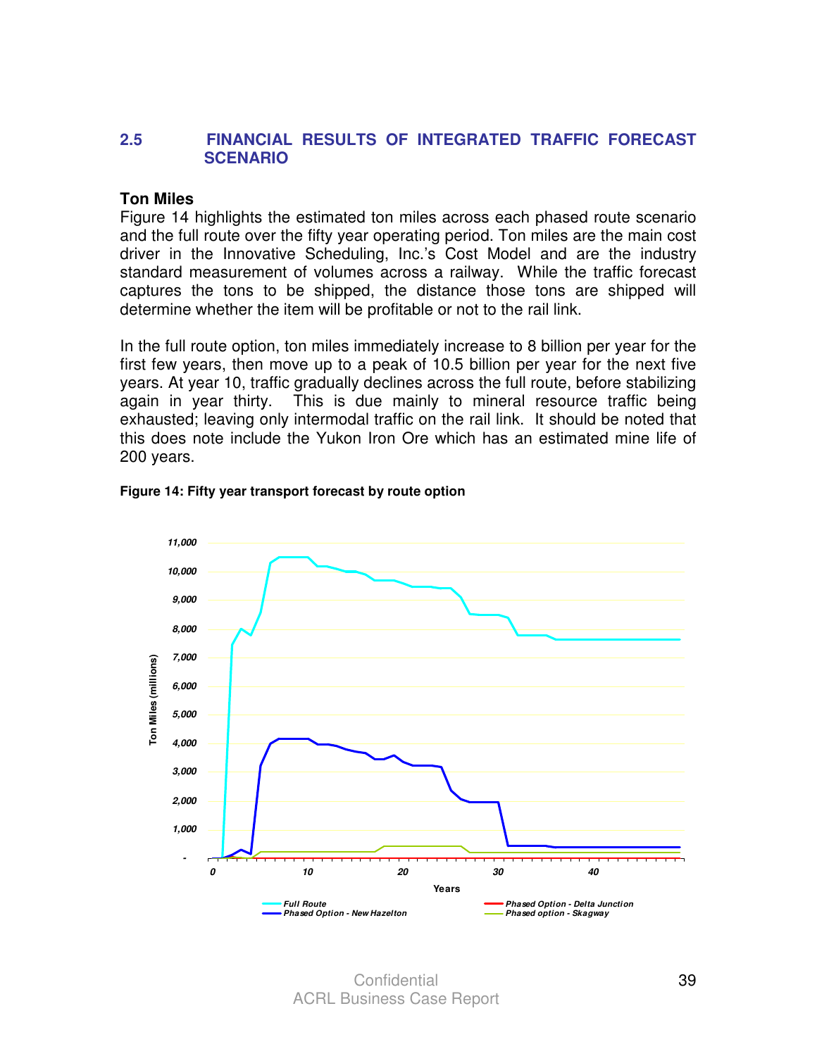## 2.5 FINANCIAL RESULTS OF INTEGRATED TRAFFIC FORECAST SCENARIO

**Ton Miles**

Figure 14 highlights the estimated ton miles across each phased route scenario and the full route over the fifty year operating period. Ton miles are the main cost driver in the Innovative Scheduling, Inc.'s Cost Model and are the industry standard measurement of volumes across a railway. While the traffic forecast captures the tons to be shipped, the distance those tons are shipped will determine whether the item will be profitable or not to the rail link.

In the full route option, ton miles immediately increase to 8 billion per year for the first few years, then move up to a peak of 10.5 billion per year for the next five years. At year 10, traffic gradually declines across the full route, before stabilizing again in year thirty. This is due mainly to mineral resource traffic being exhausted; leaving only intermodal traffic on the rail link. It should be noted that this does note include the Yukon Iron Ore which has an estimated mine life of 200 years.

**Figure 14: Fifty year transport forecast by route option**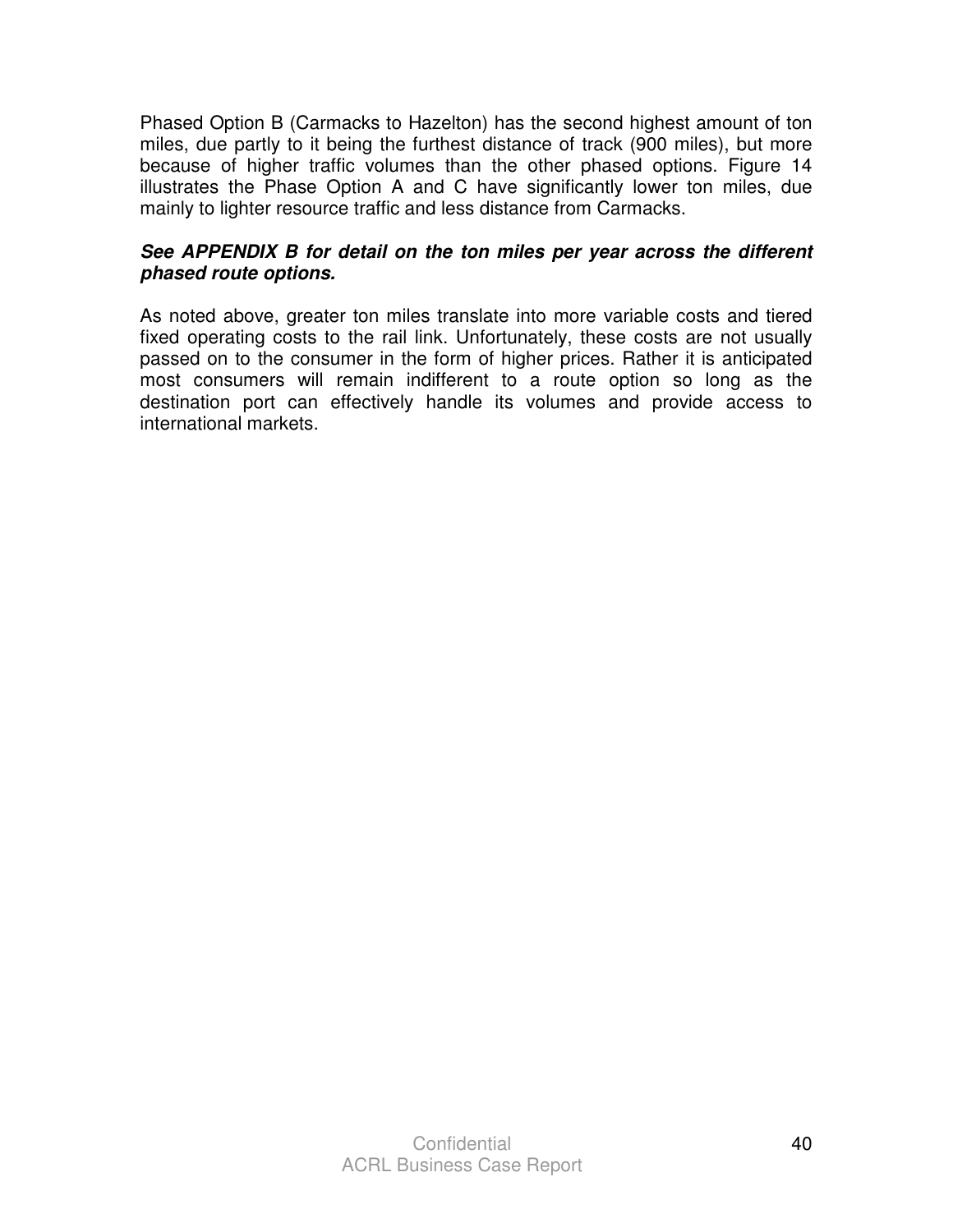Phased Option B (Carmacks to Hazelton) has the second highest amount of ton miles, due partly to it being the furthest distance of track (900 miles), but more because of higher traffic volumes than the other phased options. Figure 14 illustrates the Phase Option A and C have significantly lower ton miles, due mainly to lighter resource traffic and less distance from Carmacks.

***See APPENDIX B for detail on the ton miles per year across the different phased route options.***

As noted above, greater ton miles translate into more variable costs and tiered fixed operating costs to the rail link. Unfortunately, these costs are not usually passed on to the consumer in the form of higher prices. Rather it is anticipated most consumers will remain indifferent to a route option so long as the destination port can effectively handle its volumes and provide access to international markets.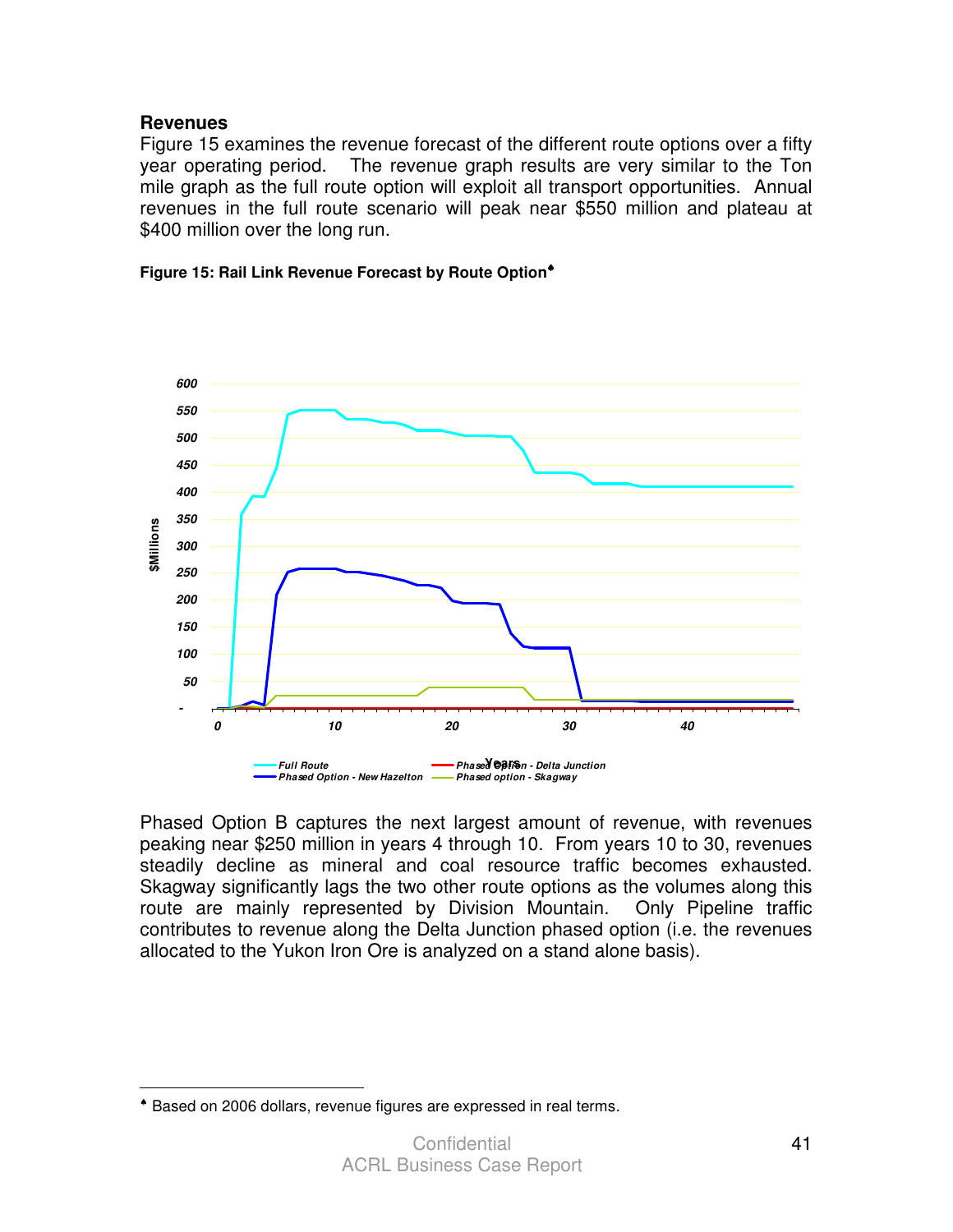### Revenues

Figure 15 examines the revenue forecast of the different route options over a fifty year operating period. The revenue graph results are very similar to the Ton mile graph as the full route option will exploit all transport opportunities. Annual revenues in the full route scenario will peak near $550 million and plateau at $400 million over the long run.

**Figure 15: Rail Link Revenue Forecast by Route Option**[♠]

Phased Option B captures the next largest amount of revenue, with revenues peaking near $250 million in years 4 through 10. From years 10 to 30, revenues steadily decline as mineral and coal resource traffic becomes exhausted. Skagway significantly lags the two other route options as the volumes along this route are mainly represented by Division Mountain. Only Pipeline traffic contributes to revenue along the Delta Junction phased option (i.e. the revenues allocated to the Yukon Iron Ore is analyzed on a stand alone basis).

---

[♠] Based on 2006 dollars, revenue figures are expressed in real terms.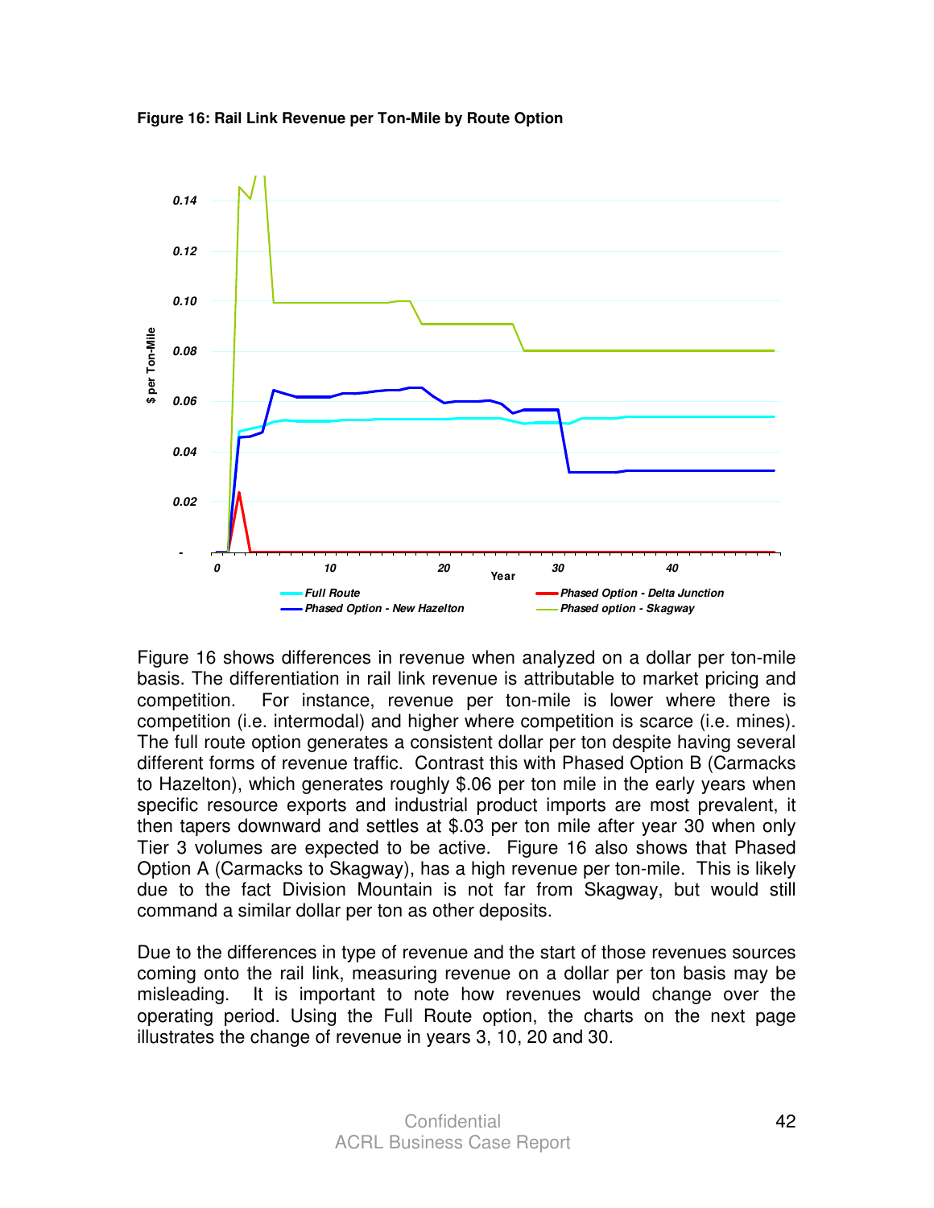**Figure 16: Rail Link Revenue per Ton-Mile by Route Option**

Figure 16 shows differences in revenue when analyzed on a dollar per ton-mile basis. The differentiation in rail link revenue is attributable to market pricing and competition. For instance, revenue per ton-mile is lower where there is competition (i.e. intermodal) and higher where competition is scarce (i.e. mines). The full route option generates a consistent dollar per ton despite having several different forms of revenue traffic. Contrast this with Phased Option B (Carmacks to Hazelton), which generates roughly $.06 per ton mile in the early years when specific resource exports and industrial product imports are most prevalent, it then tapers downward and settles at $.03 per ton mile after year 30 when only Tier 3 volumes are expected to be active. Figure 16 also shows that Phased Option A (Carmacks to Skagway), has a high revenue per ton-mile. This is likely due to the fact Division Mountain is not far from Skagway, but would still command a similar dollar per ton as other deposits.

Due to the differences in type of revenue and the start of those revenues sources coming onto the rail link, measuring revenue on a dollar per ton basis may be misleading. It is important to note how revenues would change over the operating period. Using the Full Route option, the charts on the next page illustrates the change of revenue in years 3, 10, 20 and 30.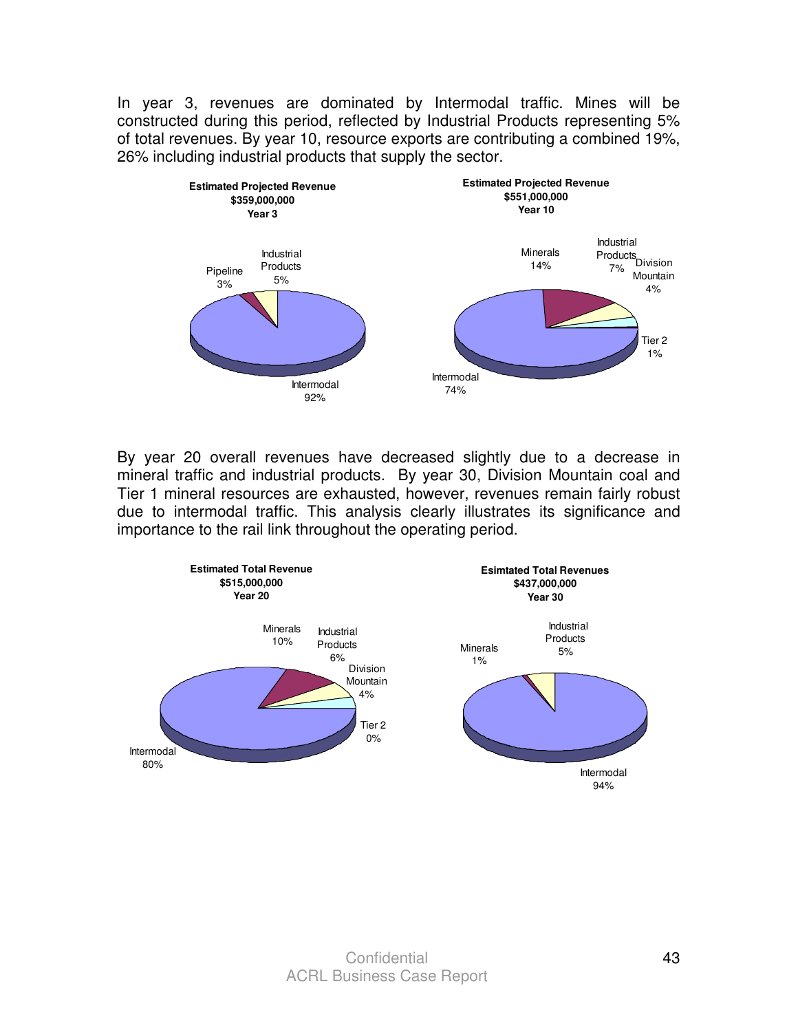In year 3, revenues are dominated by Intermodal traffic. Mines will be constructed during this period, reflected by Industrial Products representing 5% of total revenues. By year 10, resource exports are contributing a combined 19%, 26% including industrial products that supply the sector.

**Estimated Projected Revenue**
**$359,000,000**
**Year 3**

| Segment | Share |
|---|---|
| Intermodal | 92% |
| Industrial Products | 5% |
| Pipeline | 3% |

**Estimated Projected Revenue**
**$551,000,000**
**Year 10**

| Segment | Share |
|---|---|
| Intermodal | 74% |
| Minerals | 14% |
| Industrial Products | 7% |
| Division Mountain | 4% |
| Tier 2 | 1% |

By year 20 overall revenues have decreased slightly due to a decrease in mineral traffic and industrial products. By year 30, Division Mountain coal and Tier 1 mineral resources are exhausted, however, revenues remain fairly robust due to intermodal traffic. This analysis clearly illustrates its significance and importance to the rail link throughout the operating period.

**Estimated Total Revenue**
**$515,000,000**
**Year 20**

| Segment | Share |
|---|---|
| Intermodal | 80% |
| Minerals | 10% |
| Industrial Products | 6% |
| Division Mountain | 4% |
| Tier 2 | 0% |

**Esimtated Total Revenues**
**$437,000,000**
**Year 30**

| Segment | Share |
|---|---|
| Intermodal | 94% |
| Industrial Products | 5% |
| Minerals | 1% |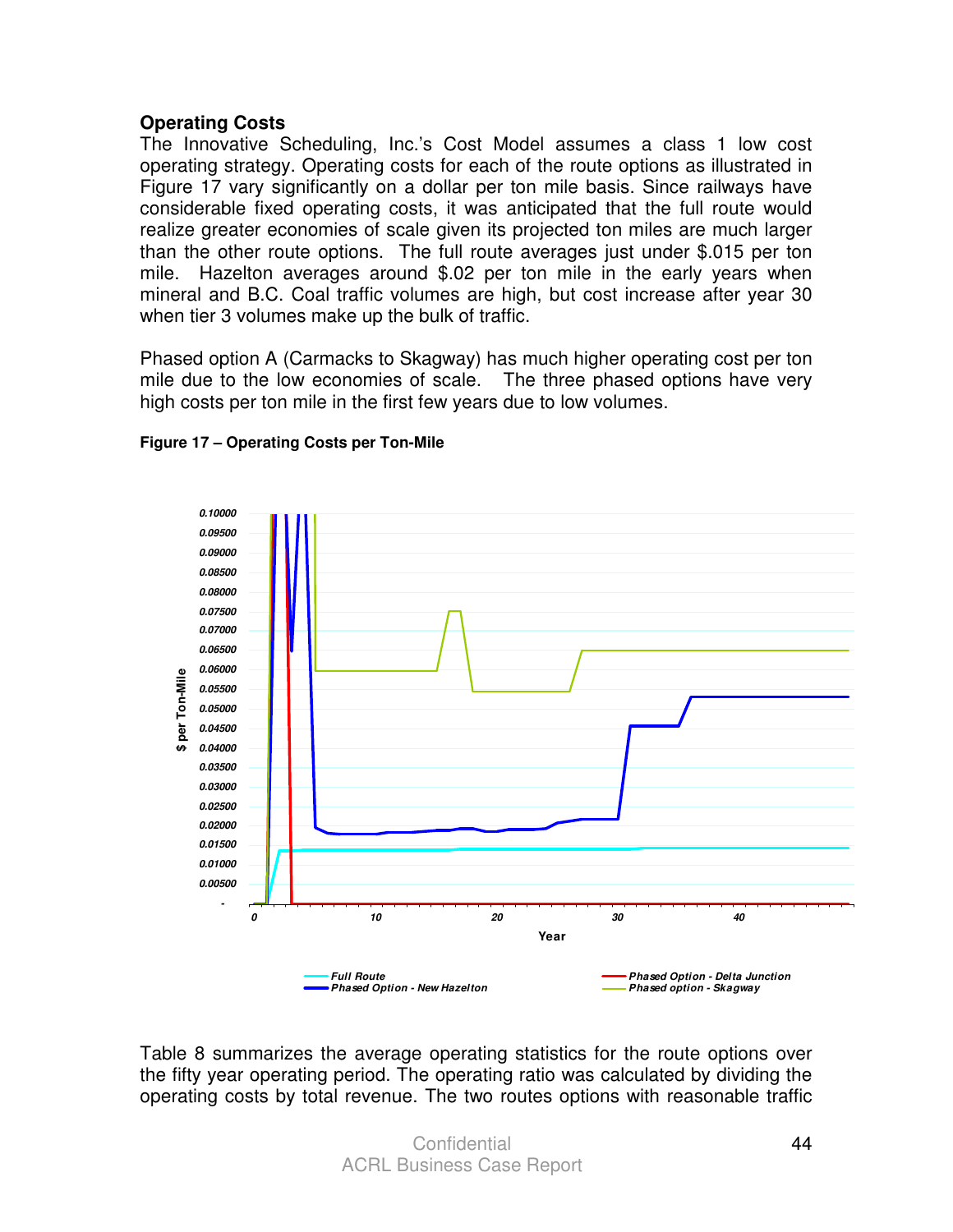## Operating Costs

The Innovative Scheduling, Inc.'s Cost Model assumes a class 1 low cost operating strategy. Operating costs for each of the route options as illustrated in Figure 17 vary significantly on a dollar per ton mile basis. Since railways have considerable fixed operating costs, it was anticipated that the full route would realize greater economies of scale given its projected ton miles are much larger than the other route options. The full route averages just under $.015 per ton mile. Hazelton averages around $.02 per ton mile in the early years when mineral and B.C. Coal traffic volumes are high, but cost increase after year 30 when tier 3 volumes make up the bulk of traffic.

Phased option A (Carmacks to Skagway) has much higher operating cost per ton mile due to the low economies of scale. The three phased options have very high costs per ton mile in the first few years due to low volumes.

**Figure 17 – Operating Costs per Ton-Mile**

Table 8 summarizes the average operating statistics for the route options over the fifty year operating period. The operating ratio was calculated by dividing the operating costs by total revenue. The two routes options with reasonable traffic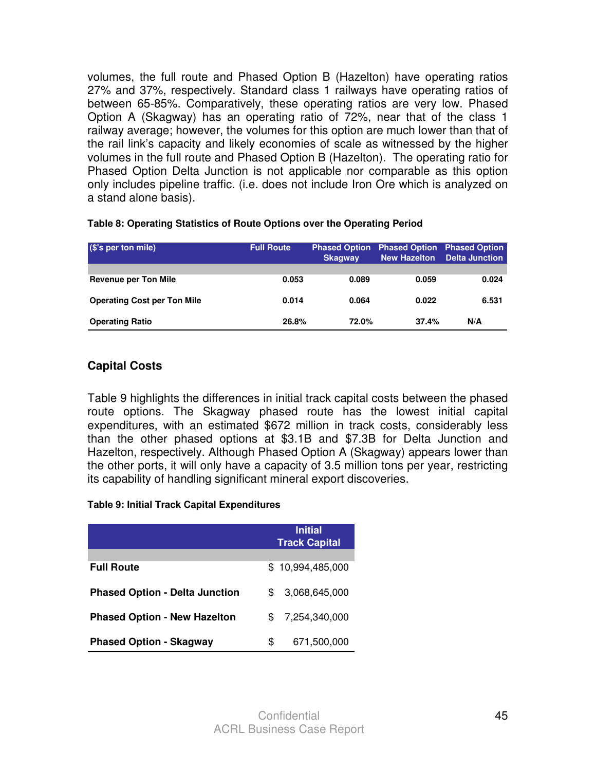volumes, the full route and Phased Option B (Hazelton) have operating ratios 27% and 37%, respectively. Standard class 1 railways have operating ratios of between 65-85%. Comparatively, these operating ratios are very low. Phased Option A (Skagway) has an operating ratio of 72%, near that of the class 1 railway average; however, the volumes for this option are much lower than that of the rail link's capacity and likely economies of scale as witnessed by the higher volumes in the full route and Phased Option B (Hazelton). The operating ratio for Phased Option Delta Junction is not applicable nor comparable as this option only includes pipeline traffic. (i.e. does not include Iron Ore which is analyzed on a stand alone basis).

**Table 8: Operating Statistics of Route Options over the Operating Period**

| ($'s per ton mile) | Full Route | Phased Option Skagway | Phased Option New Hazelton | Phased Option Delta Junction |
|---|---|---|---|---|
| **Revenue per Ton Mile** | 0.053 | 0.089 | 0.059 | 0.024 |
| **Operating Cost per Ton Mile** | 0.014 | 0.064 | 0.022 | 6.531 |
| **Operating Ratio** | 26.8% | 72.0% | 37.4% | N/A |

## Capital Costs

Table 9 highlights the differences in initial track capital costs between the phased route options. The Skagway phased route has the lowest initial capital expenditures, with an estimated $672 million in track costs, considerably less than the other phased options at $3.1B and $7.3B for Delta Junction and Hazelton, respectively. Although Phased Option A (Skagway) appears lower than the other ports, it will only have a capacity of 3.5 million tons per year, restricting its capability of handling significant mineral export discoveries.

**Table 9: Initial Track Capital Expenditures**

| | Initial Track Capital |
|---|---|
| **Full Route** | $ 10,994,485,000 |
| **Phased Option - Delta Junction** | $ 3,068,645,000 |
| **Phased Option - New Hazelton** | $ 7,254,340,000 |
| **Phased Option - Skagway** | $ 671,500,000 |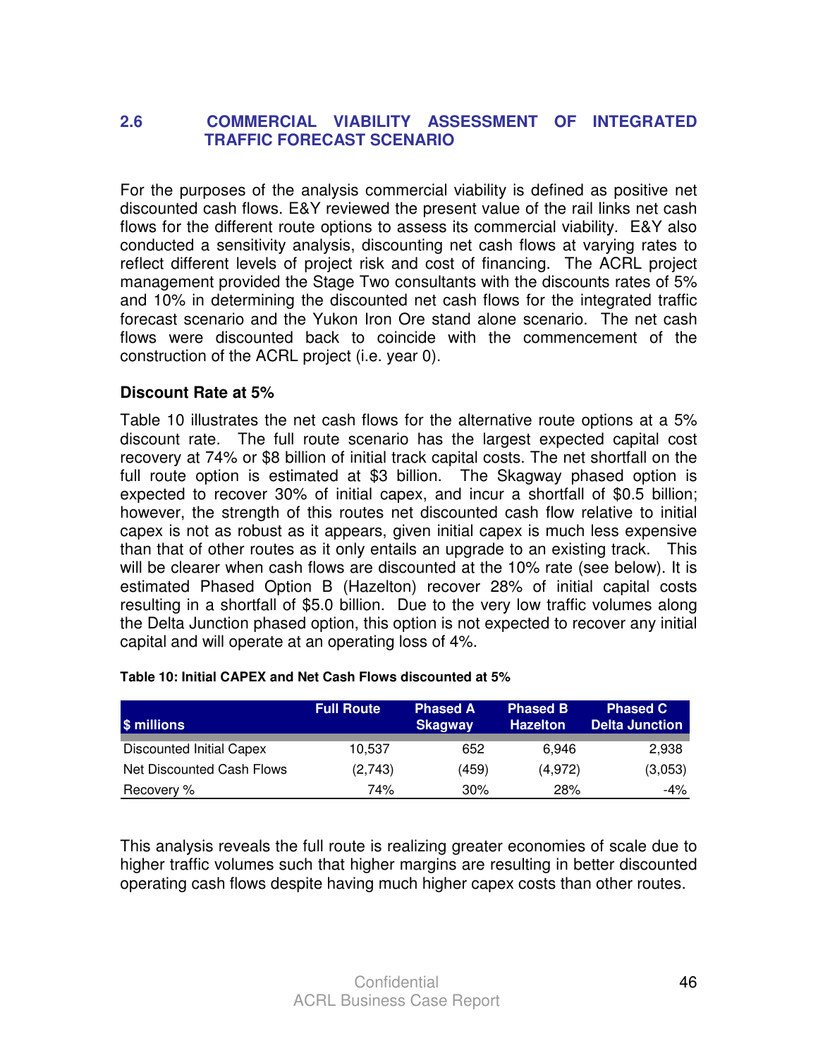## 2.6 COMMERCIAL VIABILITY ASSESSMENT OF INTEGRATED TRAFFIC FORECAST SCENARIO

For the purposes of the analysis commercial viability is defined as positive net discounted cash flows. E&Y reviewed the present value of the rail links net cash flows for the different route options to assess its commercial viability. E&Y also conducted a sensitivity analysis, discounting net cash flows at varying rates to reflect different levels of project risk and cost of financing. The ACRL project management provided the Stage Two consultants with the discounts rates of 5% and 10% in determining the discounted net cash flows for the integrated traffic forecast scenario and the Yukon Iron Ore stand alone scenario. The net cash flows were discounted back to coincide with the commencement of the construction of the ACRL project (i.e. year 0).

### Discount Rate at 5%

Table 10 illustrates the net cash flows for the alternative route options at a 5% discount rate. The full route scenario has the largest expected capital cost recovery at 74% or $8 billion of initial track capital costs. The net shortfall on the full route option is estimated at $3 billion. The Skagway phased option is expected to recover 30% of initial capex, and incur a shortfall of $0.5 billion; however, the strength of this routes net discounted cash flow relative to initial capex is not as robust as it appears, given initial capex is much less expensive than that of other routes as it only entails an upgrade to an existing track. This will be clearer when cash flows are discounted at the 10% rate (see below). It is estimated Phased Option B (Hazelton) recover 28% of initial capital costs resulting in a shortfall of $5.0 billion. Due to the very low traffic volumes along the Delta Junction phased option, this option is not expected to recover any initial capital and will operate at an operating loss of 4%.

**Table 10: Initial CAPEX and Net Cash Flows discounted at 5%**

| $ millions | Full Route | Phased A Skagway | Phased B Hazelton | Phased C Delta Junction |
|---|---|---|---|---|
| Discounted Initial Capex | 10,537 | 652 | 6,946 | 2,938 |
| Net Discounted Cash Flows | (2,743) | (459) | (4,972) | (3,053) |
| Recovery % | 74% | 30% | 28% | -4% |

This analysis reveals the full route is realizing greater economies of scale due to higher traffic volumes such that higher margins are resulting in better discounted operating cash flows despite having much higher capex costs than other routes.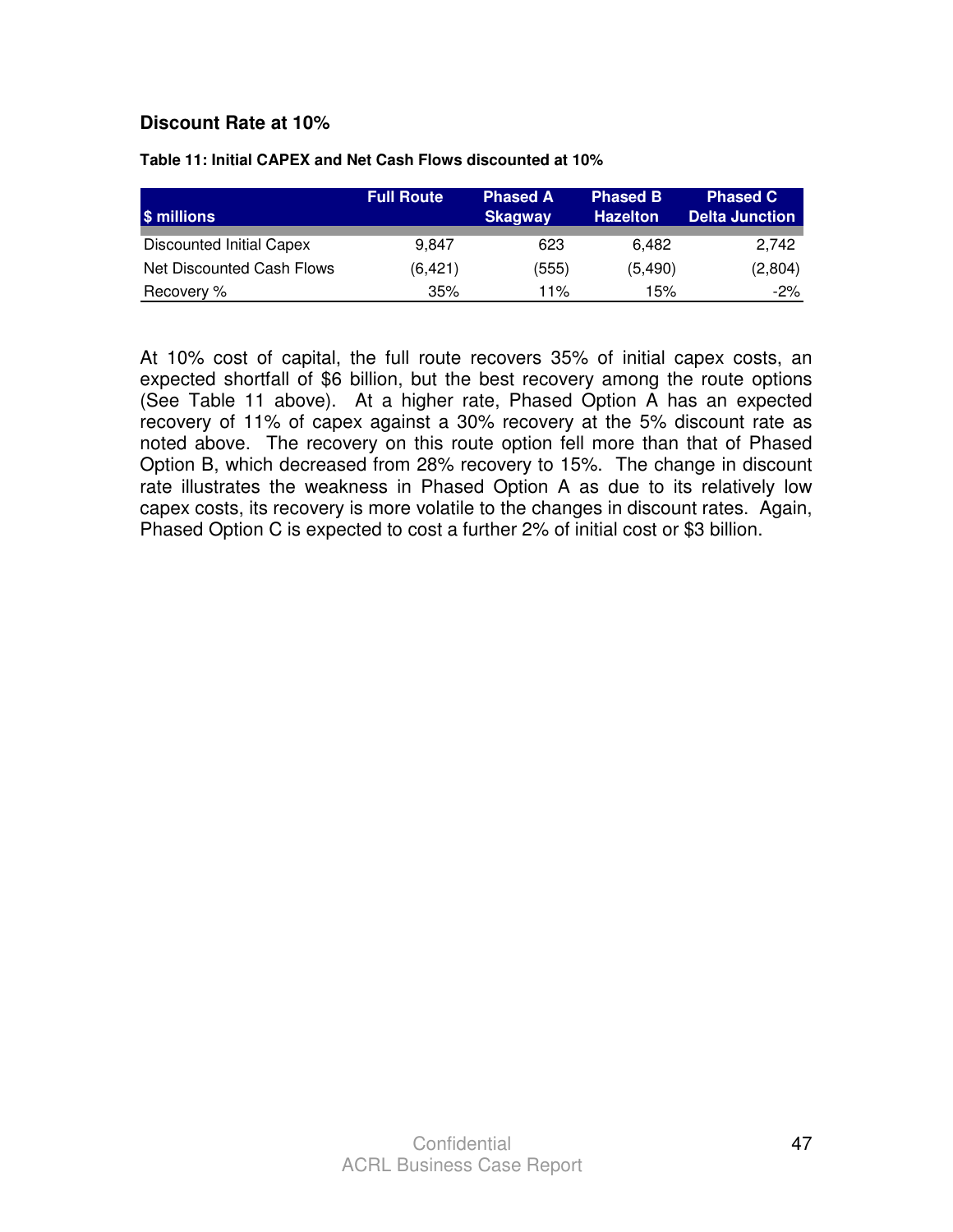### Discount Rate at 10%

**Table 11: Initial CAPEX and Net Cash Flows discounted at 10%**

| $ millions | Full Route | Phased A Skagway | Phased B Hazelton | Phased C Delta Junction |
|---|---|---|---|---|
| Discounted Initial Capex | 9,847 | 623 | 6,482 | 2,742 |
| Net Discounted Cash Flows | (6,421) | (555) | (5,490) | (2,804) |
| Recovery % | 35% | 11% | 15% | -2% |

At 10% cost of capital, the full route recovers 35% of initial capex costs, an expected shortfall of $6 billion, but the best recovery among the route options (See Table 11 above). At a higher rate, Phased Option A has an expected recovery of 11% of capex against a 30% recovery at the 5% discount rate as noted above. The recovery on this route option fell more than that of Phased Option B, which decreased from 28% recovery to 15%. The change in discount rate illustrates the weakness in Phased Option A as due to its relatively low capex costs, its recovery is more volatile to the changes in discount rates. Again, Phased Option C is expected to cost a further 2% of initial cost or $3 billion.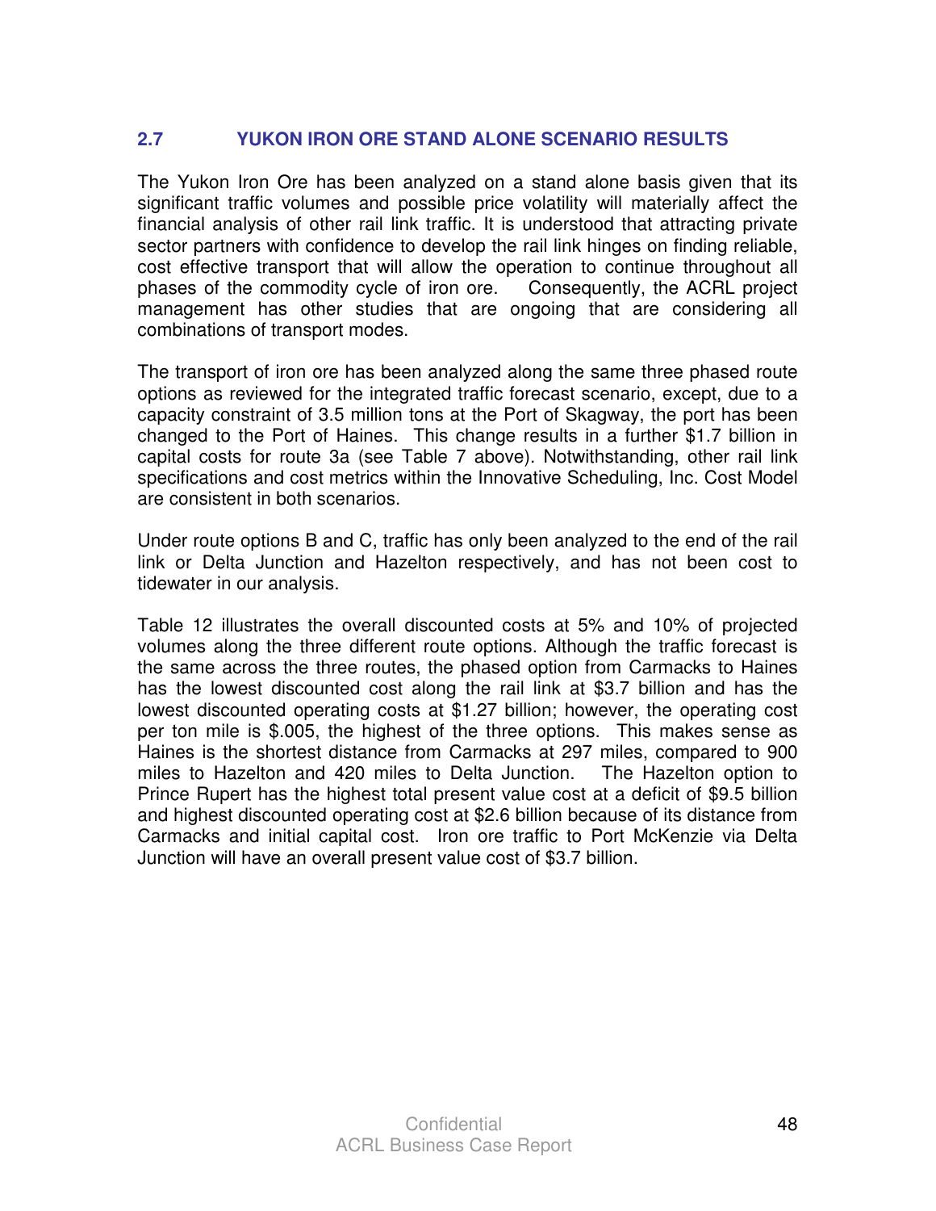## 2.7 YUKON IRON ORE STAND ALONE SCENARIO RESULTS

The Yukon Iron Ore has been analyzed on a stand alone basis given that its significant traffic volumes and possible price volatility will materially affect the financial analysis of other rail link traffic. It is understood that attracting private sector partners with confidence to develop the rail link hinges on finding reliable, cost effective transport that will allow the operation to continue throughout all phases of the commodity cycle of iron ore. Consequently, the ACRL project management has other studies that are ongoing that are considering all combinations of transport modes.

The transport of iron ore has been analyzed along the same three phased route options as reviewed for the integrated traffic forecast scenario, except, due to a capacity constraint of 3.5 million tons at the Port of Skagway, the port has been changed to the Port of Haines. This change results in a further $1.7 billion in capital costs for route 3a (see Table 7 above). Notwithstanding, other rail link specifications and cost metrics within the Innovative Scheduling, Inc. Cost Model are consistent in both scenarios.

Under route options B and C, traffic has only been analyzed to the end of the rail link or Delta Junction and Hazelton respectively, and has not been cost to tidewater in our analysis.

Table 12 illustrates the overall discounted costs at 5% and 10% of projected volumes along the three different route options. Although the traffic forecast is the same across the three routes, the phased option from Carmacks to Haines has the lowest discounted cost along the rail link at $3.7 billion and has the lowest discounted operating costs at $1.27 billion; however, the operating cost per ton mile is $.005, the highest of the three options. This makes sense as Haines is the shortest distance from Carmacks at 297 miles, compared to 900 miles to Hazelton and 420 miles to Delta Junction. The Hazelton option to Prince Rupert has the highest total present value cost at a deficit of $9.5 billion and highest discounted operating cost at $2.6 billion because of its distance from Carmacks and initial capital cost. Iron ore traffic to Port McKenzie via Delta Junction will have an overall present value cost of $3.7 billion.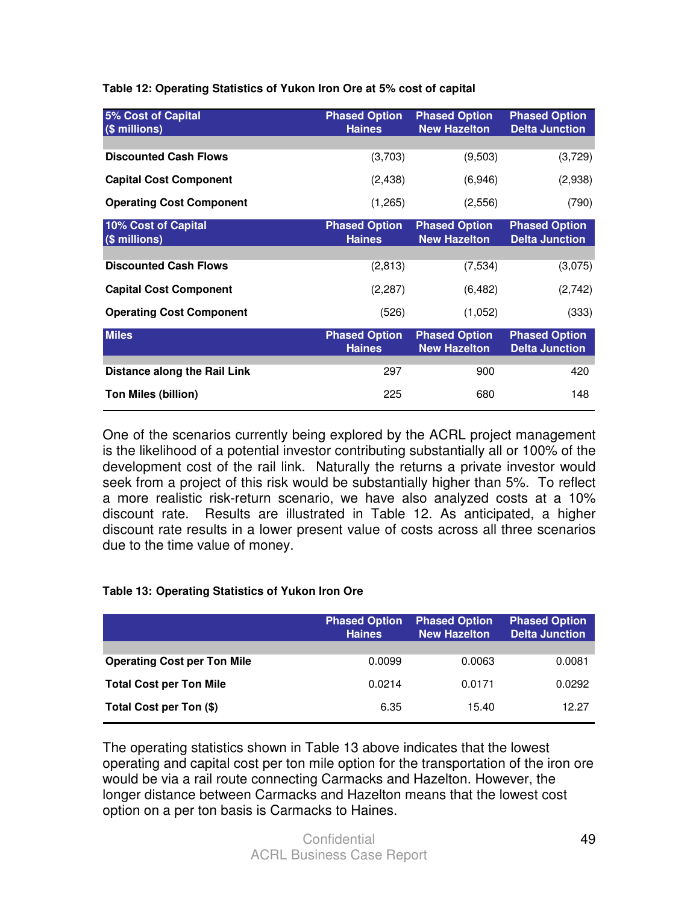**Table 12: Operating Statistics of Yukon Iron Ore at 5% cost of capital**

| 5% Cost of Capital ($ millions) | Phased Option Haines | Phased Option New Hazelton | Phased Option Delta Junction |
|---|---|---|---|
| **Discounted Cash Flows** | (3,703) | (9,503) | (3,729) |
| **Capital Cost Component** | (2,438) | (6,946) | (2,938) |
| **Operating Cost Component** | (1,265) | (2,556) | (790) |
| **10% Cost of Capital ($ millions)** | **Phased Option Haines** | **Phased Option New Hazelton** | **Phased Option Delta Junction** |
| **Discounted Cash Flows** | (2,813) | (7,534) | (3,075) |
| **Capital Cost Component** | (2,287) | (6,482) | (2,742) |
| **Operating Cost Component** | (526) | (1,052) | (333) |
| **Miles** | **Phased Option Haines** | **Phased Option New Hazelton** | **Phased Option Delta Junction** |
| **Distance along the Rail Link** | 297 | 900 | 420 |
| **Ton Miles (billion)** | 225 | 680 | 148 |

One of the scenarios currently being explored by the ACRL project management is the likelihood of a potential investor contributing substantially all or 100% of the development cost of the rail link. Naturally the returns a private investor would seek from a project of this risk would be substantially higher than 5%. To reflect a more realistic risk-return scenario, we have also analyzed costs at a 10% discount rate. Results are illustrated in Table 12. As anticipated, a higher discount rate results in a lower present value of costs across all three scenarios due to the time value of money.

**Table 13: Operating Statistics of Yukon Iron Ore**

| | Phased Option Haines | Phased Option New Hazelton | Phased Option Delta Junction |
|---|---|---|---|
| **Operating Cost per Ton Mile** | 0.0099 | 0.0063 | 0.0081 |
| **Total Cost per Ton Mile** | 0.0214 | 0.0171 | 0.0292 |
| **Total Cost per Ton ($)** | 6.35 | 15.40 | 12.27 |

The operating statistics shown in Table 13 above indicates that the lowest operating and capital cost per ton mile option for the transportation of the iron ore would be via a rail route connecting Carmacks and Hazelton. However, the longer distance between Carmacks and Hazelton means that the lowest cost option on a per ton basis is Carmacks to Haines.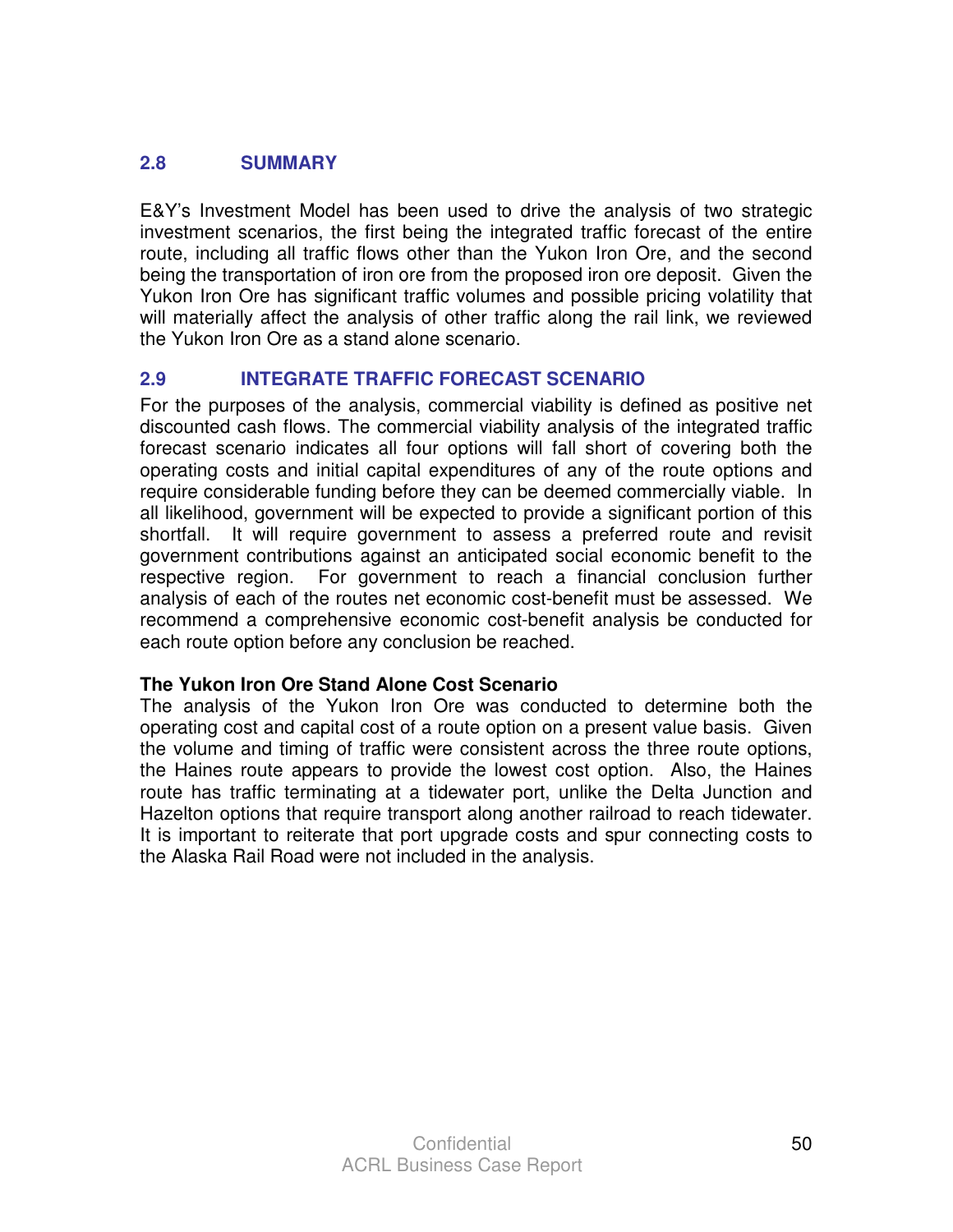## 2.8 SUMMARY

E&Y's Investment Model has been used to drive the analysis of two strategic investment scenarios, the first being the integrated traffic forecast of the entire route, including all traffic flows other than the Yukon Iron Ore, and the second being the transportation of iron ore from the proposed iron ore deposit. Given the Yukon Iron Ore has significant traffic volumes and possible pricing volatility that will materially affect the analysis of other traffic along the rail link, we reviewed the Yukon Iron Ore as a stand alone scenario.

## 2.9 INTEGRATE TRAFFIC FORECAST SCENARIO

For the purposes of the analysis, commercial viability is defined as positive net discounted cash flows. The commercial viability analysis of the integrated traffic forecast scenario indicates all four options will fall short of covering both the operating costs and initial capital expenditures of any of the route options and require considerable funding before they can be deemed commercially viable. In all likelihood, government will be expected to provide a significant portion of this shortfall. It will require government to assess a preferred route and revisit government contributions against an anticipated social economic benefit to the respective region. For government to reach a financial conclusion further analysis of each of the routes net economic cost-benefit must be assessed. We recommend a comprehensive economic cost-benefit analysis be conducted for each route option before any conclusion be reached.

**The Yukon Iron Ore Stand Alone Cost Scenario**

The analysis of the Yukon Iron Ore was conducted to determine both the operating cost and capital cost of a route option on a present value basis. Given the volume and timing of traffic were consistent across the three route options, the Haines route appears to provide the lowest cost option. Also, the Haines route has traffic terminating at a tidewater port, unlike the Delta Junction and Hazelton options that require transport along another railroad to reach tidewater. It is important to reiterate that port upgrade costs and spur connecting costs to the Alaska Rail Road were not included in the analysis.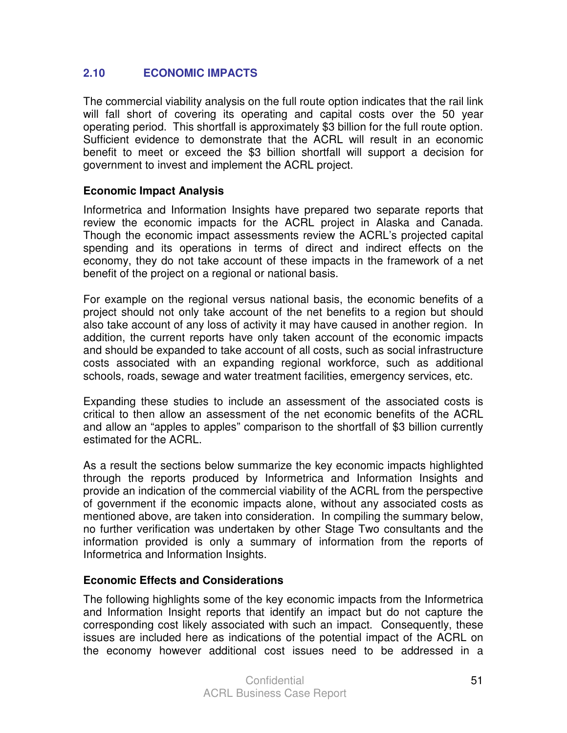## 2.10 ECONOMIC IMPACTS

The commercial viability analysis on the full route option indicates that the rail link will fall short of covering its operating and capital costs over the 50 year operating period. This shortfall is approximately $3 billion for the full route option. Sufficient evidence to demonstrate that the ACRL will result in an economic benefit to meet or exceed the $3 billion shortfall will support a decision for government to invest and implement the ACRL project.

### Economic Impact Analysis

Informetrica and Information Insights have prepared two separate reports that review the economic impacts for the ACRL project in Alaska and Canada. Though the economic impact assessments review the ACRL's projected capital spending and its operations in terms of direct and indirect effects on the economy, they do not take account of these impacts in the framework of a net benefit of the project on a regional or national basis.

For example on the regional versus national basis, the economic benefits of a project should not only take account of the net benefits to a region but should also take account of any loss of activity it may have caused in another region. In addition, the current reports have only taken account of the economic impacts and should be expanded to take account of all costs, such as social infrastructure costs associated with an expanding regional workforce, such as additional schools, roads, sewage and water treatment facilities, emergency services, etc.

Expanding these studies to include an assessment of the associated costs is critical to then allow an assessment of the net economic benefits of the ACRL and allow an "apples to apples" comparison to the shortfall of $3 billion currently estimated for the ACRL.

As a result the sections below summarize the key economic impacts highlighted through the reports produced by Informetrica and Information Insights and provide an indication of the commercial viability of the ACRL from the perspective of government if the economic impacts alone, without any associated costs as mentioned above, are taken into consideration. In compiling the summary below, no further verification was undertaken by other Stage Two consultants and the information provided is only a summary of information from the reports of Informetrica and Information Insights.

### Economic Effects and Considerations

The following highlights some of the key economic impacts from the Informetrica and Information Insight reports that identify an impact but do not capture the corresponding cost likely associated with such an impact. Consequently, these issues are included here as indications of the potential impact of the ACRL on the economy however additional cost issues need to be addressed in a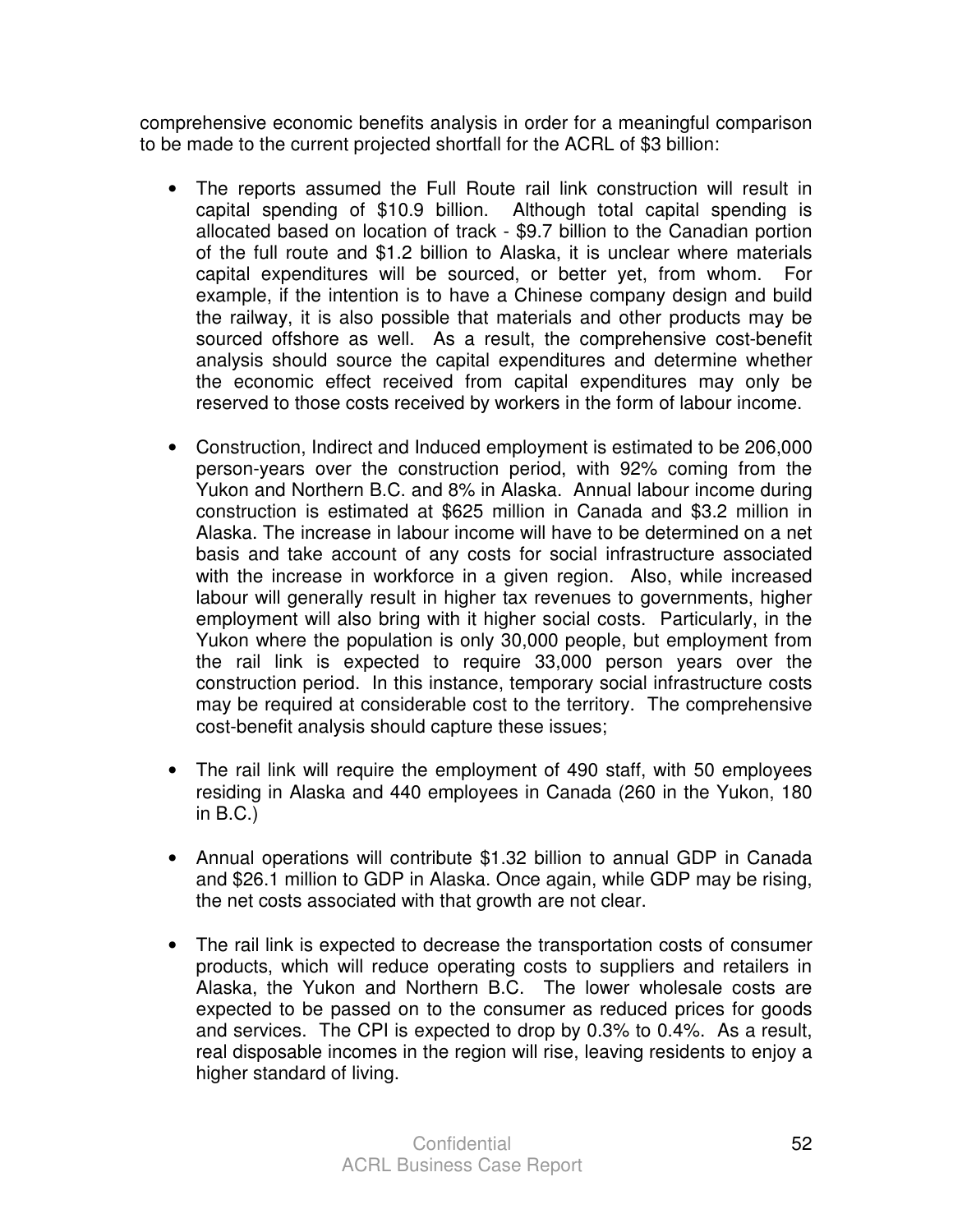comprehensive economic benefits analysis in order for a meaningful comparison to be made to the current projected shortfall for the ACRL of $3 billion:

- The reports assumed the Full Route rail link construction will result in capital spending of $10.9 billion. Although total capital spending is allocated based on location of track - $9.7 billion to the Canadian portion of the full route and $1.2 billion to Alaska, it is unclear where materials capital expenditures will be sourced, or better yet, from whom. For example, if the intention is to have a Chinese company design and build the railway, it is also possible that materials and other products may be sourced offshore as well. As a result, the comprehensive cost-benefit analysis should source the capital expenditures and determine whether the economic effect received from capital expenditures may only be reserved to those costs received by workers in the form of labour income.

- Construction, Indirect and Induced employment is estimated to be 206,000 person-years over the construction period, with 92% coming from the Yukon and Northern B.C. and 8% in Alaska. Annual labour income during construction is estimated at $625 million in Canada and $3.2 million in Alaska. The increase in labour income will have to be determined on a net basis and take account of any costs for social infrastructure associated with the increase in workforce in a given region. Also, while increased labour will generally result in higher tax revenues to governments, higher employment will also bring with it higher social costs. Particularly, in the Yukon where the population is only 30,000 people, but employment from the rail link is expected to require 33,000 person years over the construction period. In this instance, temporary social infrastructure costs may be required at considerable cost to the territory. The comprehensive cost-benefit analysis should capture these issues;

- The rail link will require the employment of 490 staff, with 50 employees residing in Alaska and 440 employees in Canada (260 in the Yukon, 180 in B.C.)

- Annual operations will contribute $1.32 billion to annual GDP in Canada and $26.1 million to GDP in Alaska. Once again, while GDP may be rising, the net costs associated with that growth are not clear.

- The rail link is expected to decrease the transportation costs of consumer products, which will reduce operating costs to suppliers and retailers in Alaska, the Yukon and Northern B.C. The lower wholesale costs are expected to be passed on to the consumer as reduced prices for goods and services. The CPI is expected to drop by 0.3% to 0.4%. As a result, real disposable incomes in the region will rise, leaving residents to enjoy a higher standard of living.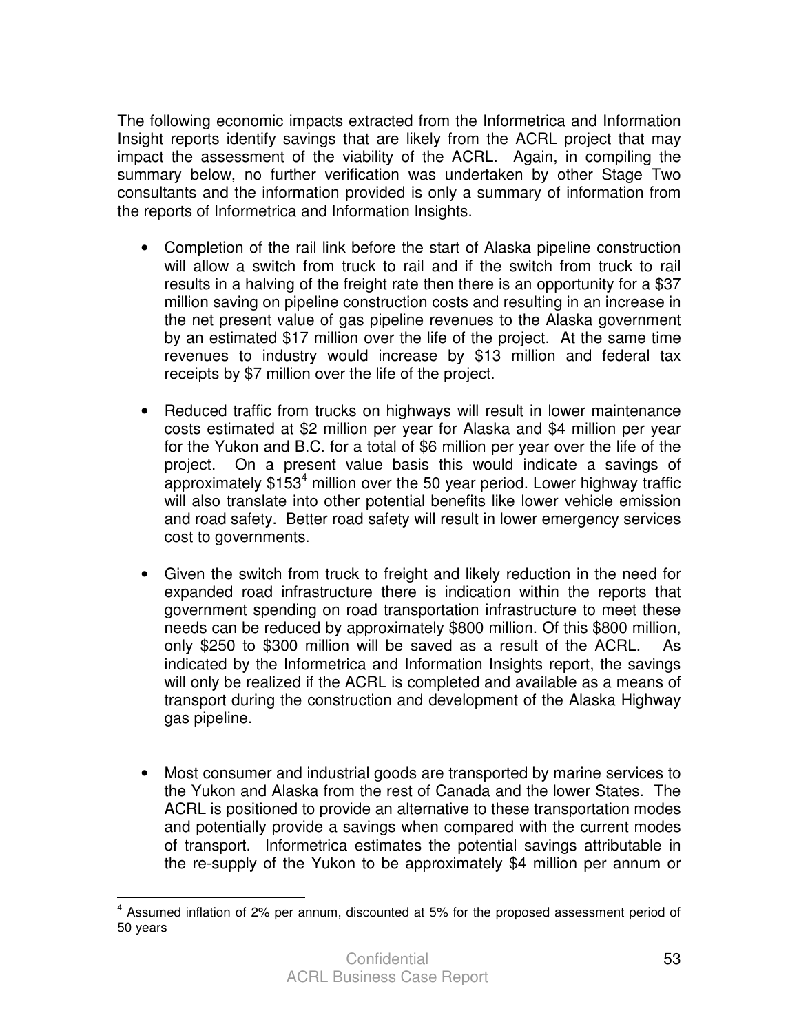The following economic impacts extracted from the Informetrica and Information Insight reports identify savings that are likely from the ACRL project that may impact the assessment of the viability of the ACRL. Again, in compiling the summary below, no further verification was undertaken by other Stage Two consultants and the information provided is only a summary of information from the reports of Informetrica and Information Insights.

- Completion of the rail link before the start of Alaska pipeline construction will allow a switch from truck to rail and if the switch from truck to rail results in a halving of the freight rate then there is an opportunity for a $37 million saving on pipeline construction costs and resulting in an increase in the net present value of gas pipeline revenues to the Alaska government by an estimated $17 million over the life of the project. At the same time revenues to industry would increase by $13 million and federal tax receipts by $7 million over the life of the project.

- Reduced traffic from trucks on highways will result in lower maintenance costs estimated at $2 million per year for Alaska and $4 million per year for the Yukon and B.C. for a total of $6 million per year over the life of the project. On a present value basis this would indicate a savings of approximately $153[4] million over the 50 year period. Lower highway traffic will also translate into other potential benefits like lower vehicle emission and road safety. Better road safety will result in lower emergency services cost to governments.

- Given the switch from truck to freight and likely reduction in the need for expanded road infrastructure there is indication within the reports that government spending on road transportation infrastructure to meet these needs can be reduced by approximately $800 million. Of this $800 million, only $250 to $300 million will be saved as a result of the ACRL. As indicated by the Informetrica and Information Insights report, the savings will only be realized if the ACRL is completed and available as a means of transport during the construction and development of the Alaska Highway gas pipeline.

- Most consumer and industrial goods are transported by marine services to the Yukon and Alaska from the rest of Canada and the lower States. The ACRL is positioned to provide an alternative to these transportation modes and potentially provide a savings when compared with the current modes of transport. Informetrica estimates the potential savings attributable in the re-supply of the Yukon to be approximately $4 million per annum or

---

[4] Assumed inflation of 2% per annum, discounted at 5% for the proposed assessment period of 50 years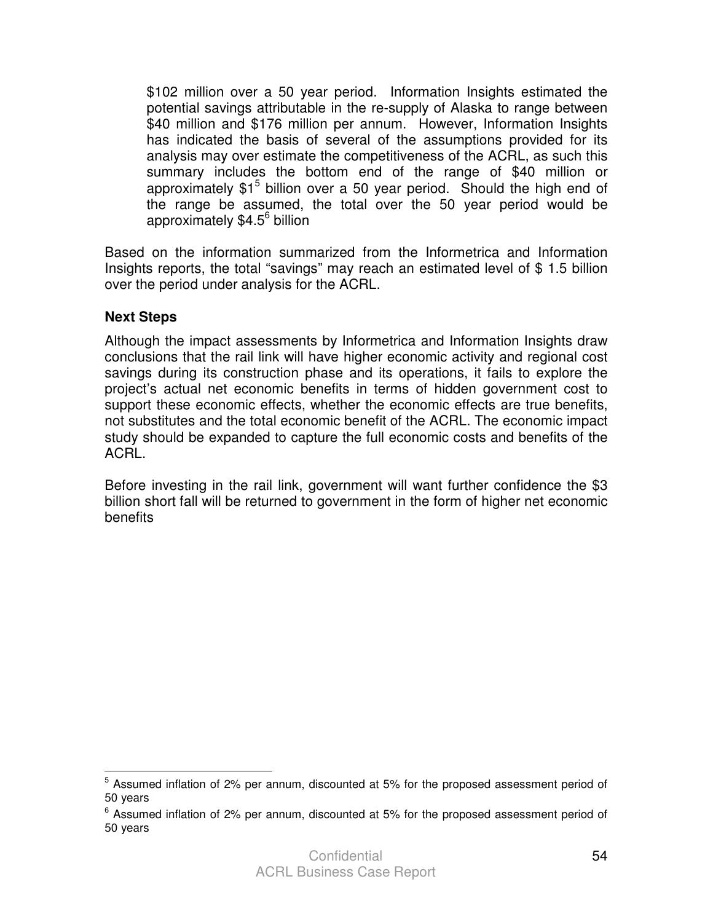$102 million over a 50 year period. Information Insights estimated the potential savings attributable in the re-supply of Alaska to range between $40 million and $176 million per annum. However, Information Insights has indicated the basis of several of the assumptions provided for its analysis may over estimate the competitiveness of the ACRL, as such this summary includes the bottom end of the range of $40 million or approximately $1[5] billion over a 50 year period. Should the high end of the range be assumed, the total over the 50 year period would be approximately $4.5[6] billion

Based on the information summarized from the Informetrica and Information Insights reports, the total "savings" may reach an estimated level of $ 1.5 billion over the period under analysis for the ACRL.

**Next Steps**

Although the impact assessments by Informetrica and Information Insights draw conclusions that the rail link will have higher economic activity and regional cost savings during its construction phase and its operations, it fails to explore the project's actual net economic benefits in terms of hidden government cost to support these economic effects, whether the economic effects are true benefits, not substitutes and the total economic benefit of the ACRL. The economic impact study should be expanded to capture the full economic costs and benefits of the ACRL.

Before investing in the rail link, government will want further confidence the $3 billion short fall will be returned to government in the form of higher net economic benefits

---

[5] Assumed inflation of 2% per annum, discounted at 5% for the proposed assessment period of 50 years

[6] Assumed inflation of 2% per annum, discounted at 5% for the proposed assessment period of 50 years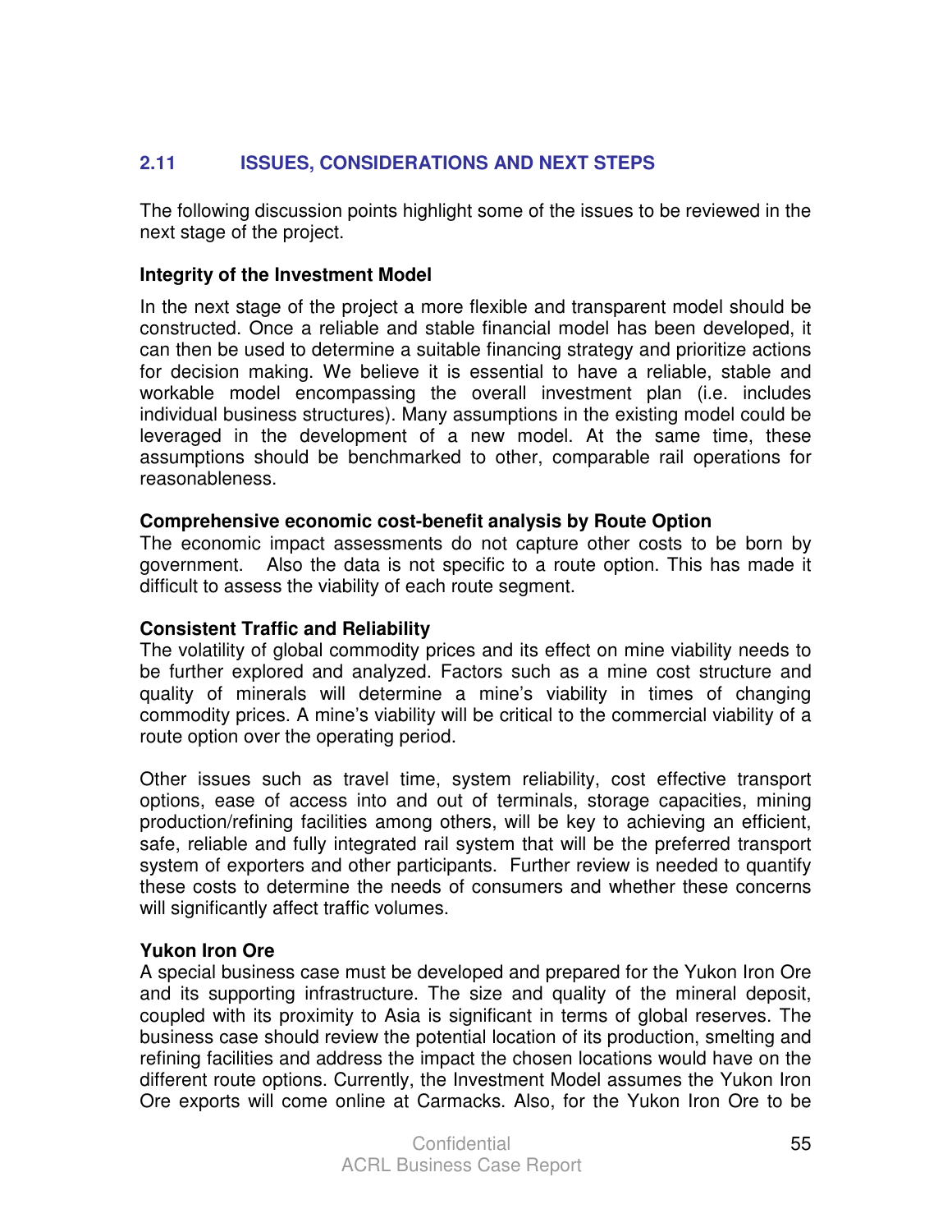## 2.11 ISSUES, CONSIDERATIONS AND NEXT STEPS

The following discussion points highlight some of the issues to be reviewed in the next stage of the project.

**Integrity of the Investment Model**

In the next stage of the project a more flexible and transparent model should be constructed. Once a reliable and stable financial model has been developed, it can then be used to determine a suitable financing strategy and prioritize actions for decision making. We believe it is essential to have a reliable, stable and workable model encompassing the overall investment plan (i.e. includes individual business structures). Many assumptions in the existing model could be leveraged in the development of a new model. At the same time, these assumptions should be benchmarked to other, comparable rail operations for reasonableness.

**Comprehensive economic cost-benefit analysis by Route Option**

The economic impact assessments do not capture other costs to be born by government. Also the data is not specific to a route option. This has made it difficult to assess the viability of each route segment.

**Consistent Traffic and Reliability**

The volatility of global commodity prices and its effect on mine viability needs to be further explored and analyzed. Factors such as a mine cost structure and quality of minerals will determine a mine's viability in times of changing commodity prices. A mine's viability will be critical to the commercial viability of a route option over the operating period.

Other issues such as travel time, system reliability, cost effective transport options, ease of access into and out of terminals, storage capacities, mining production/refining facilities among others, will be key to achieving an efficient, safe, reliable and fully integrated rail system that will be the preferred transport system of exporters and other participants. Further review is needed to quantify these costs to determine the needs of consumers and whether these concerns will significantly affect traffic volumes.

**Yukon Iron Ore**

A special business case must be developed and prepared for the Yukon Iron Ore and its supporting infrastructure. The size and quality of the mineral deposit, coupled with its proximity to Asia is significant in terms of global reserves. The business case should review the potential location of its production, smelting and refining facilities and address the impact the chosen locations would have on the different route options. Currently, the Investment Model assumes the Yukon Iron Ore exports will come online at Carmacks. Also, for the Yukon Iron Ore to be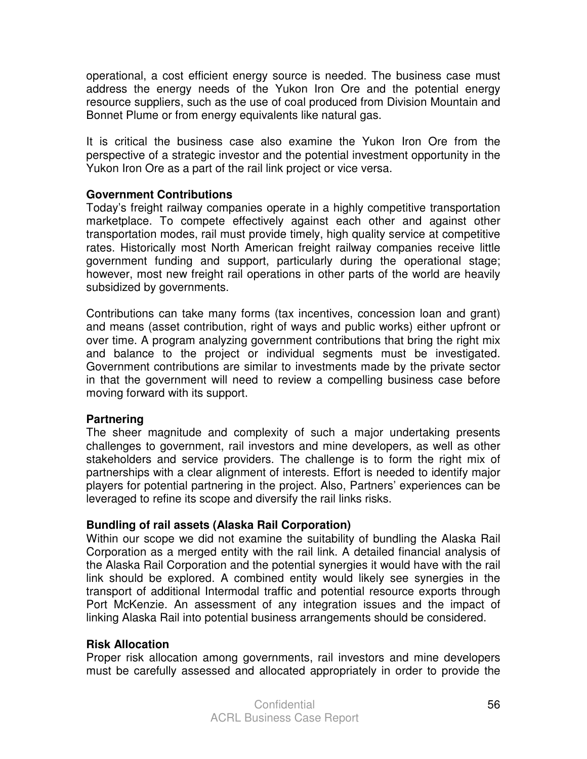operational, a cost efficient energy source is needed. The business case must address the energy needs of the Yukon Iron Ore and the potential energy resource suppliers, such as the use of coal produced from Division Mountain and Bonnet Plume or from energy equivalents like natural gas.

It is critical the business case also examine the Yukon Iron Ore from the perspective of a strategic investor and the potential investment opportunity in the Yukon Iron Ore as a part of the rail link project or vice versa.

**Government Contributions**

Today's freight railway companies operate in a highly competitive transportation marketplace. To compete effectively against each other and against other transportation modes, rail must provide timely, high quality service at competitive rates. Historically most North American freight railway companies receive little government funding and support, particularly during the operational stage; however, most new freight rail operations in other parts of the world are heavily subsidized by governments.

Contributions can take many forms (tax incentives, concession loan and grant) and means (asset contribution, right of ways and public works) either upfront or over time. A program analyzing government contributions that bring the right mix and balance to the project or individual segments must be investigated. Government contributions are similar to investments made by the private sector in that the government will need to review a compelling business case before moving forward with its support.

**Partnering**

The sheer magnitude and complexity of such a major undertaking presents challenges to government, rail investors and mine developers, as well as other stakeholders and service providers. The challenge is to form the right mix of partnerships with a clear alignment of interests. Effort is needed to identify major players for potential partnering in the project. Also, Partners' experiences can be leveraged to refine its scope and diversify the rail links risks.

**Bundling of rail assets (Alaska Rail Corporation)**

Within our scope we did not examine the suitability of bundling the Alaska Rail Corporation as a merged entity with the rail link. A detailed financial analysis of the Alaska Rail Corporation and the potential synergies it would have with the rail link should be explored. A combined entity would likely see synergies in the transport of additional Intermodal traffic and potential resource exports through Port McKenzie. An assessment of any integration issues and the impact of linking Alaska Rail into potential business arrangements should be considered.

**Risk Allocation**

Proper risk allocation among governments, rail investors and mine developers must be carefully assessed and allocated appropriately in order to provide the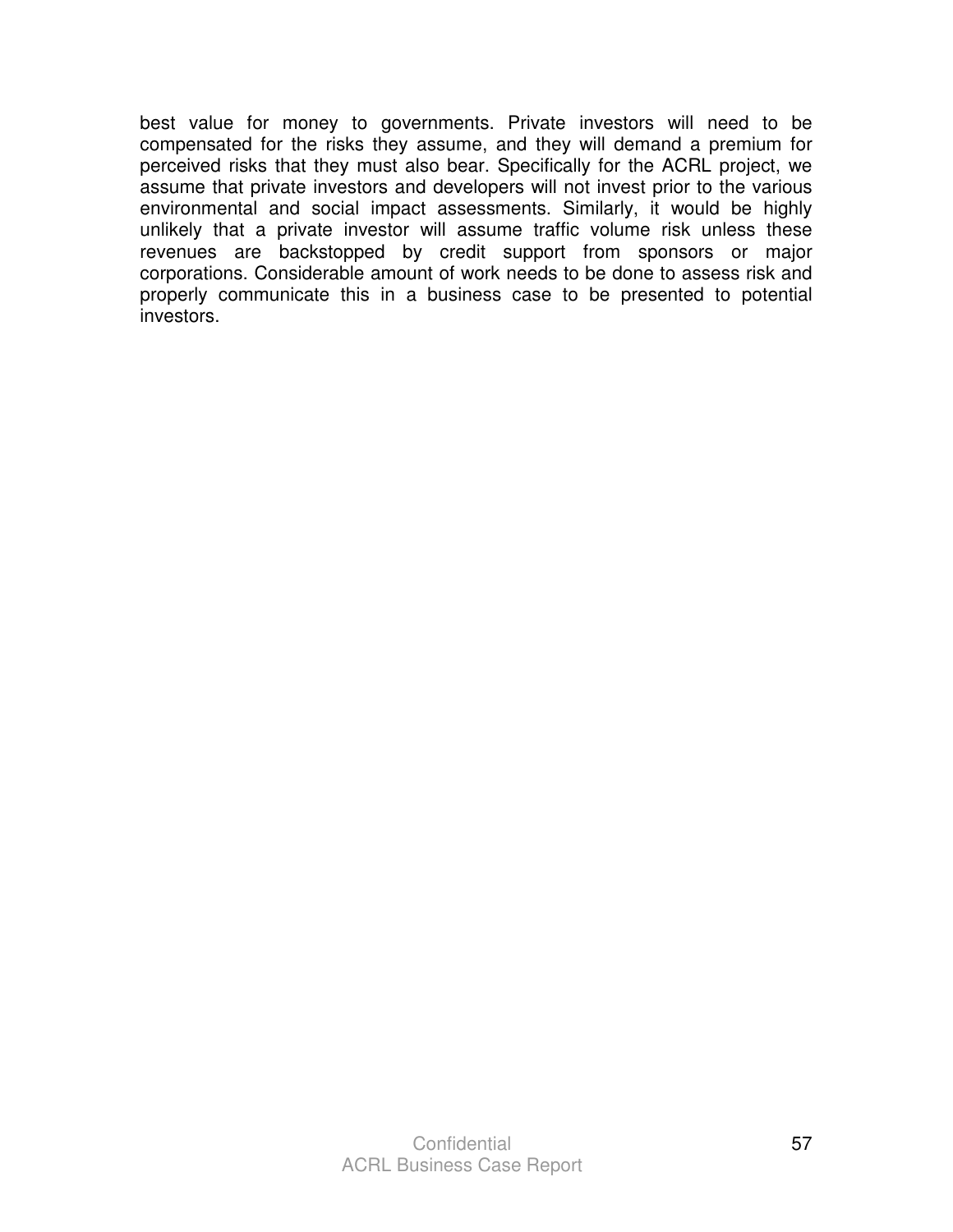best value for money to governments. Private investors will need to be compensated for the risks they assume, and they will demand a premium for perceived risks that they must also bear. Specifically for the ACRL project, we assume that private investors and developers will not invest prior to the various environmental and social impact assessments. Similarly, it would be highly unlikely that a private investor will assume traffic volume risk unless these revenues are backstopped by credit support from sponsors or major corporations. Considerable amount of work needs to be done to assess risk and properly communicate this in a business case to be presented to potential investors.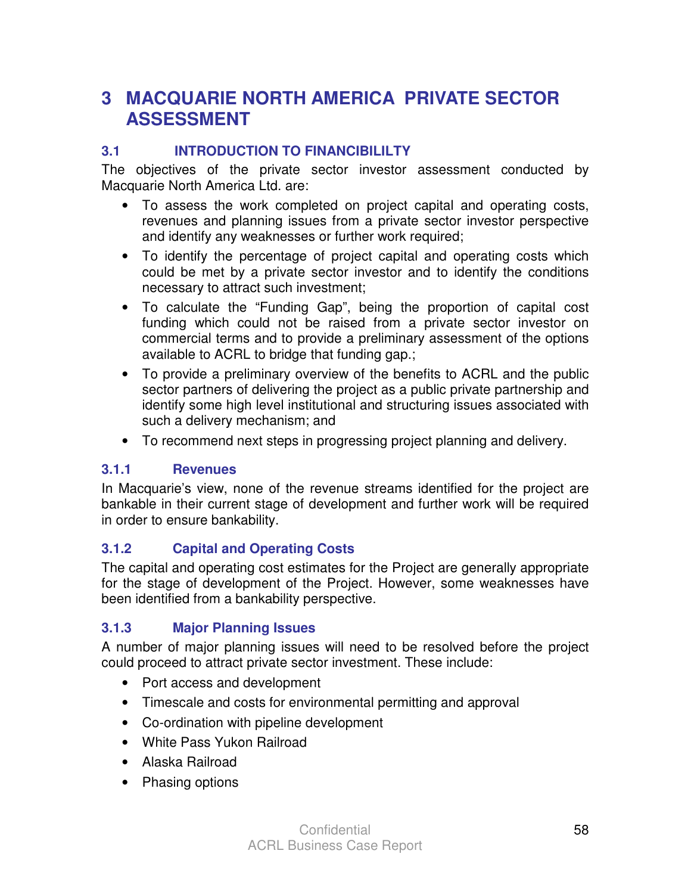# 3 MACQUARIE NORTH AMERICA PRIVATE SECTOR ASSESSMENT

## 3.1 INTRODUCTION TO FINANCIBILILTY

The objectives of the private sector investor assessment conducted by Macquarie North America Ltd. are:

- To assess the work completed on project capital and operating costs, revenues and planning issues from a private sector investor perspective and identify any weaknesses or further work required;
- To identify the percentage of project capital and operating costs which could be met by a private sector investor and to identify the conditions necessary to attract such investment;
- To calculate the "Funding Gap", being the proportion of capital cost funding which could not be raised from a private sector investor on commercial terms and to provide a preliminary assessment of the options available to ACRL to bridge that funding gap.;
- To provide a preliminary overview of the benefits to ACRL and the public sector partners of delivering the project as a public private partnership and identify some high level institutional and structuring issues associated with such a delivery mechanism; and
- To recommend next steps in progressing project planning and delivery.

### 3.1.1 Revenues

In Macquarie's view, none of the revenue streams identified for the project are bankable in their current stage of development and further work will be required in order to ensure bankability.

### 3.1.2 Capital and Operating Costs

The capital and operating cost estimates for the Project are generally appropriate for the stage of development of the Project. However, some weaknesses have been identified from a bankability perspective.

### 3.1.3 Major Planning Issues

A number of major planning issues will need to be resolved before the project could proceed to attract private sector investment. These include:

- Port access and development
- Timescale and costs for environmental permitting and approval
- Co-ordination with pipeline development
- White Pass Yukon Railroad
- Alaska Railroad
- Phasing options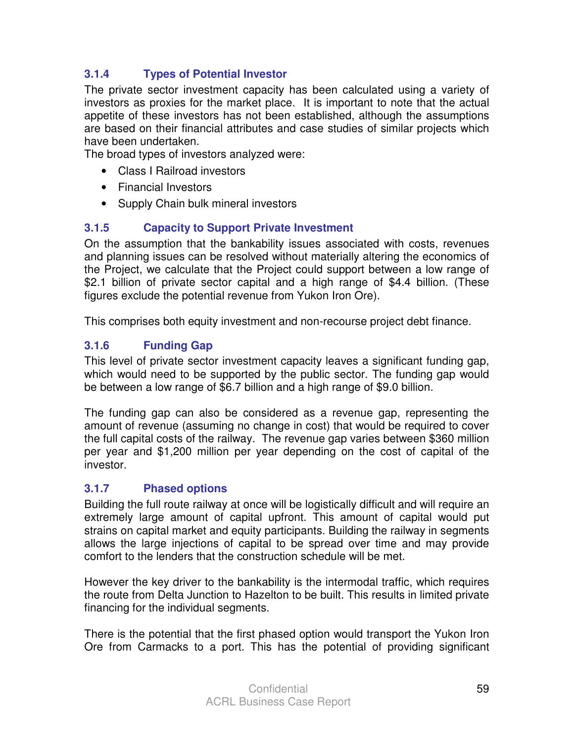### 3.1.4 Types of Potential Investor

The private sector investment capacity has been calculated using a variety of investors as proxies for the market place. It is important to note that the actual appetite of these investors has not been established, although the assumptions are based on their financial attributes and case studies of similar projects which have been undertaken.

The broad types of investors analyzed were:

- Class I Railroad investors
- Financial Investors
- Supply Chain bulk mineral investors

### 3.1.5 Capacity to Support Private Investment

On the assumption that the bankability issues associated with costs, revenues and planning issues can be resolved without materially altering the economics of the Project, we calculate that the Project could support between a low range of $2.1 billion of private sector capital and a high range of $4.4 billion. (These figures exclude the potential revenue from Yukon Iron Ore).

This comprises both equity investment and non-recourse project debt finance.

### 3.1.6 Funding Gap

This level of private sector investment capacity leaves a significant funding gap, which would need to be supported by the public sector. The funding gap would be between a low range of $6.7 billion and a high range of $9.0 billion.

The funding gap can also be considered as a revenue gap, representing the amount of revenue (assuming no change in cost) that would be required to cover the full capital costs of the railway. The revenue gap varies between $360 million per year and $1,200 million per year depending on the cost of capital of the investor.

### 3.1.7 Phased options

Building the full route railway at once will be logistically difficult and will require an extremely large amount of capital upfront. This amount of capital would put strains on capital market and equity participants. Building the railway in segments allows the large injections of capital to be spread over time and may provide comfort to the lenders that the construction schedule will be met.

However the key driver to the bankability is the intermodal traffic, which requires the route from Delta Junction to Hazelton to be built. This results in limited private financing for the individual segments.

There is the potential that the first phased option would transport the Yukon Iron Ore from Carmacks to a port. This has the potential of providing significant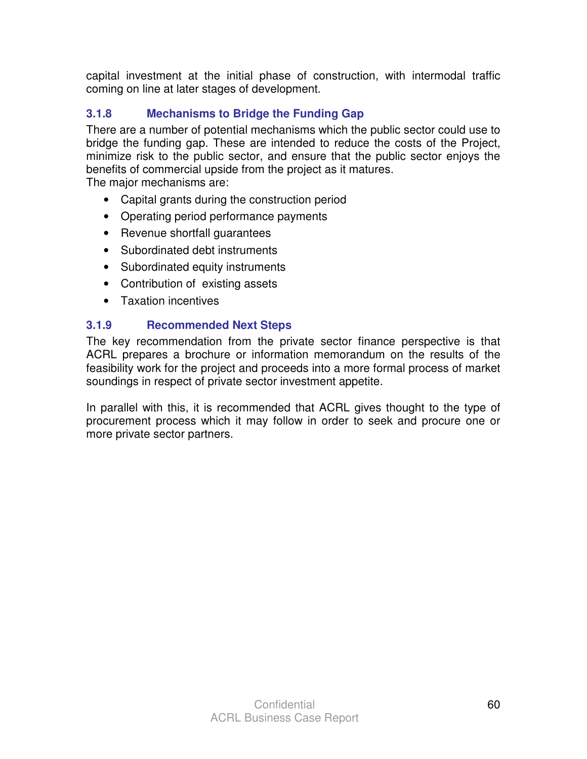capital investment at the initial phase of construction, with intermodal traffic coming on line at later stages of development.

### 3.1.8 Mechanisms to Bridge the Funding Gap

There are a number of potential mechanisms which the public sector could use to bridge the funding gap. These are intended to reduce the costs of the Project, minimize risk to the public sector, and ensure that the public sector enjoys the benefits of commercial upside from the project as it matures.

The major mechanisms are:

- Capital grants during the construction period
- Operating period performance payments
- Revenue shortfall guarantees
- Subordinated debt instruments
- Subordinated equity instruments
- Contribution of existing assets
- Taxation incentives

### 3.1.9 Recommended Next Steps

The key recommendation from the private sector finance perspective is that ACRL prepares a brochure or information memorandum on the results of the feasibility work for the project and proceeds into a more formal process of market soundings in respect of private sector investment appetite.

In parallel with this, it is recommended that ACRL gives thought to the type of procurement process which it may follow in order to seek and procure one or more private sector partners.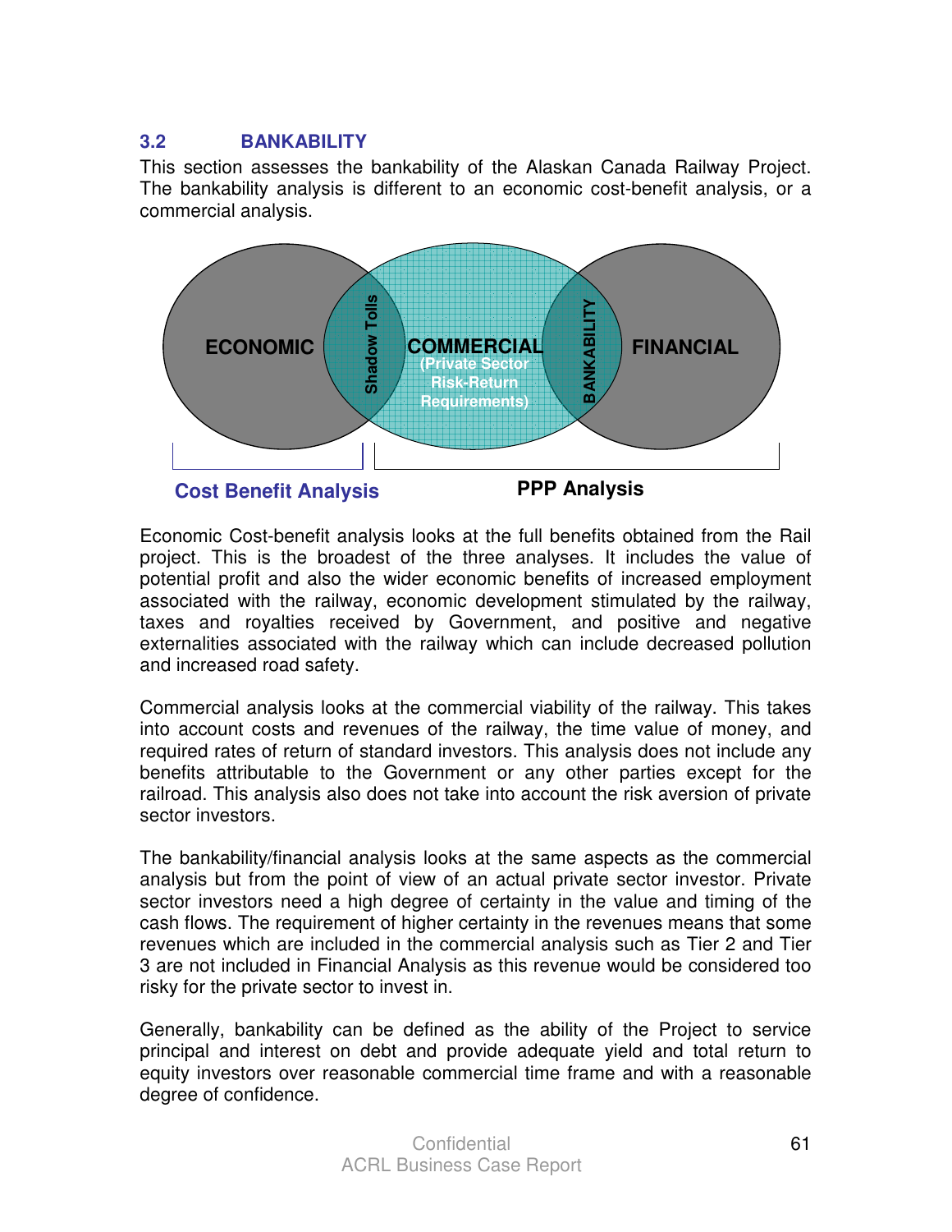### 3.2 BANKABILITY

This section assesses the bankability of the Alaskan Canada Railway Project. The bankability analysis is different to an economic cost-benefit analysis, or a commercial analysis.

ECONOMIC | Shadow Tolls | COMMERCIAL (Private Sector Risk-Return Requirements) | BANKABILITY | FINANCIAL

**Cost Benefit Analysis** **PPP Analysis**

Economic Cost-benefit analysis looks at the full benefits obtained from the Rail project. This is the broadest of the three analyses. It includes the value of potential profit and also the wider economic benefits of increased employment associated with the railway, economic development stimulated by the railway, taxes and royalties received by Government, and positive and negative externalities associated with the railway which can include decreased pollution and increased road safety.

Commercial analysis looks at the commercial viability of the railway. This takes into account costs and revenues of the railway, the time value of money, and required rates of return of standard investors. This analysis does not include any benefits attributable to the Government or any other parties except for the railroad. This analysis also does not take into account the risk aversion of private sector investors.

The bankability/financial analysis looks at the same aspects as the commercial analysis but from the point of view of an actual private sector investor. Private sector investors need a high degree of certainty in the value and timing of the cash flows. The requirement of higher certainty in the revenues means that some revenues which are included in the commercial analysis such as Tier 2 and Tier 3 are not included in Financial Analysis as this revenue would be considered too risky for the private sector to invest in.

Generally, bankability can be defined as the ability of the Project to service principal and interest on debt and provide adequate yield and total return to equity investors over reasonable commercial time frame and with a reasonable degree of confidence.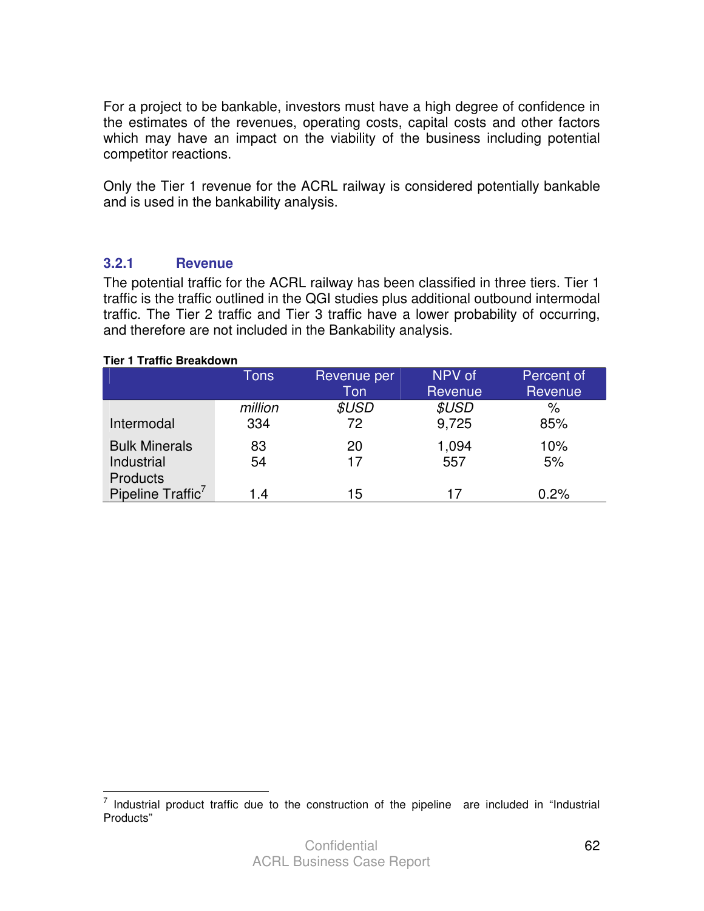For a project to be bankable, investors must have a high degree of confidence in the estimates of the revenues, operating costs, capital costs and other factors which may have an impact on the viability of the business including potential competitor reactions.

Only the Tier 1 revenue for the ACRL railway is considered potentially bankable and is used in the bankability analysis.

### 3.2.1 Revenue

The potential traffic for the ACRL railway has been classified in three tiers. Tier 1 traffic is the traffic outlined in the QGI studies plus additional outbound intermodal traffic. The Tier 2 traffic and Tier 3 traffic have a lower probability of occurring, and therefore are not included in the Bankability analysis.

**Tier 1 Traffic Breakdown**

| | Tons | Revenue per Ton | NPV of Revenue | Percent of Revenue |
|---|---|---|---|---|
| | *million* | *$USD* | *$USD* | % |
| Intermodal | 334 | 72 | 9,725 | 85% |
| Bulk Minerals | 83 | 20 | 1,094 | 10% |
| Industrial Products | 54 | 17 | 557 | 5% |
| Pipeline Traffic[7] | 1.4 | 15 | 17 | 0.2% |

[7] Industrial product traffic due to the construction of the pipeline are included in "Industrial Products"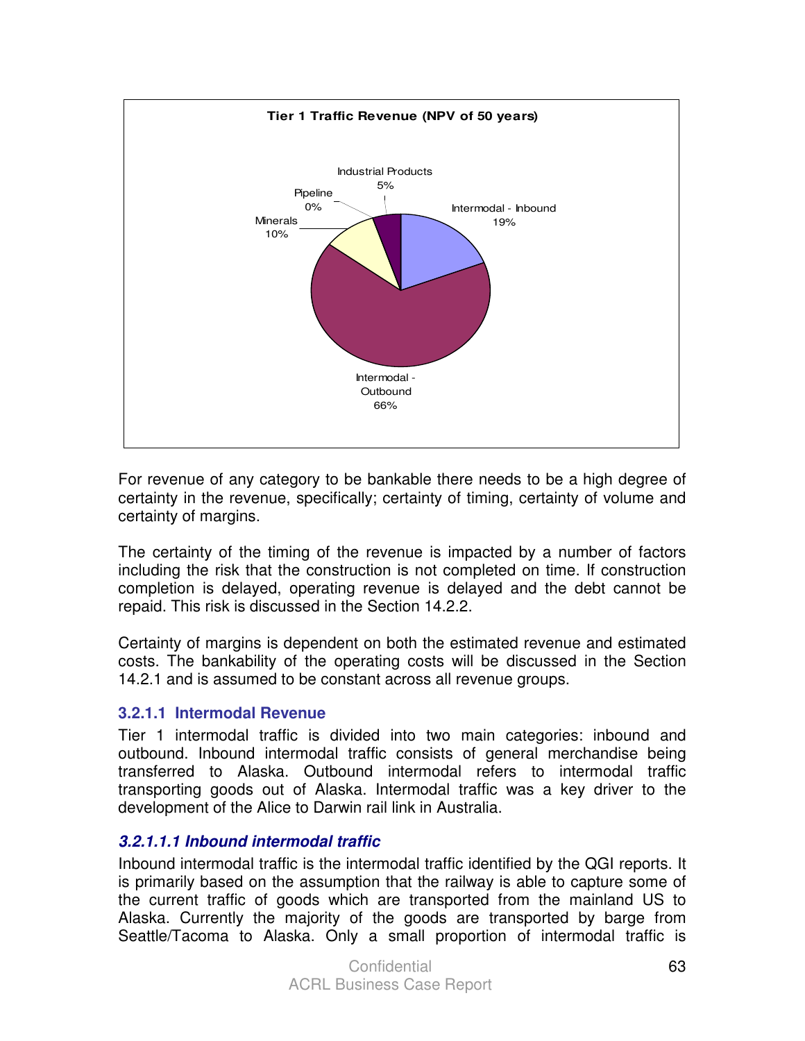**Tier 1 Traffic Revenue (NPV of 50 years)**

| Category | Share |
|---|---|
| Intermodal - Inbound | 19% |
| Intermodal - Outbound | 66% |
| Minerals | 10% |
| Pipeline | 0% |
| Industrial Products | 5% |

For revenue of any category to be bankable there needs to be a high degree of certainty in the revenue, specifically; certainty of timing, certainty of volume and certainty of margins.

The certainty of the timing of the revenue is impacted by a number of factors including the risk that the construction is not completed on time. If construction completion is delayed, operating revenue is delayed and the debt cannot be repaid. This risk is discussed in the Section 14.2.2.

Certainty of margins is dependent on both the estimated revenue and estimated costs. The bankability of the operating costs will be discussed in the Section 14.2.1 and is assumed to be constant across all revenue groups.

#### 3.2.1.1 Intermodal Revenue

Tier 1 intermodal traffic is divided into two main categories: inbound and outbound. Inbound intermodal traffic consists of general merchandise being transferred to Alaska. Outbound intermodal refers to intermodal traffic transporting goods out of Alaska. Intermodal traffic was a key driver to the development of the Alice to Darwin rail link in Australia.

##### *3.2.1.1.1 Inbound intermodal traffic*

Inbound intermodal traffic is the intermodal traffic identified by the QGI reports. It is primarily based on the assumption that the railway is able to capture some of the current traffic of goods which are transported from the mainland US to Alaska. Currently the majority of the goods are transported by barge from Seattle/Tacoma to Alaska. Only a small proportion of intermodal traffic is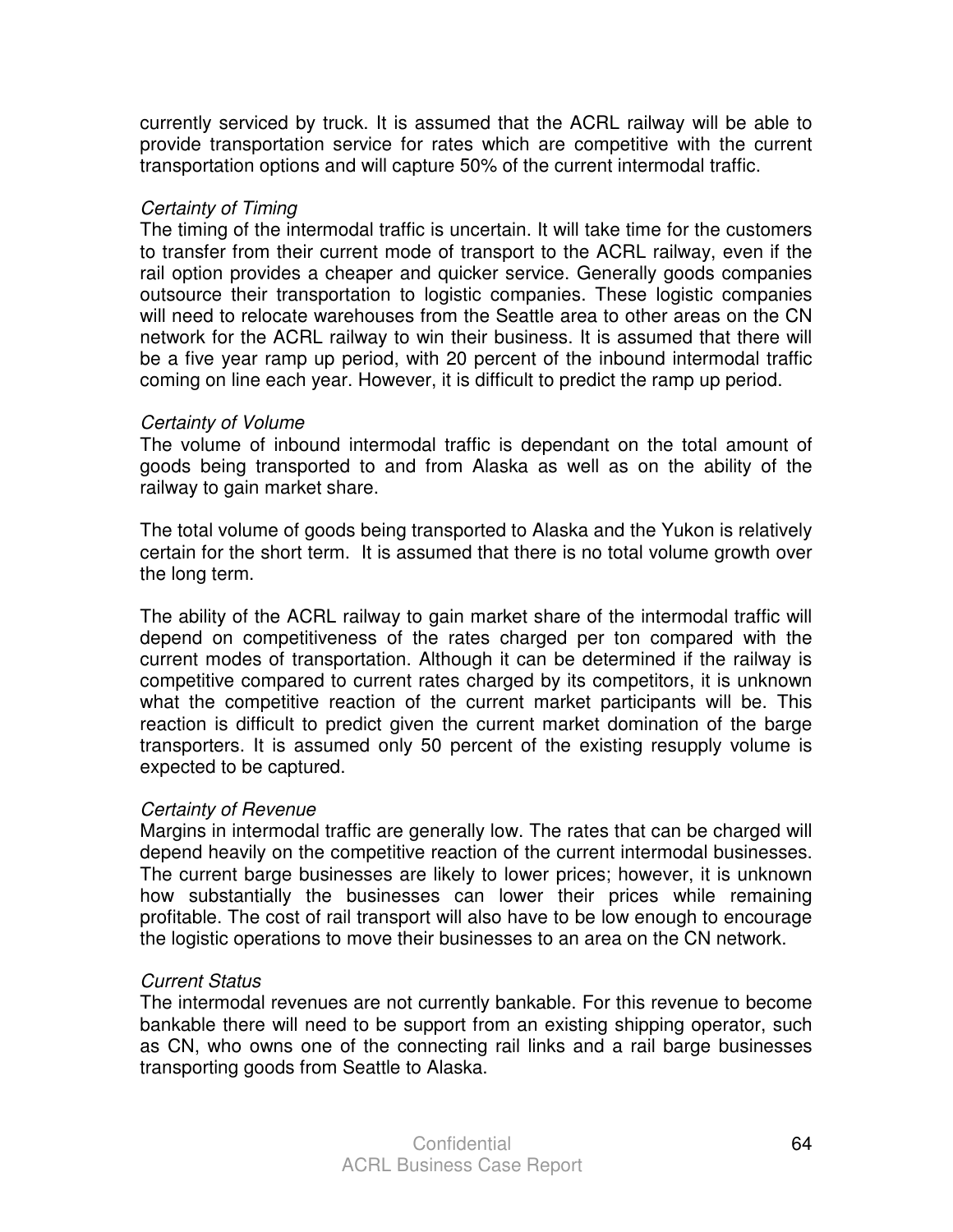currently serviced by truck. It is assumed that the ACRL railway will be able to provide transportation service for rates which are competitive with the current transportation options and will capture 50% of the current intermodal traffic.

*Certainty of Timing*

The timing of the intermodal traffic is uncertain. It will take time for the customers to transfer from their current mode of transport to the ACRL railway, even if the rail option provides a cheaper and quicker service. Generally goods companies outsource their transportation to logistic companies. These logistic companies will need to relocate warehouses from the Seattle area to other areas on the CN network for the ACRL railway to win their business. It is assumed that there will be a five year ramp up period, with 20 percent of the inbound intermodal traffic coming on line each year. However, it is difficult to predict the ramp up period.

*Certainty of Volume*

The volume of inbound intermodal traffic is dependant on the total amount of goods being transported to and from Alaska as well as on the ability of the railway to gain market share.

The total volume of goods being transported to Alaska and the Yukon is relatively certain for the short term. It is assumed that there is no total volume growth over the long term.

The ability of the ACRL railway to gain market share of the intermodal traffic will depend on competitiveness of the rates charged per ton compared with the current modes of transportation. Although it can be determined if the railway is competitive compared to current rates charged by its competitors, it is unknown what the competitive reaction of the current market participants will be. This reaction is difficult to predict given the current market domination of the barge transporters. It is assumed only 50 percent of the existing resupply volume is expected to be captured.

*Certainty of Revenue*

Margins in intermodal traffic are generally low. The rates that can be charged will depend heavily on the competitive reaction of the current intermodal businesses. The current barge businesses are likely to lower prices; however, it is unknown how substantially the businesses can lower their prices while remaining profitable. The cost of rail transport will also have to be low enough to encourage the logistic operations to move their businesses to an area on the CN network.

*Current Status*

The intermodal revenues are not currently bankable. For this revenue to become bankable there will need to be support from an existing shipping operator, such as CN, who owns one of the connecting rail links and a rail barge businesses transporting goods from Seattle to Alaska.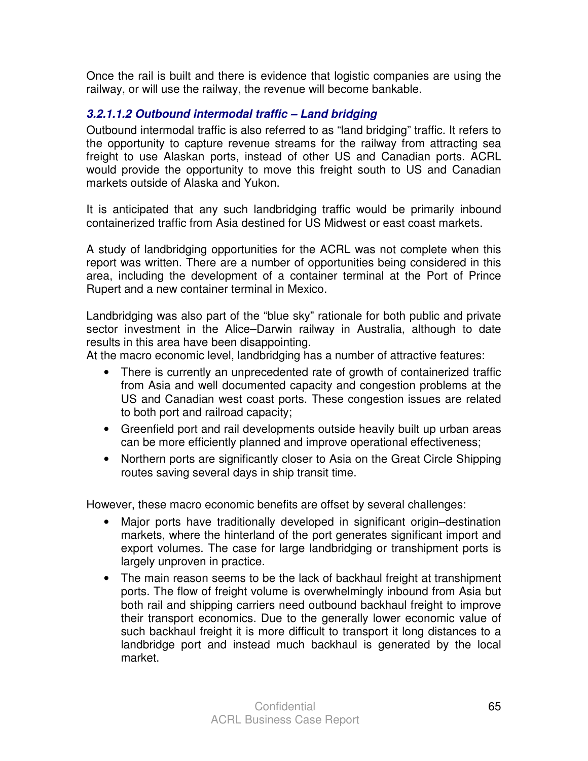Once the rail is built and there is evidence that logistic companies are using the railway, or will use the railway, the revenue will become bankable.

#### *3.2.1.1.2 Outbound intermodal traffic – Land bridging*

Outbound intermodal traffic is also referred to as “land bridging” traffic. It refers to the opportunity to capture revenue streams for the railway from attracting sea freight to use Alaskan ports, instead of other US and Canadian ports. ACRL would provide the opportunity to move this freight south to US and Canadian markets outside of Alaska and Yukon.

It is anticipated that any such landbridging traffic would be primarily inbound containerized traffic from Asia destined for US Midwest or east coast markets.

A study of landbridging opportunities for the ACRL was not complete when this report was written. There are a number of opportunities being considered in this area, including the development of a container terminal at the Port of Prince Rupert and a new container terminal in Mexico.

Landbridging was also part of the “blue sky” rationale for both public and private sector investment in the Alice–Darwin railway in Australia, although to date results in this area have been disappointing.
At the macro economic level, landbridging has a number of attractive features:

- There is currently an unprecedented rate of growth of containerized traffic from Asia and well documented capacity and congestion problems at the US and Canadian west coast ports. These congestion issues are related to both port and railroad capacity;
- Greenfield port and rail developments outside heavily built up urban areas can be more efficiently planned and improve operational effectiveness;
- Northern ports are significantly closer to Asia on the Great Circle Shipping routes saving several days in ship transit time.

However, these macro economic benefits are offset by several challenges:

- Major ports have traditionally developed in significant origin–destination markets, where the hinterland of the port generates significant import and export volumes. The case for large landbridging or transhipment ports is largely unproven in practice.
- The main reason seems to be the lack of backhaul freight at transhipment ports. The flow of freight volume is overwhelmingly inbound from Asia but both rail and shipping carriers need outbound backhaul freight to improve their transport economics. Due to the generally lower economic value of such backhaul freight it is more difficult to transport it long distances to a landbridge port and instead much backhaul is generated by the local market.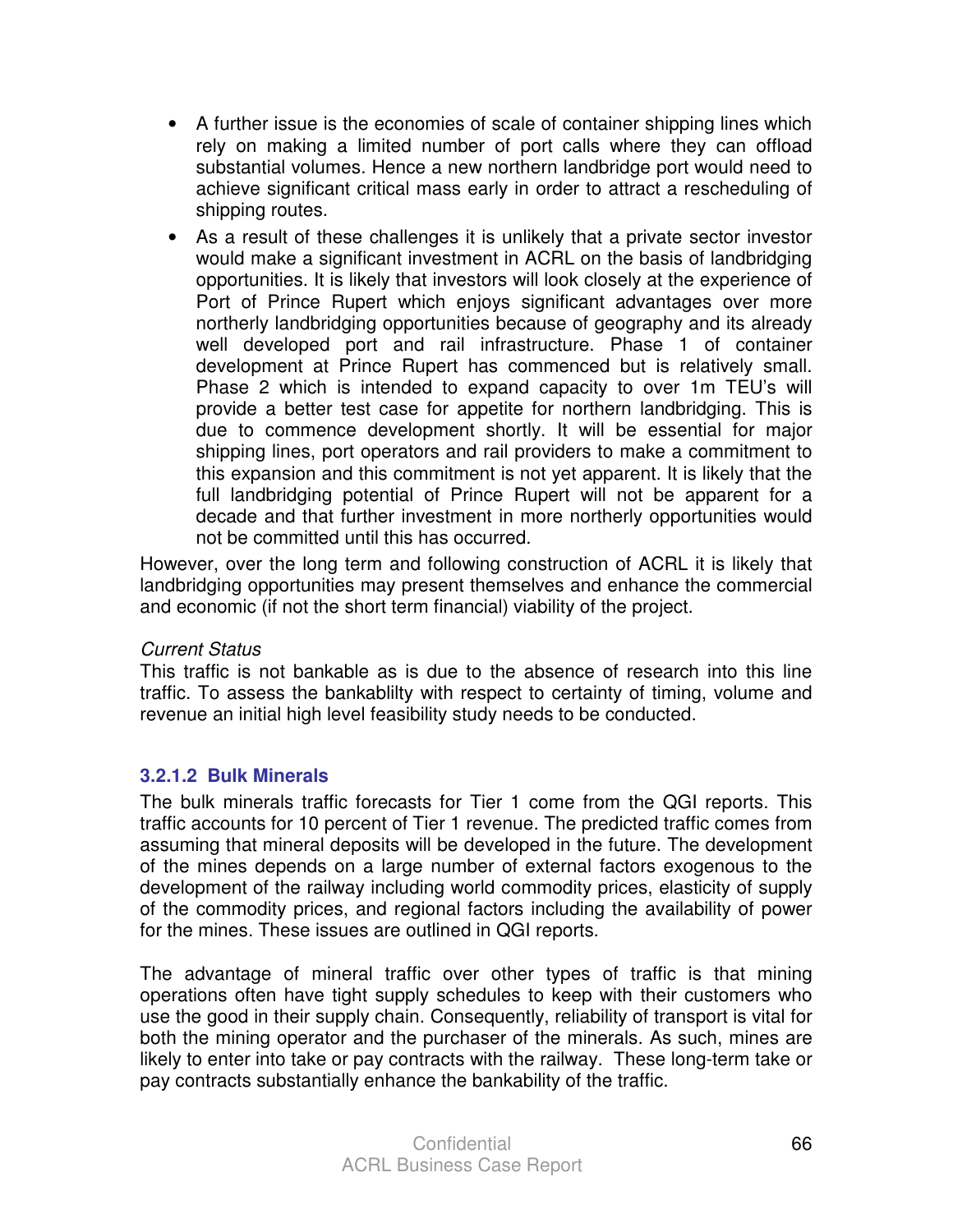- A further issue is the economies of scale of container shipping lines which rely on making a limited number of port calls where they can offload substantial volumes. Hence a new northern landbridge port would need to achieve significant critical mass early in order to attract a rescheduling of shipping routes.
- As a result of these challenges it is unlikely that a private sector investor would make a significant investment in ACRL on the basis of landbridging opportunities. It is likely that investors will look closely at the experience of Port of Prince Rupert which enjoys significant advantages over more northerly landbridging opportunities because of geography and its already well developed port and rail infrastructure. Phase 1 of container development at Prince Rupert has commenced but is relatively small. Phase 2 which is intended to expand capacity to over 1m TEU's will provide a better test case for appetite for northern landbridging. This is due to commence development shortly. It will be essential for major shipping lines, port operators and rail providers to make a commitment to this expansion and this commitment is not yet apparent. It is likely that the full landbridging potential of Prince Rupert will not be apparent for a decade and that further investment in more northerly opportunities would not be committed until this has occurred.

However, over the long term and following construction of ACRL it is likely that landbridging opportunities may present themselves and enhance the commercial and economic (if not the short term financial) viability of the project.

*Current Status*

This traffic is not bankable as is due to the absence of research into this line traffic. To assess the bankablilty with respect to certainty of timing, volume and revenue an initial high level feasibility study needs to be conducted.

#### 3.2.1.2 Bulk Minerals

The bulk minerals traffic forecasts for Tier 1 come from the QGI reports. This traffic accounts for 10 percent of Tier 1 revenue. The predicted traffic comes from assuming that mineral deposits will be developed in the future. The development of the mines depends on a large number of external factors exogenous to the development of the railway including world commodity prices, elasticity of supply of the commodity prices, and regional factors including the availability of power for the mines. These issues are outlined in QGI reports.

The advantage of mineral traffic over other types of traffic is that mining operations often have tight supply schedules to keep with their customers who use the good in their supply chain. Consequently, reliability of transport is vital for both the mining operator and the purchaser of the minerals. As such, mines are likely to enter into take or pay contracts with the railway. These long-term take or pay contracts substantially enhance the bankability of the traffic.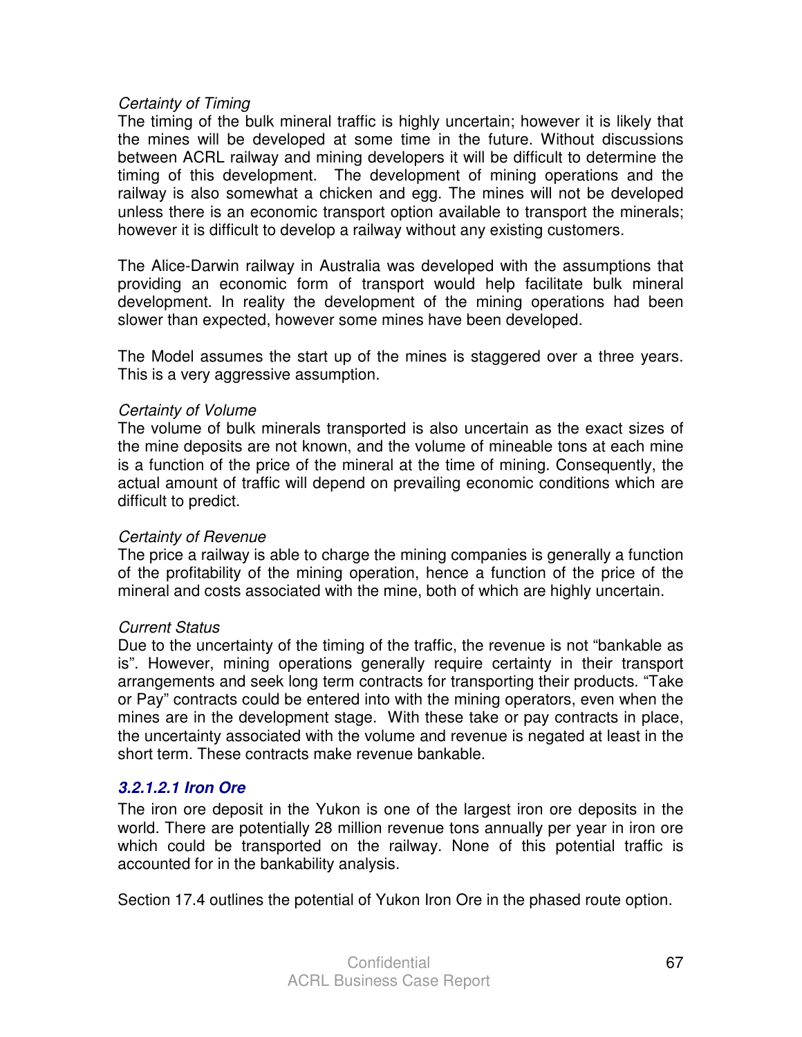*Certainty of Timing*

The timing of the bulk mineral traffic is highly uncertain; however it is likely that the mines will be developed at some time in the future. Without discussions between ACRL railway and mining developers it will be difficult to determine the timing of this development. The development of mining operations and the railway is also somewhat a chicken and egg. The mines will not be developed unless there is an economic transport option available to transport the minerals; however it is difficult to develop a railway without any existing customers.

The Alice-Darwin railway in Australia was developed with the assumptions that providing an economic form of transport would help facilitate bulk mineral development. In reality the development of the mining operations had been slower than expected, however some mines have been developed.

The Model assumes the start up of the mines is staggered over a three years. This is a very aggressive assumption.

*Certainty of Volume*

The volume of bulk minerals transported is also uncertain as the exact sizes of the mine deposits are not known, and the volume of mineable tons at each mine is a function of the price of the mineral at the time of mining. Consequently, the actual amount of traffic will depend on prevailing economic conditions which are difficult to predict.

*Certainty of Revenue*

The price a railway is able to charge the mining companies is generally a function of the profitability of the mining operation, hence a function of the price of the mineral and costs associated with the mine, both of which are highly uncertain.

*Current Status*

Due to the uncertainty of the timing of the traffic, the revenue is not "bankable as is". However, mining operations generally require certainty in their transport arrangements and seek long term contracts for transporting their products. "Take or Pay" contracts could be entered into with the mining operators, even when the mines are in the development stage. With these take or pay contracts in place, the uncertainty associated with the volume and revenue is negated at least in the short term. These contracts make revenue bankable.

#### ***3.2.1.2.1 Iron Ore***

The iron ore deposit in the Yukon is one of the largest iron ore deposits in the world. There are potentially 28 million revenue tons annually per year in iron ore which could be transported on the railway. None of this potential traffic is accounted for in the bankability analysis.

Section 17.4 outlines the potential of Yukon Iron Ore in the phased route option.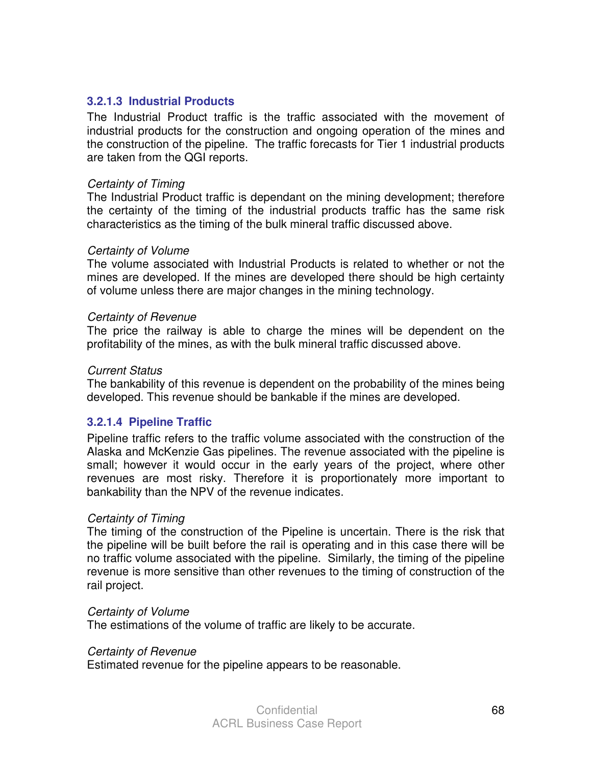#### 3.2.1.3 Industrial Products

The Industrial Product traffic is the traffic associated with the movement of industrial products for the construction and ongoing operation of the mines and the construction of the pipeline. The traffic forecasts for Tier 1 industrial products are taken from the QGI reports.

*Certainty of Timing*
The Industrial Product traffic is dependant on the mining development; therefore the certainty of the timing of the industrial products traffic has the same risk characteristics as the timing of the bulk mineral traffic discussed above.

*Certainty of Volume*
The volume associated with Industrial Products is related to whether or not the mines are developed. If the mines are developed there should be high certainty of volume unless there are major changes in the mining technology.

*Certainty of Revenue*
The price the railway is able to charge the mines will be dependent on the profitability of the mines, as with the bulk mineral traffic discussed above.

*Current Status*
The bankability of this revenue is dependent on the probability of the mines being developed. This revenue should be bankable if the mines are developed.

#### 3.2.1.4 Pipeline Traffic

Pipeline traffic refers to the traffic volume associated with the construction of the Alaska and McKenzie Gas pipelines. The revenue associated with the pipeline is small; however it would occur in the early years of the project, where other revenues are most risky. Therefore it is proportionately more important to bankability than the NPV of the revenue indicates.

*Certainty of Timing*
The timing of the construction of the Pipeline is uncertain. There is the risk that the pipeline will be built before the rail is operating and in this case there will be no traffic volume associated with the pipeline. Similarly, the timing of the pipeline revenue is more sensitive than other revenues to the timing of construction of the rail project.

*Certainty of Volume*
The estimations of the volume of traffic are likely to be accurate.

*Certainty of Revenue*
Estimated revenue for the pipeline appears to be reasonable.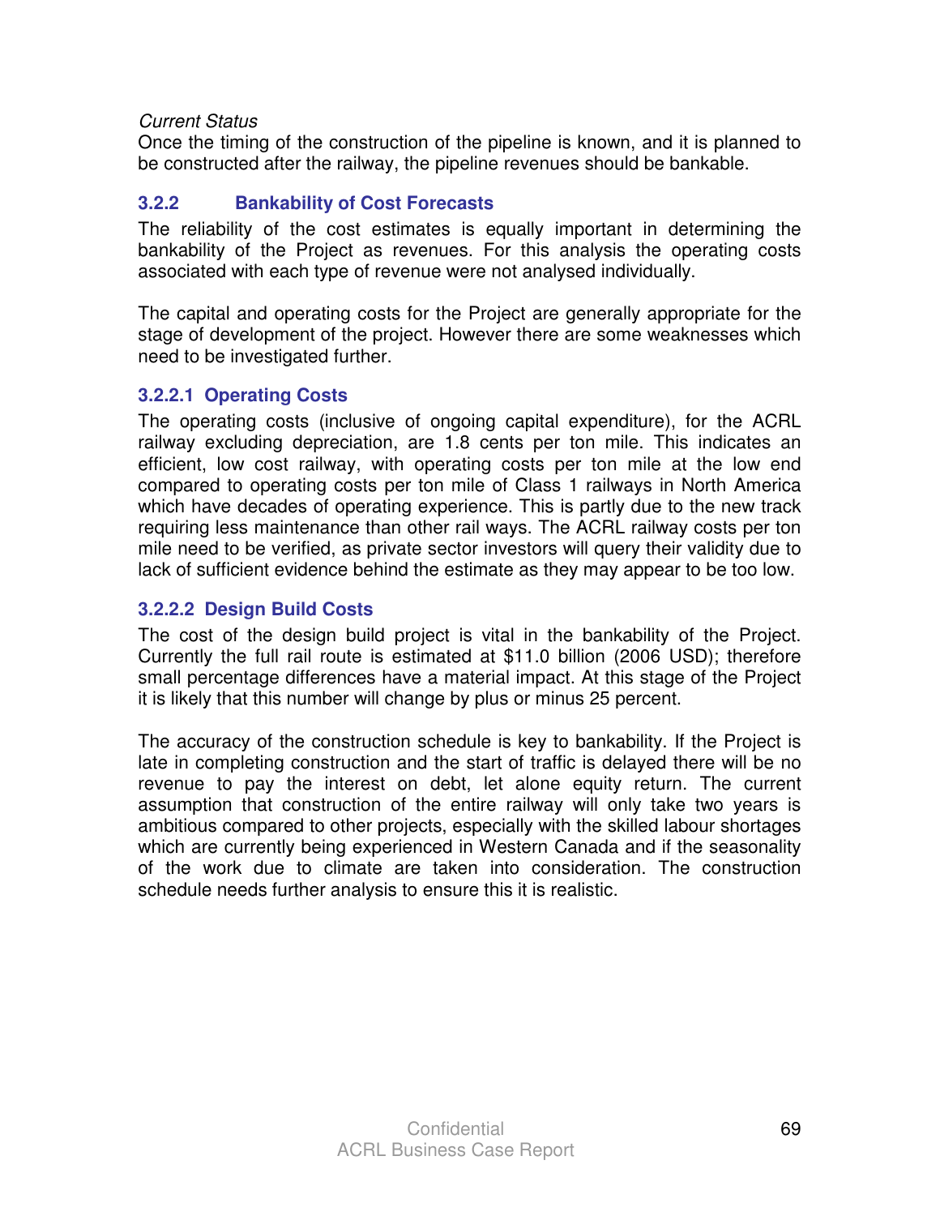*Current Status*

Once the timing of the construction of the pipeline is known, and it is planned to be constructed after the railway, the pipeline revenues should be bankable.

### 3.2.2 Bankability of Cost Forecasts

The reliability of the cost estimates is equally important in determining the bankability of the Project as revenues. For this analysis the operating costs associated with each type of revenue were not analysed individually.

The capital and operating costs for the Project are generally appropriate for the stage of development of the project. However there are some weaknesses which need to be investigated further.

#### 3.2.2.1 Operating Costs

The operating costs (inclusive of ongoing capital expenditure), for the ACRL railway excluding depreciation, are 1.8 cents per ton mile. This indicates an efficient, low cost railway, with operating costs per ton mile at the low end compared to operating costs per ton mile of Class 1 railways in North America which have decades of operating experience. This is partly due to the new track requiring less maintenance than other rail ways. The ACRL railway costs per ton mile need to be verified, as private sector investors will query their validity due to lack of sufficient evidence behind the estimate as they may appear to be too low.

#### 3.2.2.2 Design Build Costs

The cost of the design build project is vital in the bankability of the Project. Currently the full rail route is estimated at $11.0 billion (2006 USD); therefore small percentage differences have a material impact. At this stage of the Project it is likely that this number will change by plus or minus 25 percent.

The accuracy of the construction schedule is key to bankability. If the Project is late in completing construction and the start of traffic is delayed there will be no revenue to pay the interest on debt, let alone equity return. The current assumption that construction of the entire railway will only take two years is ambitious compared to other projects, especially with the skilled labour shortages which are currently being experienced in Western Canada and if the seasonality of the work due to climate are taken into consideration. The construction schedule needs further analysis to ensure this it is realistic.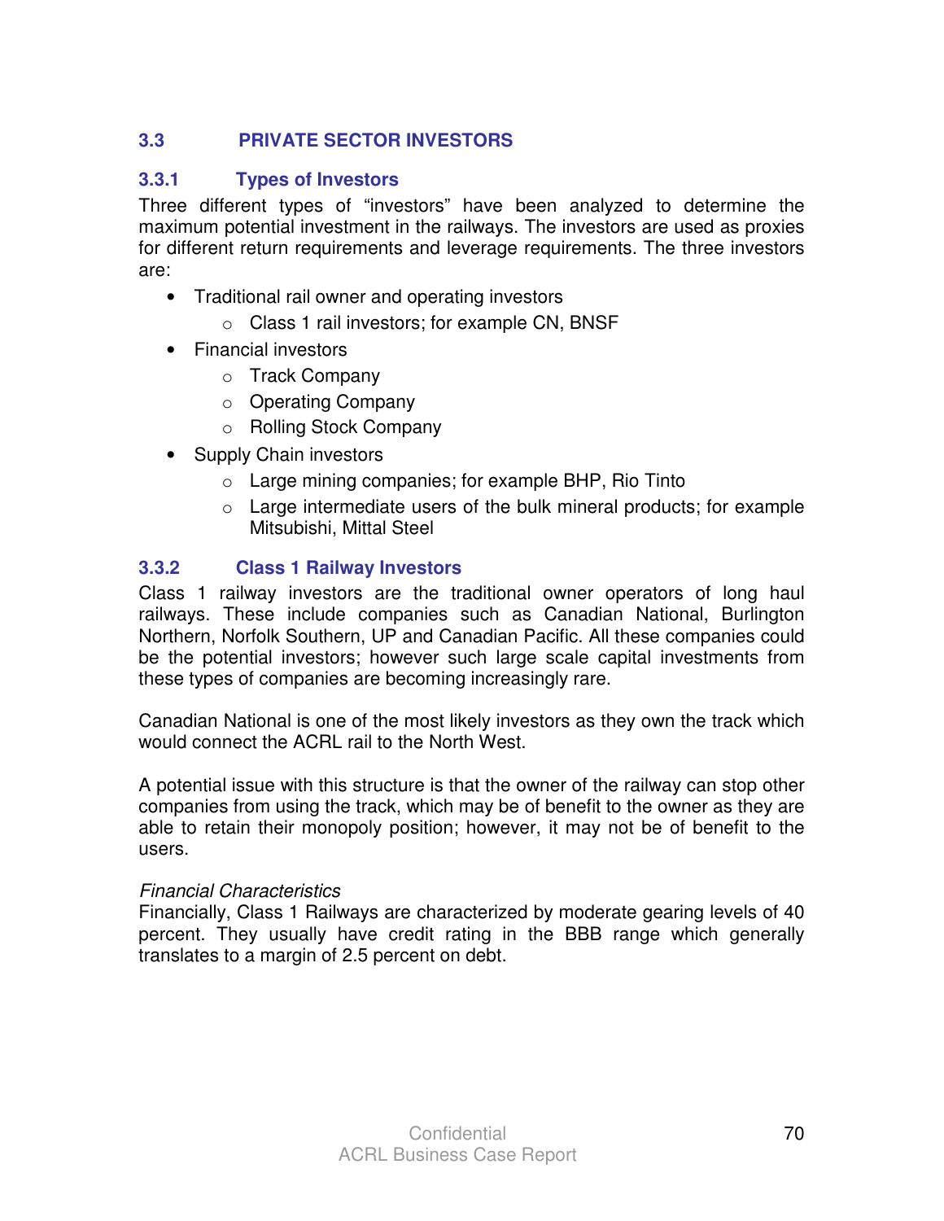## 3.3 PRIVATE SECTOR INVESTORS

### 3.3.1 Types of Investors

Three different types of "investors" have been analyzed to determine the maximum potential investment in the railways. The investors are used as proxies for different return requirements and leverage requirements. The three investors are:

- Traditional rail owner and operating investors
  - Class 1 rail investors; for example CN, BNSF
- Financial investors
  - Track Company
  - Operating Company
  - Rolling Stock Company
- Supply Chain investors
  - Large mining companies; for example BHP, Rio Tinto
  - Large intermediate users of the bulk mineral products; for example Mitsubishi, Mittal Steel

### 3.3.2 Class 1 Railway Investors

Class 1 railway investors are the traditional owner operators of long haul railways. These include companies such as Canadian National, Burlington Northern, Norfolk Southern, UP and Canadian Pacific. All these companies could be the potential investors; however such large scale capital investments from these types of companies are becoming increasingly rare.

Canadian National is one of the most likely investors as they own the track which would connect the ACRL rail to the North West.

A potential issue with this structure is that the owner of the railway can stop other companies from using the track, which may be of benefit to the owner as they are able to retain their monopoly position; however, it may not be of benefit to the users.

*Financial Characteristics*

Financially, Class 1 Railways are characterized by moderate gearing levels of 40 percent. They usually have credit rating in the BBB range which generally translates to a margin of 2.5 percent on debt.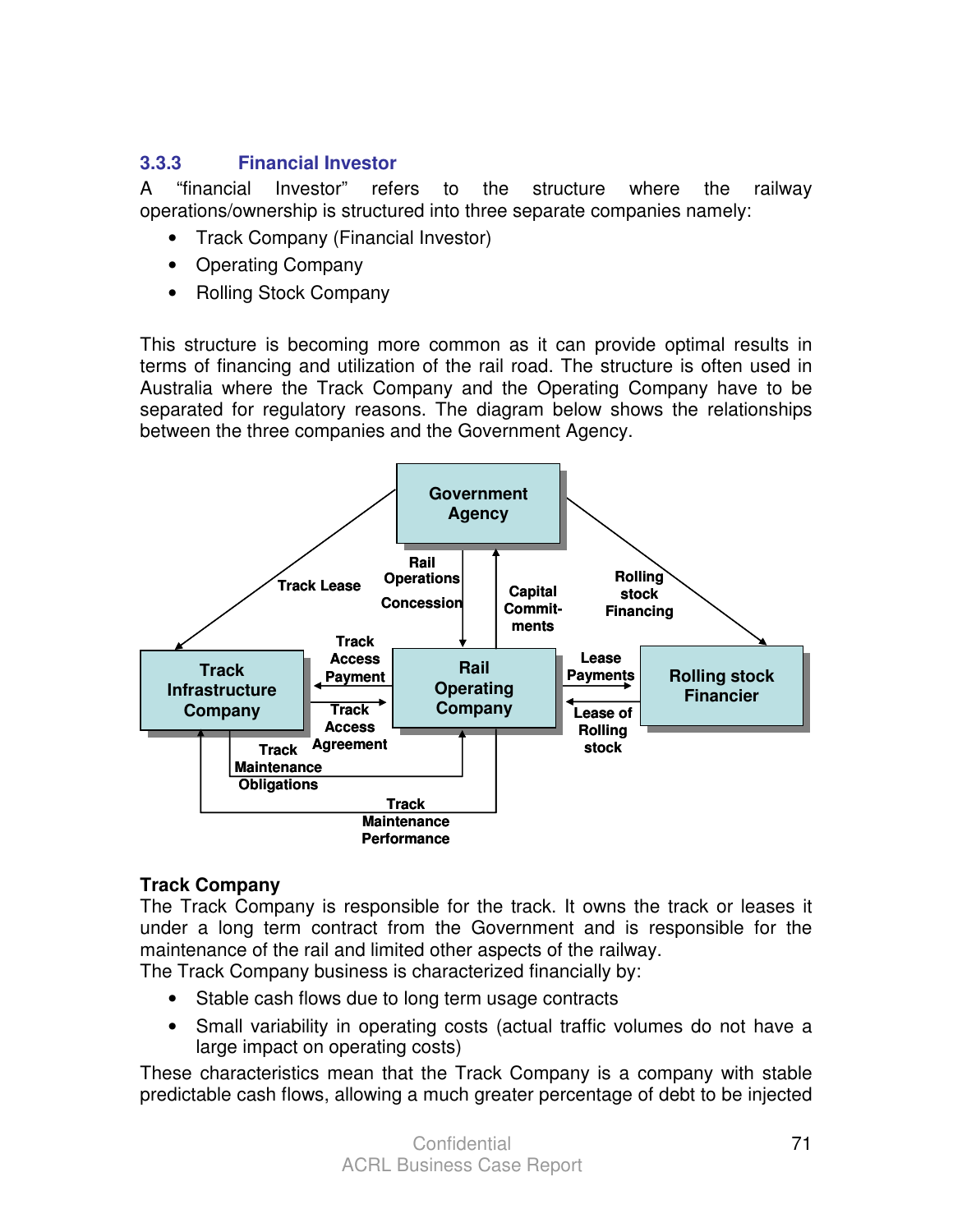### 3.3.3 Financial Investor

A "financial Investor" refers to the structure where the railway operations/ownership is structured into three separate companies namely:

- Track Company (Financial Investor)
- Operating Company
- Rolling Stock Company

This structure is becoming more common as it can provide optimal results in terms of financing and utilization of the rail road. The structure is often used in Australia where the Track Company and the Operating Company have to be separated for regulatory reasons. The diagram below shows the relationships between the three companies and the Government Agency.

Government Agency

Track Lease

Rail Operations Concession

Capital Commit-ments

Rolling stock Financing

Track Infrastructure Company

Track Access Payment

Track Access Agreement

Rail Operating Company

Lease Payments

Lease of Rolling stock

Rolling stock Financier

Track Maintenance Obligations

Track Maintenance Performance

**Track Company**

The Track Company is responsible for the track. It owns the track or leases it under a long term contract from the Government and is responsible for the maintenance of the rail and limited other aspects of the railway.

The Track Company business is characterized financially by:

- Stable cash flows due to long term usage contracts
- Small variability in operating costs (actual traffic volumes do not have a large impact on operating costs)

These characteristics mean that the Track Company is a company with stable predictable cash flows, allowing a much greater percentage of debt to be injected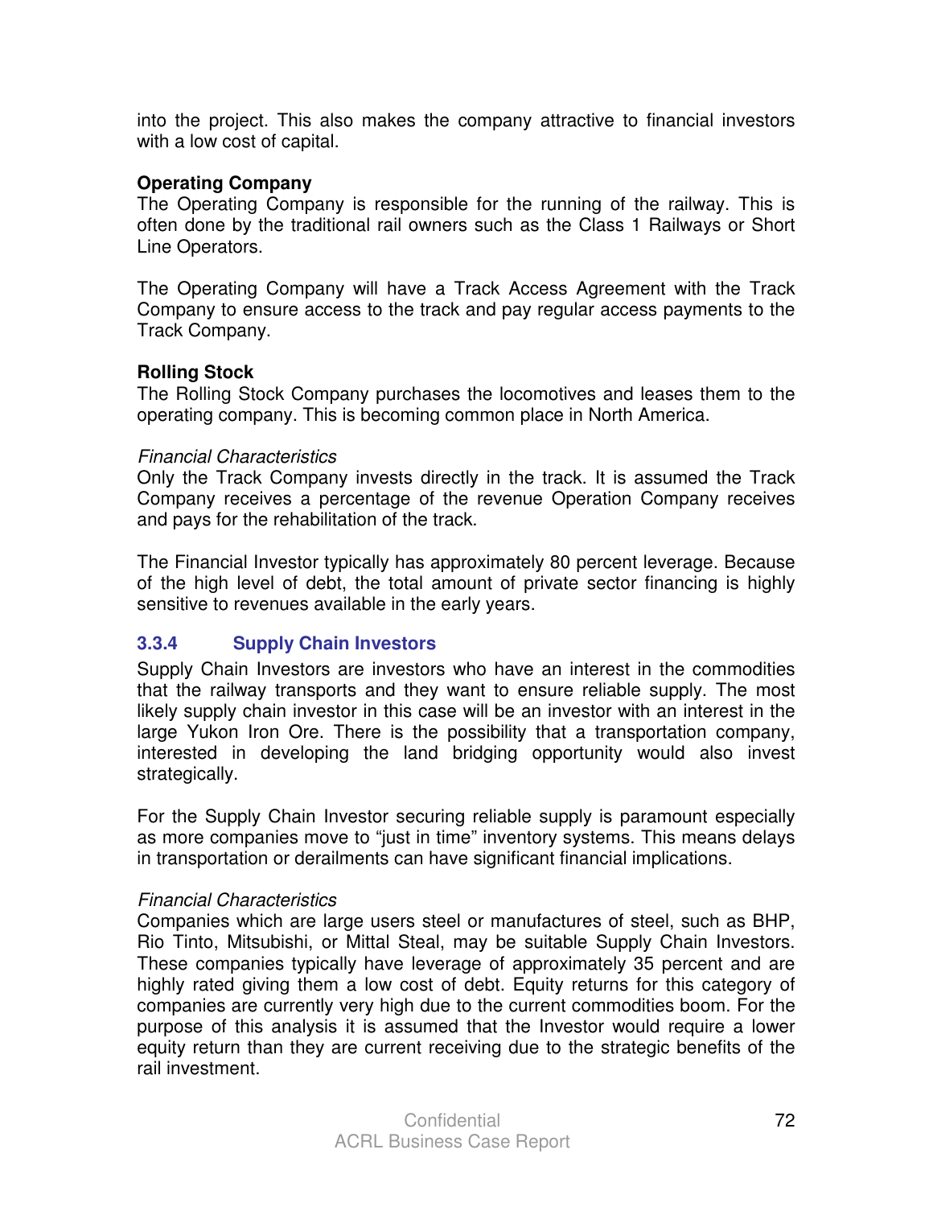into the project. This also makes the company attractive to financial investors with a low cost of capital.

**Operating Company**
The Operating Company is responsible for the running of the railway. This is often done by the traditional rail owners such as the Class 1 Railways or Short Line Operators.

The Operating Company will have a Track Access Agreement with the Track Company to ensure access to the track and pay regular access payments to the Track Company.

**Rolling Stock**
The Rolling Stock Company purchases the locomotives and leases them to the operating company. This is becoming common place in North America.

*Financial Characteristics*
Only the Track Company invests directly in the track. It is assumed the Track Company receives a percentage of the revenue Operation Company receives and pays for the rehabilitation of the track.

The Financial Investor typically has approximately 80 percent leverage. Because of the high level of debt, the total amount of private sector financing is highly sensitive to revenues available in the early years.

### 3.3.4 Supply Chain Investors

Supply Chain Investors are investors who have an interest in the commodities that the railway transports and they want to ensure reliable supply. The most likely supply chain investor in this case will be an investor with an interest in the large Yukon Iron Ore. There is the possibility that a transportation company, interested in developing the land bridging opportunity would also invest strategically.

For the Supply Chain Investor securing reliable supply is paramount especially as more companies move to "just in time" inventory systems. This means delays in transportation or derailments can have significant financial implications.

*Financial Characteristics*
Companies which are large users steel or manufactures of steel, such as BHP, Rio Tinto, Mitsubishi, or Mittal Steal, may be suitable Supply Chain Investors. These companies typically have leverage of approximately 35 percent and are highly rated giving them a low cost of debt. Equity returns for this category of companies are currently very high due to the current commodities boom. For the purpose of this analysis it is assumed that the Investor would require a lower equity return than they are current receiving due to the strategic benefits of the rail investment.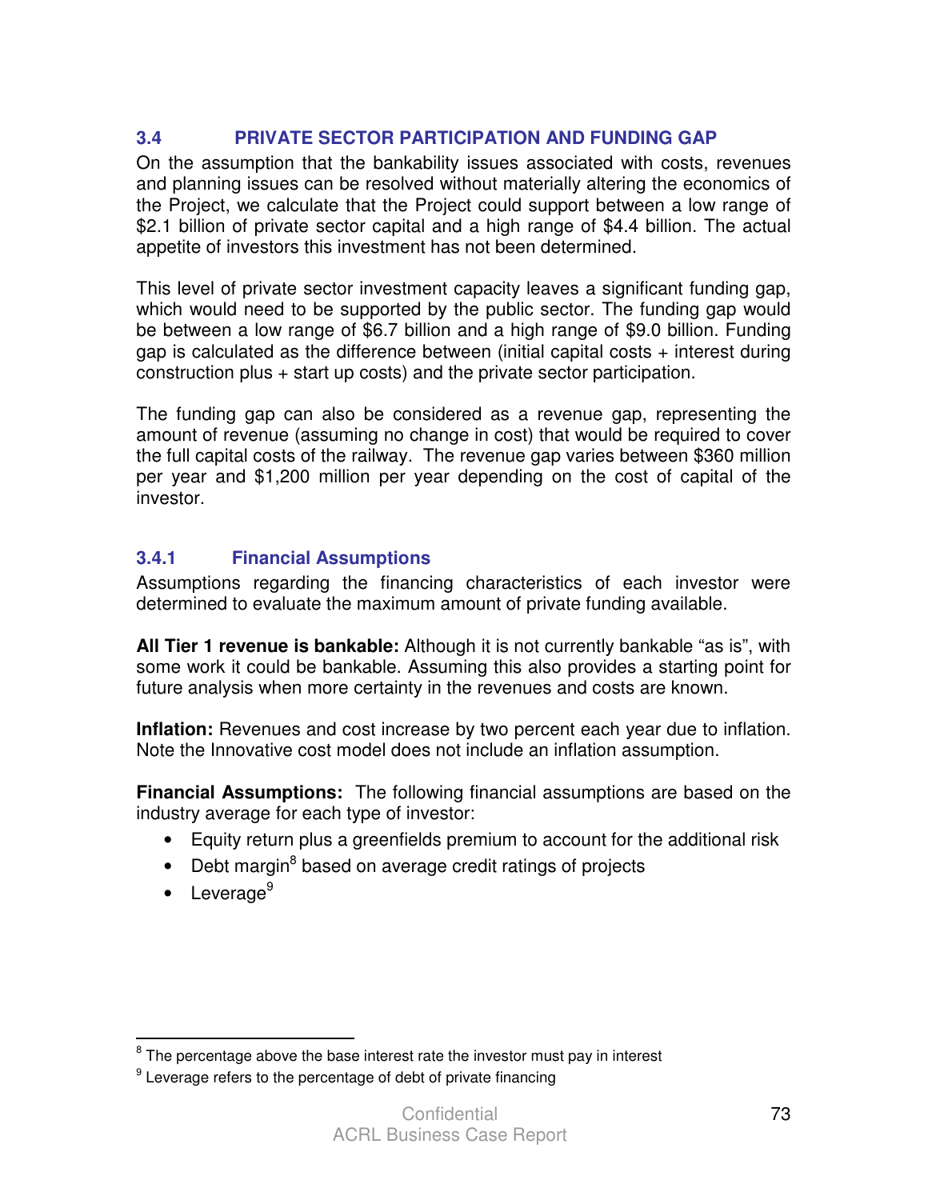## 3.4 PRIVATE SECTOR PARTICIPATION AND FUNDING GAP

On the assumption that the bankability issues associated with costs, revenues and planning issues can be resolved without materially altering the economics of the Project, we calculate that the Project could support between a low range of $2.1 billion of private sector capital and a high range of $4.4 billion. The actual appetite of investors this investment has not been determined.

This level of private sector investment capacity leaves a significant funding gap, which would need to be supported by the public sector. The funding gap would be between a low range of $6.7 billion and a high range of $9.0 billion. Funding gap is calculated as the difference between (initial capital costs + interest during construction plus + start up costs) and the private sector participation.

The funding gap can also be considered as a revenue gap, representing the amount of revenue (assuming no change in cost) that would be required to cover the full capital costs of the railway. The revenue gap varies between $360 million per year and $1,200 million per year depending on the cost of capital of the investor.

### 3.4.1 Financial Assumptions

Assumptions regarding the financing characteristics of each investor were determined to evaluate the maximum amount of private funding available.

**All Tier 1 revenue is bankable:** Although it is not currently bankable "as is", with some work it could be bankable. Assuming this also provides a starting point for future analysis when more certainty in the revenues and costs are known.

**Inflation:** Revenues and cost increase by two percent each year due to inflation. Note the Innovative cost model does not include an inflation assumption.

**Financial Assumptions:** The following financial assumptions are based on the industry average for each type of investor:

- Equity return plus a greenfields premium to account for the additional risk
- Debt margin[8] based on average credit ratings of projects
- Leverage[9]

[8] The percentage above the base interest rate the investor must pay in interest

[9] Leverage refers to the percentage of debt of private financing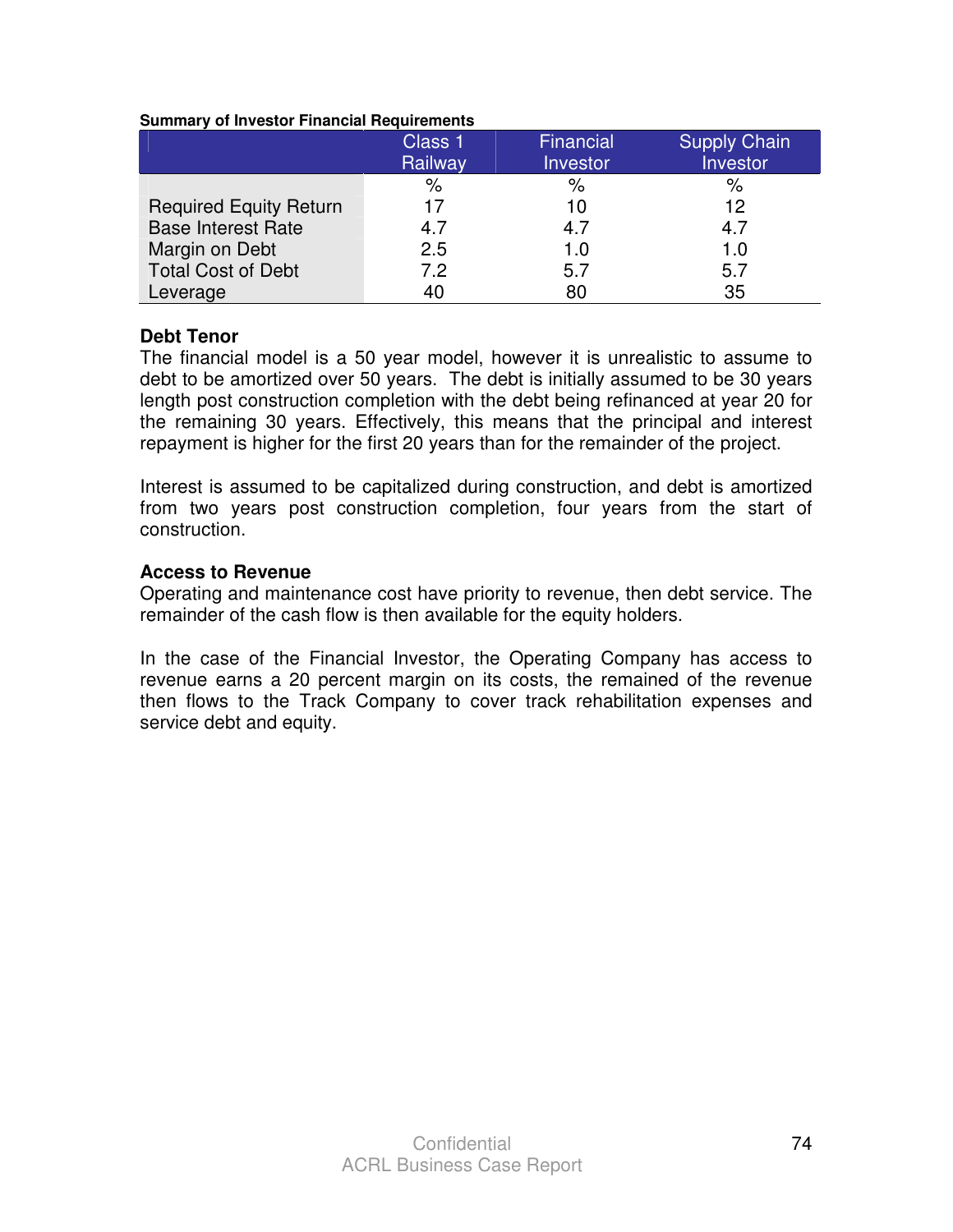**Summary of Investor Financial Requirements**

| | Class 1 Railway | Financial Investor | Supply Chain Investor |
|---|---|---|---|
| | % | % | % |
| Required Equity Return | 17 | 10 | 12 |
| Base Interest Rate | 4.7 | 4.7 | 4.7 |
| Margin on Debt | 2.5 | 1.0 | 1.0 |
| Total Cost of Debt | 7.2 | 5.7 | 5.7 |
| Leverage | 40 | 80 | 35 |

**Debt Tenor**

The financial model is a 50 year model, however it is unrealistic to assume to debt to be amortized over 50 years. The debt is initially assumed to be 30 years length post construction completion with the debt being refinanced at year 20 for the remaining 30 years. Effectively, this means that the principal and interest repayment is higher for the first 20 years than for the remainder of the project.

Interest is assumed to be capitalized during construction, and debt is amortized from two years post construction completion, four years from the start of construction.

**Access to Revenue**

Operating and maintenance cost have priority to revenue, then debt service. The remainder of the cash flow is then available for the equity holders.

In the case of the Financial Investor, the Operating Company has access to revenue earns a 20 percent margin on its costs, the remained of the revenue then flows to the Track Company to cover track rehabilitation expenses and service debt and equity.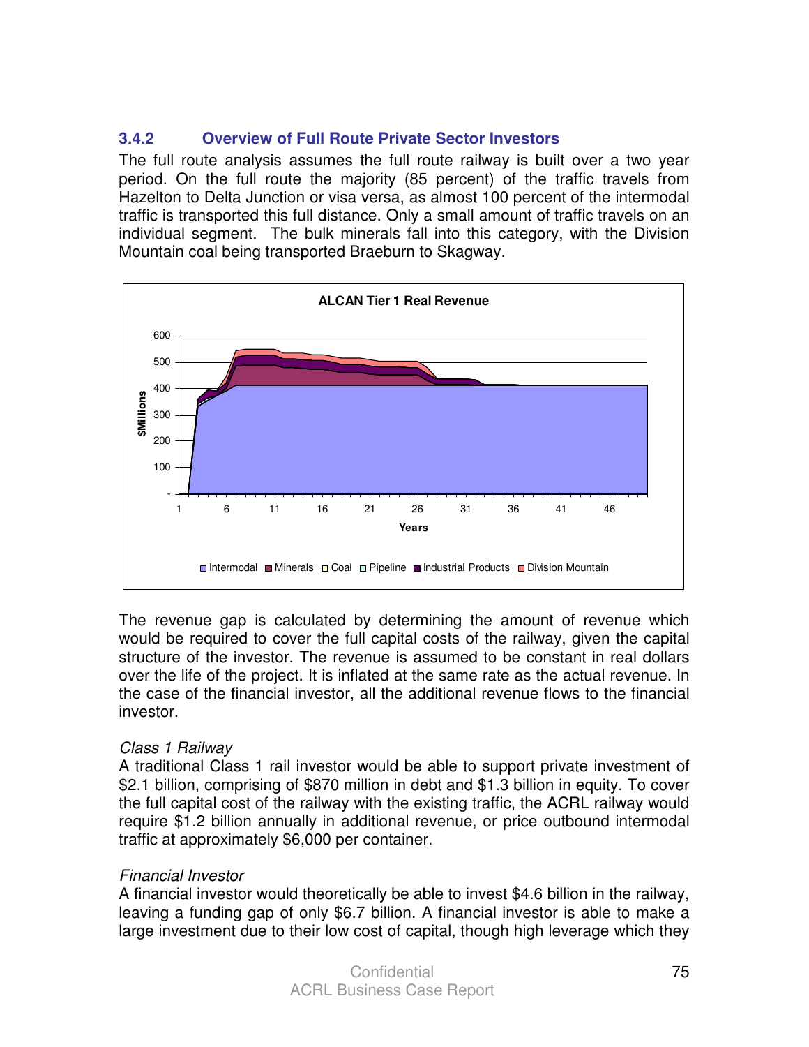### 3.4.2 Overview of Full Route Private Sector Investors

The full route analysis assumes the full route railway is built over a two year period. On the full route the majority (85 percent) of the traffic travels from Hazelton to Delta Junction or visa versa, as almost 100 percent of the intermodal traffic is transported this full distance. Only a small amount of traffic travels on an individual segment. The bulk minerals fall into this category, with the Division Mountain coal being transported Braeburn to Skagway.

The revenue gap is calculated by determining the amount of revenue which would be required to cover the full capital costs of the railway, given the capital structure of the investor. The revenue is assumed to be constant in real dollars over the life of the project. It is inflated at the same rate as the actual revenue. In the case of the financial investor, all the additional revenue flows to the financial investor.

*Class 1 Railway*

A traditional Class 1 rail investor would be able to support private investment of $2.1 billion, comprising of $870 million in debt and $1.3 billion in equity. To cover the full capital cost of the railway with the existing traffic, the ACRL railway would require $1.2 billion annually in additional revenue, or price outbound intermodal traffic at approximately $6,000 per container.

*Financial Investor*

A financial investor would theoretically be able to invest $4.6 billion in the railway, leaving a funding gap of only $6.7 billion. A financial investor is able to make a large investment due to their low cost of capital, though high leverage which they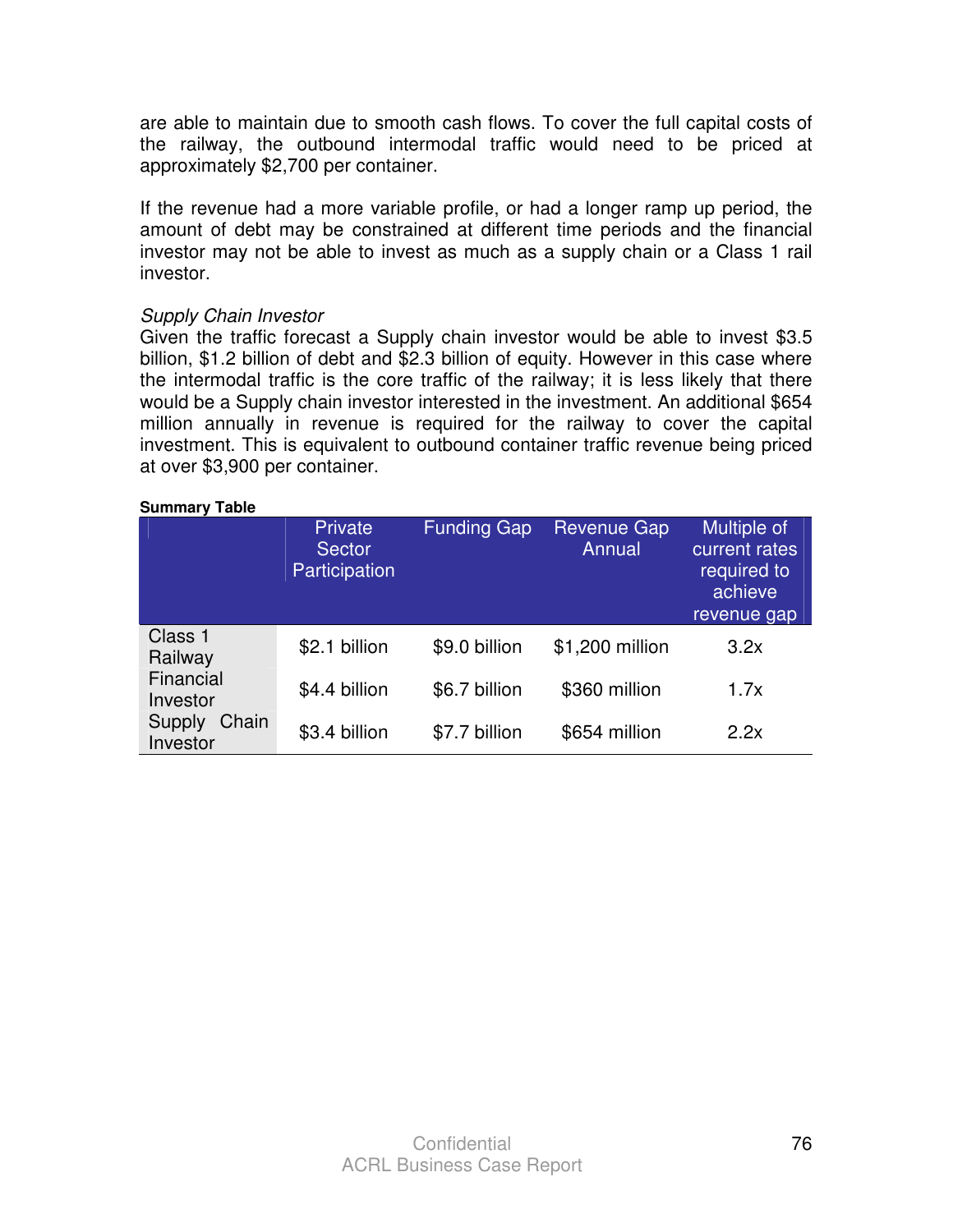are able to maintain due to smooth cash flows. To cover the full capital costs of the railway, the outbound intermodal traffic would need to be priced at approximately $2,700 per container.

If the revenue had a more variable profile, or had a longer ramp up period, the amount of debt may be constrained at different time periods and the financial investor may not be able to invest as much as a supply chain or a Class 1 rail investor.

*Supply Chain Investor*

Given the traffic forecast a Supply chain investor would be able to invest $3.5 billion, $1.2 billion of debt and $2.3 billion of equity. However in this case where the intermodal traffic is the core traffic of the railway; it is less likely that there would be a Supply chain investor interested in the investment. An additional $654 million annually in revenue is required for the railway to cover the capital investment. This is equivalent to outbound container traffic revenue being priced at over $3,900 per container.

**Summary Table**

| | Private Sector Participation | Funding Gap | Revenue Gap Annual | Multiple of current rates required to achieve revenue gap |
|---|---|---|---|---|
| Class 1 Railway | $2.1 billion | $9.0 billion | $1,200 million | 3.2x |
| Financial Investor | $4.4 billion | $6.7 billion | $360 million | 1.7x |
| Supply Chain Investor | $3.4 billion | $7.7 billion | $654 million | 2.2x |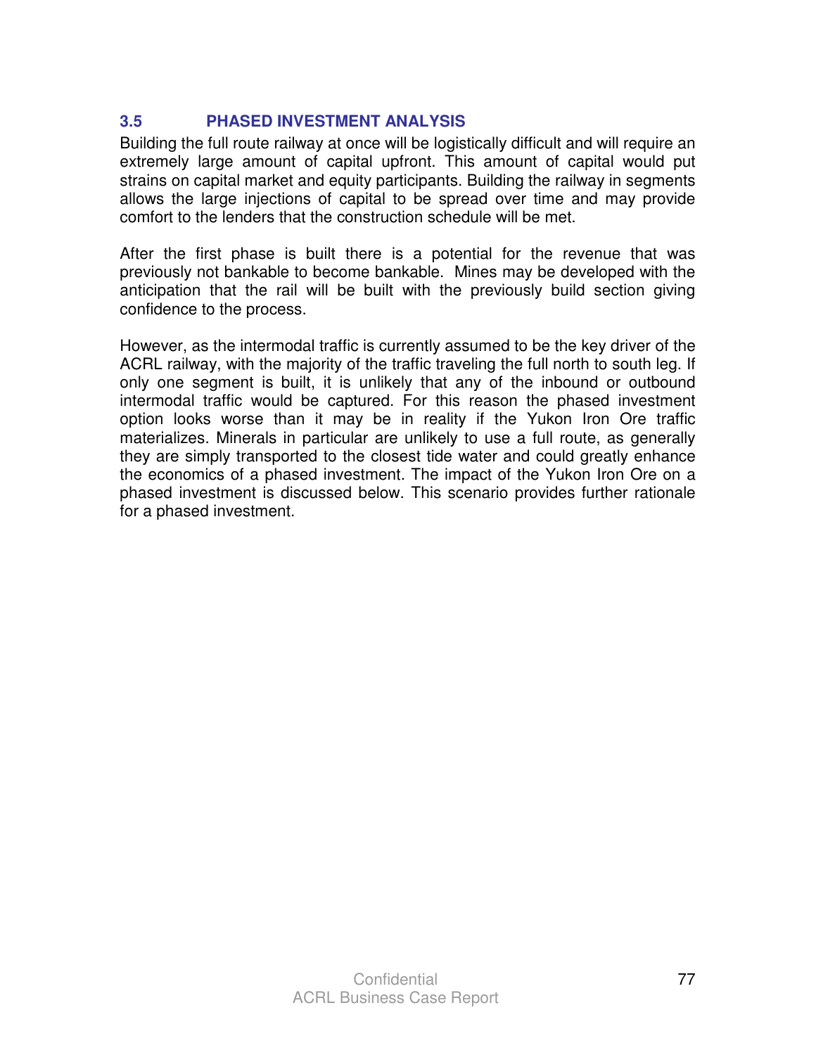## 3.5 PHASED INVESTMENT ANALYSIS

Building the full route railway at once will be logistically difficult and will require an extremely large amount of capital upfront. This amount of capital would put strains on capital market and equity participants. Building the railway in segments allows the large injections of capital to be spread over time and may provide comfort to the lenders that the construction schedule will be met.

After the first phase is built there is a potential for the revenue that was previously not bankable to become bankable. Mines may be developed with the anticipation that the rail will be built with the previously build section giving confidence to the process.

However, as the intermodal traffic is currently assumed to be the key driver of the ACRL railway, with the majority of the traffic traveling the full north to south leg. If only one segment is built, it is unlikely that any of the inbound or outbound intermodal traffic would be captured. For this reason the phased investment option looks worse than it may be in reality if the Yukon Iron Ore traffic materializes. Minerals in particular are unlikely to use a full route, as generally they are simply transported to the closest tide water and could greatly enhance the economics of a phased investment. The impact of the Yukon Iron Ore on a phased investment is discussed below. This scenario provides further rationale for a phased investment.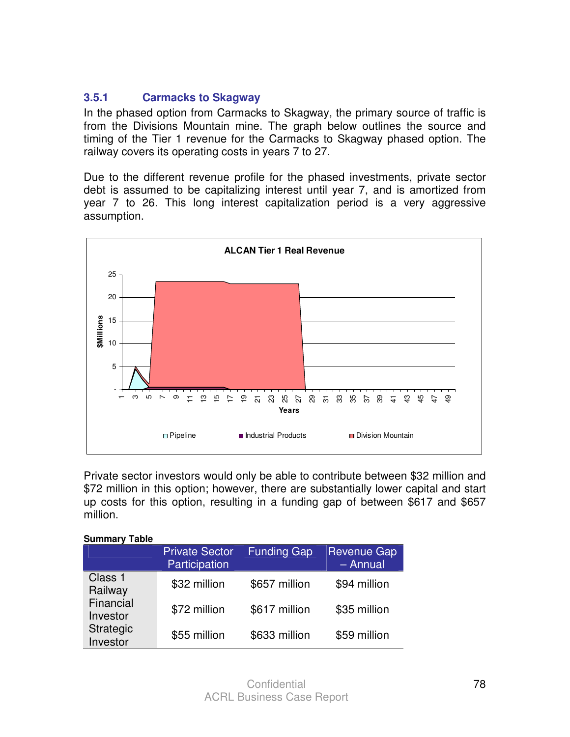### 3.5.1 Carmacks to Skagway

In the phased option from Carmacks to Skagway, the primary source of traffic is from the Divisions Mountain mine. The graph below outlines the source and timing of the Tier 1 revenue for the Carmacks to Skagway phased option. The railway covers its operating costs in years 7 to 27.

Due to the different revenue profile for the phased investments, private sector debt is assumed to be capitalizing interest until year 7, and is amortized from year 7 to 26. This long interest capitalization period is a very aggressive assumption.

ALCAN Tier 1 Real Revenue

Private sector investors would only be able to contribute between $32 million and $72 million in this option; however, there are substantially lower capital and start up costs for this option, resulting in a funding gap of between $617 and $657 million.

**Summary Table**

| | Private Sector Participation | Funding Gap | Revenue Gap – Annual |
|---|---|---|---|
| Class 1 Railway | $32 million | $657 million | $94 million |
| Financial Investor | $72 million | $617 million | $35 million |
| Strategic Investor | $55 million | $633 million | $59 million |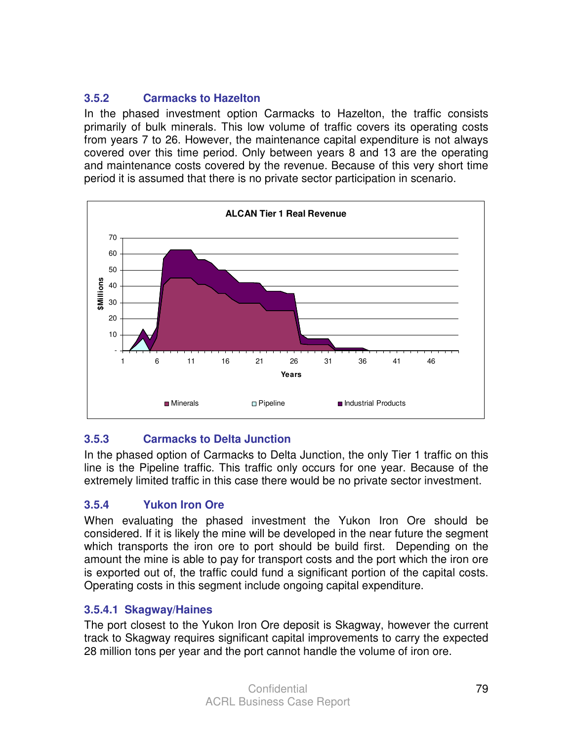### 3.5.2 Carmacks to Hazelton

In the phased investment option Carmacks to Hazelton, the traffic consists primarily of bulk minerals. This low volume of traffic covers its operating costs from years 7 to 26. However, the maintenance capital expenditure is not always covered over this time period. Only between years 8 and 13 are the operating and maintenance costs covered by the revenue. Because of this very short time period it is assumed that there is no private sector participation in scenario.

**ALCAN Tier 1 Real Revenue**

### 3.5.3 Carmacks to Delta Junction

In the phased option of Carmacks to Delta Junction, the only Tier 1 traffic on this line is the Pipeline traffic. This traffic only occurs for one year. Because of the extremely limited traffic in this case there would be no private sector investment.

### 3.5.4 Yukon Iron Ore

When evaluating the phased investment the Yukon Iron Ore should be considered. If it is likely the mine will be developed in the near future the segment which transports the iron ore to port should be build first. Depending on the amount the mine is able to pay for transport costs and the port which the iron ore is exported out of, the traffic could fund a significant portion of the capital costs. Operating costs in this segment include ongoing capital expenditure.

#### 3.5.4.1 Skagway/Haines

The port closest to the Yukon Iron Ore deposit is Skagway, however the current track to Skagway requires significant capital improvements to carry the expected 28 million tons per year and the port cannot handle the volume of iron ore.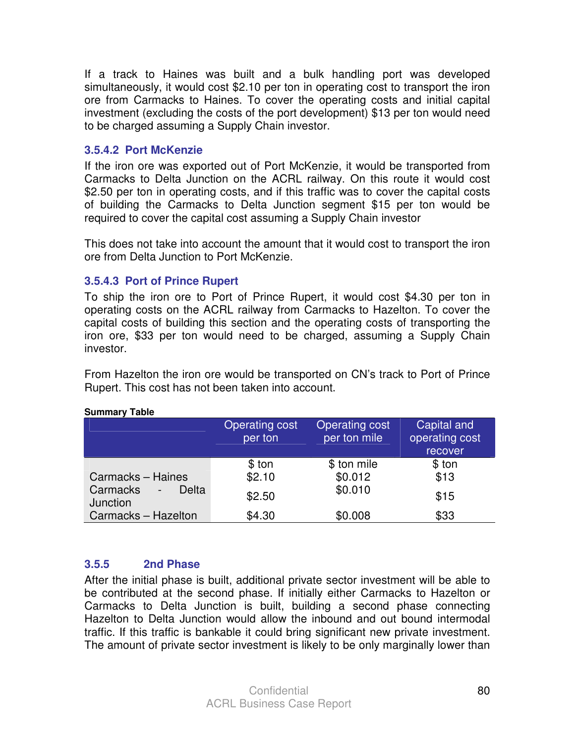If a track to Haines was built and a bulk handling port was developed simultaneously, it would cost $2.10 per ton in operating cost to transport the iron ore from Carmacks to Haines. To cover the operating costs and initial capital investment (excluding the costs of the port development) $13 per ton would need to be charged assuming a Supply Chain investor.

### 3.5.4.2 Port McKenzie

If the iron ore was exported out of Port McKenzie, it would be transported from Carmacks to Delta Junction on the ACRL railway. On this route it would cost $2.50 per ton in operating costs, and if this traffic was to cover the capital costs of building the Carmacks to Delta Junction segment $15 per ton would be required to cover the capital cost assuming a Supply Chain investor

This does not take into account the amount that it would cost to transport the iron ore from Delta Junction to Port McKenzie.

### 3.5.4.3 Port of Prince Rupert

To ship the iron ore to Port of Prince Rupert, it would cost $4.30 per ton in operating costs on the ACRL railway from Carmacks to Hazelton. To cover the capital costs of building this section and the operating costs of transporting the iron ore, $33 per ton would need to be charged, assuming a Supply Chain investor.

From Hazelton the iron ore would be transported on CN's track to Port of Prince Rupert. This cost has not been taken into account.

**Summary Table**

| | Operating cost per ton | Operating cost per ton mile | Capital and operating cost recover |
|---|---|---|---|
| | $ ton | $ ton mile | $ ton |
| Carmacks – Haines | $2.10 | $0.012 | $13 |
| Carmacks - Delta Junction | $2.50 | $0.010 | $15 |
| Carmacks – Hazelton | $4.30 | $0.008 | $33 |

### 3.5.5 2nd Phase

After the initial phase is built, additional private sector investment will be able to be contributed at the second phase. If initially either Carmacks to Hazelton or Carmacks to Delta Junction is built, building a second phase connecting Hazelton to Delta Junction would allow the inbound and out bound intermodal traffic. If this traffic is bankable it could bring significant new private investment. The amount of private sector investment is likely to be only marginally lower than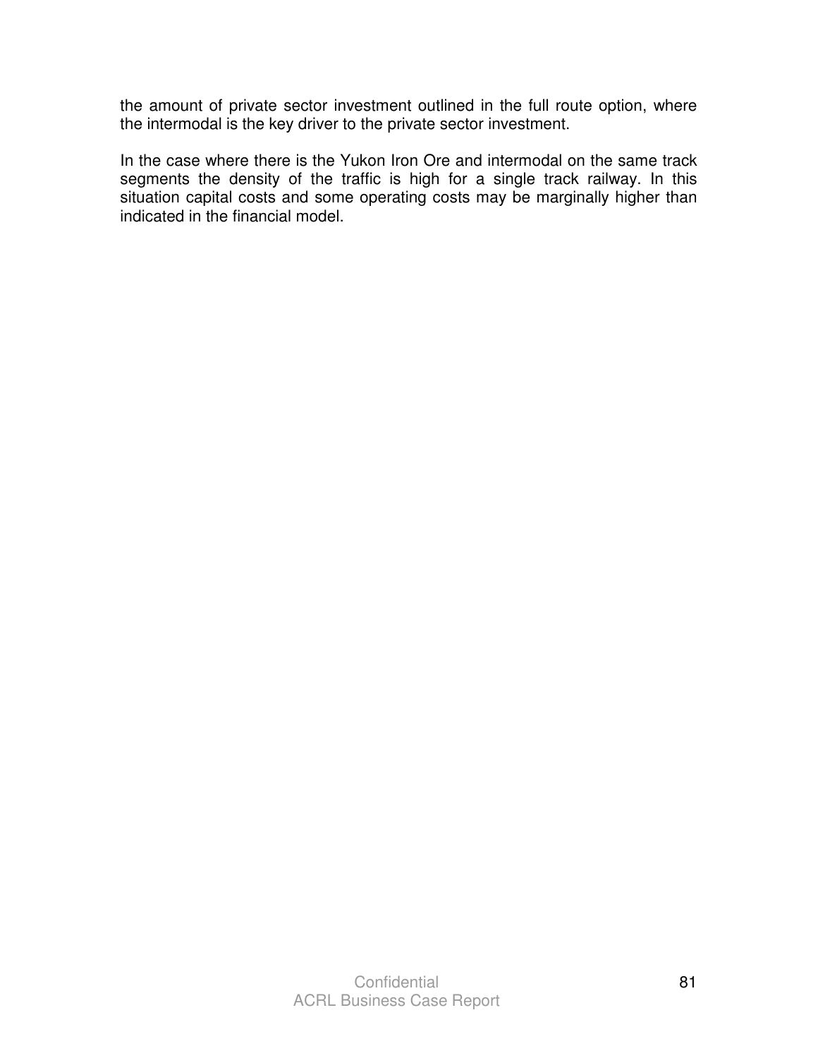the amount of private sector investment outlined in the full route option, where the intermodal is the key driver to the private sector investment.

In the case where there is the Yukon Iron Ore and intermodal on the same track segments the density of the traffic is high for a single track railway. In this situation capital costs and some operating costs may be marginally higher than indicated in the financial model.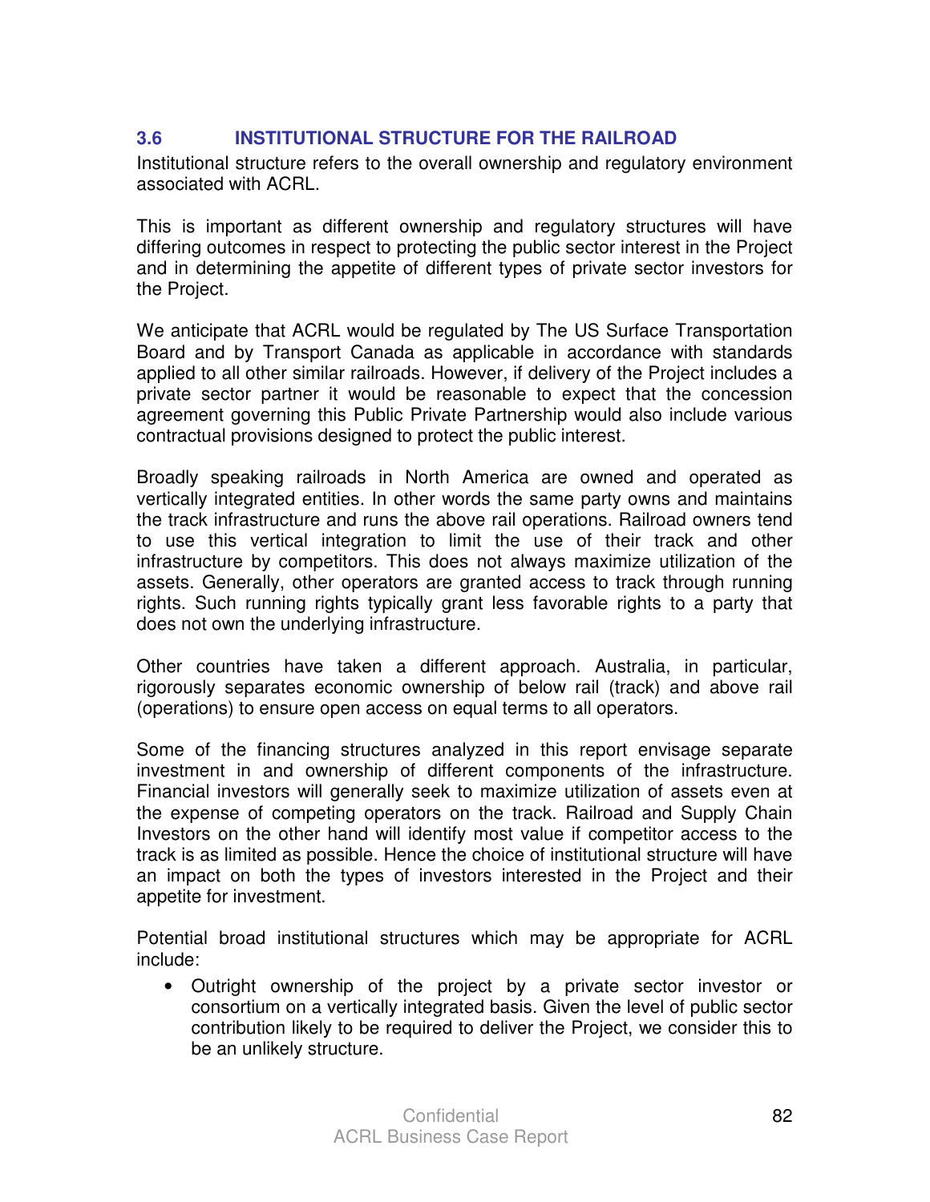### 3.6 INSTITUTIONAL STRUCTURE FOR THE RAILROAD

Institutional structure refers to the overall ownership and regulatory environment associated with ACRL.

This is important as different ownership and regulatory structures will have differing outcomes in respect to protecting the public sector interest in the Project and in determining the appetite of different types of private sector investors for the Project.

We anticipate that ACRL would be regulated by The US Surface Transportation Board and by Transport Canada as applicable in accordance with standards applied to all other similar railroads. However, if delivery of the Project includes a private sector partner it would be reasonable to expect that the concession agreement governing this Public Private Partnership would also include various contractual provisions designed to protect the public interest.

Broadly speaking railroads in North America are owned and operated as vertically integrated entities. In other words the same party owns and maintains the track infrastructure and runs the above rail operations. Railroad owners tend to use this vertical integration to limit the use of their track and other infrastructure by competitors. This does not always maximize utilization of the assets. Generally, other operators are granted access to track through running rights. Such running rights typically grant less favorable rights to a party that does not own the underlying infrastructure.

Other countries have taken a different approach. Australia, in particular, rigorously separates economic ownership of below rail (track) and above rail (operations) to ensure open access on equal terms to all operators.

Some of the financing structures analyzed in this report envisage separate investment in and ownership of different components of the infrastructure. Financial investors will generally seek to maximize utilization of assets even at the expense of competing operators on the track. Railroad and Supply Chain Investors on the other hand will identify most value if competitor access to the track is as limited as possible. Hence the choice of institutional structure will have an impact on both the types of investors interested in the Project and their appetite for investment.

Potential broad institutional structures which may be appropriate for ACRL include:

- Outright ownership of the project by a private sector investor or consortium on a vertically integrated basis. Given the level of public sector contribution likely to be required to deliver the Project, we consider this to be an unlikely structure.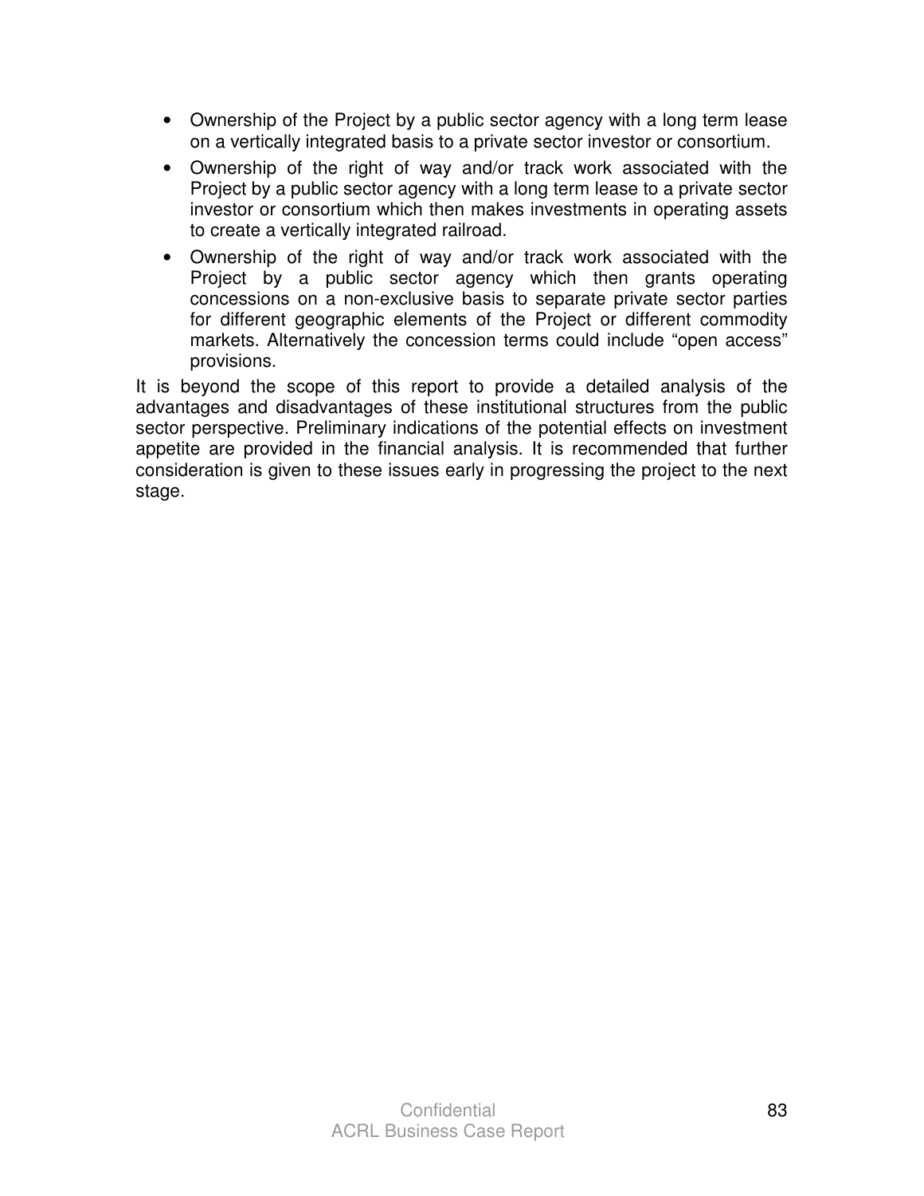- Ownership of the Project by a public sector agency with a long term lease on a vertically integrated basis to a private sector investor or consortium.
- Ownership of the right of way and/or track work associated with the Project by a public sector agency with a long term lease to a private sector investor or consortium which then makes investments in operating assets to create a vertically integrated railroad.
- Ownership of the right of way and/or track work associated with the Project by a public sector agency which then grants operating concessions on a non-exclusive basis to separate private sector parties for different geographic elements of the Project or different commodity markets. Alternatively the concession terms could include "open access" provisions.

It is beyond the scope of this report to provide a detailed analysis of the advantages and disadvantages of these institutional structures from the public sector perspective. Preliminary indications of the potential effects on investment appetite are provided in the financial analysis. It is recommended that further consideration is given to these issues early in progressing the project to the next stage.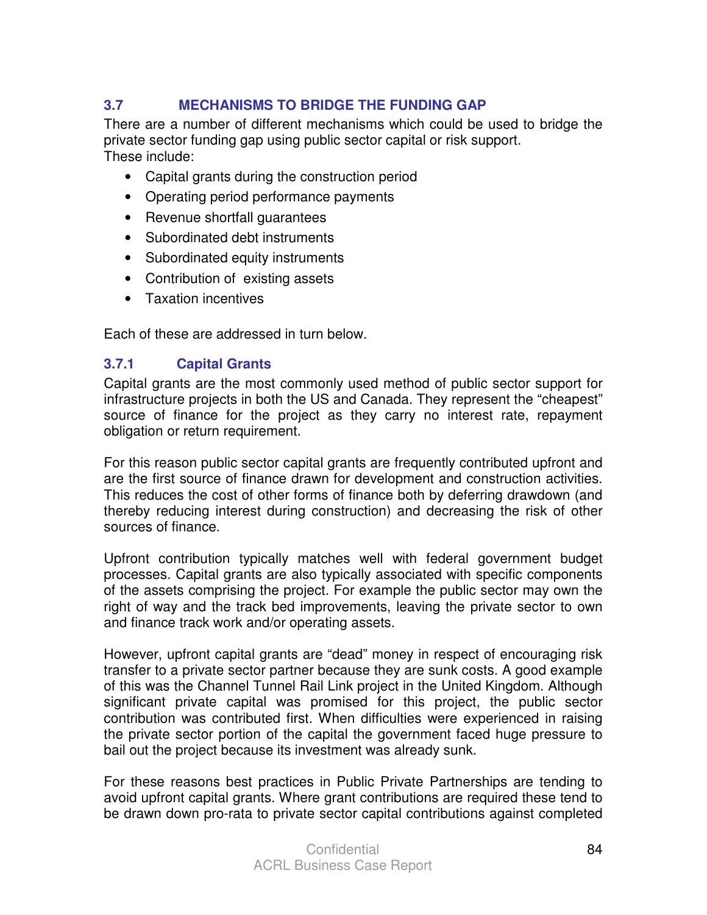### 3.7 MECHANISMS TO BRIDGE THE FUNDING GAP

There are a number of different mechanisms which could be used to bridge the private sector funding gap using public sector capital or risk support. These include:

- Capital grants during the construction period
- Operating period performance payments
- Revenue shortfall guarantees
- Subordinated debt instruments
- Subordinated equity instruments
- Contribution of existing assets
- Taxation incentives

Each of these are addressed in turn below.

#### 3.7.1 Capital Grants

Capital grants are the most commonly used method of public sector support for infrastructure projects in both the US and Canada. They represent the "cheapest" source of finance for the project as they carry no interest rate, repayment obligation or return requirement.

For this reason public sector capital grants are frequently contributed upfront and are the first source of finance drawn for development and construction activities. This reduces the cost of other forms of finance both by deferring drawdown (and thereby reducing interest during construction) and decreasing the risk of other sources of finance.

Upfront contribution typically matches well with federal government budget processes. Capital grants are also typically associated with specific components of the assets comprising the project. For example the public sector may own the right of way and the track bed improvements, leaving the private sector to own and finance track work and/or operating assets.

However, upfront capital grants are "dead" money in respect of encouraging risk transfer to a private sector partner because they are sunk costs. A good example of this was the Channel Tunnel Rail Link project in the United Kingdom. Although significant private capital was promised for this project, the public sector contribution was contributed first. When difficulties were experienced in raising the private sector portion of the capital the government faced huge pressure to bail out the project because its investment was already sunk.

For these reasons best practices in Public Private Partnerships are tending to avoid upfront capital grants. Where grant contributions are required these tend to be drawn down pro-rata to private sector capital contributions against completed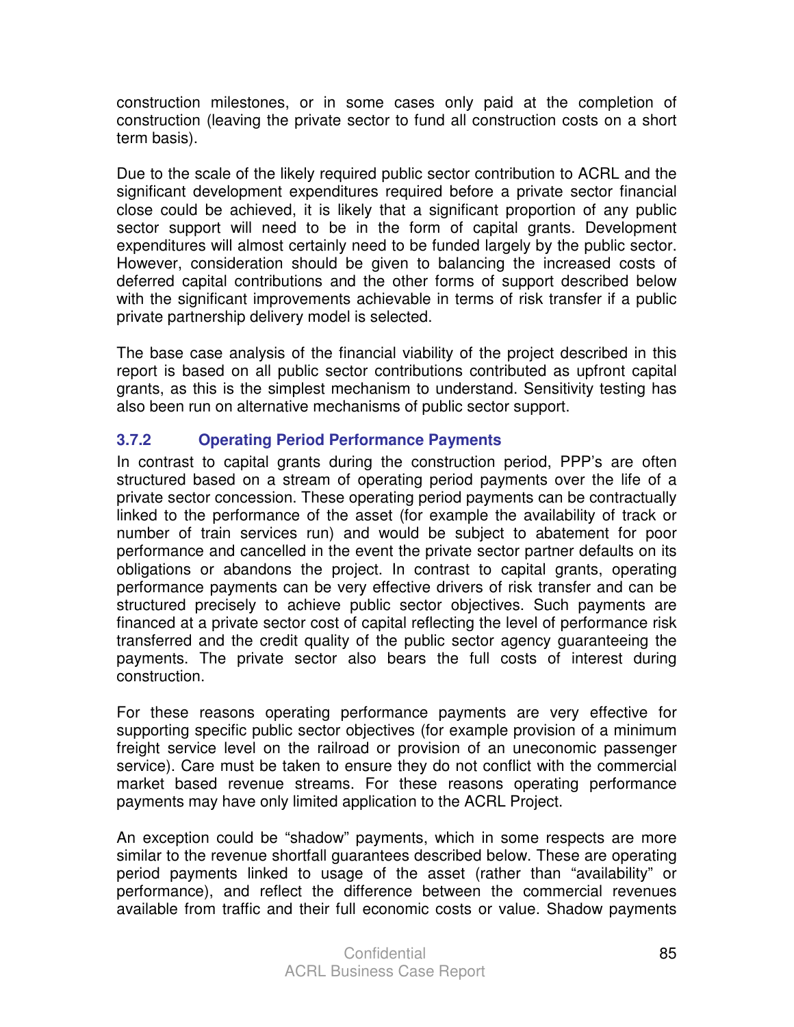construction milestones, or in some cases only paid at the completion of construction (leaving the private sector to fund all construction costs on a short term basis).

Due to the scale of the likely required public sector contribution to ACRL and the significant development expenditures required before a private sector financial close could be achieved, it is likely that a significant proportion of any public sector support will need to be in the form of capital grants. Development expenditures will almost certainly need to be funded largely by the public sector. However, consideration should be given to balancing the increased costs of deferred capital contributions and the other forms of support described below with the significant improvements achievable in terms of risk transfer if a public private partnership delivery model is selected.

The base case analysis of the financial viability of the project described in this report is based on all public sector contributions contributed as upfront capital grants, as this is the simplest mechanism to understand. Sensitivity testing has also been run on alternative mechanisms of public sector support.

### 3.7.2 Operating Period Performance Payments

In contrast to capital grants during the construction period, PPP's are often structured based on a stream of operating period payments over the life of a private sector concession. These operating period payments can be contractually linked to the performance of the asset (for example the availability of track or number of train services run) and would be subject to abatement for poor performance and cancelled in the event the private sector partner defaults on its obligations or abandons the project. In contrast to capital grants, operating performance payments can be very effective drivers of risk transfer and can be structured precisely to achieve public sector objectives. Such payments are financed at a private sector cost of capital reflecting the level of performance risk transferred and the credit quality of the public sector agency guaranteeing the payments. The private sector also bears the full costs of interest during construction.

For these reasons operating performance payments are very effective for supporting specific public sector objectives (for example provision of a minimum freight service level on the railroad or provision of an uneconomic passenger service). Care must be taken to ensure they do not conflict with the commercial market based revenue streams. For these reasons operating performance payments may have only limited application to the ACRL Project.

An exception could be "shadow" payments, which in some respects are more similar to the revenue shortfall guarantees described below. These are operating period payments linked to usage of the asset (rather than "availability" or performance), and reflect the difference between the commercial revenues available from traffic and their full economic costs or value. Shadow payments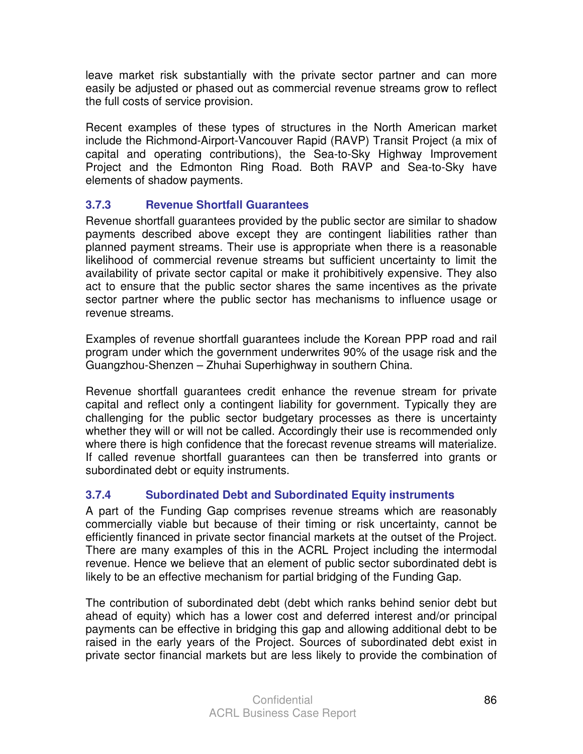leave market risk substantially with the private sector partner and can more easily be adjusted or phased out as commercial revenue streams grow to reflect the full costs of service provision.

Recent examples of these types of structures in the North American market include the Richmond-Airport-Vancouver Rapid (RAVP) Transit Project (a mix of capital and operating contributions), the Sea-to-Sky Highway Improvement Project and the Edmonton Ring Road. Both RAVP and Sea-to-Sky have elements of shadow payments.

### 3.7.3 Revenue Shortfall Guarantees

Revenue shortfall guarantees provided by the public sector are similar to shadow payments described above except they are contingent liabilities rather than planned payment streams. Their use is appropriate when there is a reasonable likelihood of commercial revenue streams but sufficient uncertainty to limit the availability of private sector capital or make it prohibitively expensive. They also act to ensure that the public sector shares the same incentives as the private sector partner where the public sector has mechanisms to influence usage or revenue streams.

Examples of revenue shortfall guarantees include the Korean PPP road and rail program under which the government underwrites 90% of the usage risk and the Guangzhou-Shenzen – Zhuhai Superhighway in southern China.

Revenue shortfall guarantees credit enhance the revenue stream for private capital and reflect only a contingent liability for government. Typically they are challenging for the public sector budgetary processes as there is uncertainty whether they will or will not be called. Accordingly their use is recommended only where there is high confidence that the forecast revenue streams will materialize. If called revenue shortfall guarantees can then be transferred into grants or subordinated debt or equity instruments.

### 3.7.4 Subordinated Debt and Subordinated Equity instruments

A part of the Funding Gap comprises revenue streams which are reasonably commercially viable but because of their timing or risk uncertainty, cannot be efficiently financed in private sector financial markets at the outset of the Project. There are many examples of this in the ACRL Project including the intermodal revenue. Hence we believe that an element of public sector subordinated debt is likely to be an effective mechanism for partial bridging of the Funding Gap.

The contribution of subordinated debt (debt which ranks behind senior debt but ahead of equity) which has a lower cost and deferred interest and/or principal payments can be effective in bridging this gap and allowing additional debt to be raised in the early years of the Project. Sources of subordinated debt exist in private sector financial markets but are less likely to provide the combination of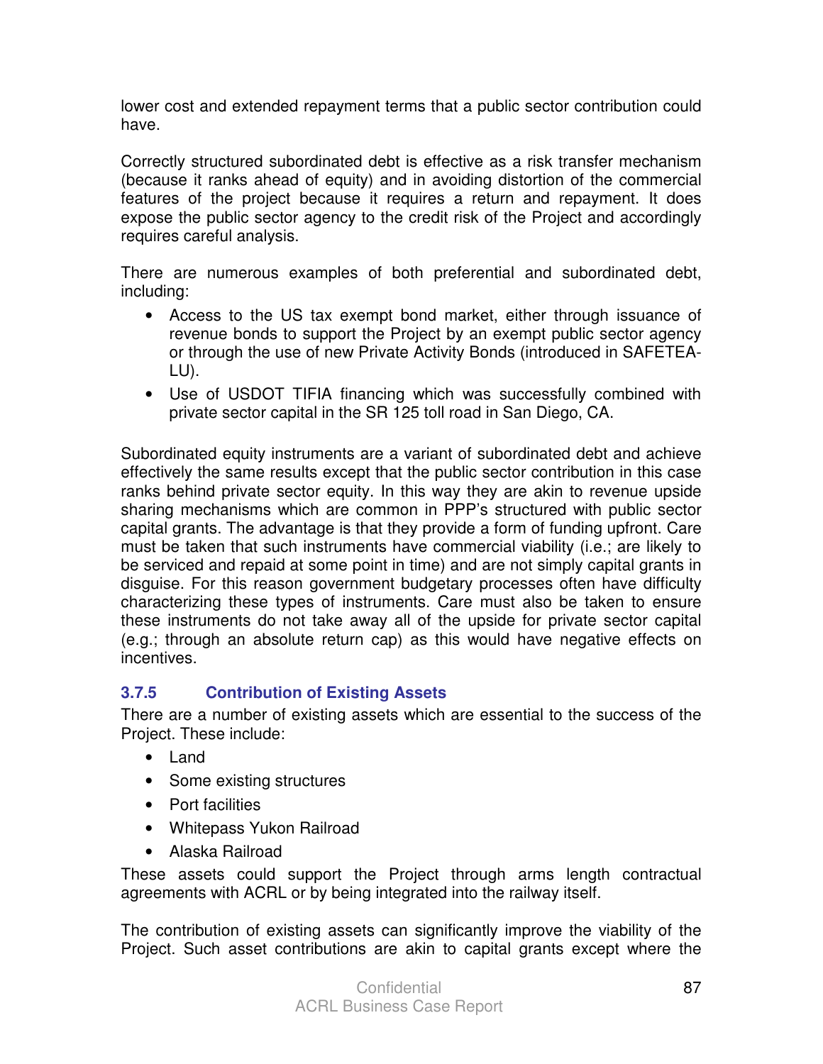lower cost and extended repayment terms that a public sector contribution could have.

Correctly structured subordinated debt is effective as a risk transfer mechanism (because it ranks ahead of equity) and in avoiding distortion of the commercial features of the project because it requires a return and repayment. It does expose the public sector agency to the credit risk of the Project and accordingly requires careful analysis.

There are numerous examples of both preferential and subordinated debt, including:

- Access to the US tax exempt bond market, either through issuance of revenue bonds to support the Project by an exempt public sector agency or through the use of new Private Activity Bonds (introduced in SAFETEA-LU).
- Use of USDOT TIFIA financing which was successfully combined with private sector capital in the SR 125 toll road in San Diego, CA.

Subordinated equity instruments are a variant of subordinated debt and achieve effectively the same results except that the public sector contribution in this case ranks behind private sector equity. In this way they are akin to revenue upside sharing mechanisms which are common in PPP's structured with public sector capital grants. The advantage is that they provide a form of funding upfront. Care must be taken that such instruments have commercial viability (i.e.; are likely to be serviced and repaid at some point in time) and are not simply capital grants in disguise. For this reason government budgetary processes often have difficulty characterizing these types of instruments. Care must also be taken to ensure these instruments do not take away all of the upside for private sector capital (e.g.; through an absolute return cap) as this would have negative effects on incentives.

### 3.7.5 Contribution of Existing Assets

There are a number of existing assets which are essential to the success of the Project. These include:

- Land
- Some existing structures
- Port facilities
- Whitepass Yukon Railroad
- Alaska Railroad

These assets could support the Project through arms length contractual agreements with ACRL or by being integrated into the railway itself.

The contribution of existing assets can significantly improve the viability of the Project. Such asset contributions are akin to capital grants except where the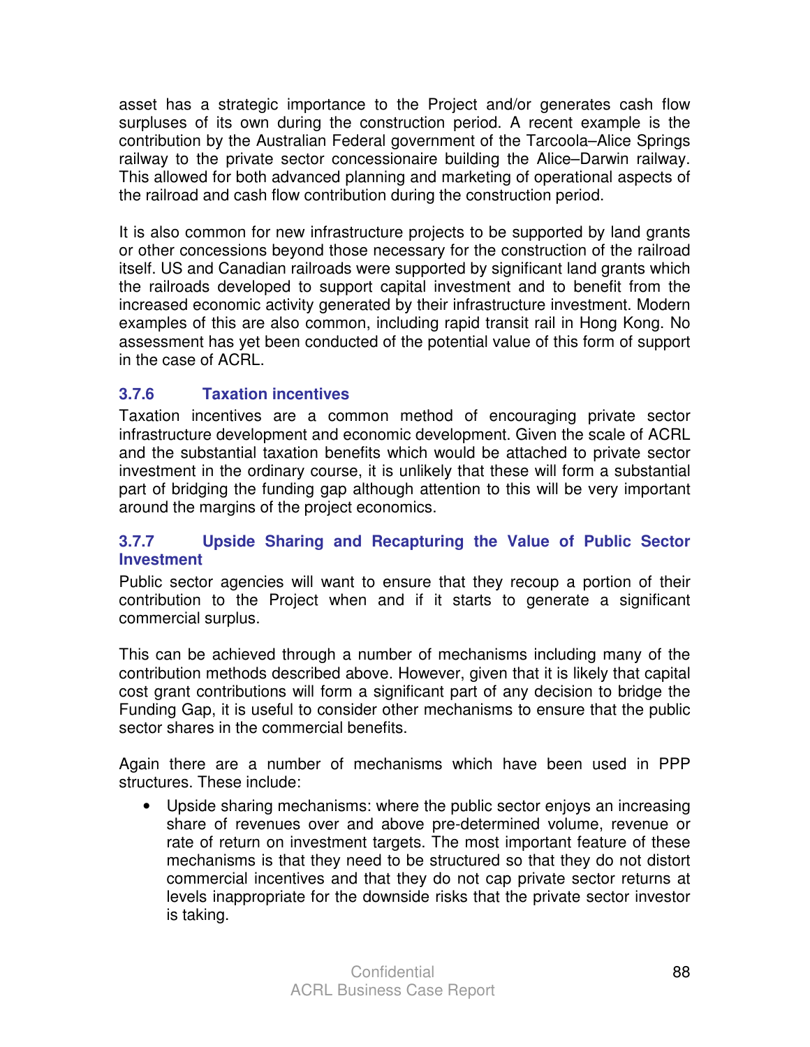asset has a strategic importance to the Project and/or generates cash flow surpluses of its own during the construction period. A recent example is the contribution by the Australian Federal government of the Tarcoola–Alice Springs railway to the private sector concessionaire building the Alice–Darwin railway. This allowed for both advanced planning and marketing of operational aspects of the railroad and cash flow contribution during the construction period.

It is also common for new infrastructure projects to be supported by land grants or other concessions beyond those necessary for the construction of the railroad itself. US and Canadian railroads were supported by significant land grants which the railroads developed to support capital investment and to benefit from the increased economic activity generated by their infrastructure investment. Modern examples of this are also common, including rapid transit rail in Hong Kong. No assessment has yet been conducted of the potential value of this form of support in the case of ACRL.

### 3.7.6 Taxation incentives

Taxation incentives are a common method of encouraging private sector infrastructure development and economic development. Given the scale of ACRL and the substantial taxation benefits which would be attached to private sector investment in the ordinary course, it is unlikely that these will form a substantial part of bridging the funding gap although attention to this will be very important around the margins of the project economics.

### 3.7.7 Upside Sharing and Recapturing the Value of Public Sector Investment

Public sector agencies will want to ensure that they recoup a portion of their contribution to the Project when and if it starts to generate a significant commercial surplus.

This can be achieved through a number of mechanisms including many of the contribution methods described above. However, given that it is likely that capital cost grant contributions will form a significant part of any decision to bridge the Funding Gap, it is useful to consider other mechanisms to ensure that the public sector shares in the commercial benefits.

Again there are a number of mechanisms which have been used in PPP structures. These include:

- Upside sharing mechanisms: where the public sector enjoys an increasing share of revenues over and above pre-determined volume, revenue or rate of return on investment targets. The most important feature of these mechanisms is that they need to be structured so that they do not distort commercial incentives and that they do not cap private sector returns at levels inappropriate for the downside risks that the private sector investor is taking.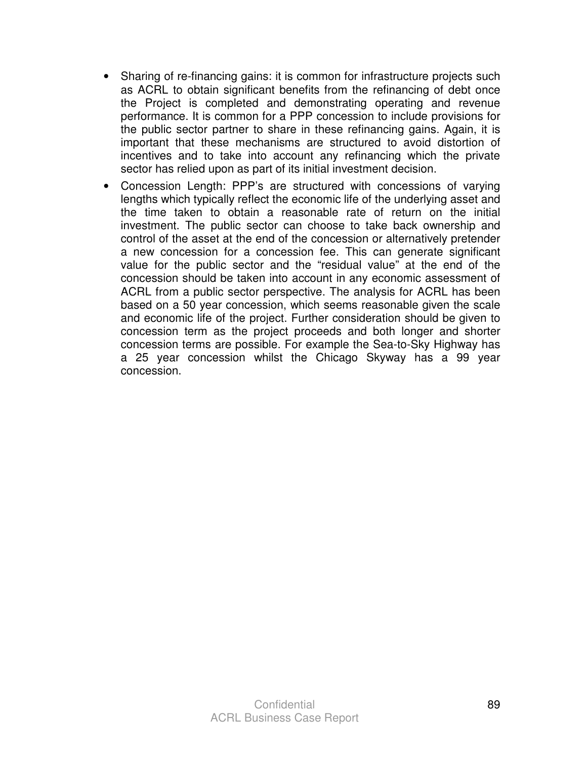- Sharing of re-financing gains: it is common for infrastructure projects such as ACRL to obtain significant benefits from the refinancing of debt once the Project is completed and demonstrating operating and revenue performance. It is common for a PPP concession to include provisions for the public sector partner to share in these refinancing gains. Again, it is important that these mechanisms are structured to avoid distortion of incentives and to take into account any refinancing which the private sector has relied upon as part of its initial investment decision.
- Concession Length: PPP's are structured with concessions of varying lengths which typically reflect the economic life of the underlying asset and the time taken to obtain a reasonable rate of return on the initial investment. The public sector can choose to take back ownership and control of the asset at the end of the concession or alternatively pretender a new concession for a concession fee. This can generate significant value for the public sector and the "residual value" at the end of the concession should be taken into account in any economic assessment of ACRL from a public sector perspective. The analysis for ACRL has been based on a 50 year concession, which seems reasonable given the scale and economic life of the project. Further consideration should be given to concession term as the project proceeds and both longer and shorter concession terms are possible. For example the Sea-to-Sky Highway has a 25 year concession whilst the Chicago Skyway has a 99 year concession.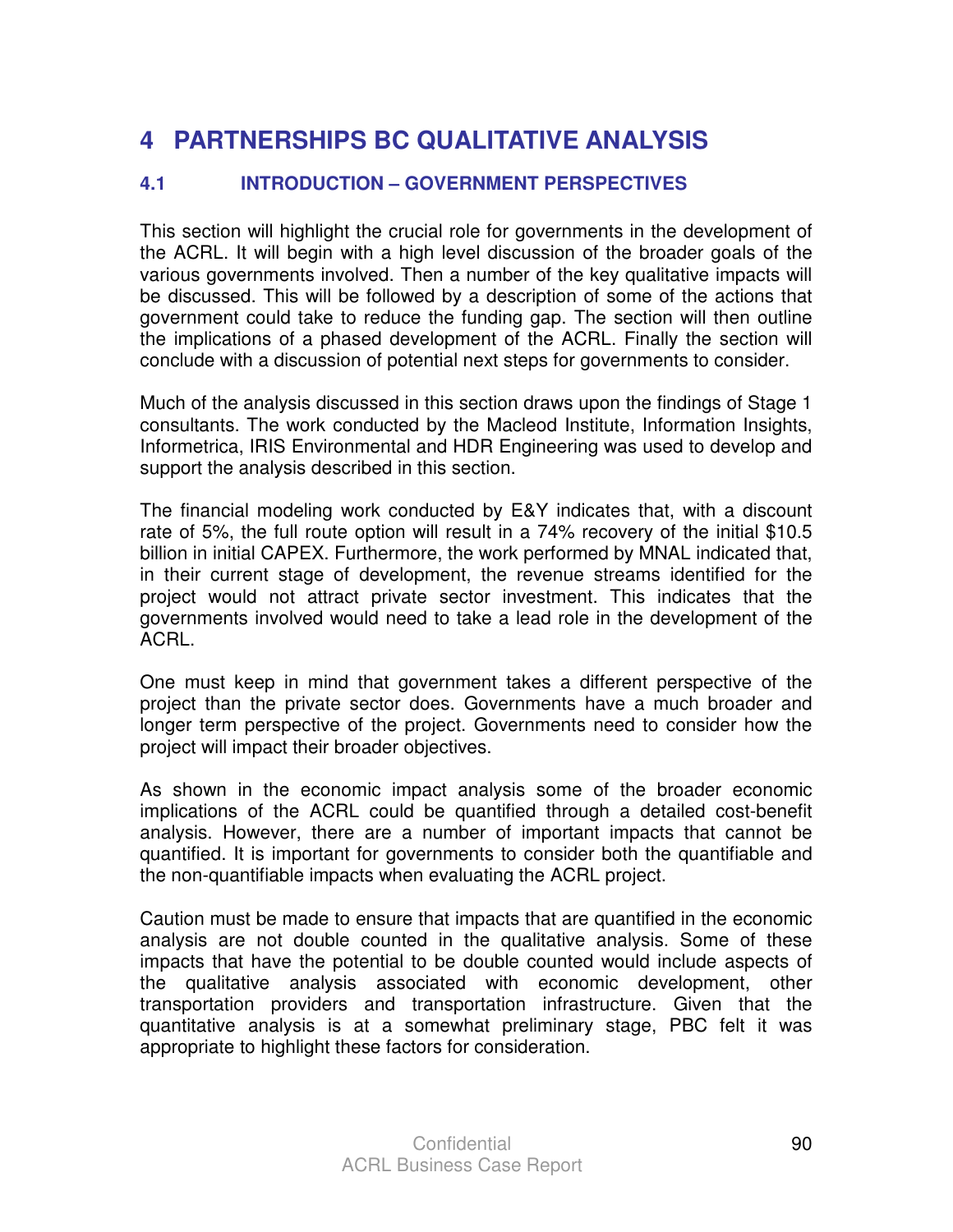# 4 PARTNERSHIPS BC QUALITATIVE ANALYSIS

## 4.1 INTRODUCTION – GOVERNMENT PERSPECTIVES

This section will highlight the crucial role for governments in the development of the ACRL. It will begin with a high level discussion of the broader goals of the various governments involved. Then a number of the key qualitative impacts will be discussed. This will be followed by a description of some of the actions that government could take to reduce the funding gap. The section will then outline the implications of a phased development of the ACRL. Finally the section will conclude with a discussion of potential next steps for governments to consider.

Much of the analysis discussed in this section draws upon the findings of Stage 1 consultants. The work conducted by the Macleod Institute, Information Insights, Informetrica, IRIS Environmental and HDR Engineering was used to develop and support the analysis described in this section.

The financial modeling work conducted by E&Y indicates that, with a discount rate of 5%, the full route option will result in a 74% recovery of the initial $10.5 billion in initial CAPEX. Furthermore, the work performed by MNAL indicated that, in their current stage of development, the revenue streams identified for the project would not attract private sector investment. This indicates that the governments involved would need to take a lead role in the development of the ACRL.

One must keep in mind that government takes a different perspective of the project than the private sector does. Governments have a much broader and longer term perspective of the project. Governments need to consider how the project will impact their broader objectives.

As shown in the economic impact analysis some of the broader economic implications of the ACRL could be quantified through a detailed cost-benefit analysis. However, there are a number of important impacts that cannot be quantified. It is important for governments to consider both the quantifiable and the non-quantifiable impacts when evaluating the ACRL project.

Caution must be made to ensure that impacts that are quantified in the economic analysis are not double counted in the qualitative analysis. Some of these impacts that have the potential to be double counted would include aspects of the qualitative analysis associated with economic development, other transportation providers and transportation infrastructure. Given that the quantitative analysis is at a somewhat preliminary stage, PBC felt it was appropriate to highlight these factors for consideration.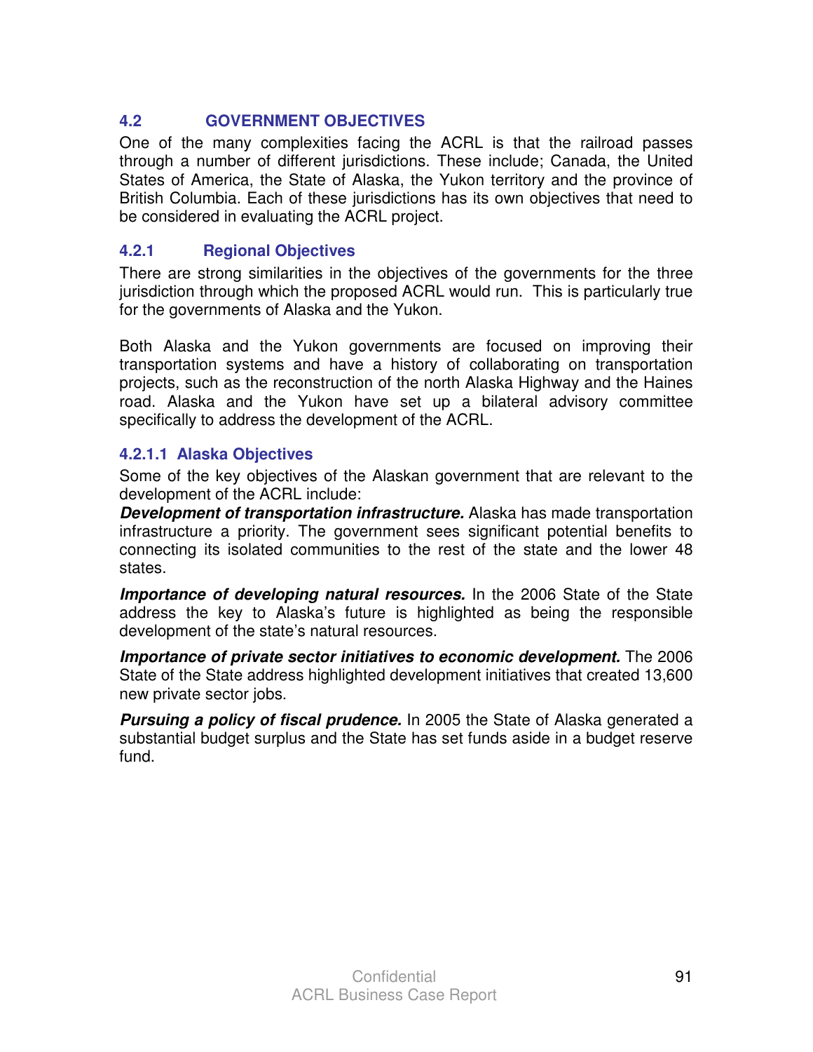## 4.2 GOVERNMENT OBJECTIVES

One of the many complexities facing the ACRL is that the railroad passes through a number of different jurisdictions. These include; Canada, the United States of America, the State of Alaska, the Yukon territory and the province of British Columbia. Each of these jurisdictions has its own objectives that need to be considered in evaluating the ACRL project.

### 4.2.1 Regional Objectives

There are strong similarities in the objectives of the governments for the three jurisdiction through which the proposed ACRL would run. This is particularly true for the governments of Alaska and the Yukon.

Both Alaska and the Yukon governments are focused on improving their transportation systems and have a history of collaborating on transportation projects, such as the reconstruction of the north Alaska Highway and the Haines road. Alaska and the Yukon have set up a bilateral advisory committee specifically to address the development of the ACRL.

#### 4.2.1.1 Alaska Objectives

Some of the key objectives of the Alaskan government that are relevant to the development of the ACRL include:

***Development of transportation infrastructure.*** Alaska has made transportation infrastructure a priority. The government sees significant potential benefits to connecting its isolated communities to the rest of the state and the lower 48 states.

***Importance of developing natural resources.*** In the 2006 State of the State address the key to Alaska's future is highlighted as being the responsible development of the state's natural resources.

***Importance of private sector initiatives to economic development.*** The 2006 State of the State address highlighted development initiatives that created 13,600 new private sector jobs.

***Pursuing a policy of fiscal prudence.*** In 2005 the State of Alaska generated a substantial budget surplus and the State has set funds aside in a budget reserve fund.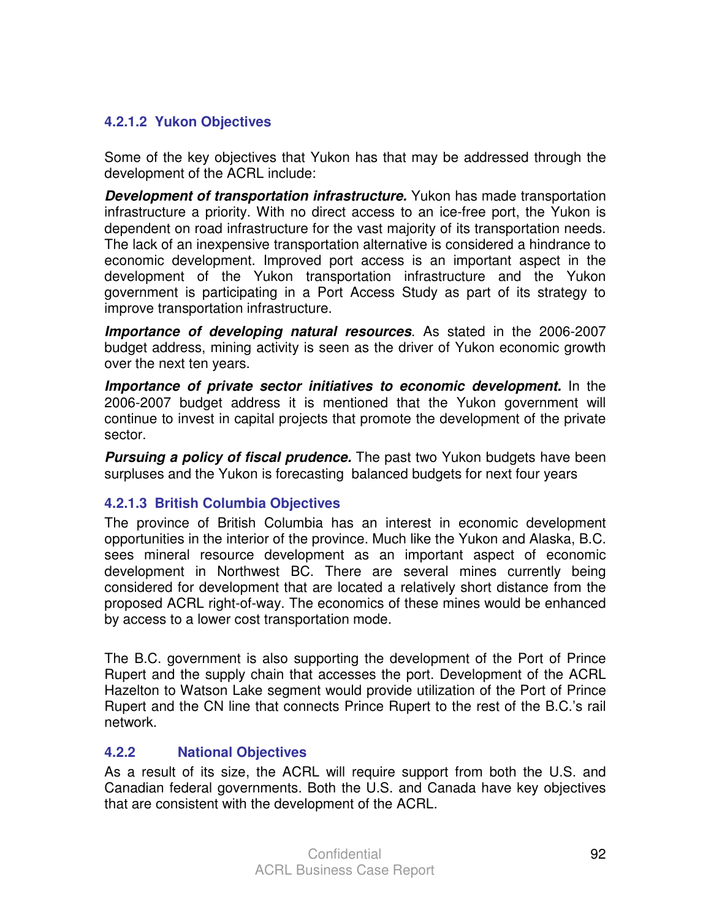#### 4.2.1.2 Yukon Objectives

Some of the key objectives that Yukon has that may be addressed through the development of the ACRL include:

***Development of transportation infrastructure.*** Yukon has made transportation infrastructure a priority. With no direct access to an ice-free port, the Yukon is dependent on road infrastructure for the vast majority of its transportation needs. The lack of an inexpensive transportation alternative is considered a hindrance to economic development. Improved port access is an important aspect in the development of the Yukon transportation infrastructure and the Yukon government is participating in a Port Access Study as part of its strategy to improve transportation infrastructure.

***Importance of developing natural resources***. As stated in the 2006-2007 budget address, mining activity is seen as the driver of Yukon economic growth over the next ten years.

***Importance of private sector initiatives to economic development.*** In the 2006-2007 budget address it is mentioned that the Yukon government will continue to invest in capital projects that promote the development of the private sector.

***Pursuing a policy of fiscal prudence.*** The past two Yukon budgets have been surpluses and the Yukon is forecasting balanced budgets for next four years

#### 4.2.1.3 British Columbia Objectives

The province of British Columbia has an interest in economic development opportunities in the interior of the province. Much like the Yukon and Alaska, B.C. sees mineral resource development as an important aspect of economic development in Northwest BC. There are several mines currently being considered for development that are located a relatively short distance from the proposed ACRL right-of-way. The economics of these mines would be enhanced by access to a lower cost transportation mode.

The B.C. government is also supporting the development of the Port of Prince Rupert and the supply chain that accesses the port. Development of the ACRL Hazelton to Watson Lake segment would provide utilization of the Port of Prince Rupert and the CN line that connects Prince Rupert to the rest of the B.C.'s rail network.

### 4.2.2 National Objectives

As a result of its size, the ACRL will require support from both the U.S. and Canadian federal governments. Both the U.S. and Canada have key objectives that are consistent with the development of the ACRL.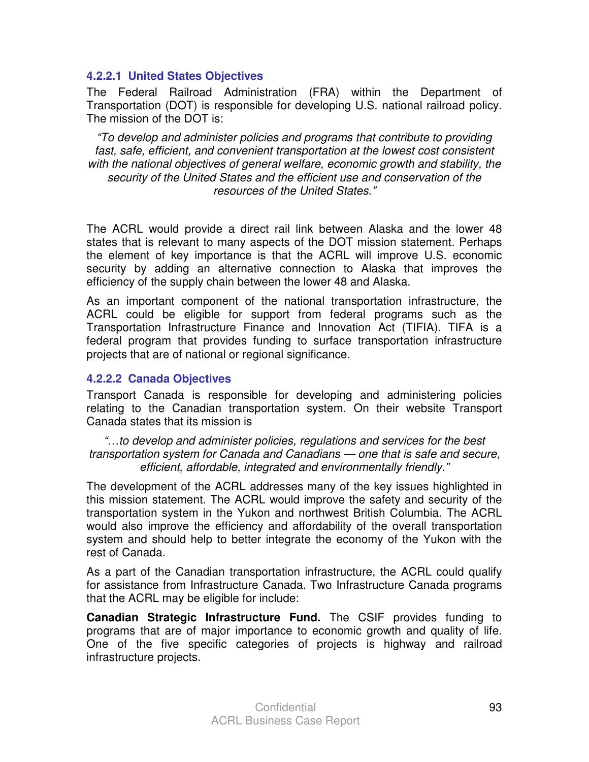#### 4.2.2.1 United States Objectives

The Federal Railroad Administration (FRA) within the Department of Transportation (DOT) is responsible for developing U.S. national railroad policy. The mission of the DOT is:

> *"To develop and administer policies and programs that contribute to providing fast, safe, efficient, and convenient transportation at the lowest cost consistent with the national objectives of general welfare, economic growth and stability, the security of the United States and the efficient use and conservation of the resources of the United States."*

The ACRL would provide a direct rail link between Alaska and the lower 48 states that is relevant to many aspects of the DOT mission statement. Perhaps the element of key importance is that the ACRL will improve U.S. economic security by adding an alternative connection to Alaska that improves the efficiency of the supply chain between the lower 48 and Alaska.

As an important component of the national transportation infrastructure, the ACRL could be eligible for support from federal programs such as the Transportation Infrastructure Finance and Innovation Act (TIFIA). TIFA is a federal program that provides funding to surface transportation infrastructure projects that are of national or regional significance.

#### 4.2.2.2 Canada Objectives

Transport Canada is responsible for developing and administering policies relating to the Canadian transportation system. On their website Transport Canada states that its mission is

> *"…to develop and administer policies, regulations and services for the best transportation system for Canada and Canadians — one that is safe and secure, efficient, affordable, integrated and environmentally friendly."*

The development of the ACRL addresses many of the key issues highlighted in this mission statement. The ACRL would improve the safety and security of the transportation system in the Yukon and northwest British Columbia. The ACRL would also improve the efficiency and affordability of the overall transportation system and should help to better integrate the economy of the Yukon with the rest of Canada.

As a part of the Canadian transportation infrastructure, the ACRL could qualify for assistance from Infrastructure Canada. Two Infrastructure Canada programs that the ACRL may be eligible for include:

**Canadian Strategic Infrastructure Fund.** The CSIF provides funding to programs that are of major importance to economic growth and quality of life. One of the five specific categories of projects is highway and railroad infrastructure projects.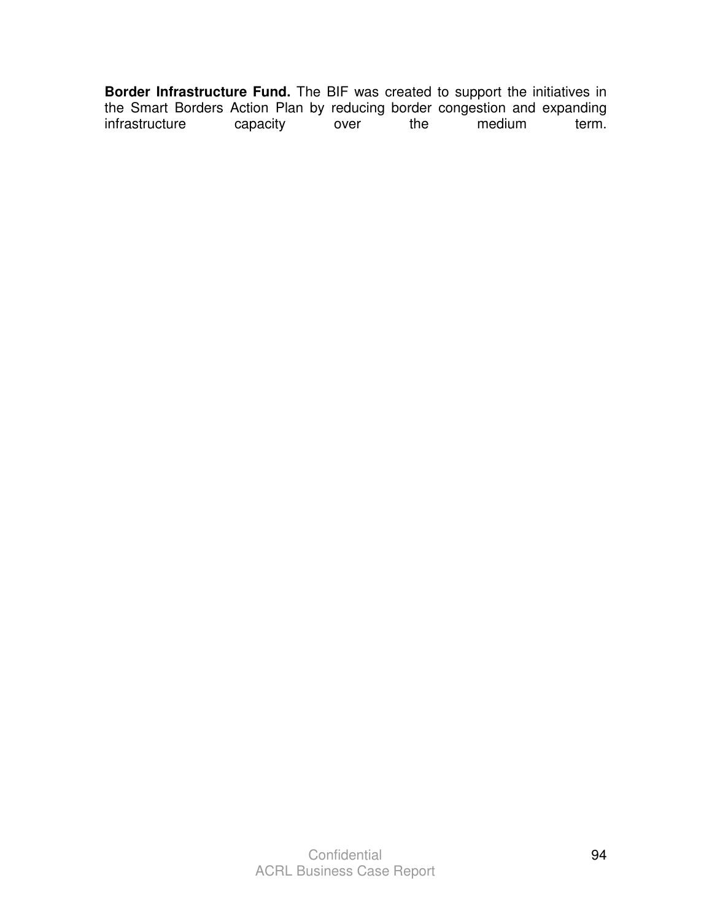**Border Infrastructure Fund.** The BIF was created to support the initiatives in the Smart Borders Action Plan by reducing border congestion and expanding infrastructure capacity over the medium term.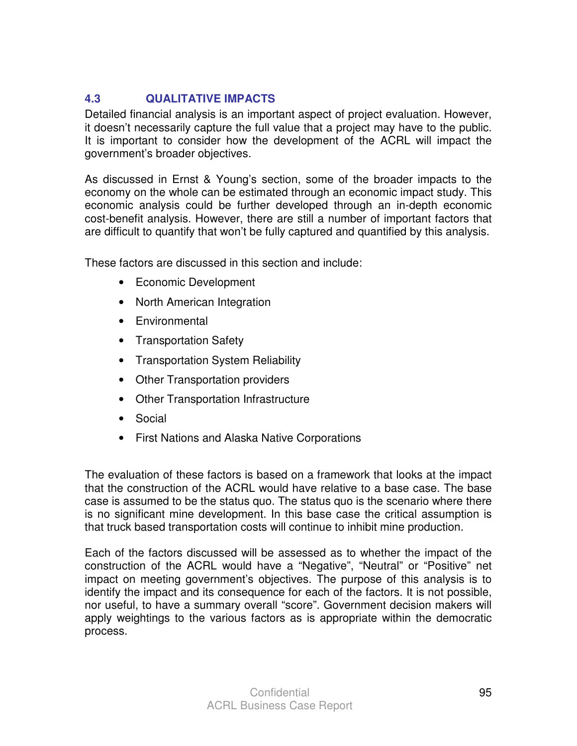### 4.3 QUALITATIVE IMPACTS

Detailed financial analysis is an important aspect of project evaluation. However, it doesn't necessarily capture the full value that a project may have to the public. It is important to consider how the development of the ACRL will impact the government's broader objectives.

As discussed in Ernst & Young's section, some of the broader impacts to the economy on the whole can be estimated through an economic impact study. This economic analysis could be further developed through an in-depth economic cost-benefit analysis. However, there are still a number of important factors that are difficult to quantify that won't be fully captured and quantified by this analysis.

These factors are discussed in this section and include:

- Economic Development
- North American Integration
- Environmental
- Transportation Safety
- Transportation System Reliability
- Other Transportation providers
- Other Transportation Infrastructure
- Social
- First Nations and Alaska Native Corporations

The evaluation of these factors is based on a framework that looks at the impact that the construction of the ACRL would have relative to a base case. The base case is assumed to be the status quo. The status quo is the scenario where there is no significant mine development. In this base case the critical assumption is that truck based transportation costs will continue to inhibit mine production.

Each of the factors discussed will be assessed as to whether the impact of the construction of the ACRL would have a "Negative", "Neutral" or "Positive" net impact on meeting government's objectives. The purpose of this analysis is to identify the impact and its consequence for each of the factors. It is not possible, nor useful, to have a summary overall "score". Government decision makers will apply weightings to the various factors as is appropriate within the democratic process.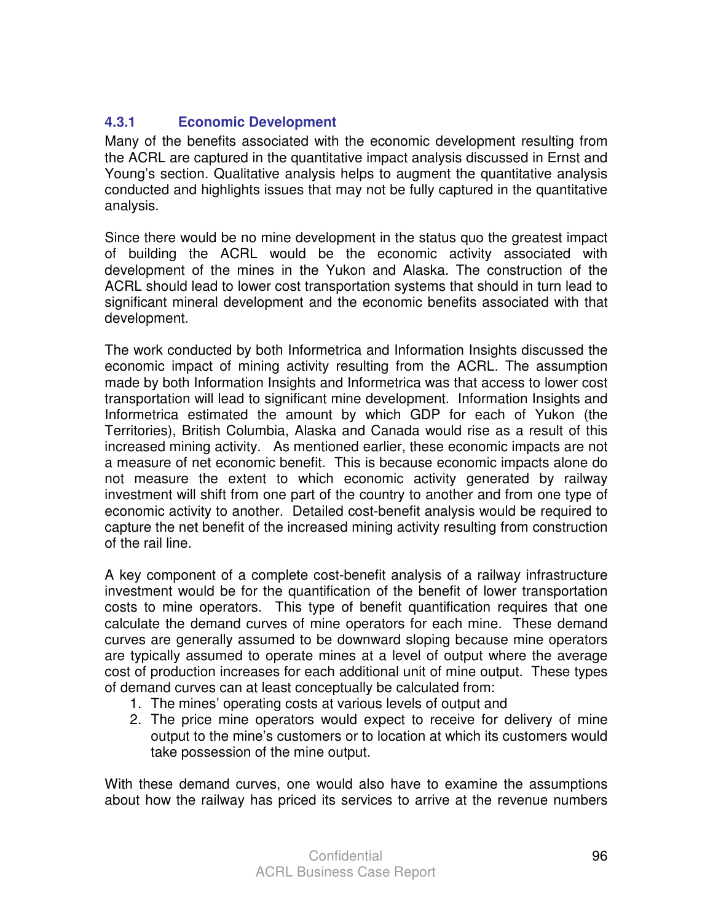### 4.3.1 Economic Development

Many of the benefits associated with the economic development resulting from the ACRL are captured in the quantitative impact analysis discussed in Ernst and Young's section. Qualitative analysis helps to augment the quantitative analysis conducted and highlights issues that may not be fully captured in the quantitative analysis.

Since there would be no mine development in the status quo the greatest impact of building the ACRL would be the economic activity associated with development of the mines in the Yukon and Alaska. The construction of the ACRL should lead to lower cost transportation systems that should in turn lead to significant mineral development and the economic benefits associated with that development.

The work conducted by both Informetrica and Information Insights discussed the economic impact of mining activity resulting from the ACRL. The assumption made by both Information Insights and Informetrica was that access to lower cost transportation will lead to significant mine development. Information Insights and Informetrica estimated the amount by which GDP for each of Yukon (the Territories), British Columbia, Alaska and Canada would rise as a result of this increased mining activity. As mentioned earlier, these economic impacts are not a measure of net economic benefit. This is because economic impacts alone do not measure the extent to which economic activity generated by railway investment will shift from one part of the country to another and from one type of economic activity to another. Detailed cost-benefit analysis would be required to capture the net benefit of the increased mining activity resulting from construction of the rail line.

A key component of a complete cost-benefit analysis of a railway infrastructure investment would be for the quantification of the benefit of lower transportation costs to mine operators. This type of benefit quantification requires that one calculate the demand curves of mine operators for each mine. These demand curves are generally assumed to be downward sloping because mine operators are typically assumed to operate mines at a level of output where the average cost of production increases for each additional unit of mine output. These types of demand curves can at least conceptually be calculated from:

1. The mines' operating costs at various levels of output and
2. The price mine operators would expect to receive for delivery of mine output to the mine's customers or to location at which its customers would take possession of the mine output.

With these demand curves, one would also have to examine the assumptions about how the railway has priced its services to arrive at the revenue numbers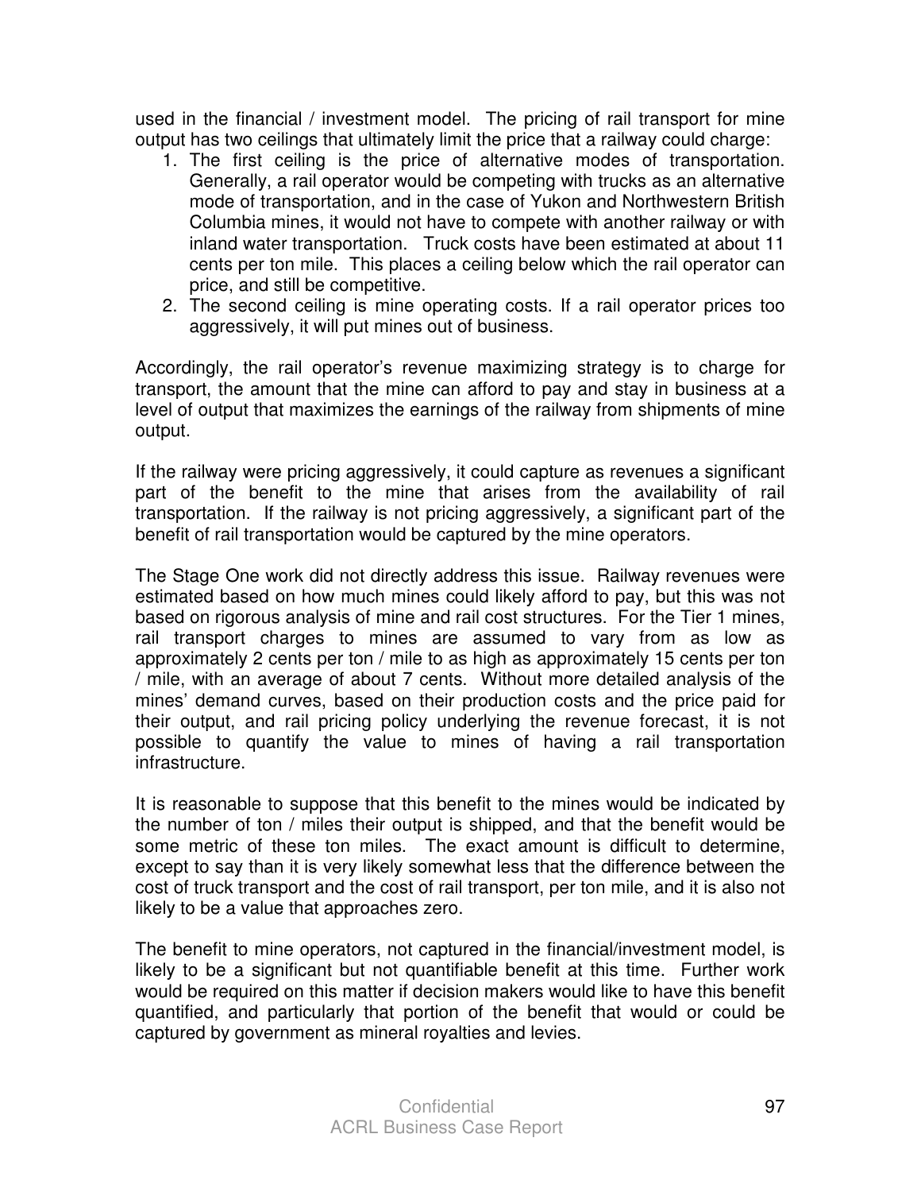used in the financial / investment model. The pricing of rail transport for mine output has two ceilings that ultimately limit the price that a railway could charge:

1. The first ceiling is the price of alternative modes of transportation. Generally, a rail operator would be competing with trucks as an alternative mode of transportation, and in the case of Yukon and Northwestern British Columbia mines, it would not have to compete with another railway or with inland water transportation. Truck costs have been estimated at about 11 cents per ton mile. This places a ceiling below which the rail operator can price, and still be competitive.
2. The second ceiling is mine operating costs. If a rail operator prices too aggressively, it will put mines out of business.

Accordingly, the rail operator's revenue maximizing strategy is to charge for transport, the amount that the mine can afford to pay and stay in business at a level of output that maximizes the earnings of the railway from shipments of mine output.

If the railway were pricing aggressively, it could capture as revenues a significant part of the benefit to the mine that arises from the availability of rail transportation. If the railway is not pricing aggressively, a significant part of the benefit of rail transportation would be captured by the mine operators.

The Stage One work did not directly address this issue. Railway revenues were estimated based on how much mines could likely afford to pay, but this was not based on rigorous analysis of mine and rail cost structures. For the Tier 1 mines, rail transport charges to mines are assumed to vary from as low as approximately 2 cents per ton / mile to as high as approximately 15 cents per ton / mile, with an average of about 7 cents. Without more detailed analysis of the mines' demand curves, based on their production costs and the price paid for their output, and rail pricing policy underlying the revenue forecast, it is not possible to quantify the value to mines of having a rail transportation infrastructure.

It is reasonable to suppose that this benefit to the mines would be indicated by the number of ton / miles their output is shipped, and that the benefit would be some metric of these ton miles. The exact amount is difficult to determine, except to say than it is very likely somewhat less that the difference between the cost of truck transport and the cost of rail transport, per ton mile, and it is also not likely to be a value that approaches zero.

The benefit to mine operators, not captured in the financial/investment model, is likely to be a significant but not quantifiable benefit at this time. Further work would be required on this matter if decision makers would like to have this benefit quantified, and particularly that portion of the benefit that would or could be captured by government as mineral royalties and levies.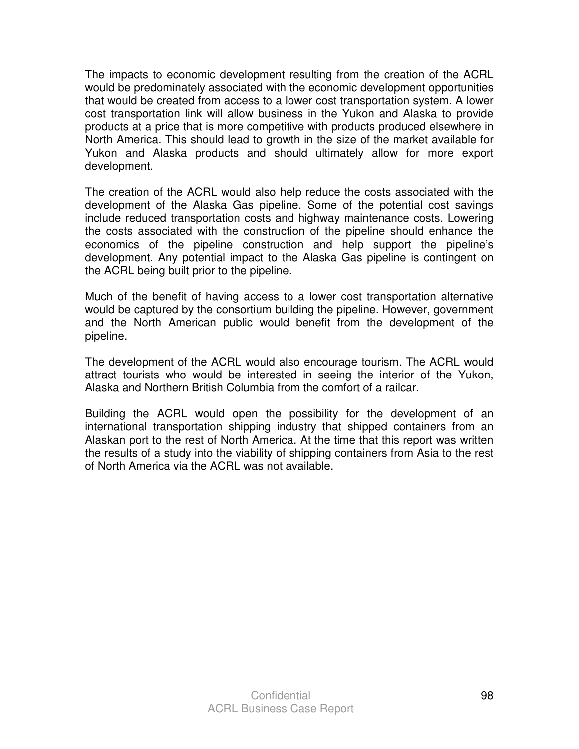The impacts to economic development resulting from the creation of the ACRL would be predominately associated with the economic development opportunities that would be created from access to a lower cost transportation system. A lower cost transportation link will allow business in the Yukon and Alaska to provide products at a price that is more competitive with products produced elsewhere in North America. This should lead to growth in the size of the market available for Yukon and Alaska products and should ultimately allow for more export development.

The creation of the ACRL would also help reduce the costs associated with the development of the Alaska Gas pipeline. Some of the potential cost savings include reduced transportation costs and highway maintenance costs. Lowering the costs associated with the construction of the pipeline should enhance the economics of the pipeline construction and help support the pipeline's development. Any potential impact to the Alaska Gas pipeline is contingent on the ACRL being built prior to the pipeline.

Much of the benefit of having access to a lower cost transportation alternative would be captured by the consortium building the pipeline. However, government and the North American public would benefit from the development of the pipeline.

The development of the ACRL would also encourage tourism. The ACRL would attract tourists who would be interested in seeing the interior of the Yukon, Alaska and Northern British Columbia from the comfort of a railcar.

Building the ACRL would open the possibility for the development of an international transportation shipping industry that shipped containers from an Alaskan port to the rest of North America. At the time that this report was written the results of a study into the viability of shipping containers from Asia to the rest of North America via the ACRL was not available.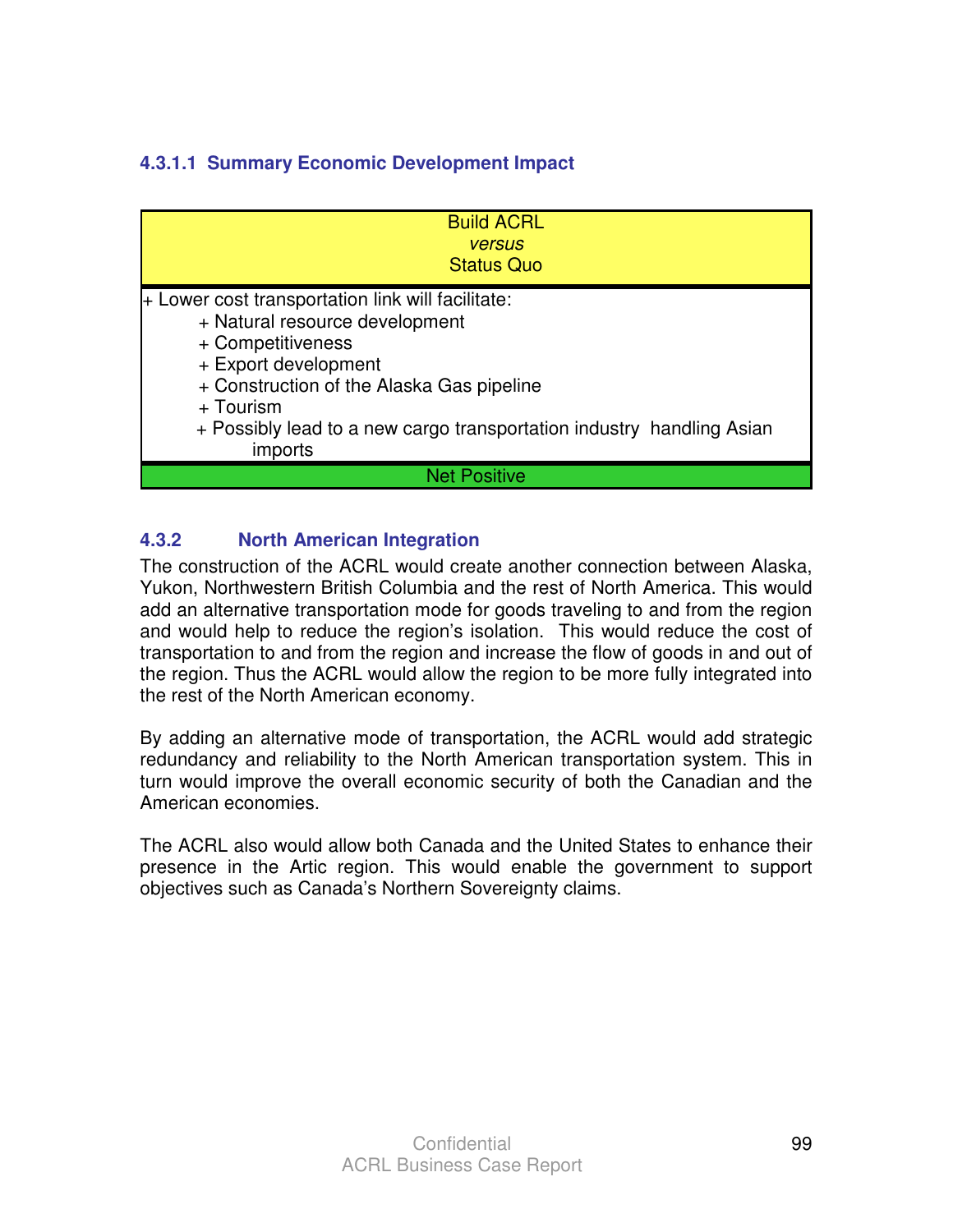#### 4.3.1.1 Summary Economic Development Impact

| Build ACRL *versus* Status Quo |
| --- |
| + Lower cost transportation link will facilitate:<br>+ Natural resource development<br>+ Competitiveness<br>+ Export development<br>+ Construction of the Alaska Gas pipeline<br>+ Tourism<br>+ Possibly lead to a new cargo transportation industry handling Asian imports |
| Net Positive |

### 4.3.2 North American Integration

The construction of the ACRL would create another connection between Alaska, Yukon, Northwestern British Columbia and the rest of North America. This would add an alternative transportation mode for goods traveling to and from the region and would help to reduce the region's isolation. This would reduce the cost of transportation to and from the region and increase the flow of goods in and out of the region. Thus the ACRL would allow the region to be more fully integrated into the rest of the North American economy.

By adding an alternative mode of transportation, the ACRL would add strategic redundancy and reliability to the North American transportation system. This in turn would improve the overall economic security of both the Canadian and the American economies.

The ACRL also would allow both Canada and the United States to enhance their presence in the Artic region. This would enable the government to support objectives such as Canada's Northern Sovereignty claims.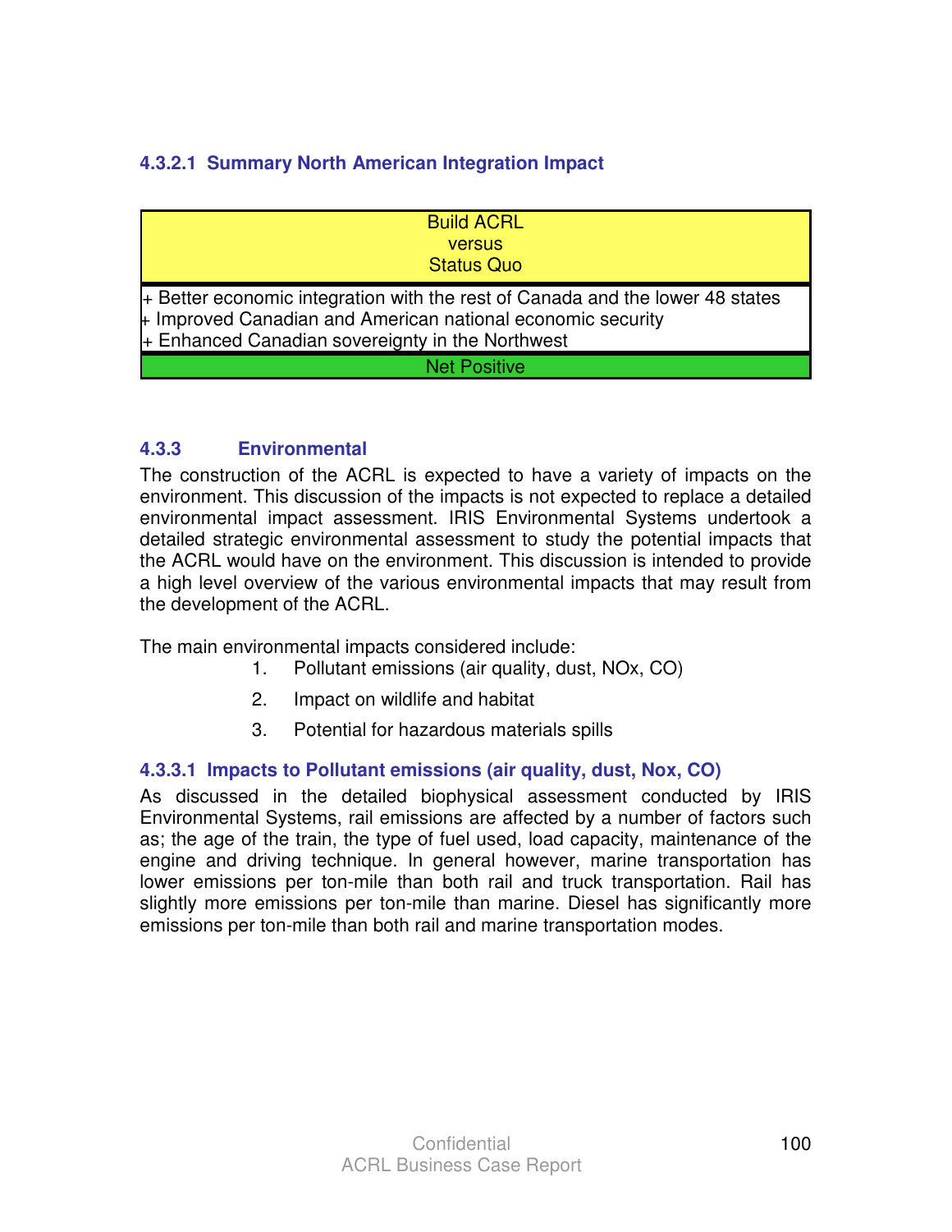#### 4.3.2.1 Summary North American Integration Impact

| Build ACRL versus Status Quo |
|---|
| + Better economic integration with the rest of Canada and the lower 48 states<br>+ Improved Canadian and American national economic security<br>+ Enhanced Canadian sovereignty in the Northwest |
| Net Positive |

### 4.3.3 Environmental

The construction of the ACRL is expected to have a variety of impacts on the environment. This discussion of the impacts is not expected to replace a detailed environmental impact assessment. IRIS Environmental Systems undertook a detailed strategic environmental assessment to study the potential impacts that the ACRL would have on the environment. This discussion is intended to provide a high level overview of the various environmental impacts that may result from the development of the ACRL.

The main environmental impacts considered include:

1. Pollutant emissions (air quality, dust, NOx, CO)
2. Impact on wildlife and habitat
3. Potential for hazardous materials spills

#### 4.3.3.1 Impacts to Pollutant emissions (air quality, dust, Nox, CO)

As discussed in the detailed biophysical assessment conducted by IRIS Environmental Systems, rail emissions are affected by a number of factors such as; the age of the train, the type of fuel used, load capacity, maintenance of the engine and driving technique. In general however, marine transportation has lower emissions per ton-mile than both rail and truck transportation. Rail has slightly more emissions per ton-mile than marine. Diesel has significantly more emissions per ton-mile than both rail and marine transportation modes.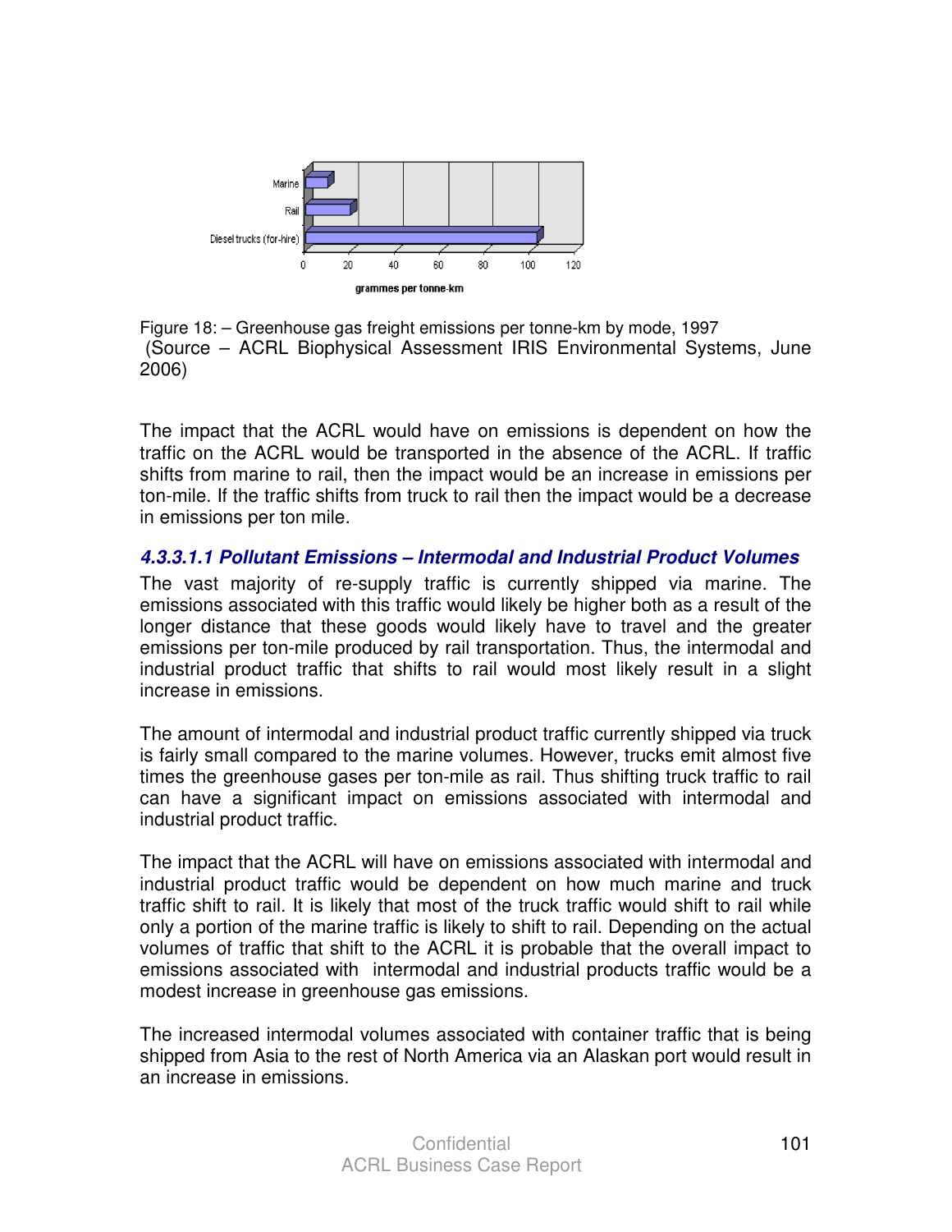Figure 18: – Greenhouse gas freight emissions per tonne-km by mode, 1997
(Source – ACRL Biophysical Assessment IRIS Environmental Systems, June 2006)

The impact that the ACRL would have on emissions is dependent on how the traffic on the ACRL would be transported in the absence of the ACRL. If traffic shifts from marine to rail, then the impact would be an increase in emissions per ton-mile. If the traffic shifts from truck to rail then the impact would be a decrease in emissions per ton mile.

#### *4.3.3.1.1 Pollutant Emissions – Intermodal and Industrial Product Volumes*

The vast majority of re-supply traffic is currently shipped via marine. The emissions associated with this traffic would likely be higher both as a result of the longer distance that these goods would likely have to travel and the greater emissions per ton-mile produced by rail transportation. Thus, the intermodal and industrial product traffic that shifts to rail would most likely result in a slight increase in emissions.

The amount of intermodal and industrial product traffic currently shipped via truck is fairly small compared to the marine volumes. However, trucks emit almost five times the greenhouse gases per ton-mile as rail. Thus shifting truck traffic to rail can have a significant impact on emissions associated with intermodal and industrial product traffic.

The impact that the ACRL will have on emissions associated with intermodal and industrial product traffic would be dependent on how much marine and truck traffic shift to rail. It is likely that most of the truck traffic would shift to rail while only a portion of the marine traffic is likely to shift to rail. Depending on the actual volumes of traffic that shift to the ACRL it is probable that the overall impact to emissions associated with intermodal and industrial products traffic would be a modest increase in greenhouse gas emissions.

The increased intermodal volumes associated with container traffic that is being shipped from Asia to the rest of North America via an Alaskan port would result in an increase in emissions.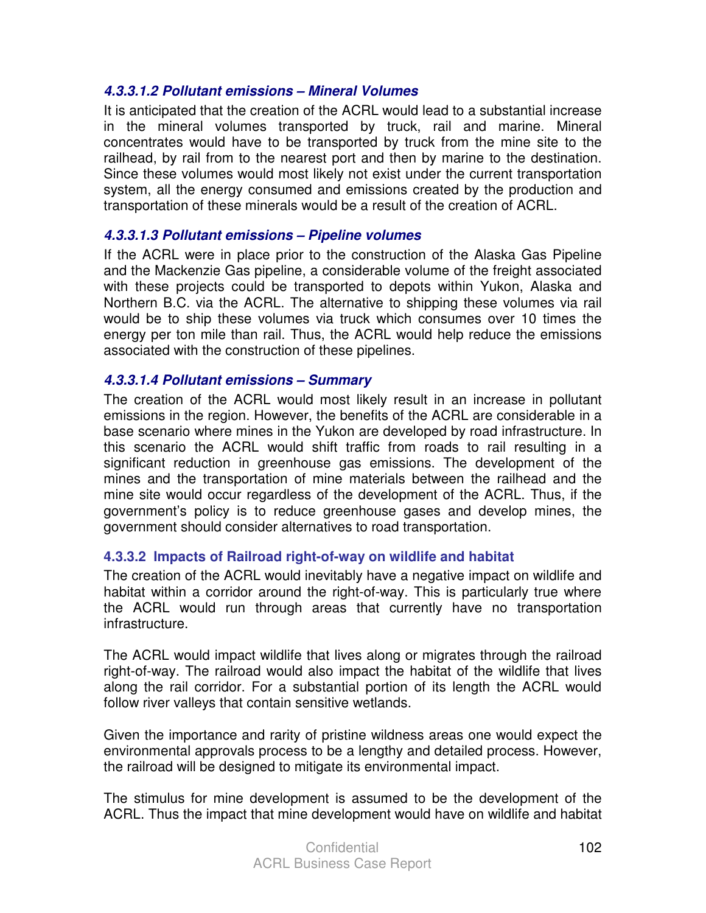#### ***4.3.3.1.2 Pollutant emissions – Mineral Volumes***

It is anticipated that the creation of the ACRL would lead to a substantial increase in the mineral volumes transported by truck, rail and marine. Mineral concentrates would have to be transported by truck from the mine site to the railhead, by rail from to the nearest port and then by marine to the destination. Since these volumes would most likely not exist under the current transportation system, all the energy consumed and emissions created by the production and transportation of these minerals would be a result of the creation of ACRL.

#### ***4.3.3.1.3 Pollutant emissions – Pipeline volumes***

If the ACRL were in place prior to the construction of the Alaska Gas Pipeline and the Mackenzie Gas pipeline, a considerable volume of the freight associated with these projects could be transported to depots within Yukon, Alaska and Northern B.C. via the ACRL. The alternative to shipping these volumes via rail would be to ship these volumes via truck which consumes over 10 times the energy per ton mile than rail. Thus, the ACRL would help reduce the emissions associated with the construction of these pipelines.

#### ***4.3.3.1.4 Pollutant emissions – Summary***

The creation of the ACRL would most likely result in an increase in pollutant emissions in the region. However, the benefits of the ACRL are considerable in a base scenario where mines in the Yukon are developed by road infrastructure. In this scenario the ACRL would shift traffic from roads to rail resulting in a significant reduction in greenhouse gas emissions. The development of the mines and the transportation of mine materials between the railhead and the mine site would occur regardless of the development of the ACRL. Thus, if the government's policy is to reduce greenhouse gases and develop mines, the government should consider alternatives to road transportation.

#### **4.3.3.2 Impacts of Railroad right-of-way on wildlife and habitat**

The creation of the ACRL would inevitably have a negative impact on wildlife and habitat within a corridor around the right-of-way. This is particularly true where the ACRL would run through areas that currently have no transportation infrastructure.

The ACRL would impact wildlife that lives along or migrates through the railroad right-of-way. The railroad would also impact the habitat of the wildlife that lives along the rail corridor. For a substantial portion of its length the ACRL would follow river valleys that contain sensitive wetlands.

Given the importance and rarity of pristine wildness areas one would expect the environmental approvals process to be a lengthy and detailed process. However, the railroad will be designed to mitigate its environmental impact.

The stimulus for mine development is assumed to be the development of the ACRL. Thus the impact that mine development would have on wildlife and habitat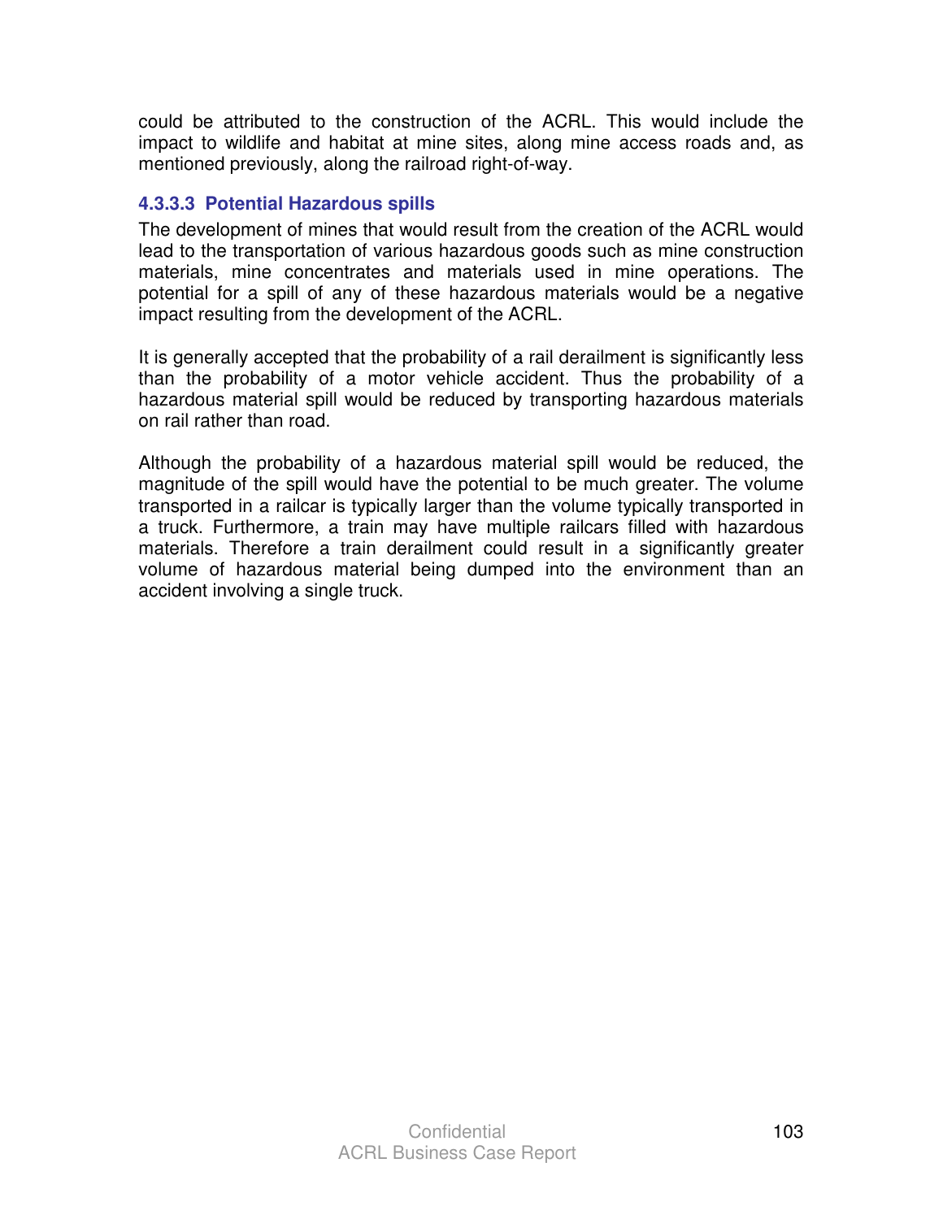could be attributed to the construction of the ACRL. This would include the impact to wildlife and habitat at mine sites, along mine access roads and, as mentioned previously, along the railroad right-of-way.

#### 4.3.3.3 Potential Hazardous spills

The development of mines that would result from the creation of the ACRL would lead to the transportation of various hazardous goods such as mine construction materials, mine concentrates and materials used in mine operations. The potential for a spill of any of these hazardous materials would be a negative impact resulting from the development of the ACRL.

It is generally accepted that the probability of a rail derailment is significantly less than the probability of a motor vehicle accident. Thus the probability of a hazardous material spill would be reduced by transporting hazardous materials on rail rather than road.

Although the probability of a hazardous material spill would be reduced, the magnitude of the spill would have the potential to be much greater. The volume transported in a railcar is typically larger than the volume typically transported in a truck. Furthermore, a train may have multiple railcars filled with hazardous materials. Therefore a train derailment could result in a significantly greater volume of hazardous material being dumped into the environment than an accident involving a single truck.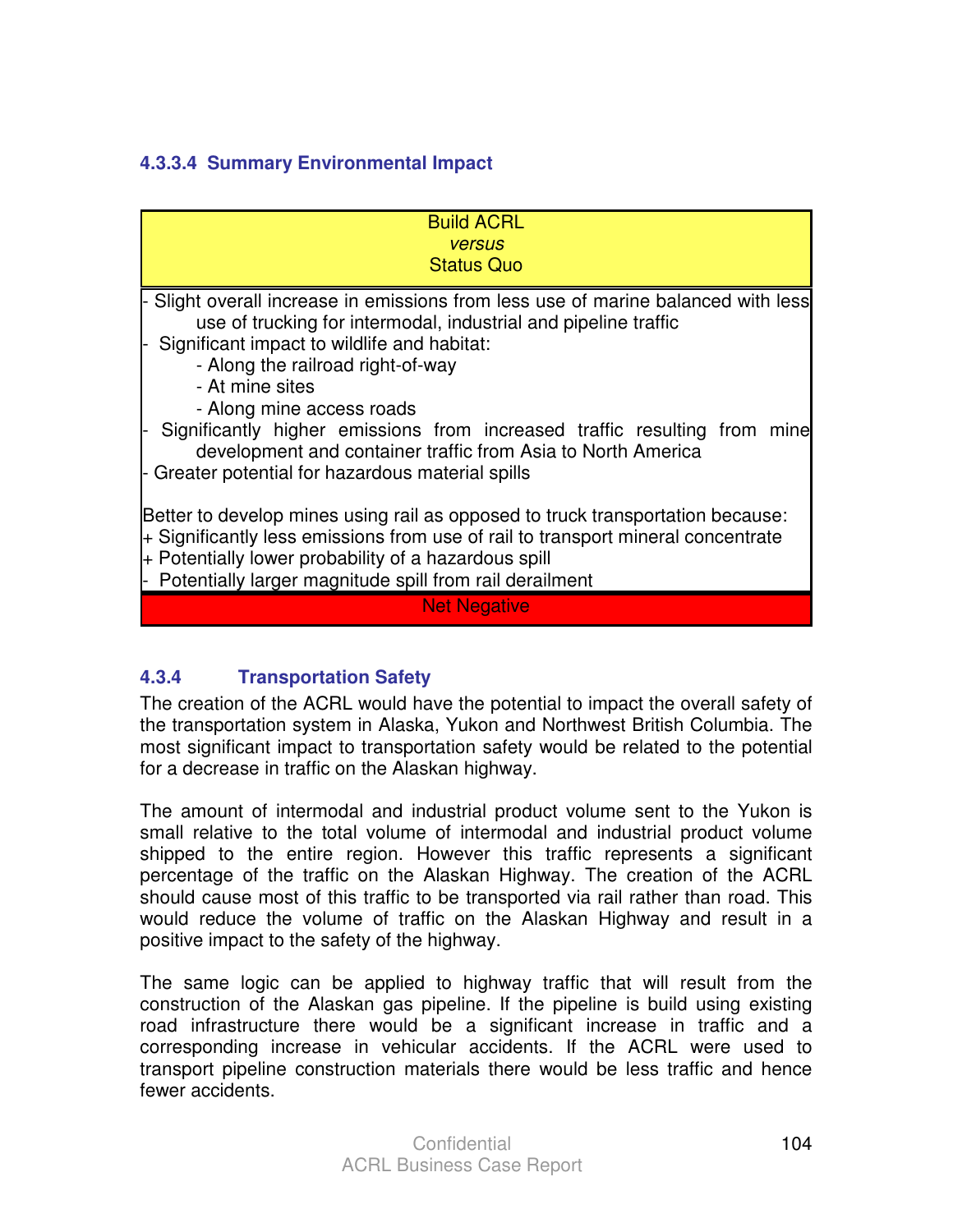#### 4.3.3.4 Summary Environmental Impact

| Build ACRL *versus* Status Quo |
|---|
| - Slight overall increase in emissions from less use of marine balanced with less use of trucking for intermodal, industrial and pipeline traffic<br>- Significant impact to wildlife and habitat:<br>- Along the railroad right-of-way<br>- At mine sites<br>- Along mine access roads<br>- Significantly higher emissions from increased traffic resulting from mine development and container traffic from Asia to North America<br>- Greater potential for hazardous material spills<br><br>Better to develop mines using rail as opposed to truck transportation because:<br>+ Significantly less emissions from use of rail to transport mineral concentrate<br>+ Potentially lower probability of a hazardous spill<br>- Potentially larger magnitude spill from rail derailment |
| Net Negative |

### 4.3.4 Transportation Safety

The creation of the ACRL would have the potential to impact the overall safety of the transportation system in Alaska, Yukon and Northwest British Columbia. The most significant impact to transportation safety would be related to the potential for a decrease in traffic on the Alaskan highway.

The amount of intermodal and industrial product volume sent to the Yukon is small relative to the total volume of intermodal and industrial product volume shipped to the entire region. However this traffic represents a significant percentage of the traffic on the Alaskan Highway. The creation of the ACRL should cause most of this traffic to be transported via rail rather than road. This would reduce the volume of traffic on the Alaskan Highway and result in a positive impact to the safety of the highway.

The same logic can be applied to highway traffic that will result from the construction of the Alaskan gas pipeline. If the pipeline is build using existing road infrastructure there would be a significant increase in traffic and a corresponding increase in vehicular accidents. If the ACRL were used to transport pipeline construction materials there would be less traffic and hence fewer accidents.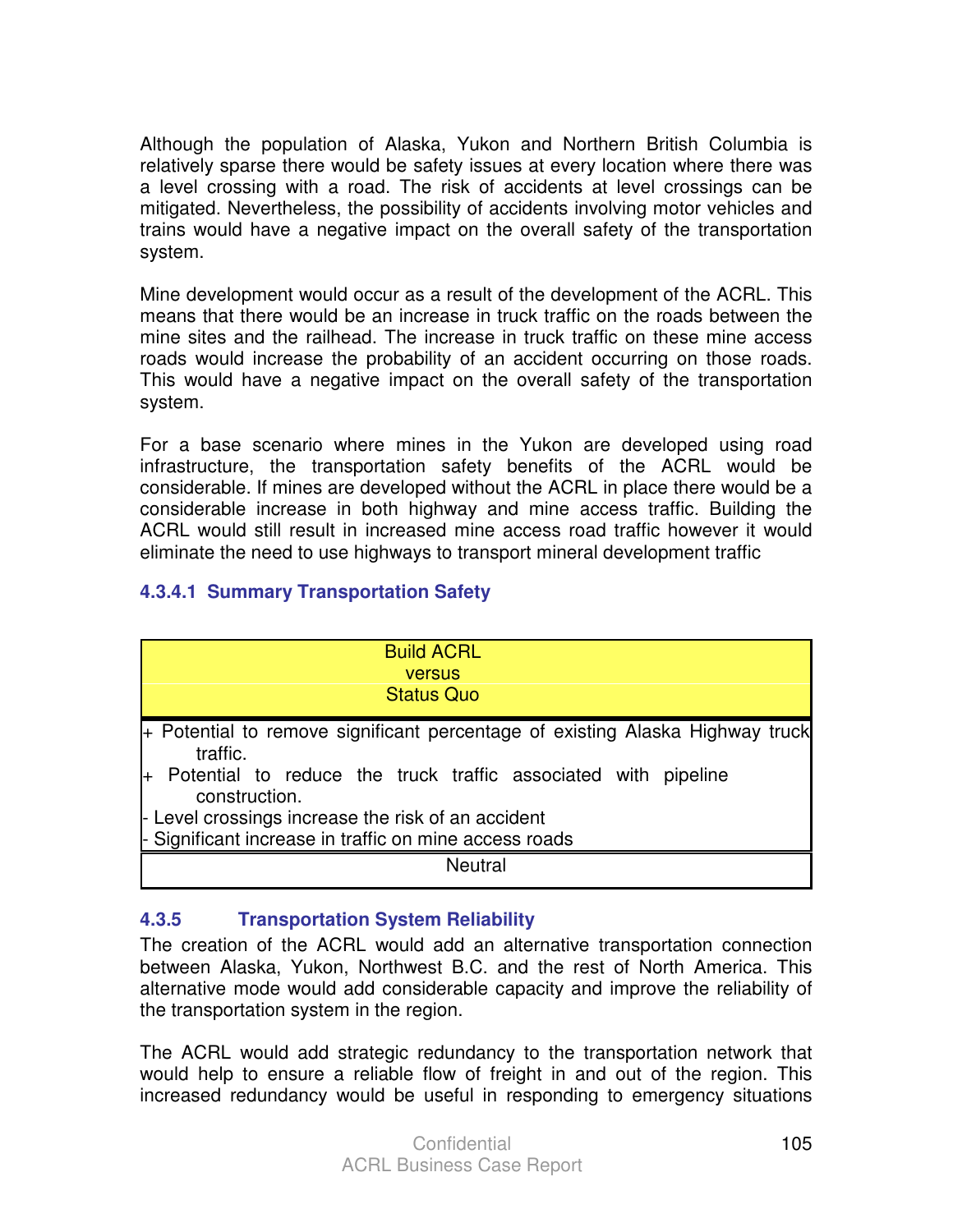Although the population of Alaska, Yukon and Northern British Columbia is relatively sparse there would be safety issues at every location where there was a level crossing with a road. The risk of accidents at level crossings can be mitigated. Nevertheless, the possibility of accidents involving motor vehicles and trains would have a negative impact on the overall safety of the transportation system.

Mine development would occur as a result of the development of the ACRL. This means that there would be an increase in truck traffic on the roads between the mine sites and the railhead. The increase in truck traffic on these mine access roads would increase the probability of an accident occurring on those roads. This would have a negative impact on the overall safety of the transportation system.

For a base scenario where mines in the Yukon are developed using road infrastructure, the transportation safety benefits of the ACRL would be considerable. If mines are developed without the ACRL in place there would be a considerable increase in both highway and mine access traffic. Building the ACRL would still result in increased mine access road traffic however it would eliminate the need to use highways to transport mineral development traffic

#### 4.3.4.1 Summary Transportation Safety

| Build ACRL versus Status Quo |
|---|
| + Potential to remove significant percentage of existing Alaska Highway truck traffic.<br>+ Potential to reduce the truck traffic associated with pipeline construction.<br>- Level crossings increase the risk of an accident<br>- Significant increase in traffic on mine access roads |
| Neutral |

### 4.3.5 Transportation System Reliability

The creation of the ACRL would add an alternative transportation connection between Alaska, Yukon, Northwest B.C. and the rest of North America. This alternative mode would add considerable capacity and improve the reliability of the transportation system in the region.

The ACRL would add strategic redundancy to the transportation network that would help to ensure a reliable flow of freight in and out of the region. This increased redundancy would be useful in responding to emergency situations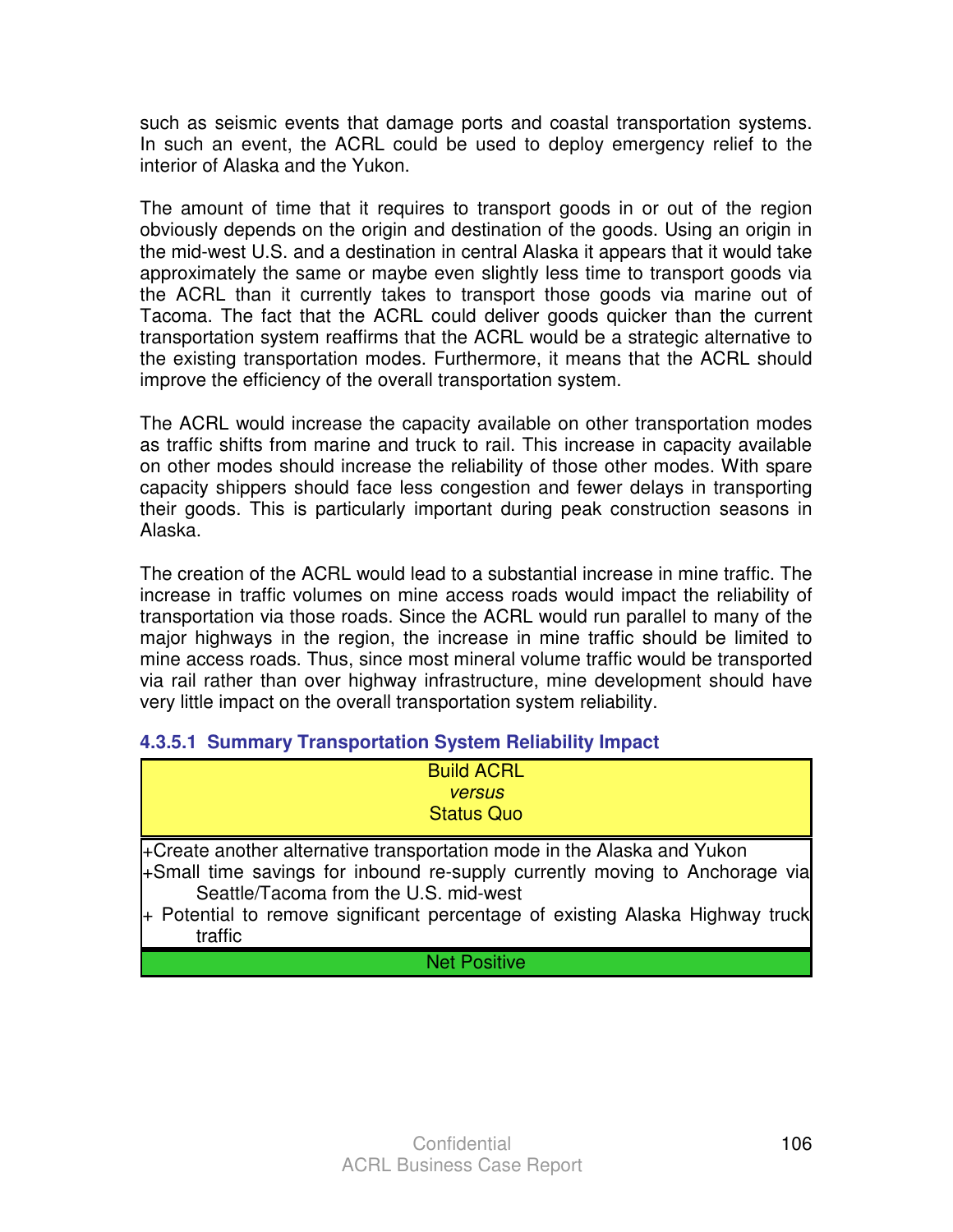such as seismic events that damage ports and coastal transportation systems. In such an event, the ACRL could be used to deploy emergency relief to the interior of Alaska and the Yukon.

The amount of time that it requires to transport goods in or out of the region obviously depends on the origin and destination of the goods. Using an origin in the mid-west U.S. and a destination in central Alaska it appears that it would take approximately the same or maybe even slightly less time to transport goods via the ACRL than it currently takes to transport those goods via marine out of Tacoma. The fact that the ACRL could deliver goods quicker than the current transportation system reaffirms that the ACRL would be a strategic alternative to the existing transportation modes. Furthermore, it means that the ACRL should improve the efficiency of the overall transportation system.

The ACRL would increase the capacity available on other transportation modes as traffic shifts from marine and truck to rail. This increase in capacity available on other modes should increase the reliability of those other modes. With spare capacity shippers should face less congestion and fewer delays in transporting their goods. This is particularly important during peak construction seasons in Alaska.

The creation of the ACRL would lead to a substantial increase in mine traffic. The increase in traffic volumes on mine access roads would impact the reliability of transportation via those roads. Since the ACRL would run parallel to many of the major highways in the region, the increase in mine traffic should be limited to mine access roads. Thus, since most mineral volume traffic would be transported via rail rather than over highway infrastructure, mine development should have very little impact on the overall transportation system reliability.

#### 4.3.5.1 Summary Transportation System Reliability Impact

| Build ACRL *versus* Status Quo |
|---|
| +Create another alternative transportation mode in the Alaska and Yukon<br>+Small time savings for inbound re-supply currently moving to Anchorage via Seattle/Tacoma from the U.S. mid-west<br>+ Potential to remove significant percentage of existing Alaska Highway truck traffic |
| Net Positive |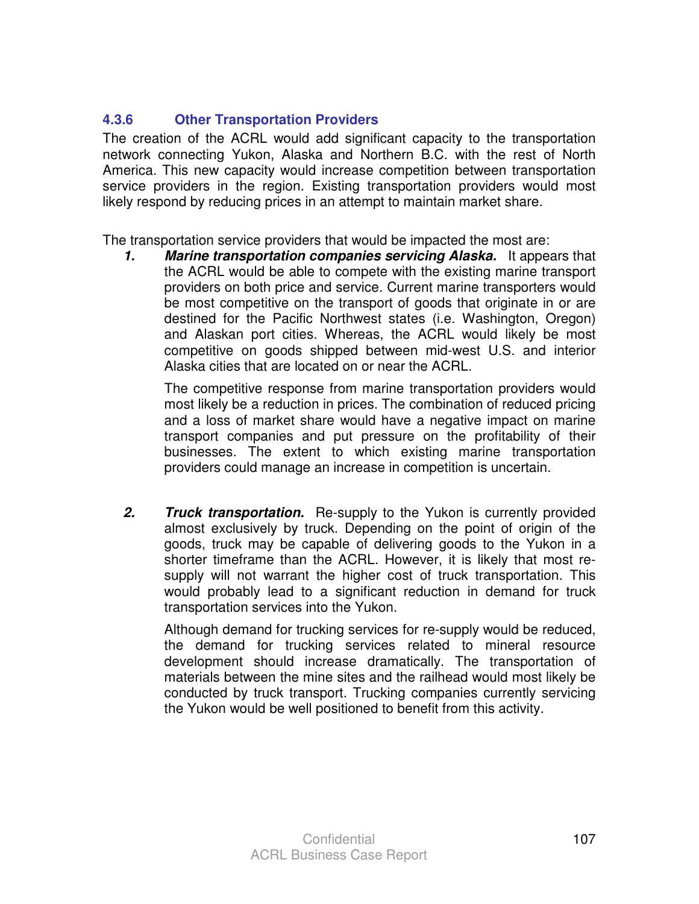### 4.3.6 Other Transportation Providers

The creation of the ACRL would add significant capacity to the transportation network connecting Yukon, Alaska and Northern B.C. with the rest of North America. This new capacity would increase competition between transportation service providers in the region. Existing transportation providers would most likely respond by reducing prices in an attempt to maintain market share.

The transportation service providers that would be impacted the most are:

1. ***Marine transportation companies servicing Alaska.*** It appears that the ACRL would be able to compete with the existing marine transport providers on both price and service. Current marine transporters would be most competitive on the transport of goods that originate in or are destined for the Pacific Northwest states (i.e. Washington, Oregon) and Alaskan port cities. Whereas, the ACRL would likely be most competitive on goods shipped between mid-west U.S. and interior Alaska cities that are located on or near the ACRL.

   The competitive response from marine transportation providers would most likely be a reduction in prices. The combination of reduced pricing and a loss of market share would have a negative impact on marine transport companies and put pressure on the profitability of their businesses. The extent to which existing marine transportation providers could manage an increase in competition is uncertain.

2. ***Truck transportation.*** Re-supply to the Yukon is currently provided almost exclusively by truck. Depending on the point of origin of the goods, truck may be capable of delivering goods to the Yukon in a shorter timeframe than the ACRL. However, it is likely that most re-supply will not warrant the higher cost of truck transportation. This would probably lead to a significant reduction in demand for truck transportation services into the Yukon.

   Although demand for trucking services for re-supply would be reduced, the demand for trucking services related to mineral resource development should increase dramatically. The transportation of materials between the mine sites and the railhead would most likely be conducted by truck transport. Trucking companies currently servicing the Yukon would be well positioned to benefit from this activity.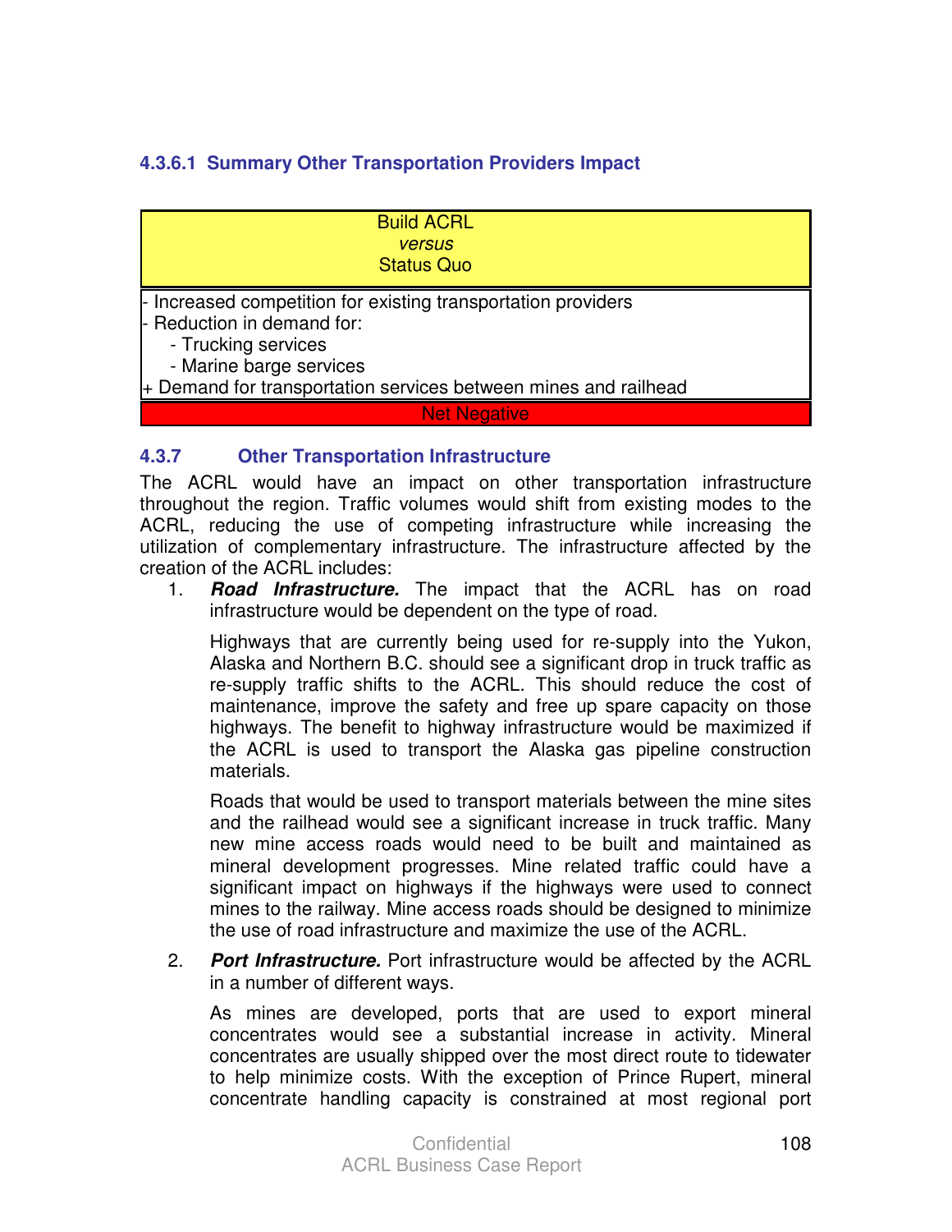#### 4.3.6.1 Summary Other Transportation Providers Impact

| Build ACRL *versus* Status Quo |
|---|
| - Increased competition for existing transportation providers<br>- Reduction in demand for:<br>&nbsp;&nbsp;&nbsp;&nbsp;- Trucking services<br>&nbsp;&nbsp;&nbsp;&nbsp;- Marine barge services<br>+ Demand for transportation services between mines and railhead |
| Net Negative |

### 4.3.7 Other Transportation Infrastructure

The ACRL would have an impact on other transportation infrastructure throughout the region. Traffic volumes would shift from existing modes to the ACRL, reducing the use of competing infrastructure while increasing the utilization of complementary infrastructure. The infrastructure affected by the creation of the ACRL includes:

1. ***Road Infrastructure.*** The impact that the ACRL has on road infrastructure would be dependent on the type of road.

   Highways that are currently being used for re-supply into the Yukon, Alaska and Northern B.C. should see a significant drop in truck traffic as re-supply traffic shifts to the ACRL. This should reduce the cost of maintenance, improve the safety and free up spare capacity on those highways. The benefit to highway infrastructure would be maximized if the ACRL is used to transport the Alaska gas pipeline construction materials.

   Roads that would be used to transport materials between the mine sites and the railhead would see a significant increase in truck traffic. Many new mine access roads would need to be built and maintained as mineral development progresses. Mine related traffic could have a significant impact on highways if the highways were used to connect mines to the railway. Mine access roads should be designed to minimize the use of road infrastructure and maximize the use of the ACRL.

2. ***Port Infrastructure.*** Port infrastructure would be affected by the ACRL in a number of different ways.

   As mines are developed, ports that are used to export mineral concentrates would see a substantial increase in activity. Mineral concentrates are usually shipped over the most direct route to tidewater to help minimize costs. With the exception of Prince Rupert, mineral concentrate handling capacity is constrained at most regional port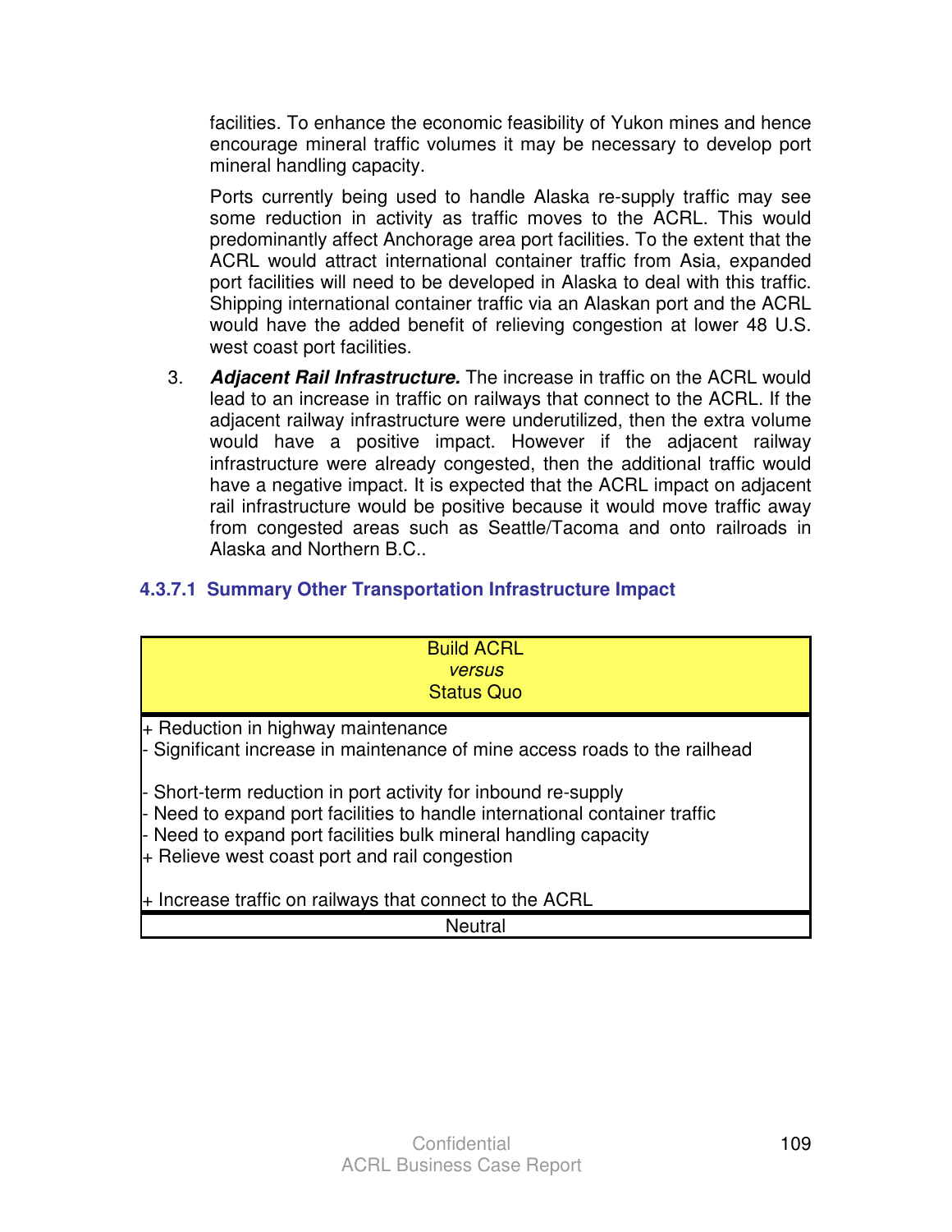facilities. To enhance the economic feasibility of Yukon mines and hence encourage mineral traffic volumes it may be necessary to develop port mineral handling capacity.

Ports currently being used to handle Alaska re-supply traffic may see some reduction in activity as traffic moves to the ACRL. This would predominantly affect Anchorage area port facilities. To the extent that the ACRL would attract international container traffic from Asia, expanded port facilities will need to be developed in Alaska to deal with this traffic. Shipping international container traffic via an Alaskan port and the ACRL would have the added benefit of relieving congestion at lower 48 U.S. west coast port facilities.

3. ***Adjacent Rail Infrastructure.*** The increase in traffic on the ACRL would lead to an increase in traffic on railways that connect to the ACRL. If the adjacent railway infrastructure were underutilized, then the extra volume would have a positive impact. However if the adjacent railway infrastructure were already congested, then the additional traffic would have a negative impact. It is expected that the ACRL impact on adjacent rail infrastructure would be positive because it would move traffic away from congested areas such as Seattle/Tacoma and onto railroads in Alaska and Northern B.C..

#### 4.3.7.1 Summary Other Transportation Infrastructure Impact

| Build ACRL *versus* Status Quo |
|---|
| + Reduction in highway maintenance<br>- Significant increase in maintenance of mine access roads to the railhead<br><br>- Short-term reduction in port activity for inbound re-supply<br>- Need to expand port facilities to handle international container traffic<br>- Need to expand port facilities bulk mineral handling capacity<br>+ Relieve west coast port and rail congestion<br><br>+ Increase traffic on railways that connect to the ACRL |
| Neutral |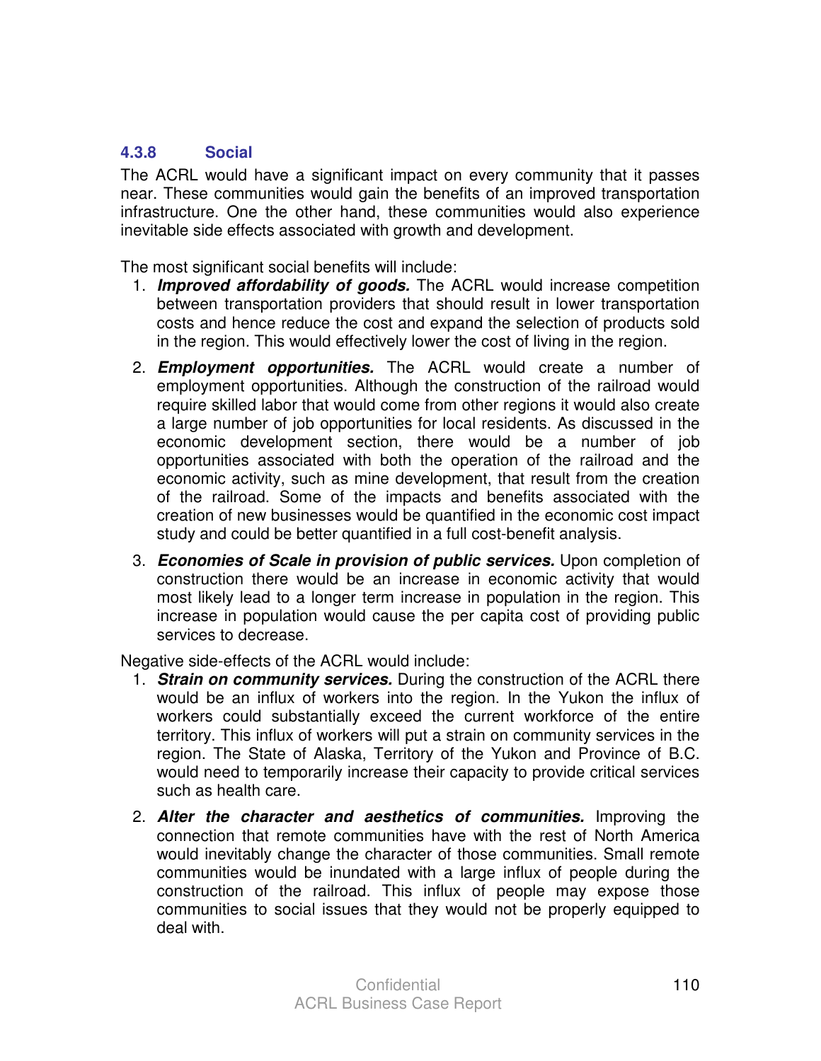#### 4.3.8 Social

The ACRL would have a significant impact on every community that it passes near. These communities would gain the benefits of an improved transportation infrastructure. One the other hand, these communities would also experience inevitable side effects associated with growth and development.

The most significant social benefits will include:

1. ***Improved affordability of goods.*** The ACRL would increase competition between transportation providers that should result in lower transportation costs and hence reduce the cost and expand the selection of products sold in the region. This would effectively lower the cost of living in the region.
2. ***Employment opportunities.*** The ACRL would create a number of employment opportunities. Although the construction of the railroad would require skilled labor that would come from other regions it would also create a large number of job opportunities for local residents. As discussed in the economic development section, there would be a number of job opportunities associated with both the operation of the railroad and the economic activity, such as mine development, that result from the creation of the railroad. Some of the impacts and benefits associated with the creation of new businesses would be quantified in the economic cost impact study and could be better quantified in a full cost-benefit analysis.
3. ***Economies of Scale in provision of public services.*** Upon completion of construction there would be an increase in economic activity that would most likely lead to a longer term increase in population in the region. This increase in population would cause the per capita cost of providing public services to decrease.

Negative side-effects of the ACRL would include:

1. ***Strain on community services.*** During the construction of the ACRL there would be an influx of workers into the region. In the Yukon the influx of workers could substantially exceed the current workforce of the entire territory. This influx of workers will put a strain on community services in the region. The State of Alaska, Territory of the Yukon and Province of B.C. would need to temporarily increase their capacity to provide critical services such as health care.
2. ***Alter the character and aesthetics of communities.*** Improving the connection that remote communities have with the rest of North America would inevitably change the character of those communities. Small remote communities would be inundated with a large influx of people during the construction of the railroad. This influx of people may expose those communities to social issues that they would not be properly equipped to deal with.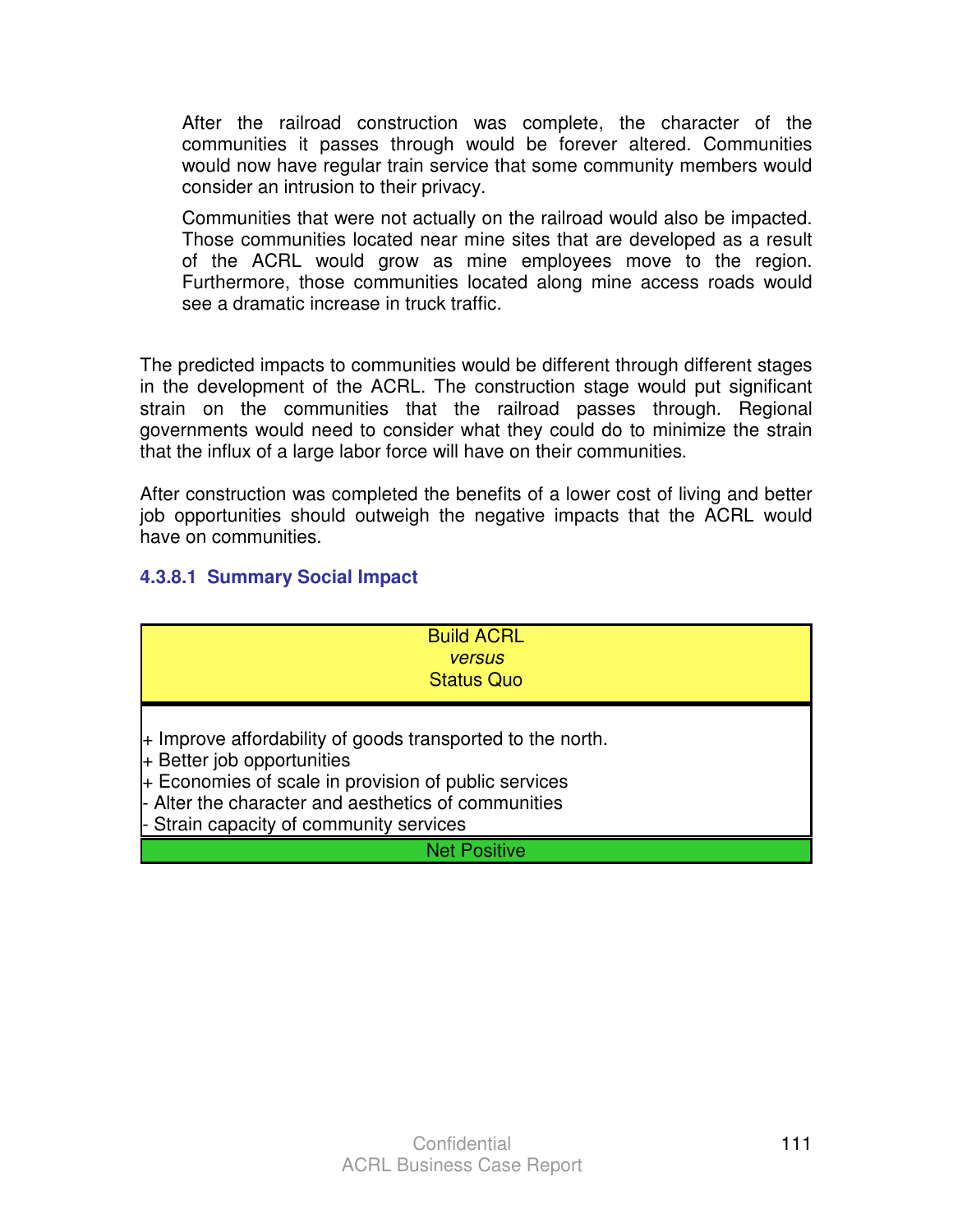> After the railroad construction was complete, the character of the communities it passes through would be forever altered. Communities would now have regular train service that some community members would consider an intrusion to their privacy.
>
> Communities that were not actually on the railroad would also be impacted. Those communities located near mine sites that are developed as a result of the ACRL would grow as mine employees move to the region. Furthermore, those communities located along mine access roads would see a dramatic increase in truck traffic.

The predicted impacts to communities would be different through different stages in the development of the ACRL. The construction stage would put significant strain on the communities that the railroad passes through. Regional governments would need to consider what they could do to minimize the strain that the influx of a large labor force will have on their communities.

After construction was completed the benefits of a lower cost of living and better job opportunities should outweigh the negative impacts that the ACRL would have on communities.

#### 4.3.8.1 Summary Social Impact

| Build ACRL *versus* Status Quo |
|---|
| + Improve affordability of goods transported to the north.<br>+ Better job opportunities<br>+ Economies of scale in provision of public services<br>- Alter the character and aesthetics of communities<br>- Strain capacity of community services |
| Net Positive |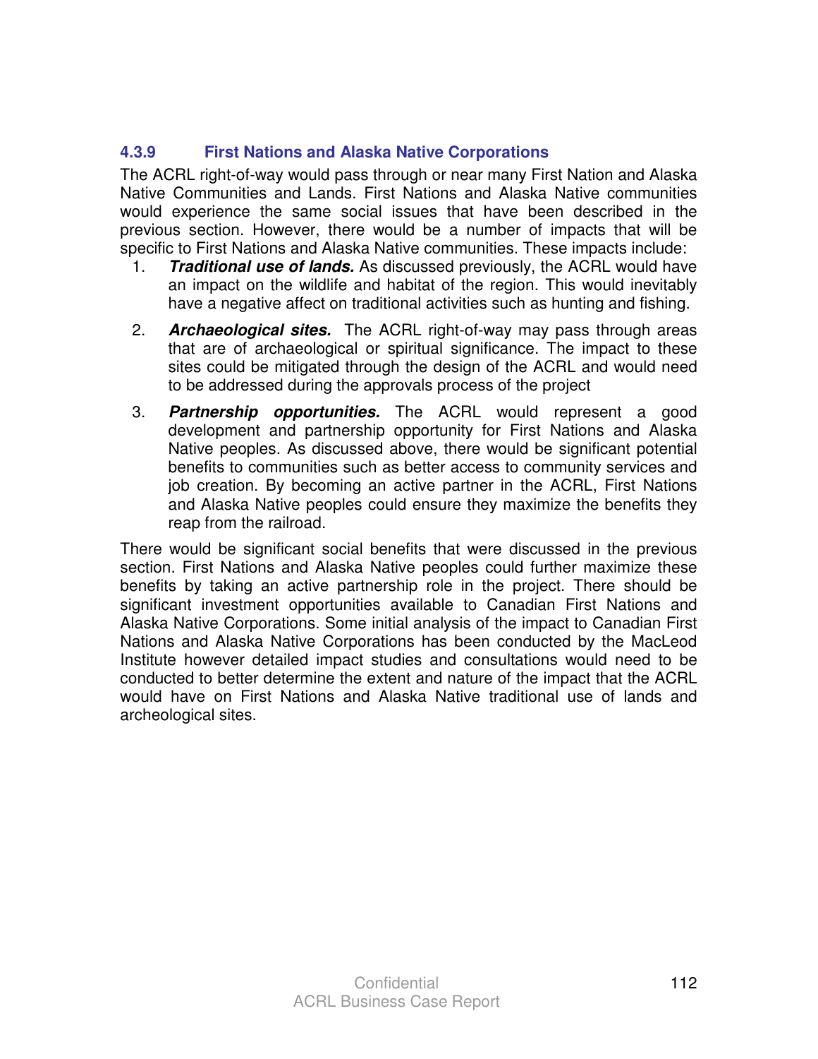### 4.3.9 First Nations and Alaska Native Corporations

The ACRL right-of-way would pass through or near many First Nation and Alaska Native Communities and Lands. First Nations and Alaska Native communities would experience the same social issues that have been described in the previous section. However, there would be a number of impacts that will be specific to First Nations and Alaska Native communities. These impacts include:

1. ***Traditional use of lands.*** As discussed previously, the ACRL would have an impact on the wildlife and habitat of the region. This would inevitably have a negative affect on traditional activities such as hunting and fishing.
2. ***Archaeological sites.*** The ACRL right-of-way may pass through areas that are of archaeological or spiritual significance. The impact to these sites could be mitigated through the design of the ACRL and would need to be addressed during the approvals process of the project
3. ***Partnership opportunities.*** The ACRL would represent a good development and partnership opportunity for First Nations and Alaska Native peoples. As discussed above, there would be significant potential benefits to communities such as better access to community services and job creation. By becoming an active partner in the ACRL, First Nations and Alaska Native peoples could ensure they maximize the benefits they reap from the railroad.

There would be significant social benefits that were discussed in the previous section. First Nations and Alaska Native peoples could further maximize these benefits by taking an active partnership role in the project. There should be significant investment opportunities available to Canadian First Nations and Alaska Native Corporations. Some initial analysis of the impact to Canadian First Nations and Alaska Native Corporations has been conducted by the MacLeod Institute however detailed impact studies and consultations would need to be conducted to better determine the extent and nature of the impact that the ACRL would have on First Nations and Alaska Native traditional use of lands and archeological sites.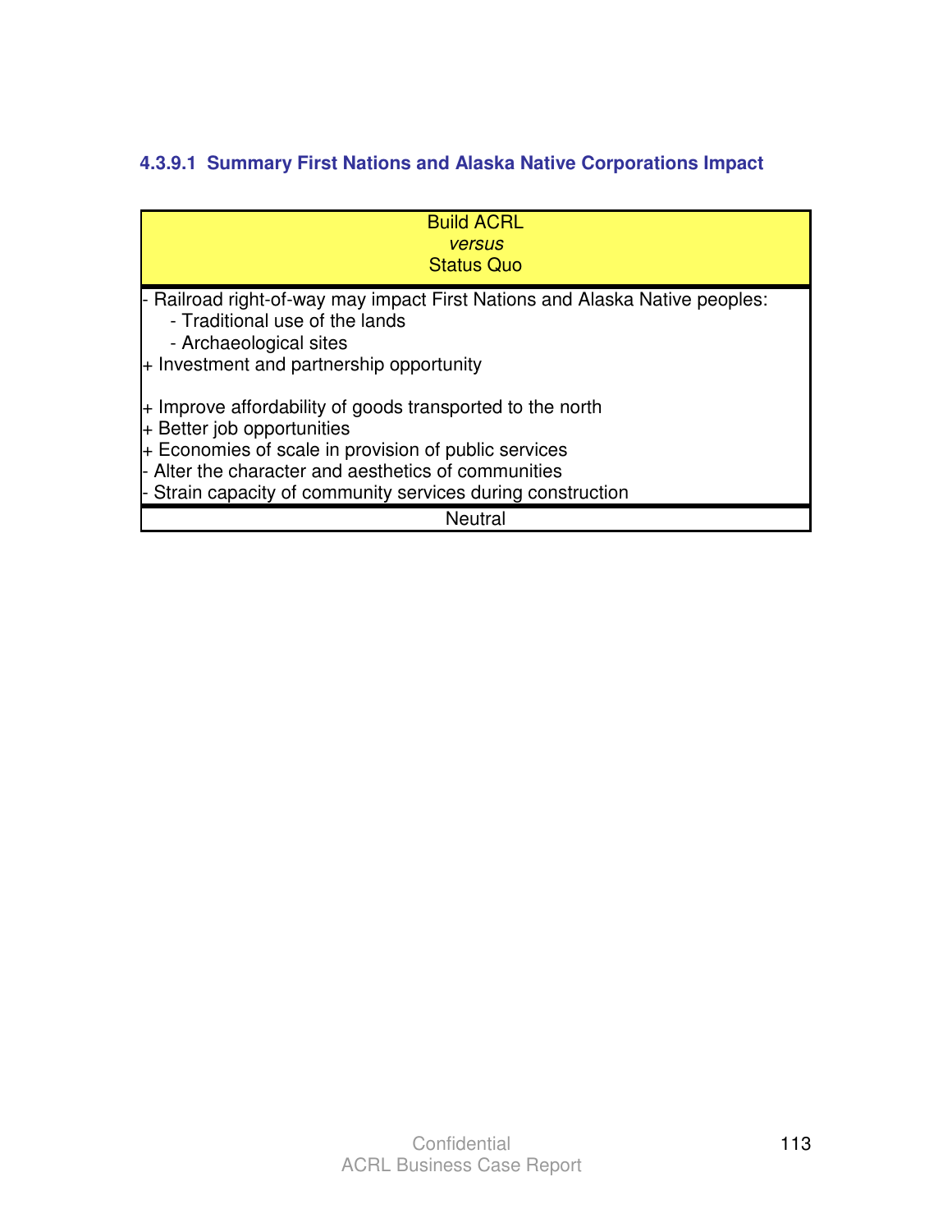#### 4.3.9.1 Summary First Nations and Alaska Native Corporations Impact

| Build ACRL *versus* Status Quo |
|---|
| - Railroad right-of-way may impact First Nations and Alaska Native peoples:<br>&nbsp;&nbsp;&nbsp;&nbsp;- Traditional use of the lands<br>&nbsp;&nbsp;&nbsp;&nbsp;- Archaeological sites<br>+ Investment and partnership opportunity<br><br>+ Improve affordability of goods transported to the north<br>+ Better job opportunities<br>+ Economies of scale in provision of public services<br>- Alter the character and aesthetics of communities<br>- Strain capacity of community services during construction |
| Neutral |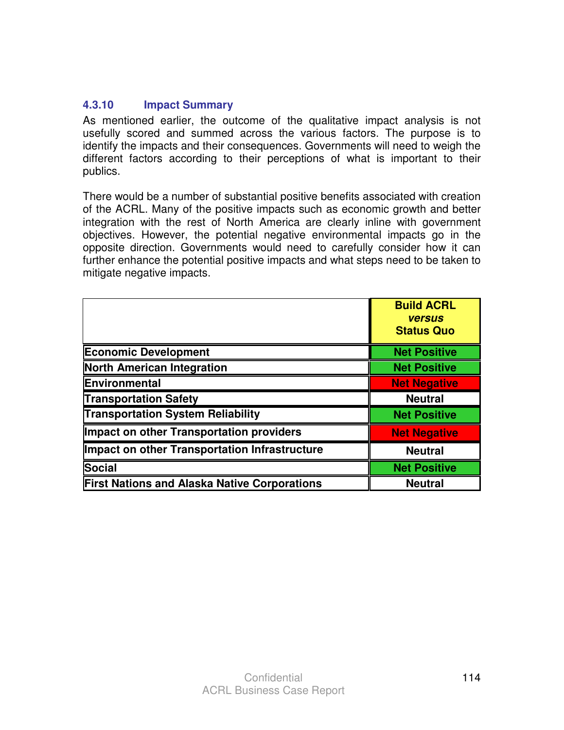### 4.3.10 Impact Summary

As mentioned earlier, the outcome of the qualitative impact analysis is not usefully scored and summed across the various factors. The purpose is to identify the impacts and their consequences. Governments will need to weigh the different factors according to their perceptions of what is important to their publics.

There would be a number of substantial positive benefits associated with creation of the ACRL. Many of the positive impacts such as economic growth and better integration with the rest of North America are clearly inline with government objectives. However, the potential negative environmental impacts go in the opposite direction. Governments would need to carefully consider how it can further enhance the potential positive impacts and what steps need to be taken to mitigate negative impacts.

| | **Build ACRL *versus* Status Quo** |
|---|---|
| **Economic Development** | **Net Positive** |
| **North American Integration** | **Net Positive** |
| **Environmental** | **Net Negative** |
| **Transportation Safety** | **Neutral** |
| **Transportation System Reliability** | **Net Positive** |
| **Impact on other Transportation providers** | **Net Negative** |
| **Impact on other Transportation Infrastructure** | **Neutral** |
| **Social** | **Net Positive** |
| **First Nations and Alaska Native Corporations** | **Neutral** |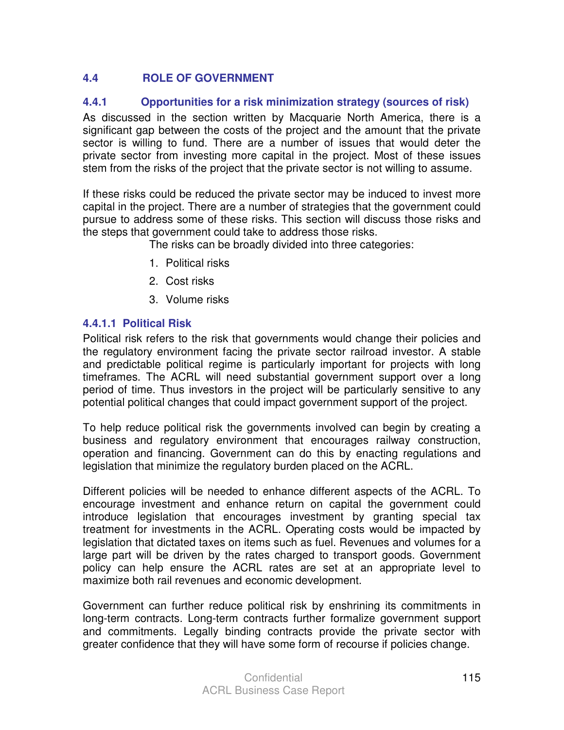## 4.4 ROLE OF GOVERNMENT

### 4.4.1 Opportunities for a risk minimization strategy (sources of risk)

As discussed in the section written by Macquarie North America, there is a significant gap between the costs of the project and the amount that the private sector is willing to fund. There are a number of issues that would deter the private sector from investing more capital in the project. Most of these issues stem from the risks of the project that the private sector is not willing to assume.

If these risks could be reduced the private sector may be induced to invest more capital in the project. There are a number of strategies that the government could pursue to address some of these risks. This section will discuss those risks and the steps that government could take to address those risks.

The risks can be broadly divided into three categories:

1. Political risks
2. Cost risks
3. Volume risks

#### 4.4.1.1 Political Risk

Political risk refers to the risk that governments would change their policies and the regulatory environment facing the private sector railroad investor. A stable and predictable political regime is particularly important for projects with long timeframes. The ACRL will need substantial government support over a long period of time. Thus investors in the project will be particularly sensitive to any potential political changes that could impact government support of the project.

To help reduce political risk the governments involved can begin by creating a business and regulatory environment that encourages railway construction, operation and financing. Government can do this by enacting regulations and legislation that minimize the regulatory burden placed on the ACRL.

Different policies will be needed to enhance different aspects of the ACRL. To encourage investment and enhance return on capital the government could introduce legislation that encourages investment by granting special tax treatment for investments in the ACRL. Operating costs would be impacted by legislation that dictated taxes on items such as fuel. Revenues and volumes for a large part will be driven by the rates charged to transport goods. Government policy can help ensure the ACRL rates are set at an appropriate level to maximize both rail revenues and economic development.

Government can further reduce political risk by enshrining its commitments in long-term contracts. Long-term contracts further formalize government support and commitments. Legally binding contracts provide the private sector with greater confidence that they will have some form of recourse if policies change.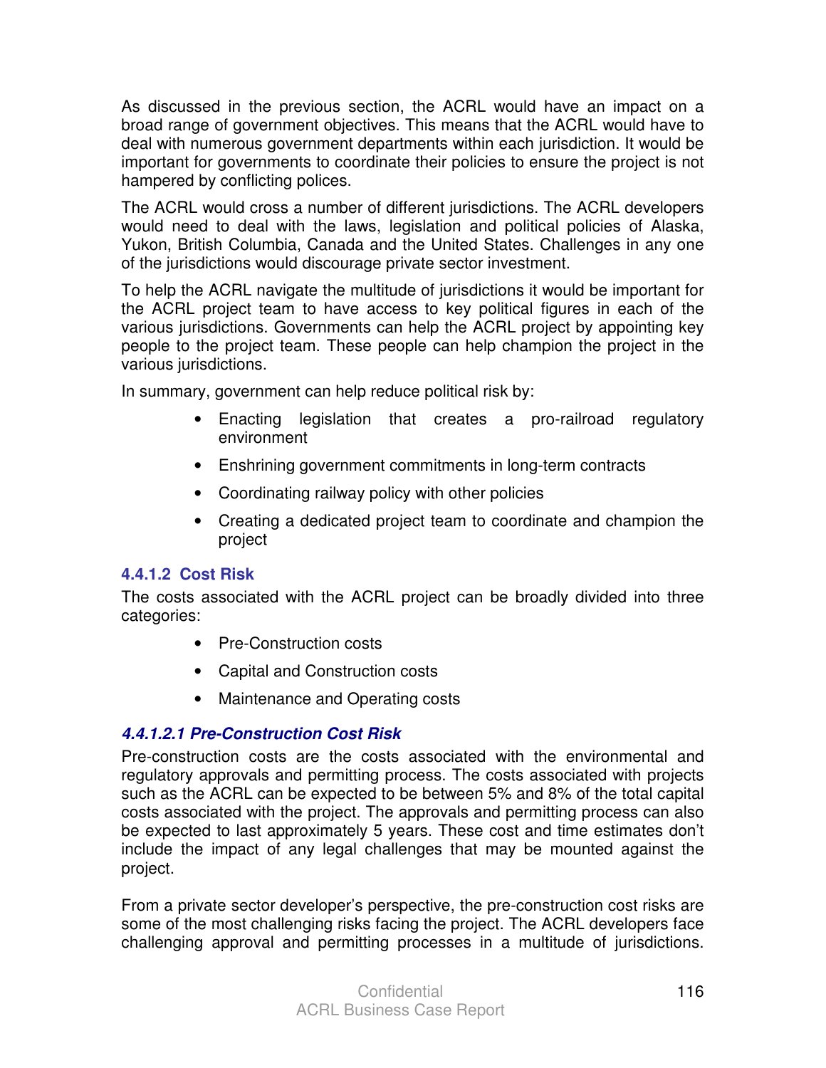As discussed in the previous section, the ACRL would have an impact on a broad range of government objectives. This means that the ACRL would have to deal with numerous government departments within each jurisdiction. It would be important for governments to coordinate their policies to ensure the project is not hampered by conflicting polices.

The ACRL would cross a number of different jurisdictions. The ACRL developers would need to deal with the laws, legislation and political policies of Alaska, Yukon, British Columbia, Canada and the United States. Challenges in any one of the jurisdictions would discourage private sector investment.

To help the ACRL navigate the multitude of jurisdictions it would be important for the ACRL project team to have access to key political figures in each of the various jurisdictions. Governments can help the ACRL project by appointing key people to the project team. These people can help champion the project in the various jurisdictions.

In summary, government can help reduce political risk by:

- Enacting legislation that creates a pro-railroad regulatory environment
- Enshrining government commitments in long-term contracts
- Coordinating railway policy with other policies
- Creating a dedicated project team to coordinate and champion the project

#### 4.4.1.2 Cost Risk

The costs associated with the ACRL project can be broadly divided into three categories:

- Pre-Construction costs
- Capital and Construction costs
- Maintenance and Operating costs

##### *4.4.1.2.1 Pre-Construction Cost Risk*

Pre-construction costs are the costs associated with the environmental and regulatory approvals and permitting process. The costs associated with projects such as the ACRL can be expected to be between 5% and 8% of the total capital costs associated with the project. The approvals and permitting process can also be expected to last approximately 5 years. These cost and time estimates don't include the impact of any legal challenges that may be mounted against the project.

From a private sector developer's perspective, the pre-construction cost risks are some of the most challenging risks facing the project. The ACRL developers face challenging approval and permitting processes in a multitude of jurisdictions.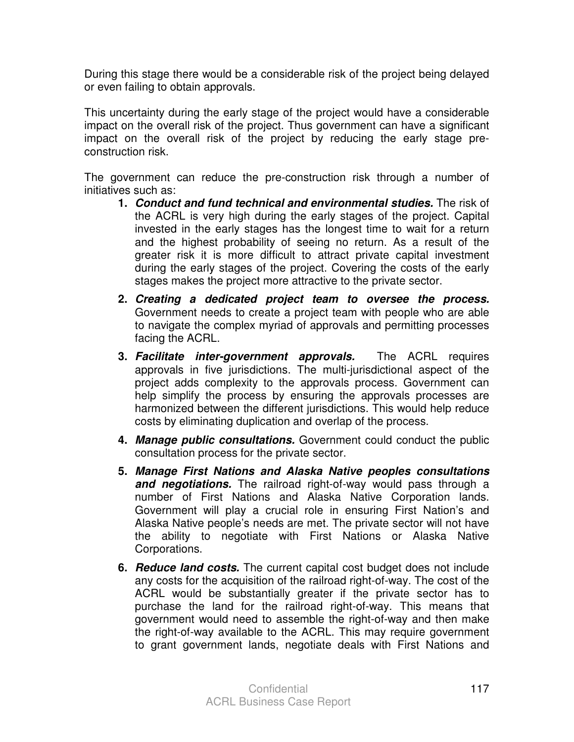During this stage there would be a considerable risk of the project being delayed or even failing to obtain approvals.

This uncertainty during the early stage of the project would have a considerable impact on the overall risk of the project. Thus government can have a significant impact on the overall risk of the project by reducing the early stage pre-construction risk.

The government can reduce the pre-construction risk through a number of initiatives such as:

1. ***Conduct and fund technical and environmental studies.*** The risk of the ACRL is very high during the early stages of the project. Capital invested in the early stages has the longest time to wait for a return and the highest probability of seeing no return. As a result of the greater risk it is more difficult to attract private capital investment during the early stages of the project. Covering the costs of the early stages makes the project more attractive to the private sector.
2. ***Creating a dedicated project team to oversee the process.*** Government needs to create a project team with people who are able to navigate the complex myriad of approvals and permitting processes facing the ACRL.
3. ***Facilitate inter-government approvals.*** The ACRL requires approvals in five jurisdictions. The multi-jurisdictional aspect of the project adds complexity to the approvals process. Government can help simplify the process by ensuring the approvals processes are harmonized between the different jurisdictions. This would help reduce costs by eliminating duplication and overlap of the process.
4. ***Manage public consultations.*** Government could conduct the public consultation process for the private sector.
5. ***Manage First Nations and Alaska Native peoples consultations and negotiations.*** The railroad right-of-way would pass through a number of First Nations and Alaska Native Corporation lands. Government will play a crucial role in ensuring First Nation's and Alaska Native people's needs are met. The private sector will not have the ability to negotiate with First Nations or Alaska Native Corporations.
6. ***Reduce land costs.*** The current capital cost budget does not include any costs for the acquisition of the railroad right-of-way. The cost of the ACRL would be substantially greater if the private sector has to purchase the land for the railroad right-of-way. This means that government would need to assemble the right-of-way and then make the right-of-way available to the ACRL. This may require government to grant government lands, negotiate deals with First Nations and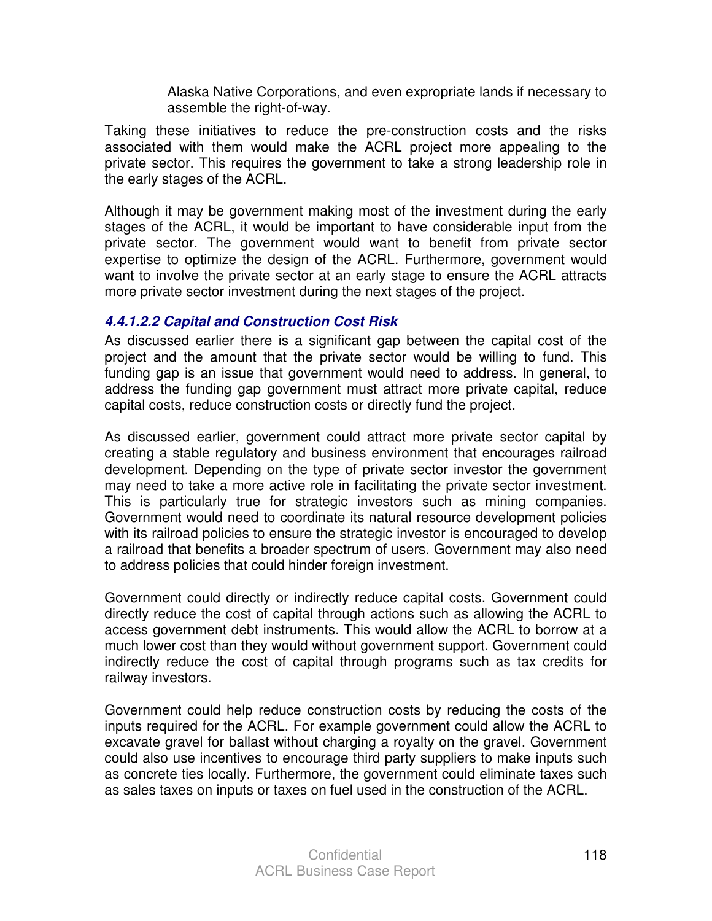Alaska Native Corporations, and even expropriate lands if necessary to assemble the right-of-way.

Taking these initiatives to reduce the pre-construction costs and the risks associated with them would make the ACRL project more appealing to the private sector. This requires the government to take a strong leadership role in the early stages of the ACRL.

Although it may be government making most of the investment during the early stages of the ACRL, it would be important to have considerable input from the private sector. The government would want to benefit from private sector expertise to optimize the design of the ACRL. Furthermore, government would want to involve the private sector at an early stage to ensure the ACRL attracts more private sector investment during the next stages of the project.

#### *4.4.1.2.2 Capital and Construction Cost Risk*

As discussed earlier there is a significant gap between the capital cost of the project and the amount that the private sector would be willing to fund. This funding gap is an issue that government would need to address. In general, to address the funding gap government must attract more private capital, reduce capital costs, reduce construction costs or directly fund the project.

As discussed earlier, government could attract more private sector capital by creating a stable regulatory and business environment that encourages railroad development. Depending on the type of private sector investor the government may need to take a more active role in facilitating the private sector investment. This is particularly true for strategic investors such as mining companies. Government would need to coordinate its natural resource development policies with its railroad policies to ensure the strategic investor is encouraged to develop a railroad that benefits a broader spectrum of users. Government may also need to address policies that could hinder foreign investment.

Government could directly or indirectly reduce capital costs. Government could directly reduce the cost of capital through actions such as allowing the ACRL to access government debt instruments. This would allow the ACRL to borrow at a much lower cost than they would without government support. Government could indirectly reduce the cost of capital through programs such as tax credits for railway investors.

Government could help reduce construction costs by reducing the costs of the inputs required for the ACRL. For example government could allow the ACRL to excavate gravel for ballast without charging a royalty on the gravel. Government could also use incentives to encourage third party suppliers to make inputs such as concrete ties locally. Furthermore, the government could eliminate taxes such as sales taxes on inputs or taxes on fuel used in the construction of the ACRL.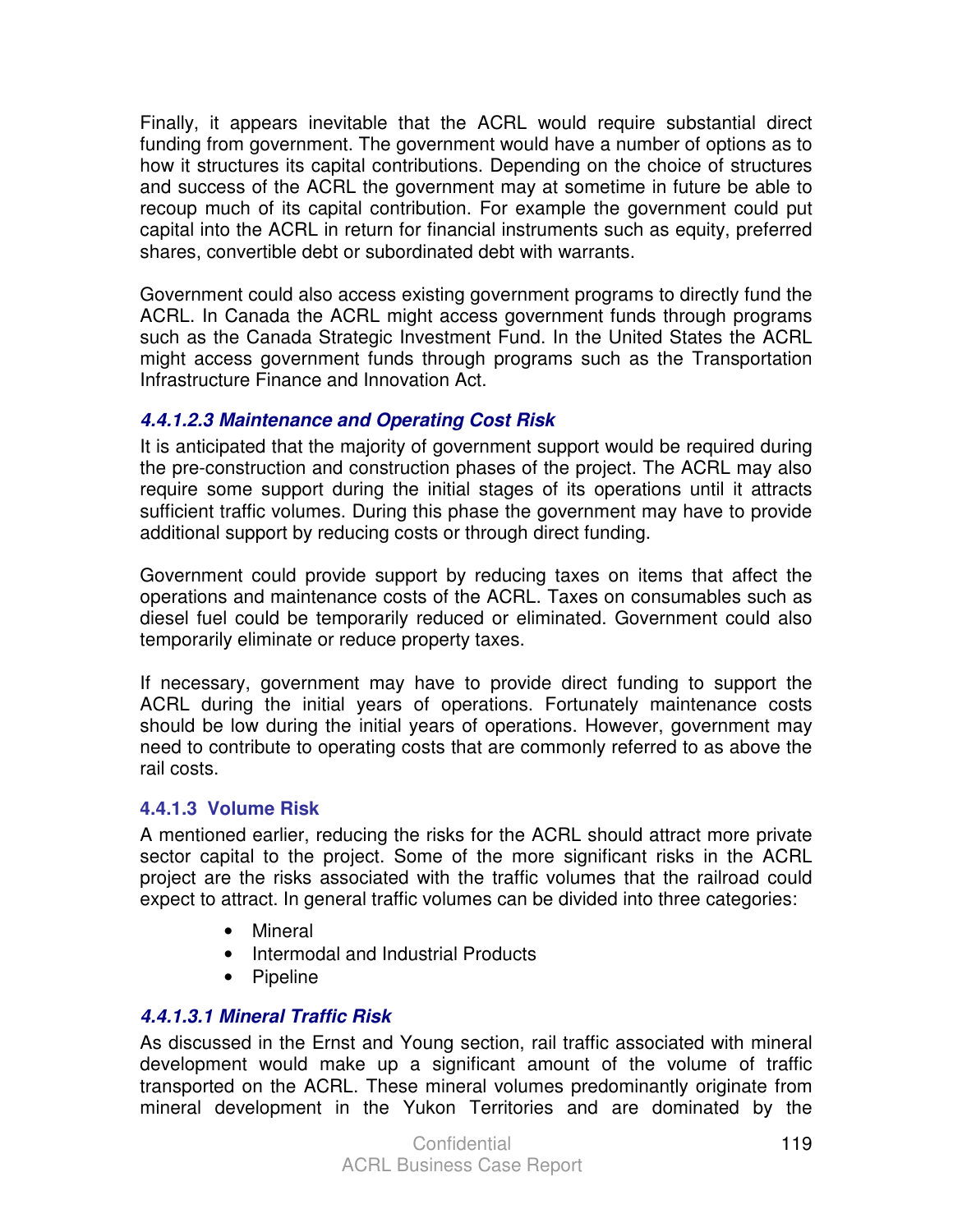Finally, it appears inevitable that the ACRL would require substantial direct funding from government. The government would have a number of options as to how it structures its capital contributions. Depending on the choice of structures and success of the ACRL the government may at sometime in future be able to recoup much of its capital contribution. For example the government could put capital into the ACRL in return for financial instruments such as equity, preferred shares, convertible debt or subordinated debt with warrants.

Government could also access existing government programs to directly fund the ACRL. In Canada the ACRL might access government funds through programs such as the Canada Strategic Investment Fund. In the United States the ACRL might access government funds through programs such as the Transportation Infrastructure Finance and Innovation Act.

##### *4.4.1.2.3 Maintenance and Operating Cost Risk*

It is anticipated that the majority of government support would be required during the pre-construction and construction phases of the project. The ACRL may also require some support during the initial stages of its operations until it attracts sufficient traffic volumes. During this phase the government may have to provide additional support by reducing costs or through direct funding.

Government could provide support by reducing taxes on items that affect the operations and maintenance costs of the ACRL. Taxes on consumables such as diesel fuel could be temporarily reduced or eliminated. Government could also temporarily eliminate or reduce property taxes.

If necessary, government may have to provide direct funding to support the ACRL during the initial years of operations. Fortunately maintenance costs should be low during the initial years of operations. However, government may need to contribute to operating costs that are commonly referred to as above the rail costs.

#### 4.4.1.3 Volume Risk

A mentioned earlier, reducing the risks for the ACRL should attract more private sector capital to the project. Some of the more significant risks in the ACRL project are the risks associated with the traffic volumes that the railroad could expect to attract. In general traffic volumes can be divided into three categories:

- Mineral
- Intermodal and Industrial Products
- Pipeline

##### *4.4.1.3.1 Mineral Traffic Risk*

As discussed in the Ernst and Young section, rail traffic associated with mineral development would make up a significant amount of the volume of traffic transported on the ACRL. These mineral volumes predominantly originate from mineral development in the Yukon Territories and are dominated by the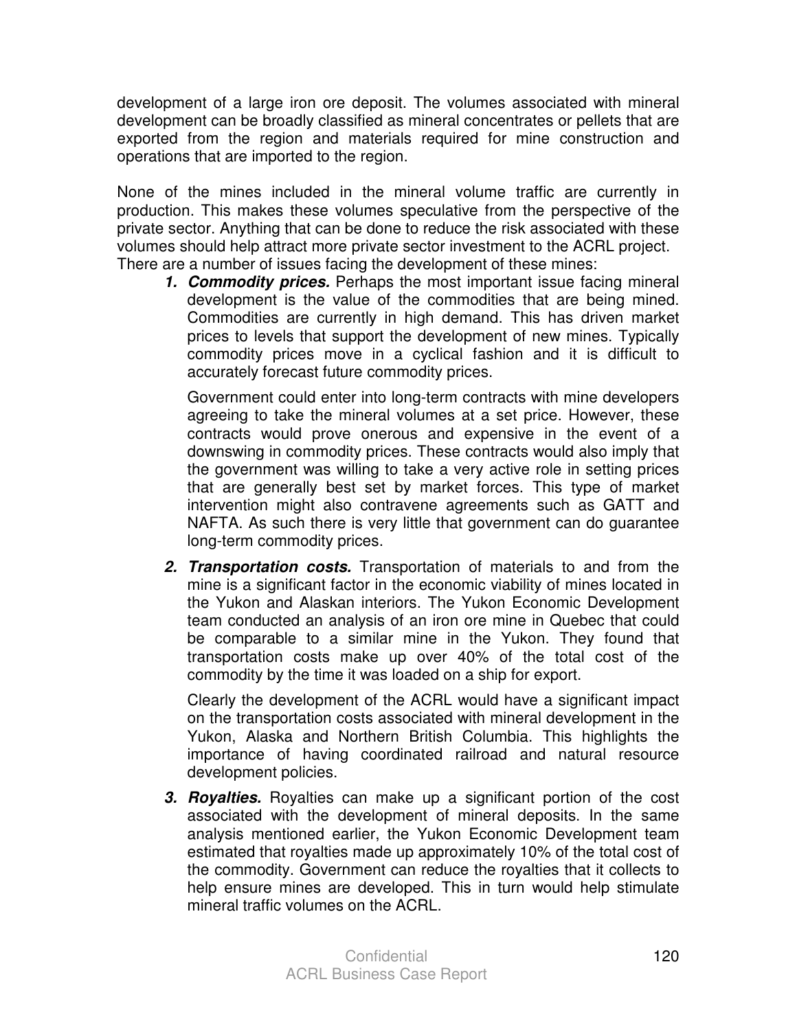development of a large iron ore deposit. The volumes associated with mineral development can be broadly classified as mineral concentrates or pellets that are exported from the region and materials required for mine construction and operations that are imported to the region.

None of the mines included in the mineral volume traffic are currently in production. This makes these volumes speculative from the perspective of the private sector. Anything that can be done to reduce the risk associated with these volumes should help attract more private sector investment to the ACRL project. There are a number of issues facing the development of these mines:

1. ***Commodity prices.*** Perhaps the most important issue facing mineral development is the value of the commodities that are being mined. Commodities are currently in high demand. This has driven market prices to levels that support the development of new mines. Typically commodity prices move in a cyclical fashion and it is difficult to accurately forecast future commodity prices.

   Government could enter into long-term contracts with mine developers agreeing to take the mineral volumes at a set price. However, these contracts would prove onerous and expensive in the event of a downswing in commodity prices. These contracts would also imply that the government was willing to take a very active role in setting prices that are generally best set by market forces. This type of market intervention might also contravene agreements such as GATT and NAFTA. As such there is very little that government can do guarantee long-term commodity prices.

2. ***Transportation costs.*** Transportation of materials to and from the mine is a significant factor in the economic viability of mines located in the Yukon and Alaskan interiors. The Yukon Economic Development team conducted an analysis of an iron ore mine in Quebec that could be comparable to a similar mine in the Yukon. They found that transportation costs make up over 40% of the total cost of the commodity by the time it was loaded on a ship for export.

   Clearly the development of the ACRL would have a significant impact on the transportation costs associated with mineral development in the Yukon, Alaska and Northern British Columbia. This highlights the importance of having coordinated railroad and natural resource development policies.

3. ***Royalties.*** Royalties can make up a significant portion of the cost associated with the development of mineral deposits. In the same analysis mentioned earlier, the Yukon Economic Development team estimated that royalties made up approximately 10% of the total cost of the commodity. Government can reduce the royalties that it collects to help ensure mines are developed. This in turn would help stimulate mineral traffic volumes on the ACRL.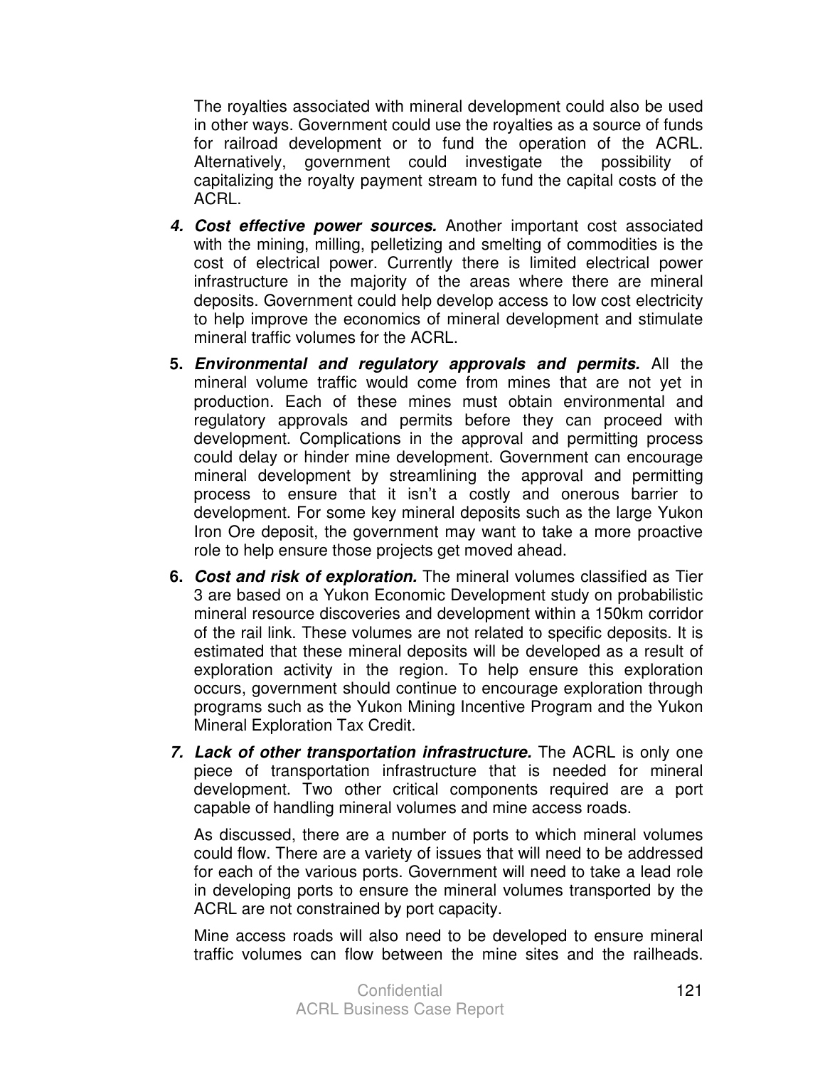The royalties associated with mineral development could also be used in other ways. Government could use the royalties as a source of funds for railroad development or to fund the operation of the ACRL. Alternatively, government could investigate the possibility of capitalizing the royalty payment stream to fund the capital costs of the ACRL.

4. ***Cost effective power sources.*** Another important cost associated with the mining, milling, pelletizing and smelting of commodities is the cost of electrical power. Currently there is limited electrical power infrastructure in the majority of the areas where there are mineral deposits. Government could help develop access to low cost electricity to help improve the economics of mineral development and stimulate mineral traffic volumes for the ACRL.

5. ***Environmental and regulatory approvals and permits.*** All the mineral volume traffic would come from mines that are not yet in production. Each of these mines must obtain environmental and regulatory approvals and permits before they can proceed with development. Complications in the approval and permitting process could delay or hinder mine development. Government can encourage mineral development by streamlining the approval and permitting process to ensure that it isn't a costly and onerous barrier to development. For some key mineral deposits such as the large Yukon Iron Ore deposit, the government may want to take a more proactive role to help ensure those projects get moved ahead.

6. ***Cost and risk of exploration.*** The mineral volumes classified as Tier 3 are based on a Yukon Economic Development study on probabilistic mineral resource discoveries and development within a 150km corridor of the rail link. These volumes are not related to specific deposits. It is estimated that these mineral deposits will be developed as a result of exploration activity in the region. To help ensure this exploration occurs, government should continue to encourage exploration through programs such as the Yukon Mining Incentive Program and the Yukon Mineral Exploration Tax Credit.

7. ***Lack of other transportation infrastructure.*** The ACRL is only one piece of transportation infrastructure that is needed for mineral development. Two other critical components required are a port capable of handling mineral volumes and mine access roads.

   As discussed, there are a number of ports to which mineral volumes could flow. There are a variety of issues that will need to be addressed for each of the various ports. Government will need to take a lead role in developing ports to ensure the mineral volumes transported by the ACRL are not constrained by port capacity.

   Mine access roads will also need to be developed to ensure mineral traffic volumes can flow between the mine sites and the railheads.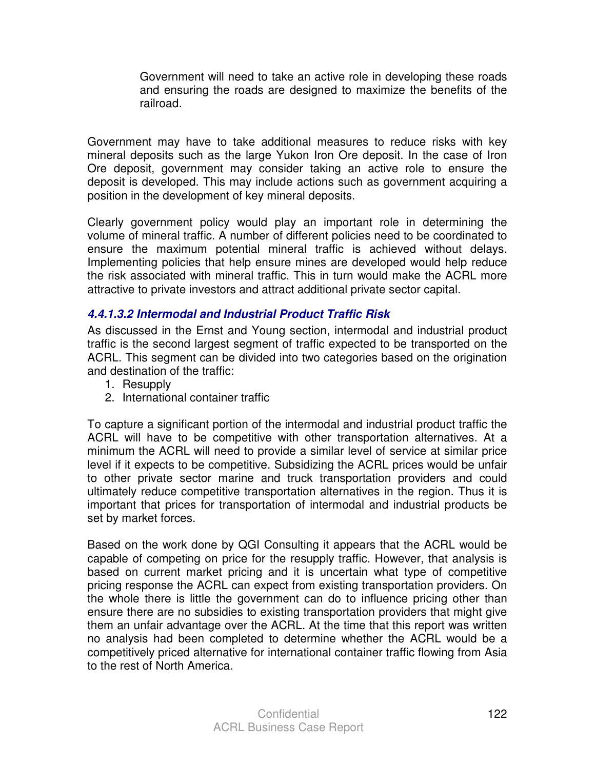> Government will need to take an active role in developing these roads and ensuring the roads are designed to maximize the benefits of the railroad.

Government may have to take additional measures to reduce risks with key mineral deposits such as the large Yukon Iron Ore deposit. In the case of Iron Ore deposit, government may consider taking an active role to ensure the deposit is developed. This may include actions such as government acquiring a position in the development of key mineral deposits.

Clearly government policy would play an important role in determining the volume of mineral traffic. A number of different policies need to be coordinated to ensure the maximum potential mineral traffic is achieved without delays. Implementing policies that help ensure mines are developed would help reduce the risk associated with mineral traffic. This in turn would make the ACRL more attractive to private investors and attract additional private sector capital.

#### *4.4.1.3.2 Intermodal and Industrial Product Traffic Risk*

As discussed in the Ernst and Young section, intermodal and industrial product traffic is the second largest segment of traffic expected to be transported on the ACRL. This segment can be divided into two categories based on the origination and destination of the traffic:

1. Resupply
2. International container traffic

To capture a significant portion of the intermodal and industrial product traffic the ACRL will have to be competitive with other transportation alternatives. At a minimum the ACRL will need to provide a similar level of service at similar price level if it expects to be competitive. Subsidizing the ACRL prices would be unfair to other private sector marine and truck transportation providers and could ultimately reduce competitive transportation alternatives in the region. Thus it is important that prices for transportation of intermodal and industrial products be set by market forces.

Based on the work done by QGI Consulting it appears that the ACRL would be capable of competing on price for the resupply traffic. However, that analysis is based on current market pricing and it is uncertain what type of competitive pricing response the ACRL can expect from existing transportation providers. On the whole there is little the government can do to influence pricing other than ensure there are no subsidies to existing transportation providers that might give them an unfair advantage over the ACRL. At the time that this report was written no analysis had been completed to determine whether the ACRL would be a competitively priced alternative for international container traffic flowing from Asia to the rest of North America.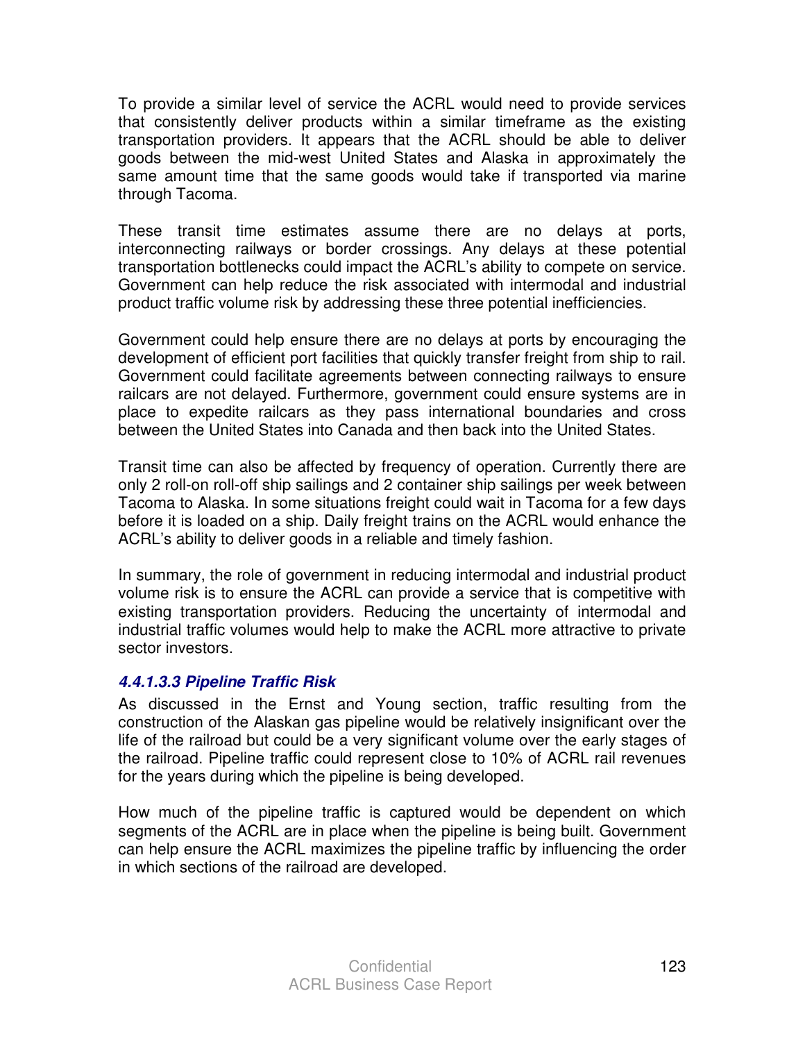To provide a similar level of service the ACRL would need to provide services that consistently deliver products within a similar timeframe as the existing transportation providers. It appears that the ACRL should be able to deliver goods between the mid-west United States and Alaska in approximately the same amount time that the same goods would take if transported via marine through Tacoma.

These transit time estimates assume there are no delays at ports, interconnecting railways or border crossings. Any delays at these potential transportation bottlenecks could impact the ACRL's ability to compete on service. Government can help reduce the risk associated with intermodal and industrial product traffic volume risk by addressing these three potential inefficiencies.

Government could help ensure there are no delays at ports by encouraging the development of efficient port facilities that quickly transfer freight from ship to rail. Government could facilitate agreements between connecting railways to ensure railcars are not delayed. Furthermore, government could ensure systems are in place to expedite railcars as they pass international boundaries and cross between the United States into Canada and then back into the United States.

Transit time can also be affected by frequency of operation. Currently there are only 2 roll-on roll-off ship sailings and 2 container ship sailings per week between Tacoma to Alaska. In some situations freight could wait in Tacoma for a few days before it is loaded on a ship. Daily freight trains on the ACRL would enhance the ACRL's ability to deliver goods in a reliable and timely fashion.

In summary, the role of government in reducing intermodal and industrial product volume risk is to ensure the ACRL can provide a service that is competitive with existing transportation providers. Reducing the uncertainty of intermodal and industrial traffic volumes would help to make the ACRL more attractive to private sector investors.

##### *4.4.1.3.3 Pipeline Traffic Risk*

As discussed in the Ernst and Young section, traffic resulting from the construction of the Alaskan gas pipeline would be relatively insignificant over the life of the railroad but could be a very significant volume over the early stages of the railroad. Pipeline traffic could represent close to 10% of ACRL rail revenues for the years during which the pipeline is being developed.

How much of the pipeline traffic is captured would be dependent on which segments of the ACRL are in place when the pipeline is being built. Government can help ensure the ACRL maximizes the pipeline traffic by influencing the order in which sections of the railroad are developed.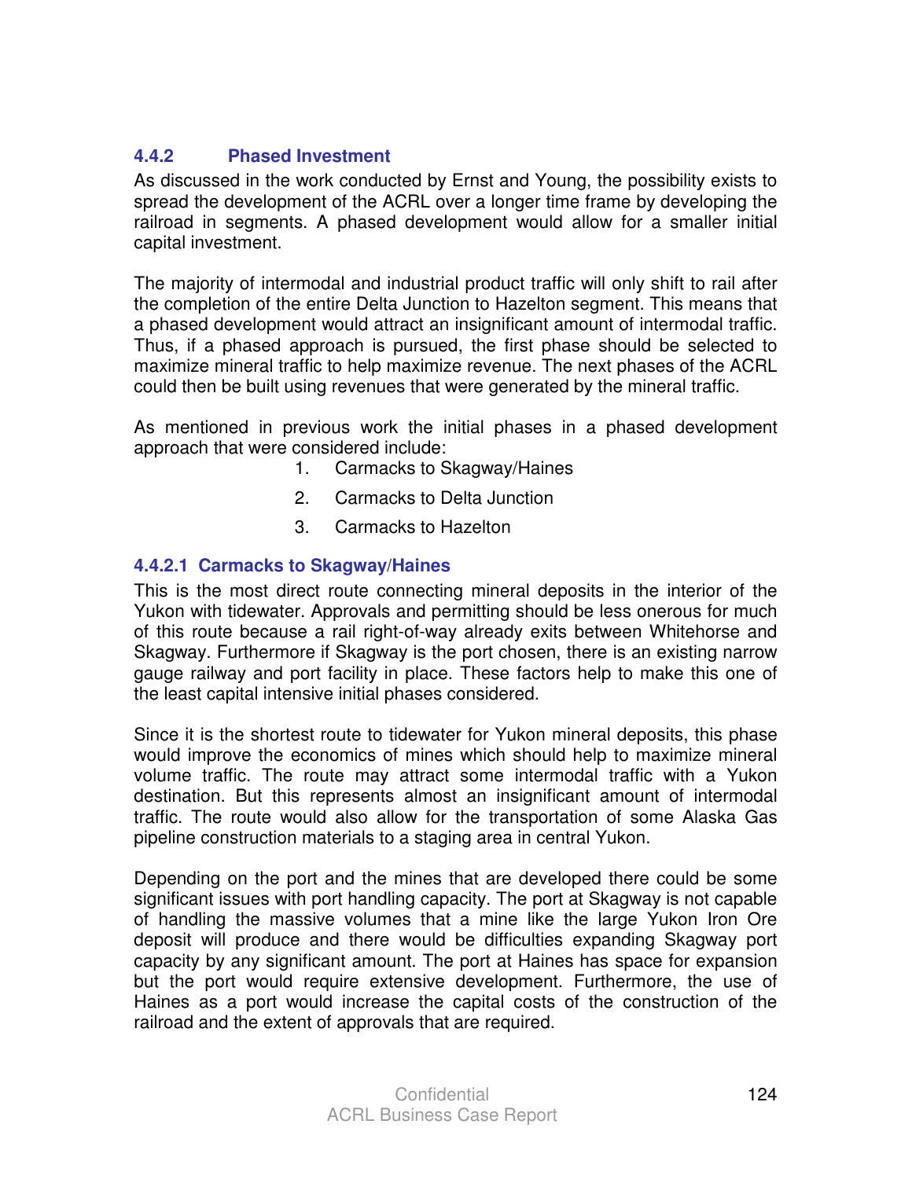#### 4.4.2 Phased Investment

As discussed in the work conducted by Ernst and Young, the possibility exists to spread the development of the ACRL over a longer time frame by developing the railroad in segments. A phased development would allow for a smaller initial capital investment.

The majority of intermodal and industrial product traffic will only shift to rail after the completion of the entire Delta Junction to Hazelton segment. This means that a phased development would attract an insignificant amount of intermodal traffic. Thus, if a phased approach is pursued, the first phase should be selected to maximize mineral traffic to help maximize revenue. The next phases of the ACRL could then be built using revenues that were generated by the mineral traffic.

As mentioned in previous work the initial phases in a phased development approach that were considered include:

1. Carmacks to Skagway/Haines
2. Carmacks to Delta Junction
3. Carmacks to Hazelton

##### 4.4.2.1 Carmacks to Skagway/Haines

This is the most direct route connecting mineral deposits in the interior of the Yukon with tidewater. Approvals and permitting should be less onerous for much of this route because a rail right-of-way already exits between Whitehorse and Skagway. Furthermore if Skagway is the port chosen, there is an existing narrow gauge railway and port facility in place. These factors help to make this one of the least capital intensive initial phases considered.

Since it is the shortest route to tidewater for Yukon mineral deposits, this phase would improve the economics of mines which should help to maximize mineral volume traffic. The route may attract some intermodal traffic with a Yukon destination. But this represents almost an insignificant amount of intermodal traffic. The route would also allow for the transportation of some Alaska Gas pipeline construction materials to a staging area in central Yukon.

Depending on the port and the mines that are developed there could be some significant issues with port handling capacity. The port at Skagway is not capable of handling the massive volumes that a mine like the large Yukon Iron Ore deposit will produce and there would be difficulties expanding Skagway port capacity by any significant amount. The port at Haines has space for expansion but the port would require extensive development. Furthermore, the use of Haines as a port would increase the capital costs of the construction of the railroad and the extent of approvals that are required.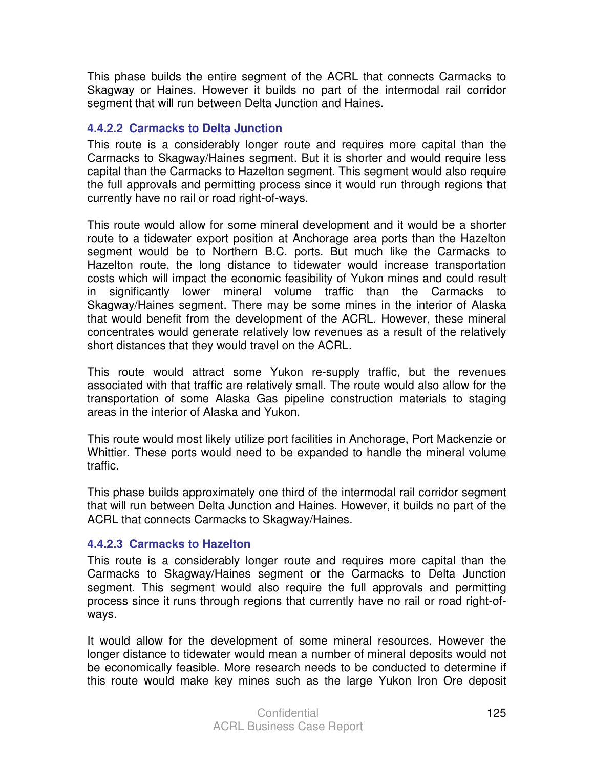This phase builds the entire segment of the ACRL that connects Carmacks to Skagway or Haines. However it builds no part of the intermodal rail corridor segment that will run between Delta Junction and Haines.

#### 4.4.2.2 Carmacks to Delta Junction

This route is a considerably longer route and requires more capital than the Carmacks to Skagway/Haines segment. But it is shorter and would require less capital than the Carmacks to Hazelton segment. This segment would also require the full approvals and permitting process since it would run through regions that currently have no rail or road right-of-ways.

This route would allow for some mineral development and it would be a shorter route to a tidewater export position at Anchorage area ports than the Hazelton segment would be to Northern B.C. ports. But much like the Carmacks to Hazelton route, the long distance to tidewater would increase transportation costs which will impact the economic feasibility of Yukon mines and could result in significantly lower mineral volume traffic than the Carmacks to Skagway/Haines segment. There may be some mines in the interior of Alaska that would benefit from the development of the ACRL. However, these mineral concentrates would generate relatively low revenues as a result of the relatively short distances that they would travel on the ACRL.

This route would attract some Yukon re-supply traffic, but the revenues associated with that traffic are relatively small. The route would also allow for the transportation of some Alaska Gas pipeline construction materials to staging areas in the interior of Alaska and Yukon.

This route would most likely utilize port facilities in Anchorage, Port Mackenzie or Whittier. These ports would need to be expanded to handle the mineral volume traffic.

This phase builds approximately one third of the intermodal rail corridor segment that will run between Delta Junction and Haines. However, it builds no part of the ACRL that connects Carmacks to Skagway/Haines.

#### 4.4.2.3 Carmacks to Hazelton

This route is a considerably longer route and requires more capital than the Carmacks to Skagway/Haines segment or the Carmacks to Delta Junction segment. This segment would also require the full approvals and permitting process since it runs through regions that currently have no rail or road right-of-ways.

It would allow for the development of some mineral resources. However the longer distance to tidewater would mean a number of mineral deposits would not be economically feasible. More research needs to be conducted to determine if this route would make key mines such as the large Yukon Iron Ore deposit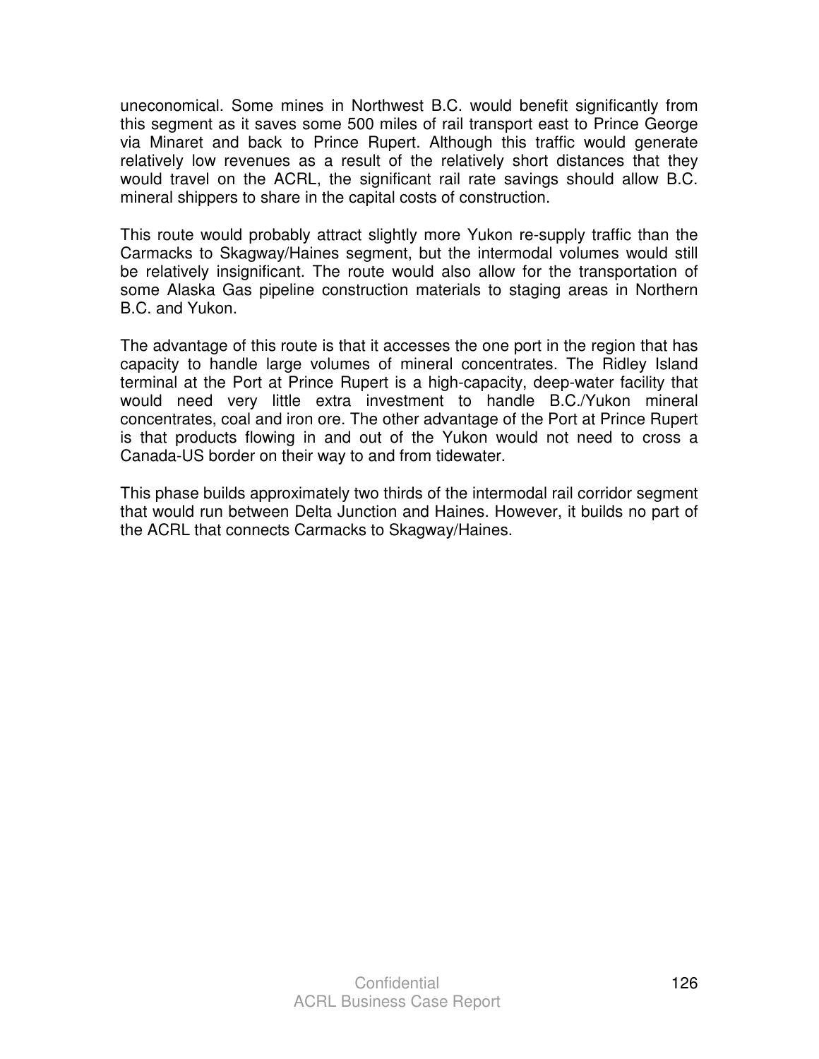uneconomical. Some mines in Northwest B.C. would benefit significantly from this segment as it saves some 500 miles of rail transport east to Prince George via Minaret and back to Prince Rupert. Although this traffic would generate relatively low revenues as a result of the relatively short distances that they would travel on the ACRL, the significant rail rate savings should allow B.C. mineral shippers to share in the capital costs of construction.

This route would probably attract slightly more Yukon re-supply traffic than the Carmacks to Skagway/Haines segment, but the intermodal volumes would still be relatively insignificant. The route would also allow for the transportation of some Alaska Gas pipeline construction materials to staging areas in Northern B.C. and Yukon.

The advantage of this route is that it accesses the one port in the region that has capacity to handle large volumes of mineral concentrates. The Ridley Island terminal at the Port at Prince Rupert is a high-capacity, deep-water facility that would need very little extra investment to handle B.C./Yukon mineral concentrates, coal and iron ore. The other advantage of the Port at Prince Rupert is that products flowing in and out of the Yukon would not need to cross a Canada-US border on their way to and from tidewater.

This phase builds approximately two thirds of the intermodal rail corridor segment that would run between Delta Junction and Haines. However, it builds no part of the ACRL that connects Carmacks to Skagway/Haines.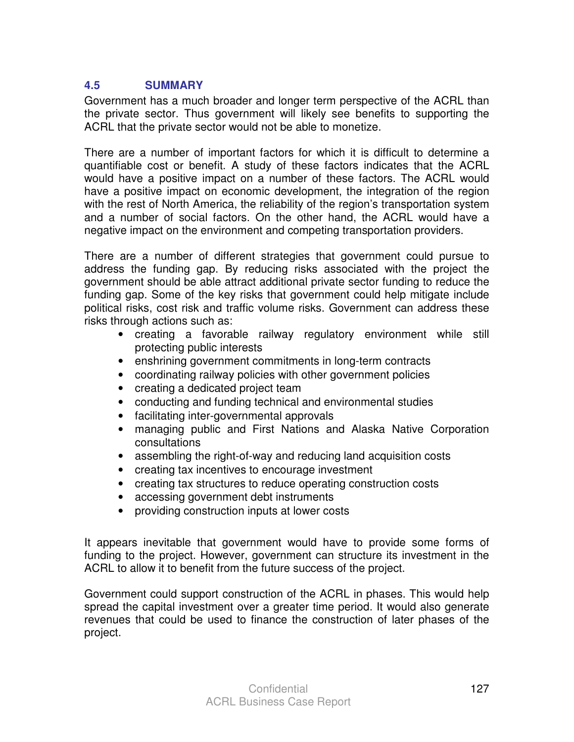## 4.5 SUMMARY

Government has a much broader and longer term perspective of the ACRL than the private sector. Thus government will likely see benefits to supporting the ACRL that the private sector would not be able to monetize.

There are a number of important factors for which it is difficult to determine a quantifiable cost or benefit. A study of these factors indicates that the ACRL would have a positive impact on a number of these factors. The ACRL would have a positive impact on economic development, the integration of the region with the rest of North America, the reliability of the region's transportation system and a number of social factors. On the other hand, the ACRL would have a negative impact on the environment and competing transportation providers.

There are a number of different strategies that government could pursue to address the funding gap. By reducing risks associated with the project the government should be able attract additional private sector funding to reduce the funding gap. Some of the key risks that government could help mitigate include political risks, cost risk and traffic volume risks. Government can address these risks through actions such as:

- creating a favorable railway regulatory environment while still protecting public interests
- enshrining government commitments in long-term contracts
- coordinating railway policies with other government policies
- creating a dedicated project team
- conducting and funding technical and environmental studies
- facilitating inter-governmental approvals
- managing public and First Nations and Alaska Native Corporation consultations
- assembling the right-of-way and reducing land acquisition costs
- creating tax incentives to encourage investment
- creating tax structures to reduce operating construction costs
- accessing government debt instruments
- providing construction inputs at lower costs

It appears inevitable that government would have to provide some forms of funding to the project. However, government can structure its investment in the ACRL to allow it to benefit from the future success of the project.

Government could support construction of the ACRL in phases. This would help spread the capital investment over a greater time period. It would also generate revenues that could be used to finance the construction of later phases of the project.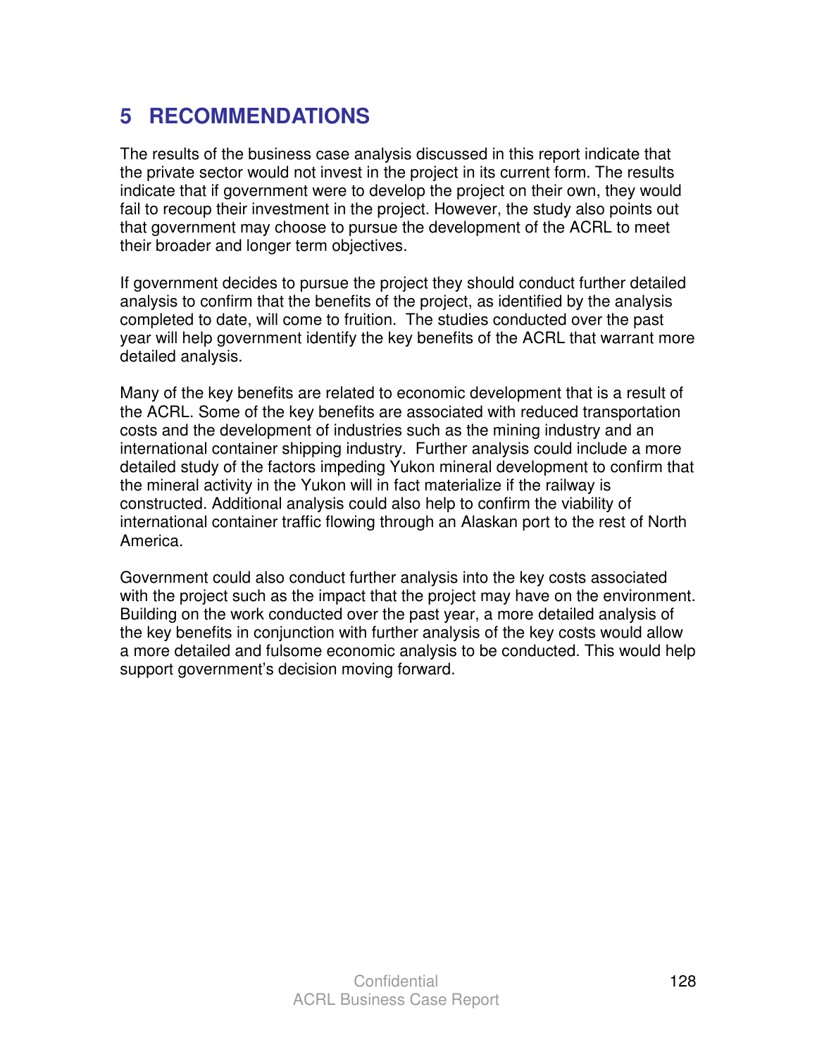# 5 RECOMMENDATIONS

The results of the business case analysis discussed in this report indicate that the private sector would not invest in the project in its current form. The results indicate that if government were to develop the project on their own, they would fail to recoup their investment in the project. However, the study also points out that government may choose to pursue the development of the ACRL to meet their broader and longer term objectives.

If government decides to pursue the project they should conduct further detailed analysis to confirm that the benefits of the project, as identified by the analysis completed to date, will come to fruition. The studies conducted over the past year will help government identify the key benefits of the ACRL that warrant more detailed analysis.

Many of the key benefits are related to economic development that is a result of the ACRL. Some of the key benefits are associated with reduced transportation costs and the development of industries such as the mining industry and an international container shipping industry. Further analysis could include a more detailed study of the factors impeding Yukon mineral development to confirm that the mineral activity in the Yukon will in fact materialize if the railway is constructed. Additional analysis could also help to confirm the viability of international container traffic flowing through an Alaskan port to the rest of North America.

Government could also conduct further analysis into the key costs associated with the project such as the impact that the project may have on the environment. Building on the work conducted over the past year, a more detailed analysis of the key benefits in conjunction with further analysis of the key costs would allow a more detailed and fulsome economic analysis to be conducted. This would help support government's decision moving forward.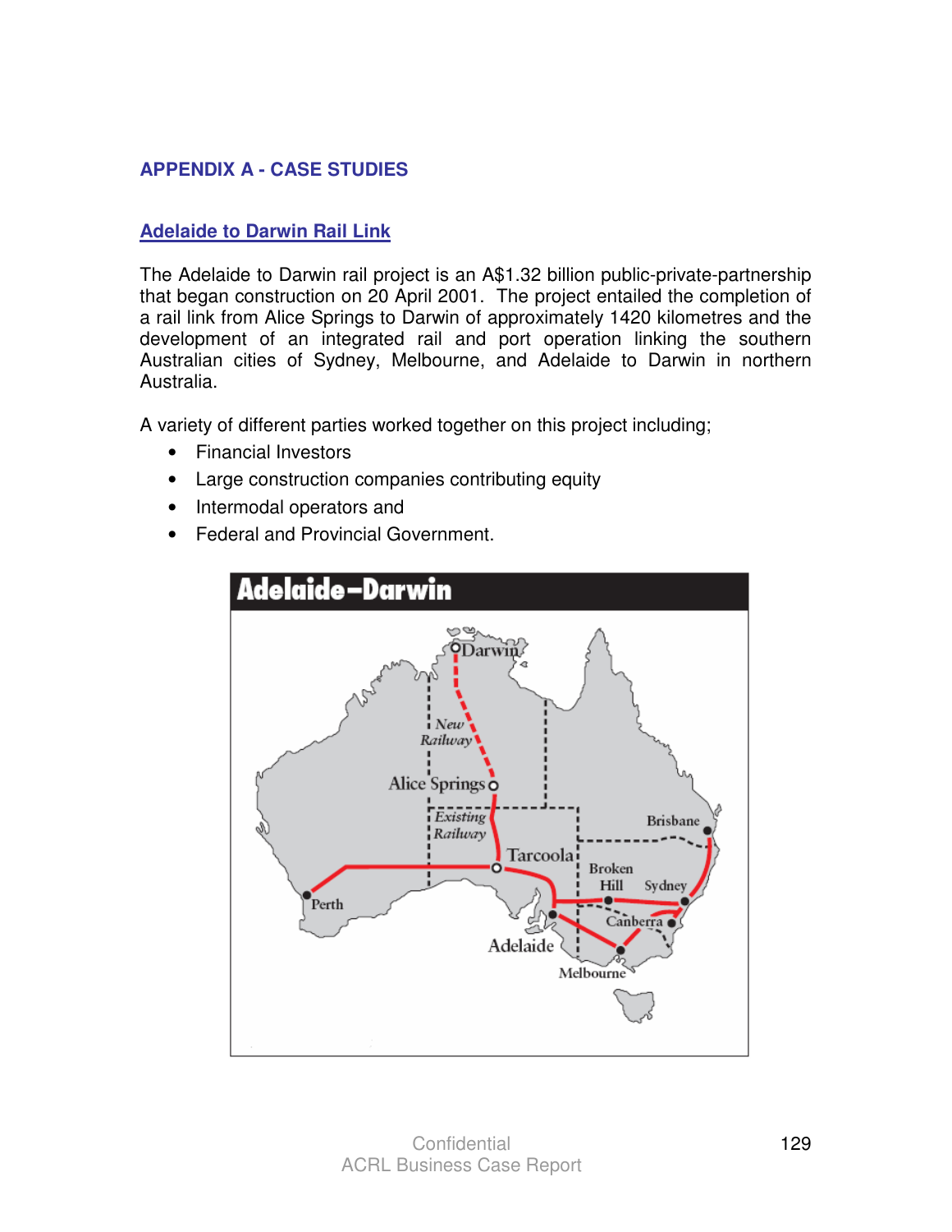## APPENDIX A - CASE STUDIES

### Adelaide to Darwin Rail Link

The Adelaide to Darwin rail project is an A$1.32 billion public-private-partnership that began construction on 20 April 2001. The project entailed the completion of a rail link from Alice Springs to Darwin of approximately 1420 kilometres and the development of an integrated rail and port operation linking the southern Australian cities of Sydney, Melbourne, and Adelaide to Darwin in northern Australia.

A variety of different parties worked together on this project including;

- Financial Investors
- Large construction companies contributing equity
- Intermodal operators and
- Federal and Provincial Government.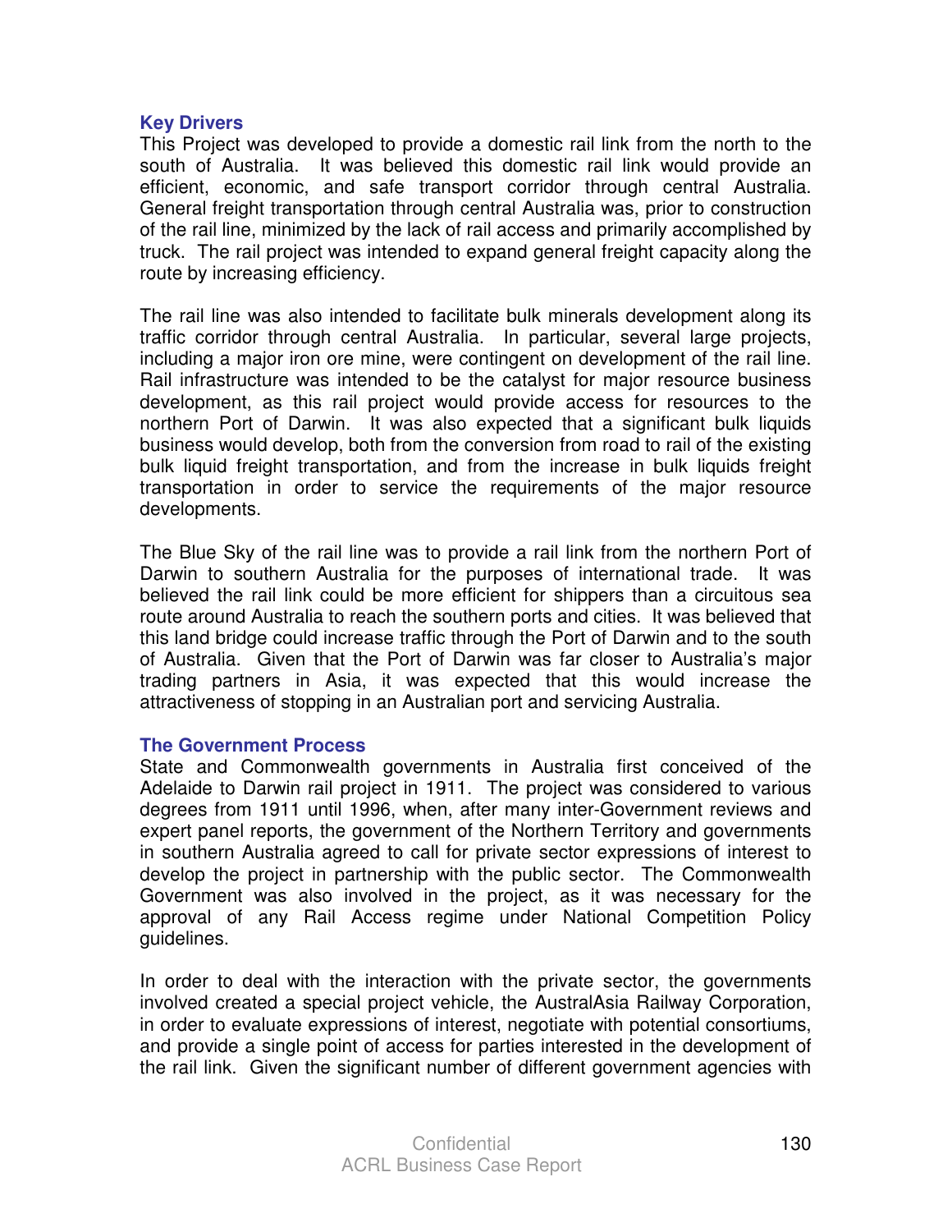### Key Drivers

This Project was developed to provide a domestic rail link from the north to the south of Australia. It was believed this domestic rail link would provide an efficient, economic, and safe transport corridor through central Australia. General freight transportation through central Australia was, prior to construction of the rail line, minimized by the lack of rail access and primarily accomplished by truck. The rail project was intended to expand general freight capacity along the route by increasing efficiency.

The rail line was also intended to facilitate bulk minerals development along its traffic corridor through central Australia. In particular, several large projects, including a major iron ore mine, were contingent on development of the rail line. Rail infrastructure was intended to be the catalyst for major resource business development, as this rail project would provide access for resources to the northern Port of Darwin. It was also expected that a significant bulk liquids business would develop, both from the conversion from road to rail of the existing bulk liquid freight transportation, and from the increase in bulk liquids freight transportation in order to service the requirements of the major resource developments.

The Blue Sky of the rail line was to provide a rail link from the northern Port of Darwin to southern Australia for the purposes of international trade. It was believed the rail link could be more efficient for shippers than a circuitous sea route around Australia to reach the southern ports and cities. It was believed that this land bridge could increase traffic through the Port of Darwin and to the south of Australia. Given that the Port of Darwin was far closer to Australia's major trading partners in Asia, it was expected that this would increase the attractiveness of stopping in an Australian port and servicing Australia.

### The Government Process

State and Commonwealth governments in Australia first conceived of the Adelaide to Darwin rail project in 1911. The project was considered to various degrees from 1911 until 1996, when, after many inter-Government reviews and expert panel reports, the government of the Northern Territory and governments in southern Australia agreed to call for private sector expressions of interest to develop the project in partnership with the public sector. The Commonwealth Government was also involved in the project, as it was necessary for the approval of any Rail Access regime under National Competition Policy guidelines.

In order to deal with the interaction with the private sector, the governments involved created a special project vehicle, the AustralAsia Railway Corporation, in order to evaluate expressions of interest, negotiate with potential consortiums, and provide a single point of access for parties interested in the development of the rail link. Given the significant number of different government agencies with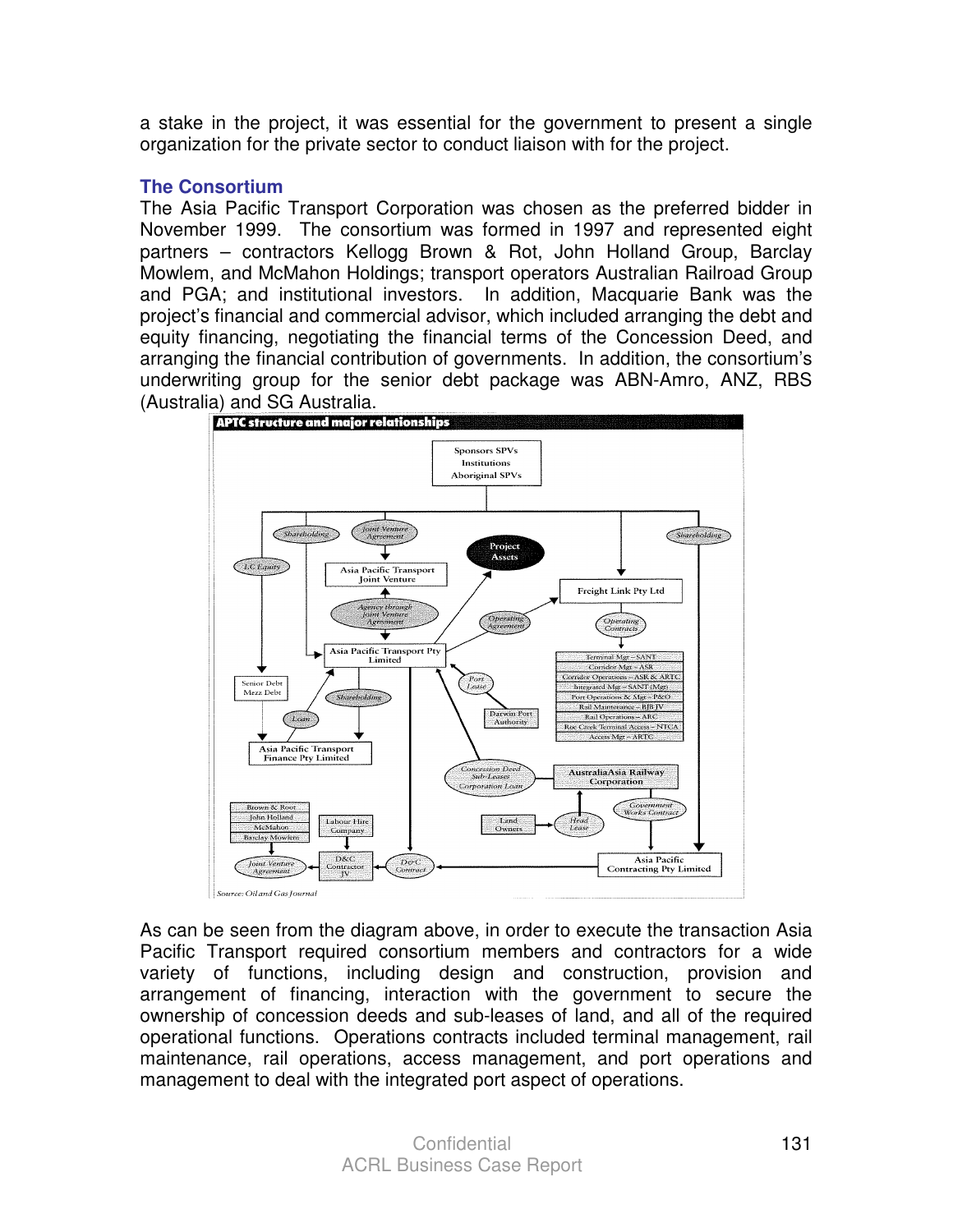a stake in the project, it was essential for the government to present a single organization for the private sector to conduct liaison with for the project.

## The Consortium

The Asia Pacific Transport Corporation was chosen as the preferred bidder in November 1999. The consortium was formed in 1997 and represented eight partners – contractors Kellogg Brown & Rot, John Holland Group, Barclay Mowlem, and McMahon Holdings; transport operators Australian Railroad Group and PGA; and institutional investors. In addition, Macquarie Bank was the project's financial and commercial advisor, which included arranging the debt and equity financing, negotiating the financial terms of the Concession Deed, and arranging the financial contribution of governments. In addition, the consortium's underwriting group for the senior debt package was ABN-Amro, ANZ, RBS (Australia) and SG Australia.

**APTC structure and major relationships**

Source: Oil and Gas Journal

As can be seen from the diagram above, in order to execute the transaction Asia Pacific Transport required consortium members and contractors for a wide variety of functions, including design and construction, provision and arrangement of financing, interaction with the government to secure the ownership of concession deeds and sub-leases of land, and all of the required operational functions. Operations contracts included terminal management, rail maintenance, rail operations, access management, and port operations and management to deal with the integrated port aspect of operations.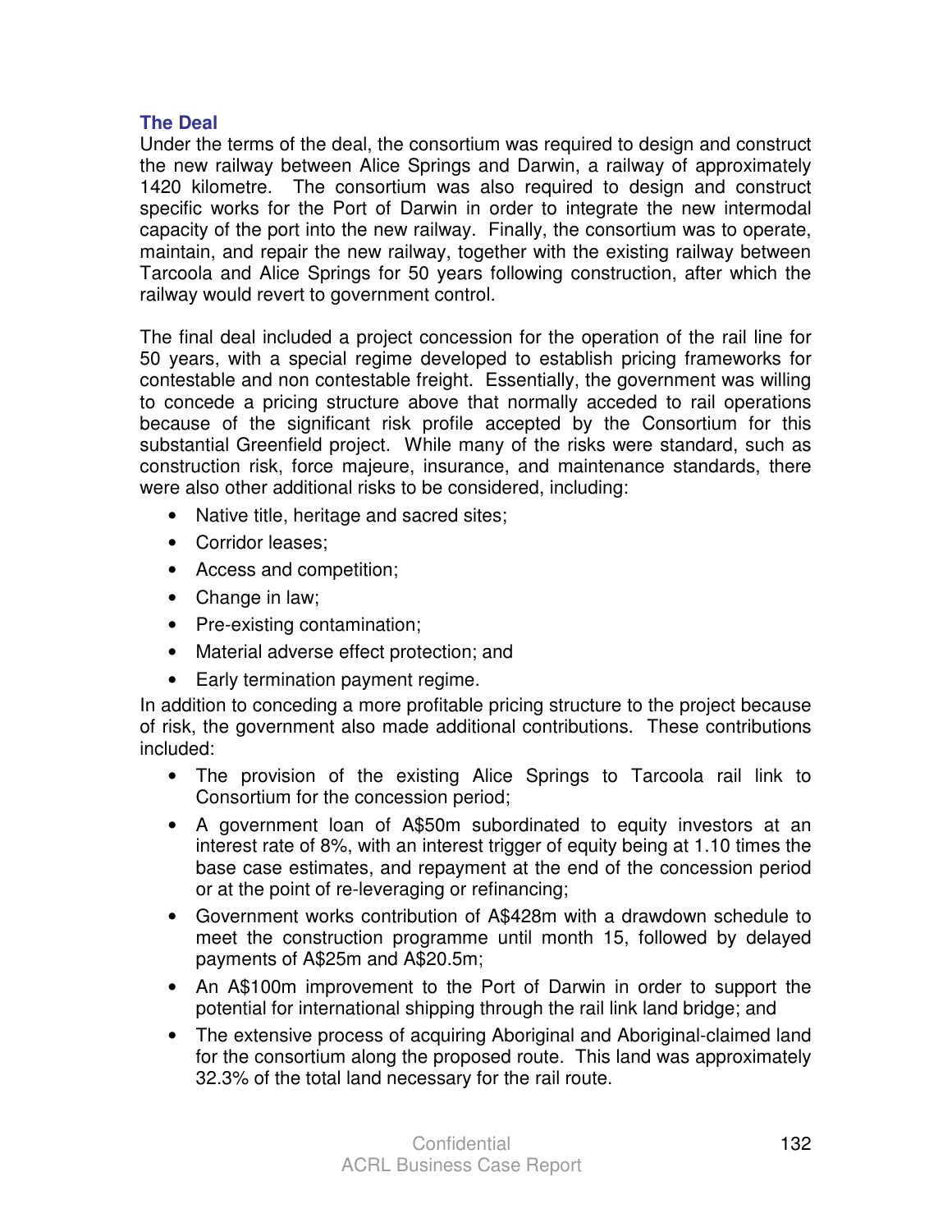### The Deal

Under the terms of the deal, the consortium was required to design and construct the new railway between Alice Springs and Darwin, a railway of approximately 1420 kilometre. The consortium was also required to design and construct specific works for the Port of Darwin in order to integrate the new intermodal capacity of the port into the new railway. Finally, the consortium was to operate, maintain, and repair the new railway, together with the existing railway between Tarcoola and Alice Springs for 50 years following construction, after which the railway would revert to government control.

The final deal included a project concession for the operation of the rail line for 50 years, with a special regime developed to establish pricing frameworks for contestable and non contestable freight. Essentially, the government was willing to concede a pricing structure above that normally acceded to rail operations because of the significant risk profile accepted by the Consortium for this substantial Greenfield project. While many of the risks were standard, such as construction risk, force majeure, insurance, and maintenance standards, there were also other additional risks to be considered, including:

- Native title, heritage and sacred sites;
- Corridor leases;
- Access and competition;
- Change in law;
- Pre-existing contamination;
- Material adverse effect protection; and
- Early termination payment regime.

In addition to conceding a more profitable pricing structure to the project because of risk, the government also made additional contributions. These contributions included:

- The provision of the existing Alice Springs to Tarcoola rail link to Consortium for the concession period;
- A government loan of A$50m subordinated to equity investors at an interest rate of 8%, with an interest trigger of equity being at 1.10 times the base case estimates, and repayment at the end of the concession period or at the point of re-leveraging or refinancing;
- Government works contribution of A$428m with a drawdown schedule to meet the construction programme until month 15, followed by delayed payments of A$25m and A$20.5m;
- An A$100m improvement to the Port of Darwin in order to support the potential for international shipping through the rail link land bridge; and
- The extensive process of acquiring Aboriginal and Aboriginal-claimed land for the consortium along the proposed route. This land was approximately 32.3% of the total land necessary for the rail route.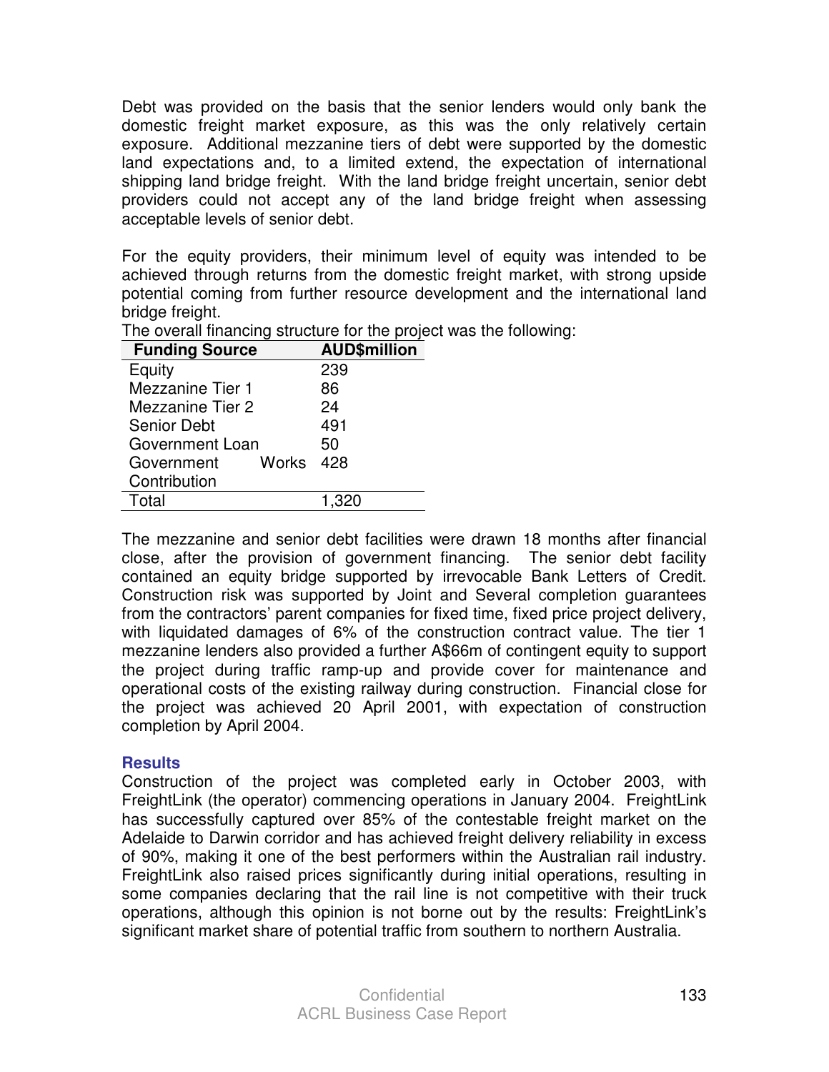Debt was provided on the basis that the senior lenders would only bank the domestic freight market exposure, as this was the only relatively certain exposure. Additional mezzanine tiers of debt were supported by the domestic land expectations and, to a limited extend, the expectation of international shipping land bridge freight. With the land bridge freight uncertain, senior debt providers could not accept any of the land bridge freight when assessing acceptable levels of senior debt.

For the equity providers, their minimum level of equity was intended to be achieved through returns from the domestic freight market, with strong upside potential coming from further resource development and the international land bridge freight.

The overall financing structure for the project was the following:

| Funding Source | AUD$million |
|---|---|
| Equity | 239 |
| Mezzanine Tier 1 | 86 |
| Mezzanine Tier 2 | 24 |
| Senior Debt | 491 |
| Government Loan | 50 |
| Government Works Contribution | 428 |
| Total | 1,320 |

The mezzanine and senior debt facilities were drawn 18 months after financial close, after the provision of government financing. The senior debt facility contained an equity bridge supported by irrevocable Bank Letters of Credit. Construction risk was supported by Joint and Several completion guarantees from the contractors' parent companies for fixed time, fixed price project delivery, with liquidated damages of 6% of the construction contract value. The tier 1 mezzanine lenders also provided a further A$66m of contingent equity to support the project during traffic ramp-up and provide cover for maintenance and operational costs of the existing railway during construction. Financial close for the project was achieved 20 April 2001, with expectation of construction completion by April 2004.

### Results

Construction of the project was completed early in October 2003, with FreightLink (the operator) commencing operations in January 2004. FreightLink has successfully captured over 85% of the contestable freight market on the Adelaide to Darwin corridor and has achieved freight delivery reliability in excess of 90%, making it one of the best performers within the Australian rail industry. FreightLink also raised prices significantly during initial operations, resulting in some companies declaring that the rail line is not competitive with their truck operations, although this opinion is not borne out by the results: FreightLink's significant market share of potential traffic from southern to northern Australia.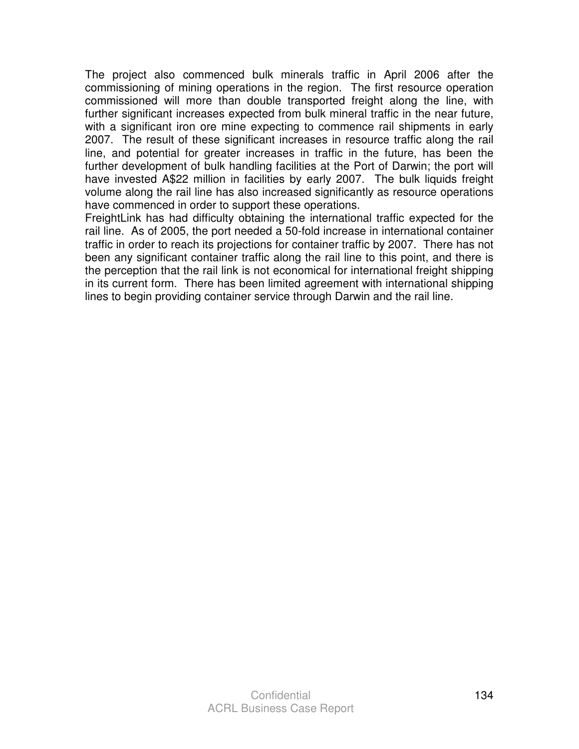The project also commenced bulk minerals traffic in April 2006 after the commissioning of mining operations in the region. The first resource operation commissioned will more than double transported freight along the line, with further significant increases expected from bulk mineral traffic in the near future, with a significant iron ore mine expecting to commence rail shipments in early 2007. The result of these significant increases in resource traffic along the rail line, and potential for greater increases in traffic in the future, has been the further development of bulk handling facilities at the Port of Darwin; the port will have invested A$22 million in facilities by early 2007. The bulk liquids freight volume along the rail line has also increased significantly as resource operations have commenced in order to support these operations.

FreightLink has had difficulty obtaining the international traffic expected for the rail line. As of 2005, the port needed a 50-fold increase in international container traffic in order to reach its projections for container traffic by 2007. There has not been any significant container traffic along the rail line to this point, and there is the perception that the rail link is not economical for international freight shipping in its current form. There has been limited agreement with international shipping lines to begin providing container service through Darwin and the rail line.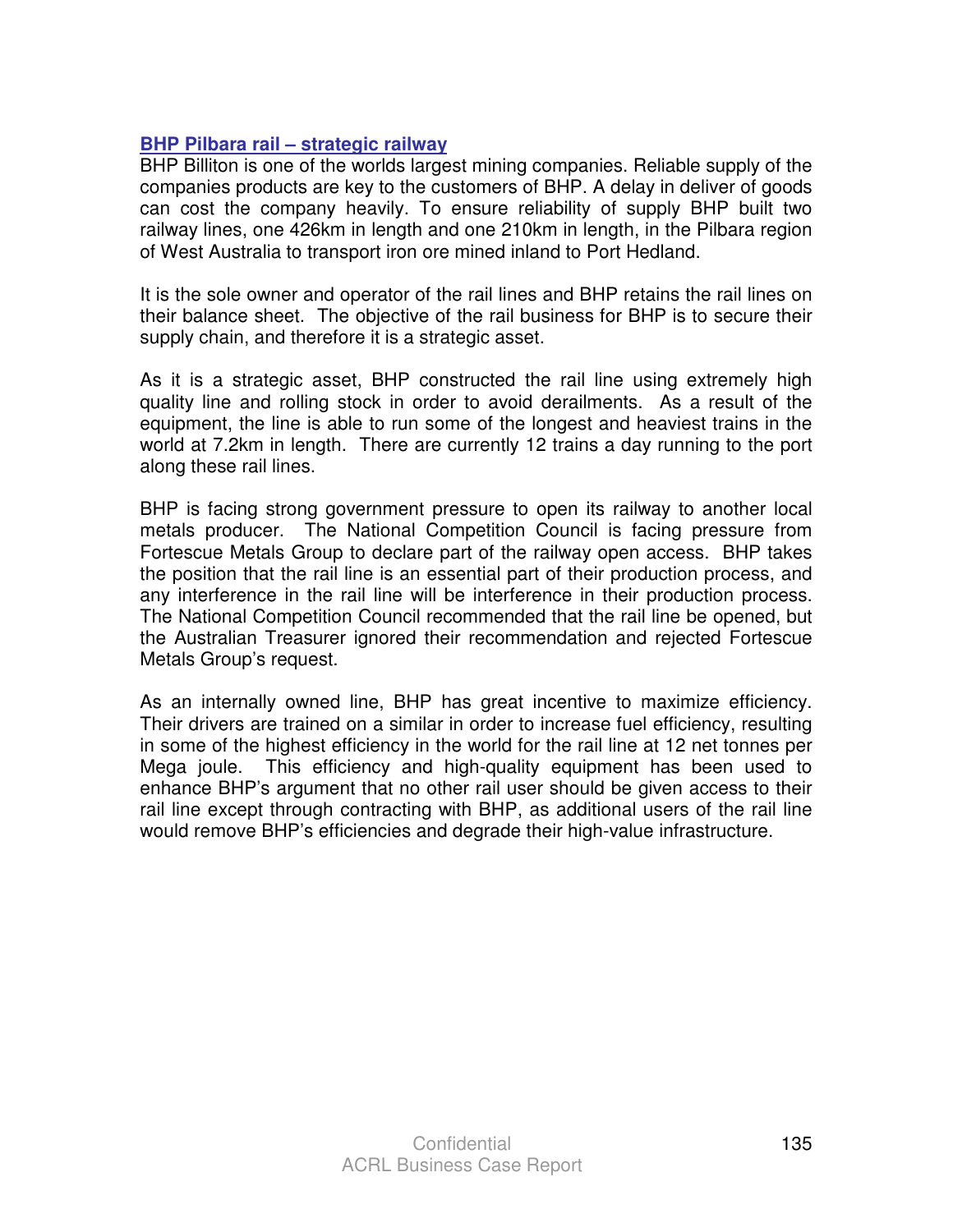**BHP Pilbara rail – strategic railway**

BHP Billiton is one of the worlds largest mining companies. Reliable supply of the companies products are key to the customers of BHP. A delay in deliver of goods can cost the company heavily. To ensure reliability of supply BHP built two railway lines, one 426km in length and one 210km in length, in the Pilbara region of West Australia to transport iron ore mined inland to Port Hedland.

It is the sole owner and operator of the rail lines and BHP retains the rail lines on their balance sheet. The objective of the rail business for BHP is to secure their supply chain, and therefore it is a strategic asset.

As it is a strategic asset, BHP constructed the rail line using extremely high quality line and rolling stock in order to avoid derailments. As a result of the equipment, the line is able to run some of the longest and heaviest trains in the world at 7.2km in length. There are currently 12 trains a day running to the port along these rail lines.

BHP is facing strong government pressure to open its railway to another local metals producer. The National Competition Council is facing pressure from Fortescue Metals Group to declare part of the railway open access. BHP takes the position that the rail line is an essential part of their production process, and any interference in the rail line will be interference in their production process. The National Competition Council recommended that the rail line be opened, but the Australian Treasurer ignored their recommendation and rejected Fortescue Metals Group's request.

As an internally owned line, BHP has great incentive to maximize efficiency. Their drivers are trained on a similar in order to increase fuel efficiency, resulting in some of the highest efficiency in the world for the rail line at 12 net tonnes per Mega joule. This efficiency and high-quality equipment has been used to enhance BHP's argument that no other rail user should be given access to their rail line except through contracting with BHP, as additional users of the rail line would remove BHP's efficiencies and degrade their high-value infrastructure.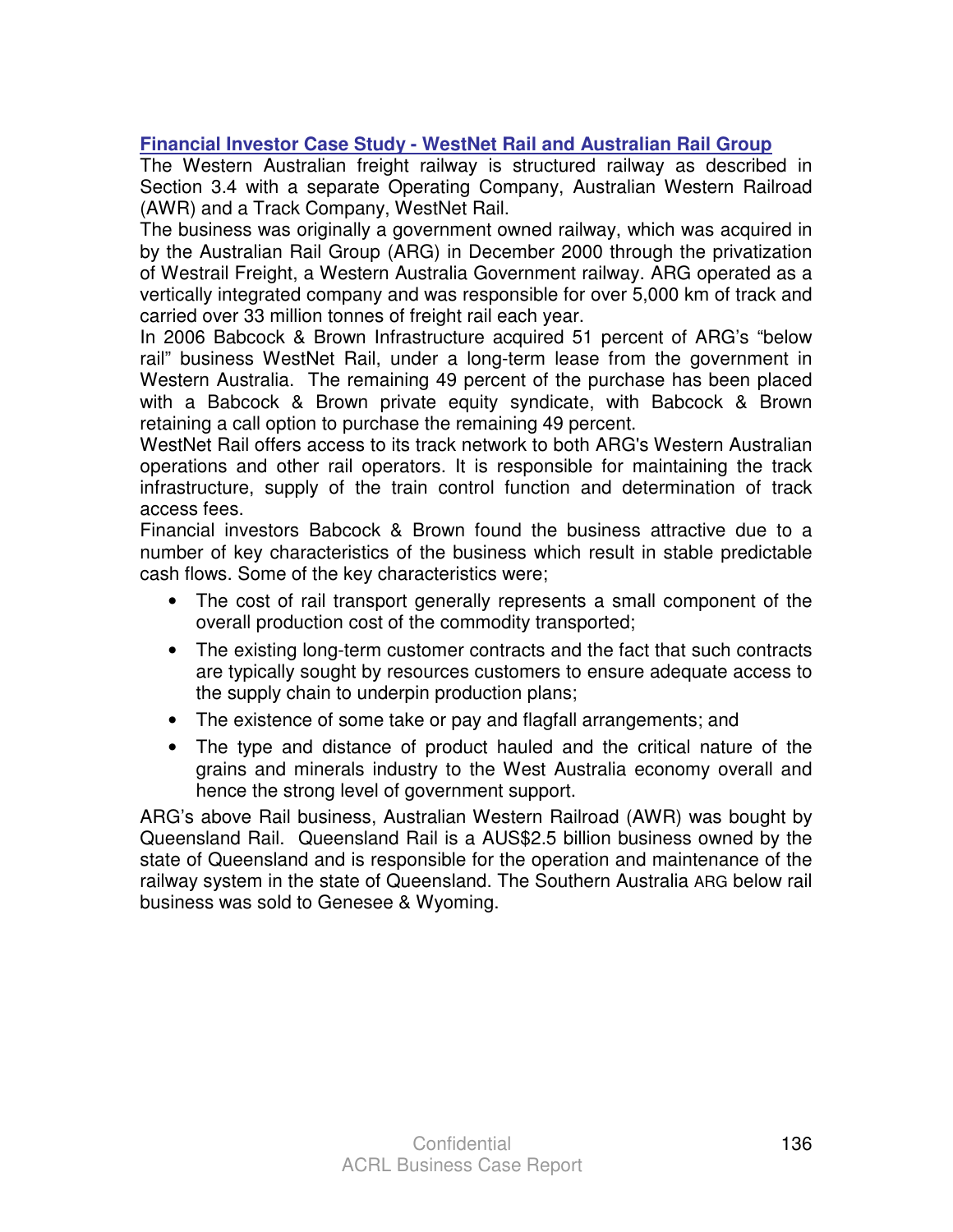**Financial Investor Case Study - WestNet Rail and Australian Rail Group**

The Western Australian freight railway is structured railway as described in Section 3.4 with a separate Operating Company, Australian Western Railroad (AWR) and a Track Company, WestNet Rail.

The business was originally a government owned railway, which was acquired in by the Australian Rail Group (ARG) in December 2000 through the privatization of Westrail Freight, a Western Australia Government railway. ARG operated as a vertically integrated company and was responsible for over 5,000 km of track and carried over 33 million tonnes of freight rail each year.

In 2006 Babcock & Brown Infrastructure acquired 51 percent of ARG's "below rail" business WestNet Rail, under a long-term lease from the government in Western Australia. The remaining 49 percent of the purchase has been placed with a Babcock & Brown private equity syndicate, with Babcock & Brown retaining a call option to purchase the remaining 49 percent.

WestNet Rail offers access to its track network to both ARG's Western Australian operations and other rail operators. It is responsible for maintaining the track infrastructure, supply of the train control function and determination of track access fees.

Financial investors Babcock & Brown found the business attractive due to a number of key characteristics of the business which result in stable predictable cash flows. Some of the key characteristics were;

- The cost of rail transport generally represents a small component of the overall production cost of the commodity transported;
- The existing long-term customer contracts and the fact that such contracts are typically sought by resources customers to ensure adequate access to the supply chain to underpin production plans;
- The existence of some take or pay and flagfall arrangements; and
- The type and distance of product hauled and the critical nature of the grains and minerals industry to the West Australia economy overall and hence the strong level of government support.

ARG's above Rail business, Australian Western Railroad (AWR) was bought by Queensland Rail. Queensland Rail is a AUS$2.5 billion business owned by the state of Queensland and is responsible for the operation and maintenance of the railway system in the state of Queensland. The Southern Australia ARG below rail business was sold to Genesee & Wyoming.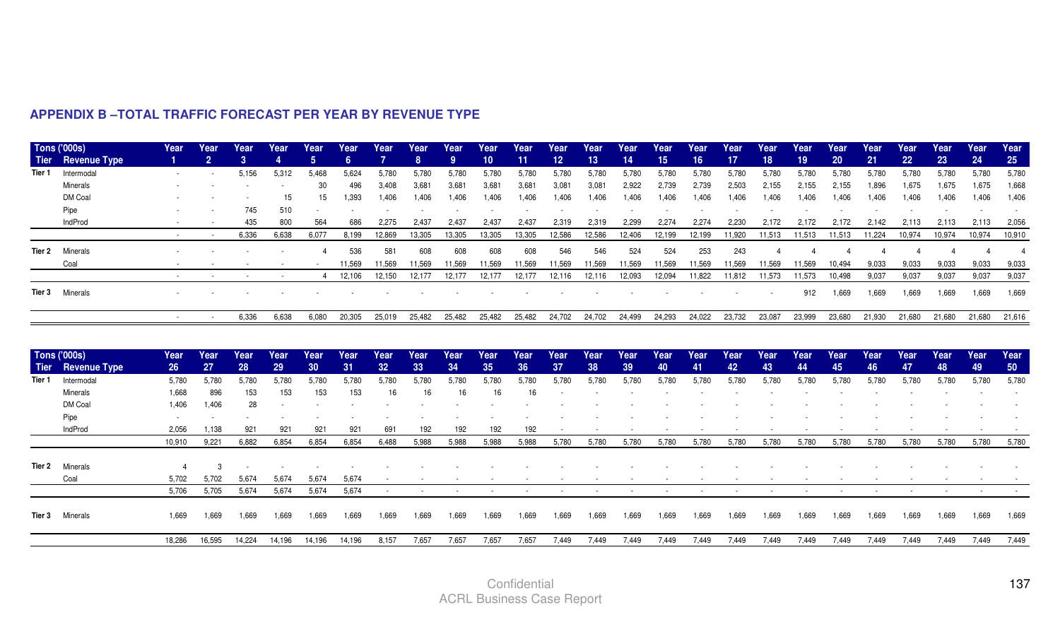## APPENDIX B –TOTAL TRAFFIC FORECAST PER YEAR BY REVENUE TYPE

| Tons ('000s) Tier | Revenue Type | Year 1 | Year 2 | Year 3 | Year 4 | Year 5 | Year 6 | Year 7 | Year 8 | Year 9 | Year 10 | Year 11 | Year 12 | Year 13 | Year 14 | Year 15 | Year 16 | Year 17 | Year 18 | Year 19 | Year 20 | Year 21 | Year 22 | Year 23 | Year 24 | Year 25 |
|---|---|---|---|---|---|---|---|---|---|---|---|---|---|---|---|---|---|---|---|---|---|---|---|---|---|---|
| Tier 1 | Intermodal | - | - | 5,156 | 5,312 | 5,468 | 5,624 | 5,780 | 5,780 | 5,780 | 5,780 | 5,780 | 5,780 | 5,780 | 5,780 | 5,780 | 5,780 | 5,780 | 5,780 | 5,780 | 5,780 | 5,780 | 5,780 | 5,780 | 5,780 | 5,780 |
| | Minerals | - | - | - | - | 30 | 496 | 3,408 | 3,681 | 3,681 | 3,681 | 3,681 | 3,081 | 3,081 | 2,922 | 2,739 | 2,739 | 2,503 | 2,155 | 2,155 | 2,155 | 1,896 | 1,675 | 1,675 | 1,675 | 1,668 |
| | DM Coal | - | - | - | 15 | 15 | 1,393 | 1,406 | 1,406 | 1,406 | 1,406 | 1,406 | 1,406 | 1,406 | 1,406 | 1,406 | 1,406 | 1,406 | 1,406 | 1,406 | 1,406 | 1,406 | 1,406 | 1,406 | 1,406 | 1,406 |
| | Pipe | - | - | 745 | 510 | - | - | - | - | - | - | - | - | - | - | - | - | - | - | - | - | - | - | - | - | - |
| | IndProd | - | - | 435 | 800 | 564 | 686 | 2,275 | 2,437 | 2,437 | 2,437 | 2,437 | 2,319 | 2,319 | 2,299 | 2,274 | 2,274 | 2,230 | 2,172 | 2,172 | 2,172 | 2,142 | 2,113 | 2,113 | 2,113 | 2,056 |
| | | - | - | 6,336 | 6,638 | 6,077 | 8,199 | 12,869 | 13,305 | 13,305 | 13,305 | 13,305 | 12,586 | 12,586 | 12,406 | 12,199 | 12,199 | 11,920 | 11,513 | 11,513 | 11,513 | 11,224 | 10,974 | 10,974 | 10,974 | 10,910 |
| Tier 2 | Minerals | - | - | - | - | 4 | 536 | 581 | 608 | 608 | 608 | 608 | 546 | 546 | 524 | 524 | 253 | 243 | 4 | 4 | 4 | 4 | 4 | 4 | 4 | 4 |
| | Coal | - | - | - | - | - | 11,569 | 11,569 | 11,569 | 11,569 | 11,569 | 11,569 | 11,569 | 11,569 | 11,569 | 11,569 | 11,569 | 11,569 | 11,569 | 11,569 | 10,494 | 9,033 | 9,033 | 9,033 | 9,033 | 9,033 |
| | | - | - | - | - | 4 | 12,106 | 12,150 | 12,177 | 12,177 | 12,177 | 12,177 | 12,116 | 12,116 | 12,093 | 12,094 | 11,822 | 11,812 | 11,573 | 11,573 | 10,498 | 9,037 | 9,037 | 9,037 | 9,037 | 9,037 |
| Tier 3 | Minerals | - | - | - | - | - | - | - | - | - | - | - | - | - | - | - | - | - | - | 912 | 1,669 | 1,669 | 1,669 | 1,669 | 1,669 | 1,669 |
| | | - | - | 6,336 | 6,638 | 6,080 | 20,305 | 25,019 | 25,482 | 25,482 | 25,482 | 25,482 | 24,702 | 24,702 | 24,499 | 24,293 | 24,022 | 23,732 | 23,087 | 23,999 | 23,680 | 21,930 | 21,680 | 21,680 | 21,680 | 21,616 |

| Tons ('000s) Tier | Revenue Type | Year 26 | Year 27 | Year 28 | Year 29 | Year 30 | Year 31 | Year 32 | Year 33 | Year 34 | Year 35 | Year 36 | Year 37 | Year 38 | Year 39 | Year 40 | Year 41 | Year 42 | Year 43 | Year 44 | Year 45 | Year 46 | Year 47 | Year 48 | Year 49 | Year 50 |
|---|---|---|---|---|---|---|---|---|---|---|---|---|---|---|---|---|---|---|---|---|---|---|---|---|---|---|
| Tier 1 | Intermodal | 5,780 | 5,780 | 5,780 | 5,780 | 5,780 | 5,780 | 5,780 | 5,780 | 5,780 | 5,780 | 5,780 | 5,780 | 5,780 | 5,780 | 5,780 | 5,780 | 5,780 | 5,780 | 5,780 | 5,780 | 5,780 | 5,780 | 5,780 | 5,780 | 5,780 |
| | Minerals | 1,668 | 896 | 153 | 153 | 153 | 153 | 16 | 16 | 16 | 16 | 16 | - | - | - | - | - | - | - | - | - | - | - | - | - | - |
| | DM Coal | 1,406 | 1,406 | 28 | - | - | - | - | - | - | - | - | - | - | - | - | - | - | - | - | - | - | - | - | - | - |
| | Pipe | - | - | - | - | - | - | - | - | - | - | - | - | - | - | - | - | - | - | - | - | - | - | - | - | - |
| | IndProd | 2,056 | 1,138 | 921 | 921 | 921 | 921 | 691 | 192 | 192 | 192 | 192 | - | - | - | - | - | - | - | - | - | - | - | - | - | - |
| | | 10,910 | 9,221 | 6,882 | 6,854 | 6,854 | 6,854 | 6,488 | 5,988 | 5,988 | 5,988 | 5,988 | 5,780 | 5,780 | 5,780 | 5,780 | 5,780 | 5,780 | 5,780 | 5,780 | 5,780 | 5,780 | 5,780 | 5,780 | 5,780 | 5,780 |
| Tier 2 | Minerals | 4 | 3 | - | - | - | - | - | - | - | - | - | - | - | - | - | - | - | - | - | - | - | - | - | - | - |
| | Coal | 5,702 | 5,702 | 5,674 | 5,674 | 5,674 | 5,674 | - | - | - | - | - | - | - | - | - | - | - | - | - | - | - | - | - | - | - |
| | | 5,706 | 5,705 | 5,674 | 5,674 | 5,674 | 5,674 | - | - | - | - | - | - | - | - | - | - | - | - | - | - | - | - | - | - | - |
| Tier 3 | Minerals | 1,669 | 1,669 | 1,669 | 1,669 | 1,669 | 1,669 | 1,669 | 1,669 | 1,669 | 1,669 | 1,669 | 1,669 | 1,669 | 1,669 | 1,669 | 1,669 | 1,669 | 1,669 | 1,669 | 1,669 | 1,669 | 1,669 | 1,669 | 1,669 | 1,669 |
| | | 18,286 | 16,595 | 14,224 | 14,196 | 14,196 | 14,196 | 8,157 | 7,657 | 7,657 | 7,657 | 7,657 | 7,449 | 7,449 | 7,449 | 7,449 | 7,449 | 7,449 | 7,449 | 7,449 | 7,449 | 7,449 | 7,449 | 7,449 | 7,449 | 7,449 |

Confidential
ACRL Business Case Report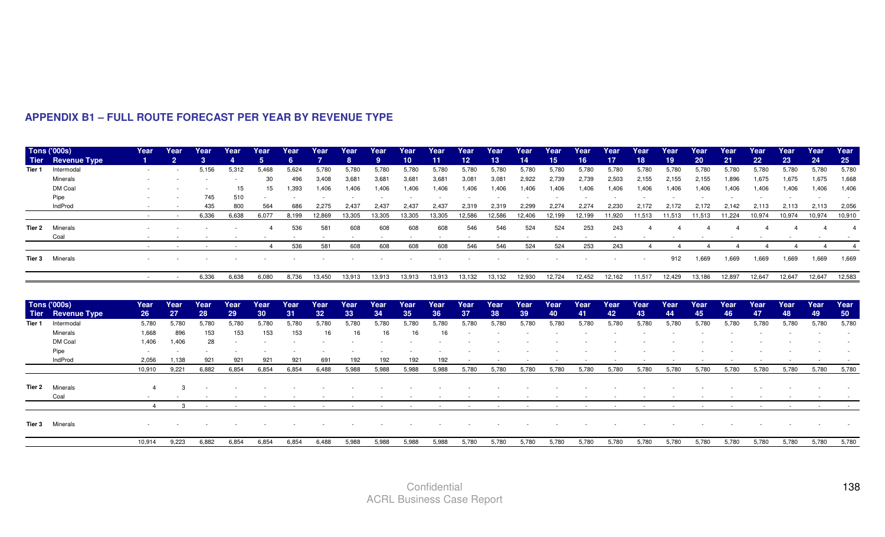## APPENDIX B1 – FULL ROUTE FORECAST PER YEAR BY REVENUE TYPE

| Tons ('000s) | | Year | Year | Year | Year | Year | Year | Year | Year | Year | Year | Year | Year | Year | Year | Year | Year | Year | Year | Year | Year | Year | Year | Year | Year | Year |
|---|---|---|---|---|---|---|---|---|---|---|---|---|---|---|---|---|---|---|---|---|---|---|---|---|---|---|
| Tier | Revenue Type | 1 | 2 | 3 | 4 | 5 | 6 | 7 | 8 | 9 | 10 | 11 | 12 | 13 | 14 | 15 | 16 | 17 | 18 | 19 | 20 | 21 | 22 | 23 | 24 | 25 |
| Tier 1 | Intermodal | - | - | 5,156 | 5,312 | 5,468 | 5,624 | 5,780 | 5,780 | 5,780 | 5,780 | 5,780 | 5,780 | 5,780 | 5,780 | 5,780 | 5,780 | 5,780 | 5,780 | 5,780 | 5,780 | 5,780 | 5,780 | 5,780 | 5,780 | 5,780 |
| | Minerals | - | - | - | - | 30 | 496 | 3,408 | 3,681 | 3,681 | 3,681 | 3,681 | 3,081 | 3,081 | 2,922 | 2,739 | 2,739 | 2,503 | 2,155 | 2,155 | 2,155 | 1,896 | 1,675 | 1,675 | 1,675 | 1,668 |
| | DM Coal | - | - | - | 15 | 15 | 1,393 | 1,406 | 1,406 | 1,406 | 1,406 | 1,406 | 1,406 | 1,406 | 1,406 | 1,406 | 1,406 | 1,406 | 1,406 | 1,406 | 1,406 | 1,406 | 1,406 | 1,406 | 1,406 | 1,406 |
| | Pipe | - | - | 745 | 510 | - | - | - | - | - | - | - | - | - | - | - | - | - | - | - | - | - | - | - | - | - |
| | IndProd | - | - | 435 | 800 | 564 | 686 | 2,275 | 2,437 | 2,437 | 2,437 | 2,437 | 2,319 | 2,319 | 2,299 | 2,274 | 2,274 | 2,230 | 2,172 | 2,172 | 2,172 | 2,142 | 2,113 | 2,113 | 2,113 | 2,056 |
| | | - | - | 6,336 | 6,638 | 6,077 | 8,199 | 12,869 | 13,305 | 13,305 | 13,305 | 13,305 | 12,586 | 12,586 | 12,406 | 12,199 | 12,199 | 11,920 | 11,513 | 11,513 | 11,513 | 11,224 | 10,974 | 10,974 | 10,974 | 10,910 |
| Tier 2 | Minerals | - | - | - | - | 4 | 536 | 581 | 608 | 608 | 608 | 608 | 546 | 546 | 524 | 524 | 253 | 243 | 4 | 4 | 4 | 4 | 4 | 4 | 4 | 4 |
| | Coal | - | - | - | - | - | - | - | - | - | - | - | - | - | - | - | - | - | - | - | - | - | - | - | - | - |
| | | - | - | - | - | 4 | 536 | 581 | 608 | 608 | 608 | 608 | 546 | 546 | 524 | 524 | 253 | 243 | 4 | 4 | 4 | 4 | 4 | 4 | 4 | 4 |
| Tier 3 | Minerals | - | - | - | - | - | - | - | - | - | - | - | - | - | - | - | - | - | - | 912 | 1,669 | 1,669 | 1,669 | 1,669 | 1,669 | 1,669 |
| | | - | - | 6,336 | 6,638 | 6,080 | 8,736 | 13,450 | 13,913 | 13,913 | 13,913 | 13,913 | 13,132 | 13,132 | 12,930 | 12,724 | 12,452 | 12,162 | 11,517 | 12,429 | 13,186 | 12,897 | 12,647 | 12,647 | 12,647 | 12,583 |

| Tons ('000s) | | Year | Year | Year | Year | Year | Year | Year | Year | Year | Year | Year | Year | Year | Year | Year | Year | Year | Year | Year | Year | Year | Year | Year | Year | Year |
|---|---|---|---|---|---|---|---|---|---|---|---|---|---|---|---|---|---|---|---|---|---|---|---|---|---|---|
| Tier | Revenue Type | 26 | 27 | 28 | 29 | 30 | 31 | 32 | 33 | 34 | 35 | 36 | 37 | 38 | 39 | 40 | 41 | 42 | 43 | 44 | 45 | 46 | 47 | 48 | 49 | 50 |
| Tier 1 | Intermodal | 5,780 | 5,780 | 5,780 | 5,780 | 5,780 | 5,780 | 5,780 | 5,780 | 5,780 | 5,780 | 5,780 | 5,780 | 5,780 | 5,780 | 5,780 | 5,780 | 5,780 | 5,780 | 5,780 | 5,780 | 5,780 | 5,780 | 5,780 | 5,780 | 5,780 |
| | Minerals | 1,668 | 896 | 153 | 153 | 153 | 153 | 16 | 16 | 16 | 16 | 16 | - | - | - | - | - | - | - | - | - | - | - | - | - | - |
| | DM Coal | 1,406 | 1,406 | 28 | - | - | - | - | - | - | - | - | - | - | - | - | - | - | - | - | - | - | - | - | - | - |
| | Pipe | - | - | - | - | - | - | - | - | - | - | - | - | - | - | - | - | - | - | - | - | - | - | - | - | - |
| | IndProd | 2,056 | 1,138 | 921 | 921 | 921 | 921 | 691 | 192 | 192 | 192 | 192 | - | - | - | - | - | - | - | - | - | - | - | - | - | - |
| | | 10,910 | 9,221 | 6,882 | 6,854 | 6,854 | 6,854 | 6,488 | 5,988 | 5,988 | 5,988 | 5,988 | 5,780 | 5,780 | 5,780 | 5,780 | 5,780 | 5,780 | 5,780 | 5,780 | 5,780 | 5,780 | 5,780 | 5,780 | 5,780 | 5,780 |
| Tier 2 | Minerals | 4 | 3 | - | - | - | - | - | - | - | - | - | - | - | - | - | - | - | - | - | - | - | - | - | - | - |
| | Coal | - | - | - | - | - | - | - | - | - | - | - | - | - | - | - | - | - | - | - | - | - | - | - | - | - |
| | | 4 | 3 | - | - | - | - | - | - | - | - | - | - | - | - | - | - | - | - | - | - | - | - | - | - | - |
| Tier 3 | Minerals | - | - | - | - | - | - | - | - | - | - | - | - | - | - | - | - | - | - | - | - | - | - | - | - | - |
| | | 10,914 | 9,223 | 6,882 | 6,854 | 6,854 | 6,854 | 6,488 | 5,988 | 5,988 | 5,988 | 5,988 | 5,780 | 5,780 | 5,780 | 5,780 | 5,780 | 5,780 | 5,780 | 5,780 | 5,780 | 5,780 | 5,780 | 5,780 | 5,780 | 5,780 |

Confidential
ACRL Business Case Report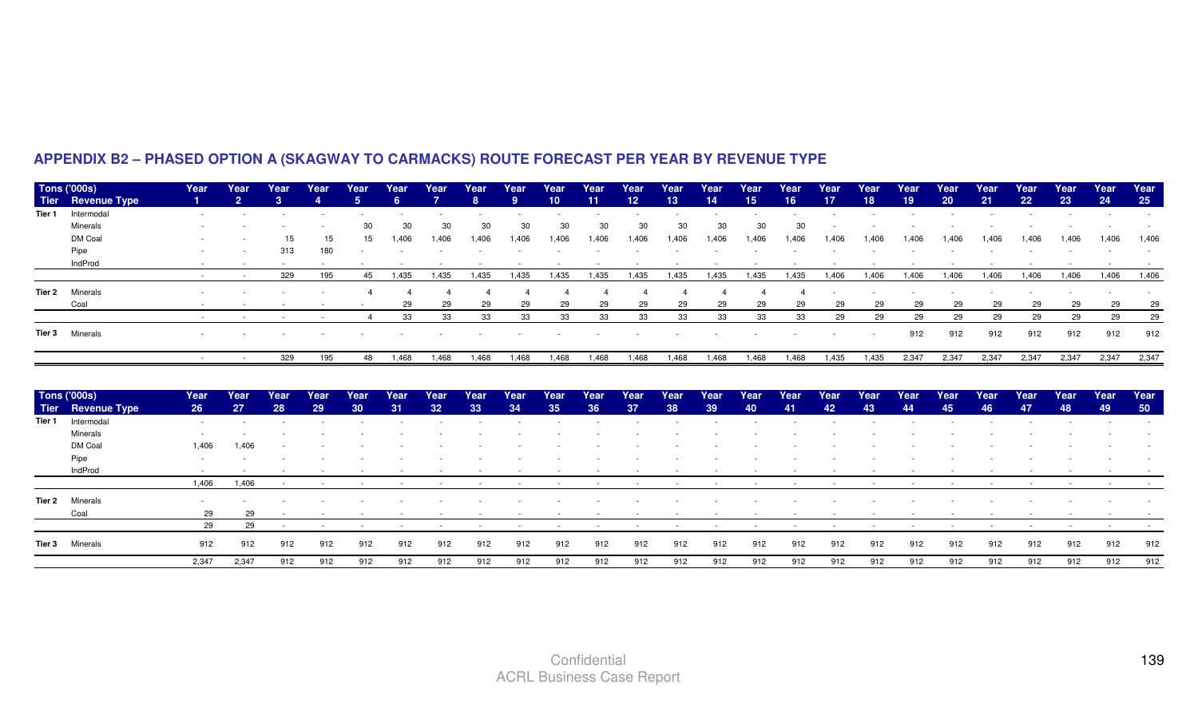## APPENDIX B2 – PHASED OPTION A (SKAGWAY TO CARMACKS) ROUTE FORECAST PER YEAR BY REVENUE TYPE

| Tons ('000s) Tier | Revenue Type | Year 1 | Year 2 | Year 3 | Year 4 | Year 5 | Year 6 | Year 7 | Year 8 | Year 9 | Year 10 | Year 11 | Year 12 | Year 13 | Year 14 | Year 15 | Year 16 | Year 17 | Year 18 | Year 19 | Year 20 | Year 21 | Year 22 | Year 23 | Year 24 | Year 25 |
|---|---|---|---|---|---|---|---|---|---|---|---|---|---|---|---|---|---|---|---|---|---|---|---|---|---|---|
| Tier 1 | Intermodal | - | - | - | - | - | - | - | - | - | - | - | - | - | - | - | - | - | - | - | - | - | - | - | - | - |
| | Minerals | - | - | - | - | 30 | 30 | 30 | 30 | 30 | 30 | 30 | 30 | 30 | 30 | 30 | 30 | - | - | - | - | - | - | - | - | - |
| | DM Coal | - | - | 15 | 15 | 15 | 1,406 | 1,406 | 1,406 | 1,406 | 1,406 | 1,406 | 1,406 | 1,406 | 1,406 | 1,406 | 1,406 | 1,406 | 1,406 | 1,406 | 1,406 | 1,406 | 1,406 | 1,406 | 1,406 | 1,406 |
| | Pipe | - | - | 313 | 180 | - | - | - | - | - | - | - | - | - | - | - | - | - | - | - | - | - | - | - | - | - |
| | IndProd | - | - | - | - | - | - | - | - | - | - | - | - | - | - | - | - | - | - | - | - | - | - | - | - | - |
| | | - | - | 329 | 195 | 45 | 1,435 | 1,435 | 1,435 | 1,435 | 1,435 | 1,435 | 1,435 | 1,435 | 1,435 | 1,435 | 1,435 | 1,406 | 1,406 | 1,406 | 1,406 | 1,406 | 1,406 | 1,406 | 1,406 | 1,406 |
| Tier 2 | Minerals | - | - | - | - | 4 | 4 | 4 | 4 | 4 | 4 | 4 | 4 | 4 | 4 | 4 | 4 | - | - | - | - | - | - | - | - | - |
| | Coal | - | - | - | - | - | 29 | 29 | 29 | 29 | 29 | 29 | 29 | 29 | 29 | 29 | 29 | 29 | 29 | 29 | 29 | 29 | 29 | 29 | 29 | 29 |
| | | - | - | - | - | 4 | 33 | 33 | 33 | 33 | 33 | 33 | 33 | 33 | 33 | 33 | 33 | 29 | 29 | 29 | 29 | 29 | 29 | 29 | 29 | 29 |
| Tier 3 | Minerals | - | - | - | - | - | - | - | - | - | - | - | - | - | - | - | - | - | - | 912 | 912 | 912 | 912 | 912 | 912 | 912 |
| | | - | - | 329 | 195 | 48 | 1,468 | 1,468 | 1,468 | 1,468 | 1,468 | 1,468 | 1,468 | 1,468 | 1,468 | 1,468 | 1,468 | 1,435 | 1,435 | 2,347 | 2,347 | 2,347 | 2,347 | 2,347 | 2,347 | 2,347 |

| Tons ('000s) Tier | Revenue Type | Year 26 | Year 27 | Year 28 | Year 29 | Year 30 | Year 31 | Year 32 | Year 33 | Year 34 | Year 35 | Year 36 | Year 37 | Year 38 | Year 39 | Year 40 | Year 41 | Year 42 | Year 43 | Year 44 | Year 45 | Year 46 | Year 47 | Year 48 | Year 49 | Year 50 |
|---|---|---|---|---|---|---|---|---|---|---|---|---|---|---|---|---|---|---|---|---|---|---|---|---|---|---|
| Tier 1 | Intermodal | - | - | - | - | - | - | - | - | - | - | - | - | - | - | - | - | - | - | - | - | - | - | - | - | - |
| | Minerals | - | - | - | - | - | - | - | - | - | - | - | - | - | - | - | - | - | - | - | - | - | - | - | - | - |
| | DM Coal | 1,406 | 1,406 | - | - | - | - | - | - | - | - | - | - | - | - | - | - | - | - | - | - | - | - | - | - | - |
| | Pipe | - | - | - | - | - | - | - | - | - | - | - | - | - | - | - | - | - | - | - | - | - | - | - | - | - |
| | IndProd | - | - | - | - | - | - | - | - | - | - | - | - | - | - | - | - | - | - | - | - | - | - | - | - | - |
| | | 1,406 | 1,406 | - | - | - | - | - | - | - | - | - | - | - | - | - | - | - | - | - | - | - | - | - | - | - |
| Tier 2 | Minerals | - | - | - | - | - | - | - | - | - | - | - | - | - | - | - | - | - | - | - | - | - | - | - | - | - |
| | Coal | 29 | 29 | - | - | - | - | - | - | - | - | - | - | - | - | - | - | - | - | - | - | - | - | - | - | - |
| | | 29 | 29 | - | - | - | - | - | - | - | - | - | - | - | - | - | - | - | - | - | - | - | - | - | - | - |
| Tier 3 | Minerals | 912 | 912 | 912 | 912 | 912 | 912 | 912 | 912 | 912 | 912 | 912 | 912 | 912 | 912 | 912 | 912 | 912 | 912 | 912 | 912 | 912 | 912 | 912 | 912 | 912 |
| | | 2,347 | 2,347 | 912 | 912 | 912 | 912 | 912 | 912 | 912 | 912 | 912 | 912 | 912 | 912 | 912 | 912 | 912 | 912 | 912 | 912 | 912 | 912 | 912 | 912 | 912 |

Confidential
ACRL Business Case Report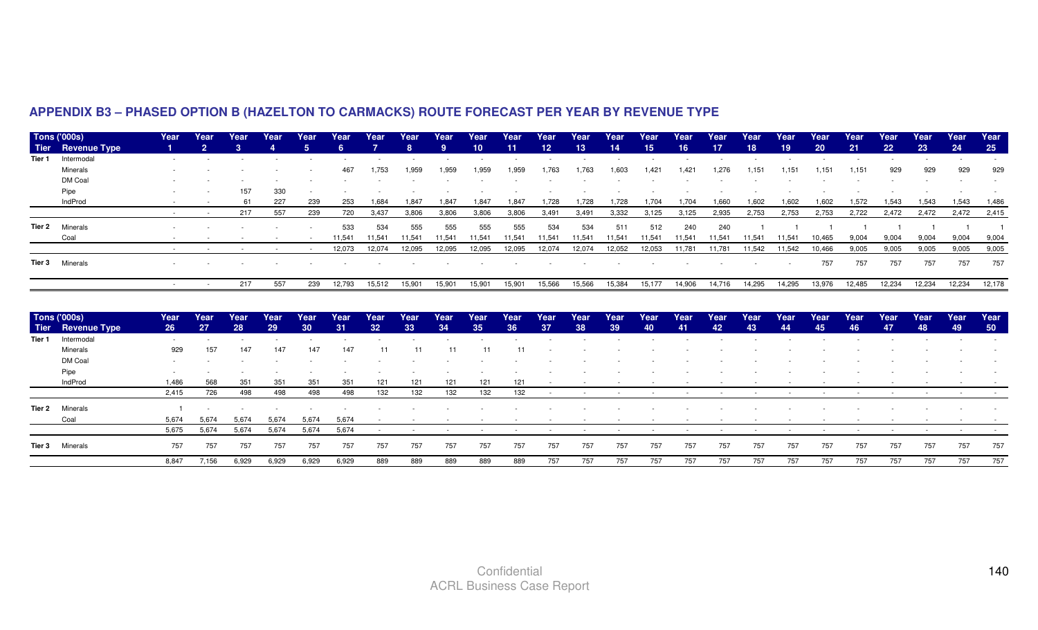## APPENDIX B3 – PHASED OPTION B (HAZELTON TO CARMACKS) ROUTE FORECAST PER YEAR BY REVENUE TYPE

| Tier | Tons ('000s) Revenue Type | Year 1 | Year 2 | Year 3 | Year 4 | Year 5 | Year 6 | Year 7 | Year 8 | Year 9 | Year 10 | Year 11 | Year 12 | Year 13 | Year 14 | Year 15 | Year 16 | Year 17 | Year 18 | Year 19 | Year 20 | Year 21 | Year 22 | Year 23 | Year 24 | Year 25 |
|---|---|---|---|---|---|---|---|---|---|---|---|---|---|---|---|---|---|---|---|---|---|---|---|---|---|---|
| Tier 1 | Intermodal | - | - | - | - | - | - | - | - | - | - | - | - | - | - | - | - | - | - | - | - | - | - | - | - | - |
| | Minerals | - | - | - | - | - | 467 | 1,753 | 1,959 | 1,959 | 1,959 | 1,959 | 1,763 | 1,763 | 1,603 | 1,421 | 1,421 | 1,276 | 1,151 | 1,151 | 1,151 | 1,151 | 929 | 929 | 929 | 929 |
| | DM Coal | - | - | - | - | - | - | - | - | - | - | - | - | - | - | - | - | - | - | - | - | - | - | - | - | - |
| | Pipe | - | - | 157 | 330 | - | - | - | - | - | - | - | - | - | - | - | - | - | - | - | - | - | - | - | - | - |
| | IndProd | - | - | 61 | 227 | 239 | 253 | 1,684 | 1,847 | 1,847 | 1,847 | 1,847 | 1,728 | 1,728 | 1,728 | 1,704 | 1,704 | 1,660 | 1,602 | 1,602 | 1,602 | 1,572 | 1,543 | 1,543 | 1,543 | 1,486 |
| | | - | - | 217 | 557 | 239 | 720 | 3,437 | 3,806 | 3,806 | 3,806 | 3,806 | 3,491 | 3,491 | 3,332 | 3,125 | 3,125 | 2,935 | 2,753 | 2,753 | 2,753 | 2,722 | 2,472 | 2,472 | 2,472 | 2,415 |
| Tier 2 | Minerals | - | - | - | - | - | 533 | 534 | 555 | 555 | 555 | 555 | 534 | 534 | 511 | 512 | 240 | 240 | 1 | 1 | 1 | 1 | 1 | 1 | 1 | 1 |
| | Coal | - | - | - | - | - | 11,541 | 11,541 | 11,541 | 11,541 | 11,541 | 11,541 | 11,541 | 11,541 | 11,541 | 11,541 | 11,541 | 11,541 | 11,541 | 11,541 | 10,465 | 9,004 | 9,004 | 9,004 | 9,004 | 9,004 |
| | | - | - | - | - | - | 12,073 | 12,074 | 12,095 | 12,095 | 12,095 | 12,095 | 12,074 | 12,074 | 12,052 | 12,053 | 11,781 | 11,781 | 11,542 | 11,542 | 10,466 | 9,005 | 9,005 | 9,005 | 9,005 | 9,005 |
| Tier 3 | Minerals | - | - | - | - | - | - | - | - | - | - | - | - | - | - | - | - | - | - | - | 757 | 757 | 757 | 757 | 757 | 757 |
| | | - | - | 217 | 557 | 239 | 12,793 | 15,512 | 15,901 | 15,901 | 15,901 | 15,901 | 15,566 | 15,566 | 15,384 | 15,177 | 14,906 | 14,716 | 14,295 | 14,295 | 13,976 | 12,485 | 12,234 | 12,234 | 12,234 | 12,178 |

| Tier | Tons ('000s) Revenue Type | Year 26 | Year 27 | Year 28 | Year 29 | Year 30 | Year 31 | Year 32 | Year 33 | Year 34 | Year 35 | Year 36 | Year 37 | Year 38 | Year 39 | Year 40 | Year 41 | Year 42 | Year 43 | Year 44 | Year 45 | Year 46 | Year 47 | Year 48 | Year 49 | Year 50 |
|---|---|---|---|---|---|---|---|---|---|---|---|---|---|---|---|---|---|---|---|---|---|---|---|---|---|---|
| Tier 1 | Intermodal | - | - | - | - | - | - | - | - | - | - | - | - | - | - | - | - | - | - | - | - | - | - | - | - | - |
| | Minerals | 929 | 157 | 147 | 147 | 147 | 147 | 11 | 11 | 11 | 11 | 11 | - | - | - | - | - | - | - | - | - | - | - | - | - | - |
| | DM Coal | - | - | - | - | - | - | - | - | - | - | - | - | - | - | - | - | - | - | - | - | - | - | - | - | - |
| | Pipe | - | - | - | - | - | - | - | - | - | - | - | - | - | - | - | - | - | - | - | - | - | - | - | - | - |
| | IndProd | 1,486 | 568 | 351 | 351 | 351 | 351 | 121 | 121 | 121 | 121 | 121 | - | - | - | - | - | - | - | - | - | - | - | - | - | - |
| | | 2,415 | 726 | 498 | 498 | 498 | 498 | 132 | 132 | 132 | 132 | 132 | - | - | - | - | - | - | - | - | - | - | - | - | - | - |
| Tier 2 | Minerals | 1 | - | - | - | - | - | - | - | - | - | - | - | - | - | - | - | - | - | - | - | - | - | - | - | - |
| | Coal | 5,674 | 5,674 | 5,674 | 5,674 | 5,674 | 5,674 | - | - | - | - | - | - | - | - | - | - | - | - | - | - | - | - | - | - | - |
| | | 5,675 | 5,674 | 5,674 | 5,674 | 5,674 | 5,674 | - | - | - | - | - | - | - | - | - | - | - | - | - | - | - | - | - | - | - |
| Tier 3 | Minerals | 757 | 757 | 757 | 757 | 757 | 757 | 757 | 757 | 757 | 757 | 757 | 757 | 757 | 757 | 757 | 757 | 757 | 757 | 757 | 757 | 757 | 757 | 757 | 757 | 757 |
| | | 8,847 | 7,156 | 6,929 | 6,929 | 6,929 | 6,929 | 889 | 889 | 889 | 889 | 889 | 757 | 757 | 757 | 757 | 757 | 757 | 757 | 757 | 757 | 757 | 757 | 757 | 757 | 757 |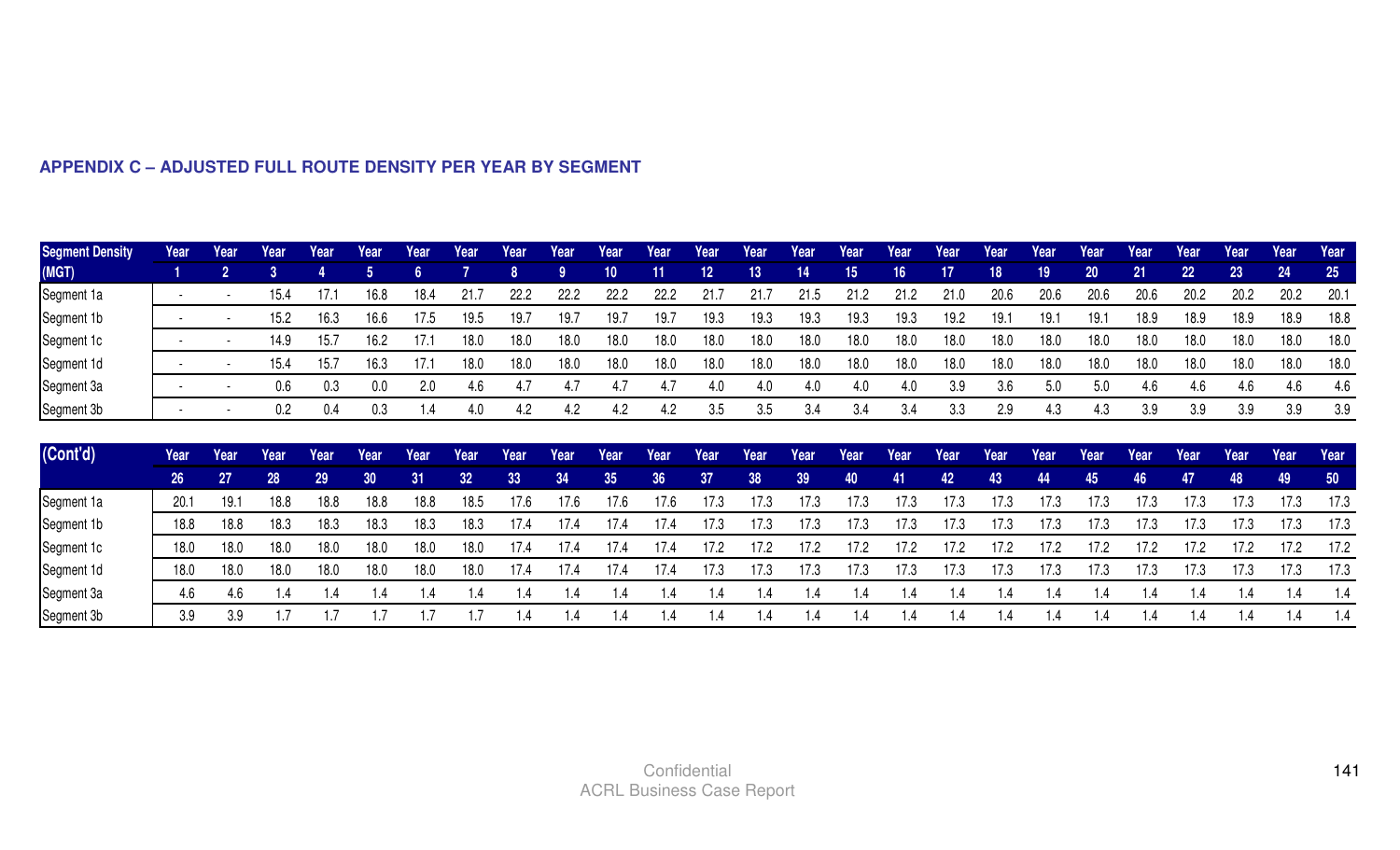### APPENDIX C – ADJUSTED FULL ROUTE DENSITY PER YEAR BY SEGMENT

| Segment Density (MGT) | Year 1 | Year 2 | Year 3 | Year 4 | Year 5 | Year 6 | Year 7 | Year 8 | Year 9 | Year 10 | Year 11 | Year 12 | Year 13 | Year 14 | Year 15 | Year 16 | Year 17 | Year 18 | Year 19 | Year 20 | Year 21 | Year 22 | Year 23 | Year 24 | Year 25 |
|---|---|---|---|---|---|---|---|---|---|---|---|---|---|---|---|---|---|---|---|---|---|---|---|---|---|
| Segment 1a | - | - | 15.4 | 17.1 | 16.8 | 18.4 | 21.7 | 22.2 | 22.2 | 22.2 | 22.2 | 21.7 | 21.7 | 21.5 | 21.2 | 21.2 | 21.0 | 20.6 | 20.6 | 20.6 | 20.6 | 20.2 | 20.2 | 20.2 | 20.1 |
| Segment 1b | - | - | 15.2 | 16.3 | 16.6 | 17.5 | 19.5 | 19.7 | 19.7 | 19.7 | 19.7 | 19.3 | 19.3 | 19.3 | 19.3 | 19.3 | 19.2 | 19.1 | 19.1 | 19.1 | 18.9 | 18.9 | 18.9 | 18.9 | 18.8 |
| Segment 1c | - | - | 14.9 | 15.7 | 16.2 | 17.1 | 18.0 | 18.0 | 18.0 | 18.0 | 18.0 | 18.0 | 18.0 | 18.0 | 18.0 | 18.0 | 18.0 | 18.0 | 18.0 | 18.0 | 18.0 | 18.0 | 18.0 | 18.0 | 18.0 |
| Segment 1d | - | - | 15.4 | 15.7 | 16.3 | 17.1 | 18.0 | 18.0 | 18.0 | 18.0 | 18.0 | 18.0 | 18.0 | 18.0 | 18.0 | 18.0 | 18.0 | 18.0 | 18.0 | 18.0 | 18.0 | 18.0 | 18.0 | 18.0 | 18.0 |
| Segment 3a | - | - | 0.6 | 0.3 | 0.0 | 2.0 | 4.6 | 4.7 | 4.7 | 4.7 | 4.7 | 4.0 | 4.0 | 4.0 | 4.0 | 4.0 | 3.9 | 3.6 | 5.0 | 5.0 | 4.6 | 4.6 | 4.6 | 4.6 | 4.6 |
| Segment 3b | - | - | 0.2 | 0.4 | 0.3 | 1.4 | 4.0 | 4.2 | 4.2 | 4.2 | 4.2 | 3.5 | 3.5 | 3.4 | 3.4 | 3.4 | 3.3 | 2.9 | 4.3 | 4.3 | 3.9 | 3.9 | 3.9 | 3.9 | 3.9 |

| (Cont'd) | Year 26 | Year 27 | Year 28 | Year 29 | Year 30 | Year 31 | Year 32 | Year 33 | Year 34 | Year 35 | Year 36 | Year 37 | Year 38 | Year 39 | Year 40 | Year 41 | Year 42 | Year 43 | Year 44 | Year 45 | Year 46 | Year 47 | Year 48 | Year 49 | Year 50 |
|---|---|---|---|---|---|---|---|---|---|---|---|---|---|---|---|---|---|---|---|---|---|---|---|---|---|
| Segment 1a | 20.1 | 19.1 | 18.8 | 18.8 | 18.8 | 18.8 | 18.5 | 17.6 | 17.6 | 17.6 | 17.6 | 17.3 | 17.3 | 17.3 | 17.3 | 17.3 | 17.3 | 17.3 | 17.3 | 17.3 | 17.3 | 17.3 | 17.3 | 17.3 | 17.3 |
| Segment 1b | 18.8 | 18.8 | 18.3 | 18.3 | 18.3 | 18.3 | 18.3 | 17.4 | 17.4 | 17.4 | 17.4 | 17.3 | 17.3 | 17.3 | 17.3 | 17.3 | 17.3 | 17.3 | 17.3 | 17.3 | 17.3 | 17.3 | 17.3 | 17.3 | 17.3 |
| Segment 1c | 18.0 | 18.0 | 18.0 | 18.0 | 18.0 | 18.0 | 18.0 | 17.4 | 17.4 | 17.4 | 17.4 | 17.2 | 17.2 | 17.2 | 17.2 | 17.2 | 17.2 | 17.2 | 17.2 | 17.2 | 17.2 | 17.2 | 17.2 | 17.2 | 17.2 |
| Segment 1d | 18.0 | 18.0 | 18.0 | 18.0 | 18.0 | 18.0 | 18.0 | 17.4 | 17.4 | 17.4 | 17.4 | 17.3 | 17.3 | 17.3 | 17.3 | 17.3 | 17.3 | 17.3 | 17.3 | 17.3 | 17.3 | 17.3 | 17.3 | 17.3 | 17.3 |
| Segment 3a | 4.6 | 4.6 | 1.4 | 1.4 | 1.4 | 1.4 | 1.4 | 1.4 | 1.4 | 1.4 | 1.4 | 1.4 | 1.4 | 1.4 | 1.4 | 1.4 | 1.4 | 1.4 | 1.4 | 1.4 | 1.4 | 1.4 | 1.4 | 1.4 | 1.4 |
| Segment 3b | 3.9 | 3.9 | 1.7 | 1.7 | 1.7 | 1.7 | 1.7 | 1.4 | 1.4 | 1.4 | 1.4 | 1.4 | 1.4 | 1.4 | 1.4 | 1.4 | 1.4 | 1.4 | 1.4 | 1.4 | 1.4 | 1.4 | 1.4 | 1.4 | 1.4 |

Confidential
ACRL Business Case Report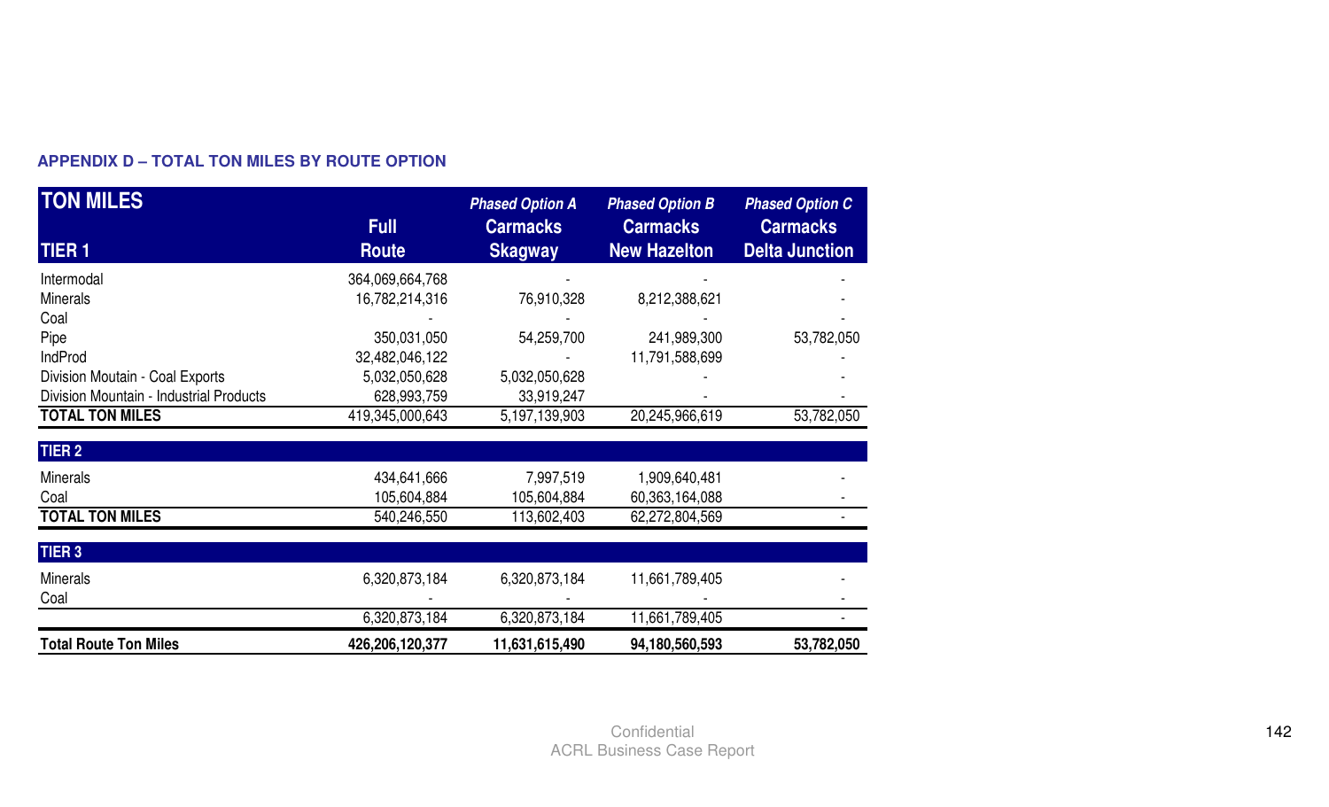**APPENDIX D – TOTAL TON MILES BY ROUTE OPTION**

| **TON MILES** | | *Phased Option A* | *Phased Option B* | *Phased Option C* |
|---|---|---|---|---|
| **TIER 1** | **Full Route** | **Carmacks Skagway** | **Carmacks New Hazelton** | **Carmacks Delta Junction** |
| Intermodal | 364,069,664,768 | - | - | - |
| Minerals | 16,782,214,316 | 76,910,328 | 8,212,388,621 | - |
| Coal | - | - | - | - |
| Pipe | 350,031,050 | 54,259,700 | 241,989,300 | 53,782,050 |
| IndProd | 32,482,046,122 | - | 11,791,588,699 | - |
| Division Moutain - Coal Exports | 5,032,050,628 | 5,032,050,628 | - | - |
| Division Mountain - Industrial Products | 628,993,759 | 33,919,247 | - | - |
| **TOTAL TON MILES** | 419,345,000,643 | 5,197,139,903 | 20,245,966,619 | 53,782,050 |
| **TIER 2** | | | | |
| Minerals | 434,641,666 | 7,997,519 | 1,909,640,481 | - |
| Coal | 105,604,884 | 105,604,884 | 60,363,164,088 | - |
| **TOTAL TON MILES** | 540,246,550 | 113,602,403 | 62,272,804,569 | - |
| **TIER 3** | | | | |
| Minerals | 6,320,873,184 | 6,320,873,184 | 11,661,789,405 | - |
| Coal | - | - | - | - |
| | 6,320,873,184 | 6,320,873,184 | 11,661,789,405 | - |
| **Total Route Ton Miles** | **426,206,120,377** | **11,631,615,490** | **94,180,560,593** | **53,782,050** |

Confidential
ACRL Business Case Report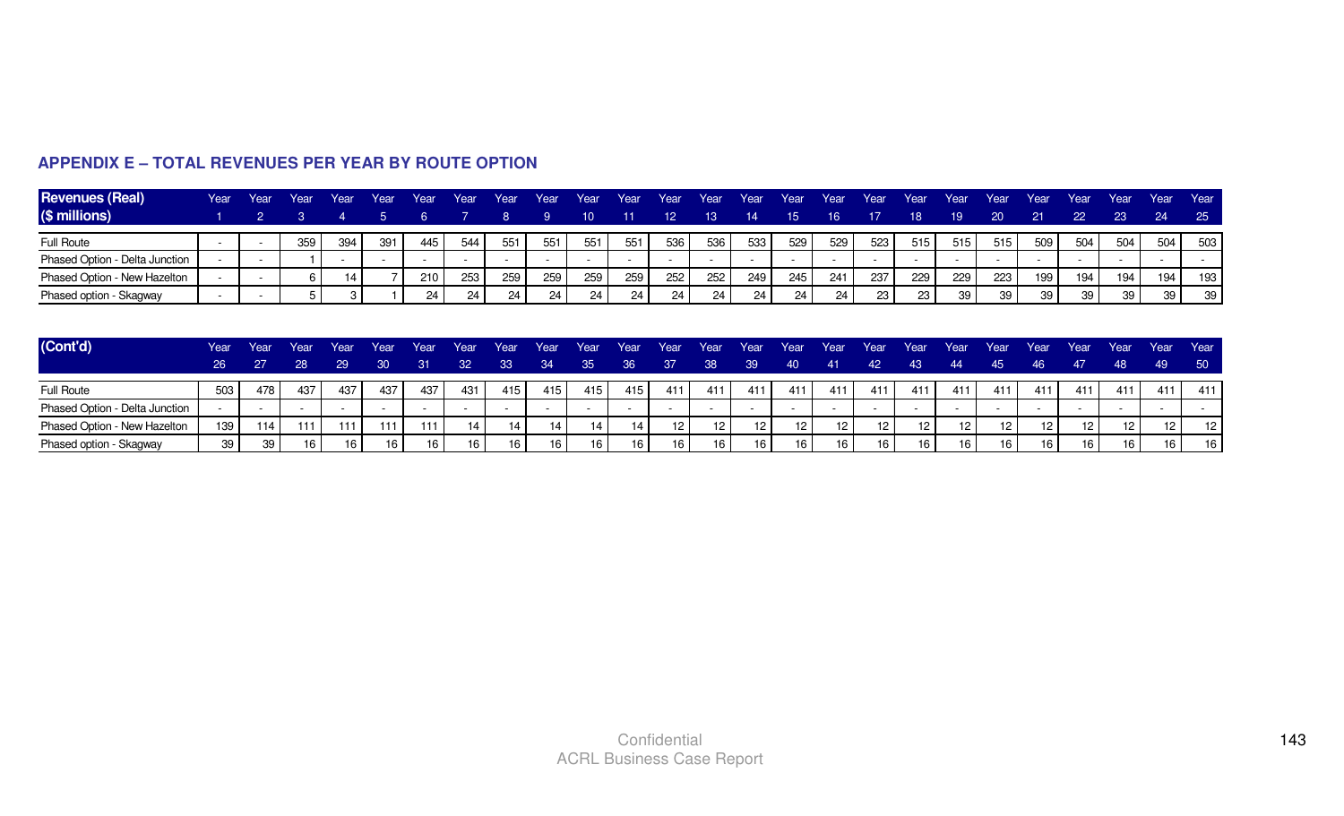### APPENDIX E – TOTAL REVENUES PER YEAR BY ROUTE OPTION

| Revenues (Real) ($ millions) | Year 1 | Year 2 | Year 3 | Year 4 | Year 5 | Year 6 | Year 7 | Year 8 | Year 9 | Year 10 | Year 11 | Year 12 | Year 13 | Year 14 | Year 15 | Year 16 | Year 17 | Year 18 | Year 19 | Year 20 | Year 21 | Year 22 | Year 23 | Year 24 | Year 25 |
|---|---|---|---|---|---|---|---|---|---|---|---|---|---|---|---|---|---|---|---|---|---|---|---|---|---|
| Full Route | - | - | 359 | 394 | 391 | 445 | 544 | 551 | 551 | 551 | 551 | 536 | 536 | 533 | 529 | 529 | 523 | 515 | 515 | 515 | 509 | 504 | 504 | 504 | 503 |
| Phased Option - Delta Junction | - | - | 1 | - | - | - | - | - | - | - | - | - | - | - | - | - | - | - | - | - | - | - | - | - | - |
| Phased Option - New Hazelton | - | - | 6 | 14 | 7 | 210 | 253 | 259 | 259 | 259 | 259 | 252 | 252 | 249 | 245 | 241 | 237 | 229 | 229 | 223 | 199 | 194 | 194 | 194 | 193 |
| Phased option - Skagway | - | - | 5 | 3 | 1 | 24 | 24 | 24 | 24 | 24 | 24 | 24 | 24 | 24 | 24 | 24 | 23 | 23 | 39 | 39 | 39 | 39 | 39 | 39 | 39 |

| (Cont'd) | Year 26 | Year 27 | Year 28 | Year 29 | Year 30 | Year 31 | Year 32 | Year 33 | Year 34 | Year 35 | Year 36 | Year 37 | Year 38 | Year 39 | Year 40 | Year 41 | Year 42 | Year 43 | Year 44 | Year 45 | Year 46 | Year 47 | Year 48 | Year 49 | Year 50 |
|---|---|---|---|---|---|---|---|---|---|---|---|---|---|---|---|---|---|---|---|---|---|---|---|---|---|
| Full Route | 503 | 478 | 437 | 437 | 437 | 437 | 431 | 415 | 415 | 415 | 415 | 411 | 411 | 411 | 411 | 411 | 411 | 411 | 411 | 411 | 411 | 411 | 411 | 411 | 411 |
| Phased Option - Delta Junction | - | - | - | - | - | - | - | - | - | - | - | - | - | - | - | - | - | - | - | - | - | - | - | - | - |
| Phased Option - New Hazelton | 139 | 114 | 111 | 111 | 111 | 111 | 14 | 14 | 14 | 14 | 14 | 12 | 12 | 12 | 12 | 12 | 12 | 12 | 12 | 12 | 12 | 12 | 12 | 12 | 12 |
| Phased option - Skagway | 39 | 39 | 16 | 16 | 16 | 16 | 16 | 16 | 16 | 16 | 16 | 16 | 16 | 16 | 16 | 16 | 16 | 16 | 16 | 16 | 16 | 16 | 16 | 16 | 16 |

Confidential
ACRL Business Case Report